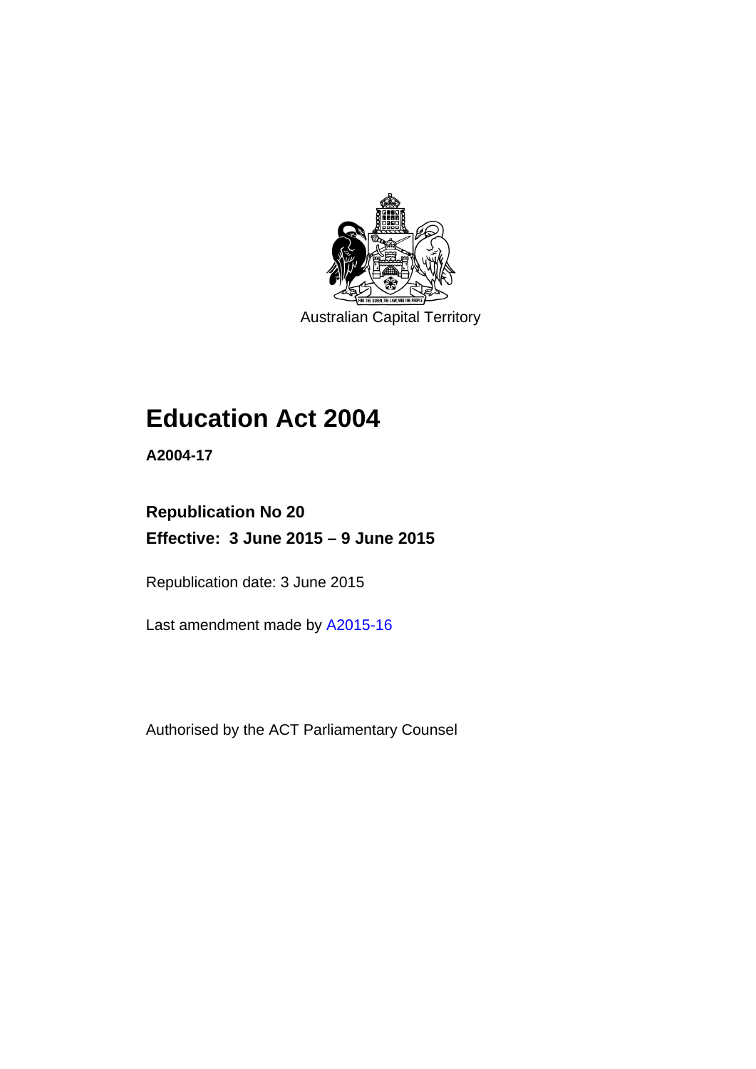Australian Capital Territory

# Education Act 2004

**A2004-17**

**Republication No 20**

**Effective: 3 June 2015 – 9 June 2015**

Republication date: 3 June 2015

Last amendment made by A2015-16

Authorised by the ACT Parliamentary Counsel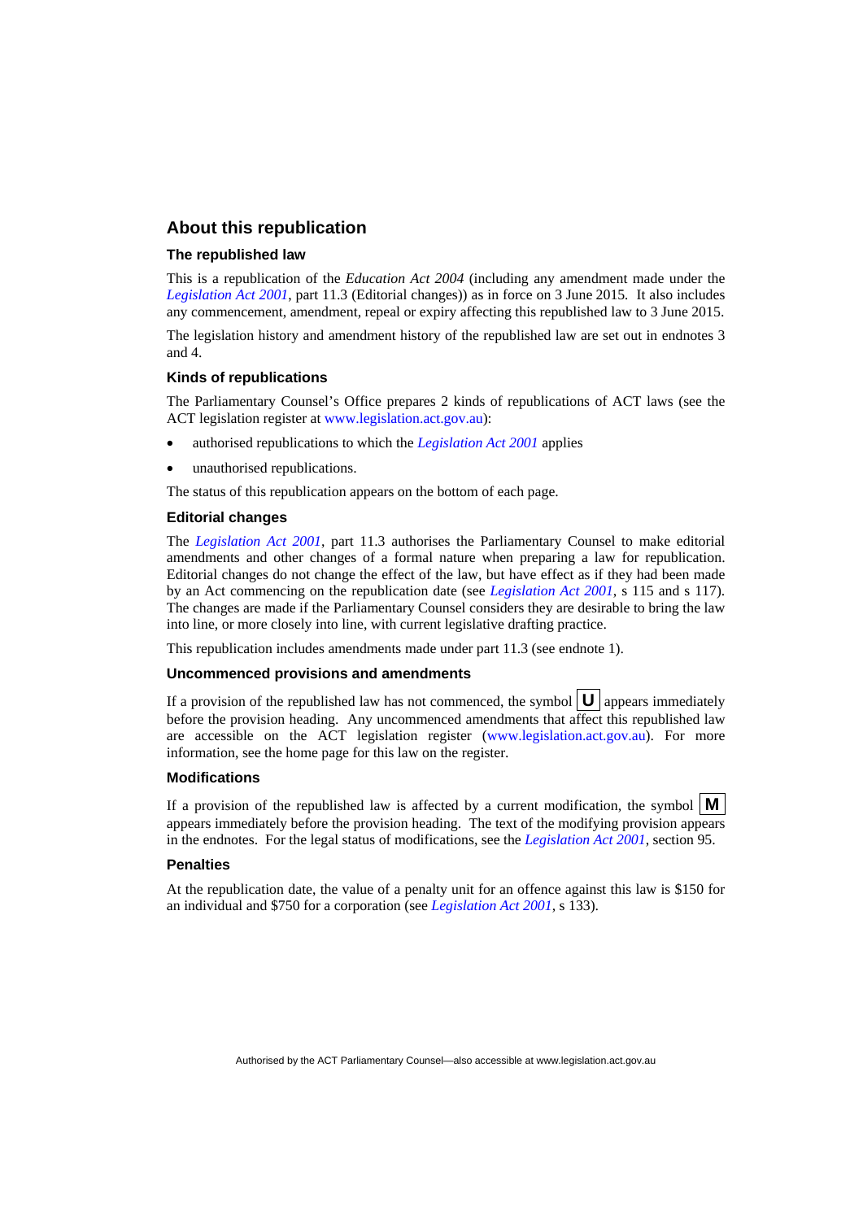## About this republication

### The republished law

This is a republication of the *Education Act 2004* (including any amendment made under the *Legislation Act 2001*, part 11.3 (Editorial changes)) as in force on 3 June 2015. It also includes any commencement, amendment, repeal or expiry affecting this republished law to 3 June 2015.

The legislation history and amendment history of the republished law are set out in endnotes 3 and 4.

### Kinds of republications

The Parliamentary Counsel's Office prepares 2 kinds of republications of ACT laws (see the ACT legislation register at www.legislation.act.gov.au):

- authorised republications to which the *Legislation Act 2001* applies
- unauthorised republications.

The status of this republication appears on the bottom of each page.

### Editorial changes

The *Legislation Act 2001*, part 11.3 authorises the Parliamentary Counsel to make editorial amendments and other changes of a formal nature when preparing a law for republication. Editorial changes do not change the effect of the law, but have effect as if they had been made by an Act commencing on the republication date (see *Legislation Act 2001*, s 115 and s 117). The changes are made if the Parliamentary Counsel considers they are desirable to bring the law into line, or more closely into line, with current legislative drafting practice.

This republication includes amendments made under part 11.3 (see endnote 1).

### Uncommenced provisions and amendments

If a provision of the republished law has not commenced, the symbol **U** appears immediately before the provision heading. Any uncommenced amendments that affect this republished law are accessible on the ACT legislation register (www.legislation.act.gov.au). For more information, see the home page for this law on the register.

### Modifications

If a provision of the republished law is affected by a current modification, the symbol **M** appears immediately before the provision heading. The text of the modifying provision appears in the endnotes. For the legal status of modifications, see the *Legislation Act 2001*, section 95.

### Penalties

At the republication date, the value of a penalty unit for an offence against this law is $150 for an individual and $750 for a corporation (see *Legislation Act 2001*, s 133).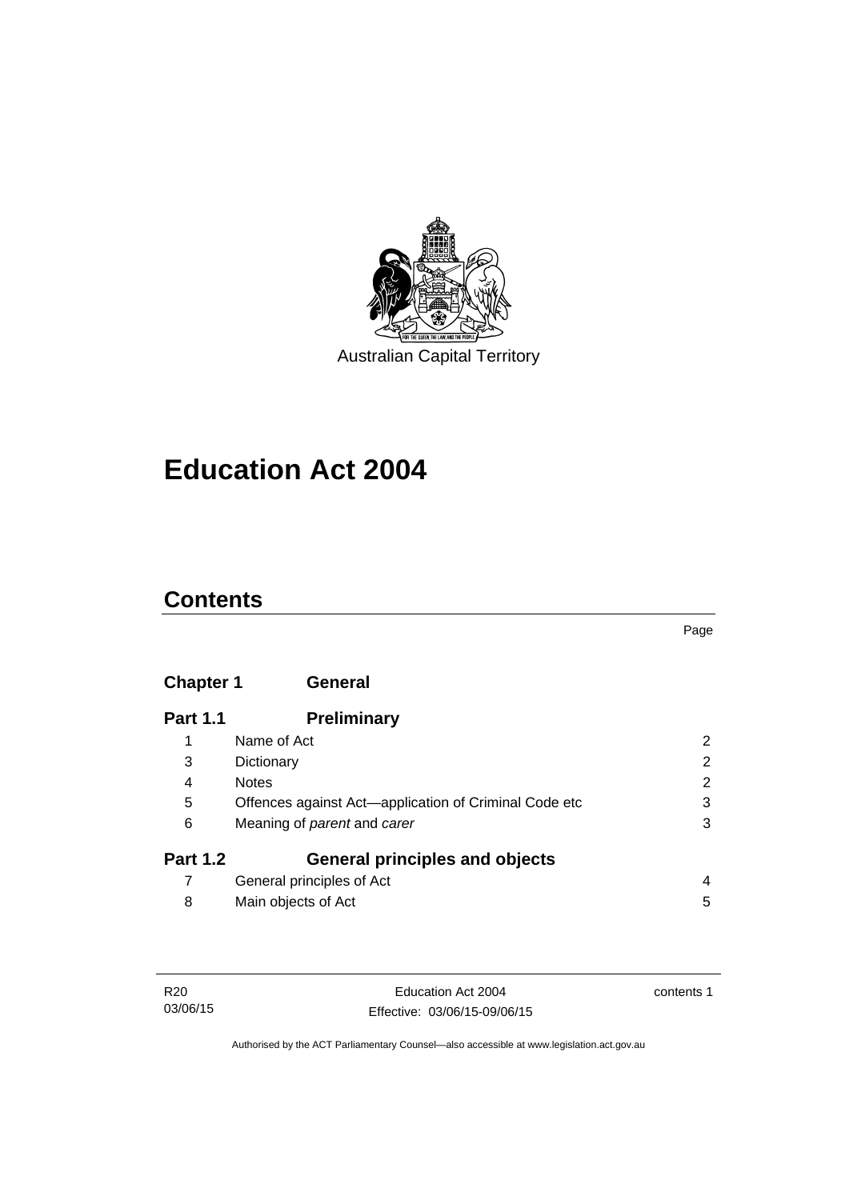Australian Capital Territory

# Education Act 2004

## Contents

| | | Page |
|---|---|---|
| **Chapter 1** | **General** | |
| **Part 1.1** | **Preliminary** | |
| 1 | Name of Act | 2 |
| 3 | Dictionary | 2 |
| 4 | Notes | 2 |
| 5 | Offences against Act—application of Criminal Code etc | 3 |
| 6 | Meaning of *parent* and *carer* | 3 |
| **Part 1.2** | **General principles and objects** | |
| 7 | General principles of Act | 4 |
| 8 | Main objects of Act | 5 |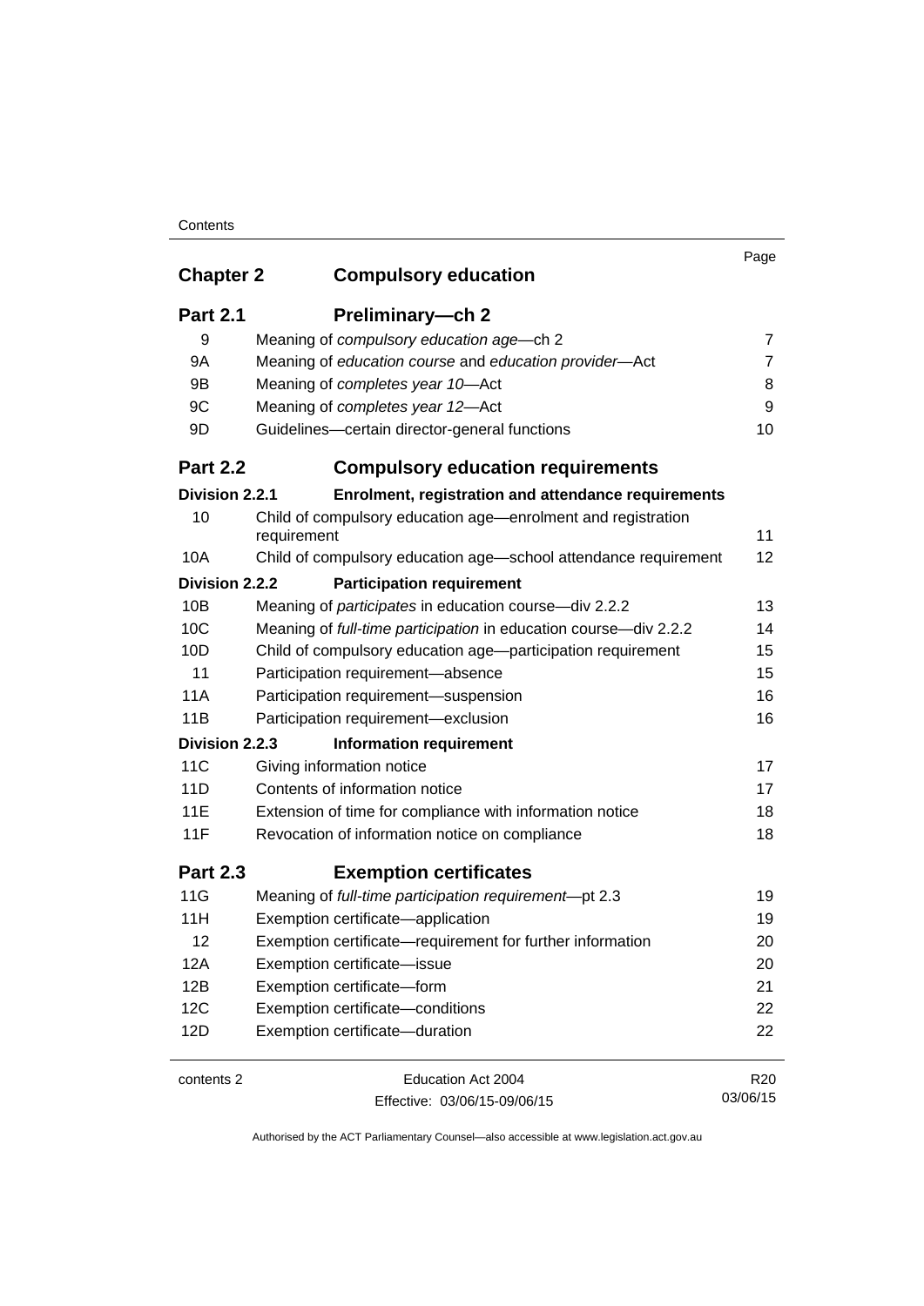| | | Page |
|---|---|---|
| **Chapter 2** | **Compulsory education** | |
| **Part 2.1** | **Preliminary—ch 2** | |
| 9 | Meaning of *compulsory education age*—ch 2 | 7 |
| 9A | Meaning of *education course* and *education provider*—Act | 7 |
| 9B | Meaning of *completes year 10*—Act | 8 |
| 9C | Meaning of *completes year 12*—Act | 9 |
| 9D | Guidelines—certain director-general functions | 10 |
| **Part 2.2** | **Compulsory education requirements** | |
| **Division 2.2.1** | **Enrolment, registration and attendance requirements** | |
| 10 | Child of compulsory education age—enrolment and registration requirement | 11 |
| 10A | Child of compulsory education age—school attendance requirement | 12 |
| **Division 2.2.2** | **Participation requirement** | |
| 10B | Meaning of *participates* in education course—div 2.2.2 | 13 |
| 10C | Meaning of *full-time participation* in education course—div 2.2.2 | 14 |
| 10D | Child of compulsory education age—participation requirement | 15 |
| 11 | Participation requirement—absence | 15 |
| 11A | Participation requirement—suspension | 16 |
| 11B | Participation requirement—exclusion | 16 |
| **Division 2.2.3** | **Information requirement** | |
| 11C | Giving information notice | 17 |
| 11D | Contents of information notice | 17 |
| 11E | Extension of time for compliance with information notice | 18 |
| 11F | Revocation of information notice on compliance | 18 |
| **Part 2.3** | **Exemption certificates** | |
| 11G | Meaning of *full-time participation requirement*—pt 2.3 | 19 |
| 11H | Exemption certificate—application | 19 |
| 12 | Exemption certificate—requirement for further information | 20 |
| 12A | Exemption certificate—issue | 20 |
| 12B | Exemption certificate—form | 21 |
| 12C | Exemption certificate—conditions | 22 |
| 12D | Exemption certificate—duration | 22 |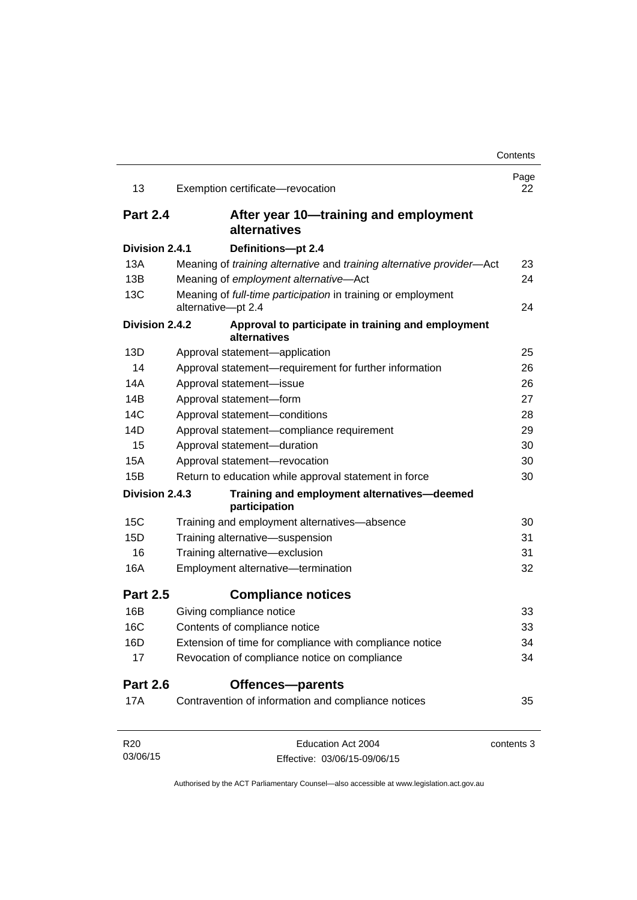| | | Page |
|---|---|---|
| 13 | Exemption certificate—revocation | 22 |
| **Part 2.4** | **After year 10—training and employment alternatives** | |
| **Division 2.4.1** | **Definitions—pt 2.4** | |
| 13A | Meaning of *training alternative* and *training alternative provider*—Act | 23 |
| 13B | Meaning of *employment alternative*—Act | 24 |
| 13C | Meaning of *full-time participation* in training or employment alternative—pt 2.4 | 24 |
| **Division 2.4.2** | **Approval to participate in training and employment alternatives** | |
| 13D | Approval statement—application | 25 |
| 14 | Approval statement—requirement for further information | 26 |
| 14A | Approval statement—issue | 26 |
| 14B | Approval statement—form | 27 |
| 14C | Approval statement—conditions | 28 |
| 14D | Approval statement—compliance requirement | 29 |
| 15 | Approval statement—duration | 30 |
| 15A | Approval statement—revocation | 30 |
| 15B | Return to education while approval statement in force | 30 |
| **Division 2.4.3** | **Training and employment alternatives—deemed participation** | |
| 15C | Training and employment alternatives—absence | 30 |
| 15D | Training alternative—suspension | 31 |
| 16 | Training alternative—exclusion | 31 |
| 16A | Employment alternative—termination | 32 |
| **Part 2.5** | **Compliance notices** | |
| 16B | Giving compliance notice | 33 |
| 16C | Contents of compliance notice | 33 |
| 16D | Extension of time for compliance with compliance notice | 34 |
| 17 | Revocation of compliance notice on compliance | 34 |
| **Part 2.6** | **Offences—parents** | |
| 17A | Contravention of information and compliance notices | 35 |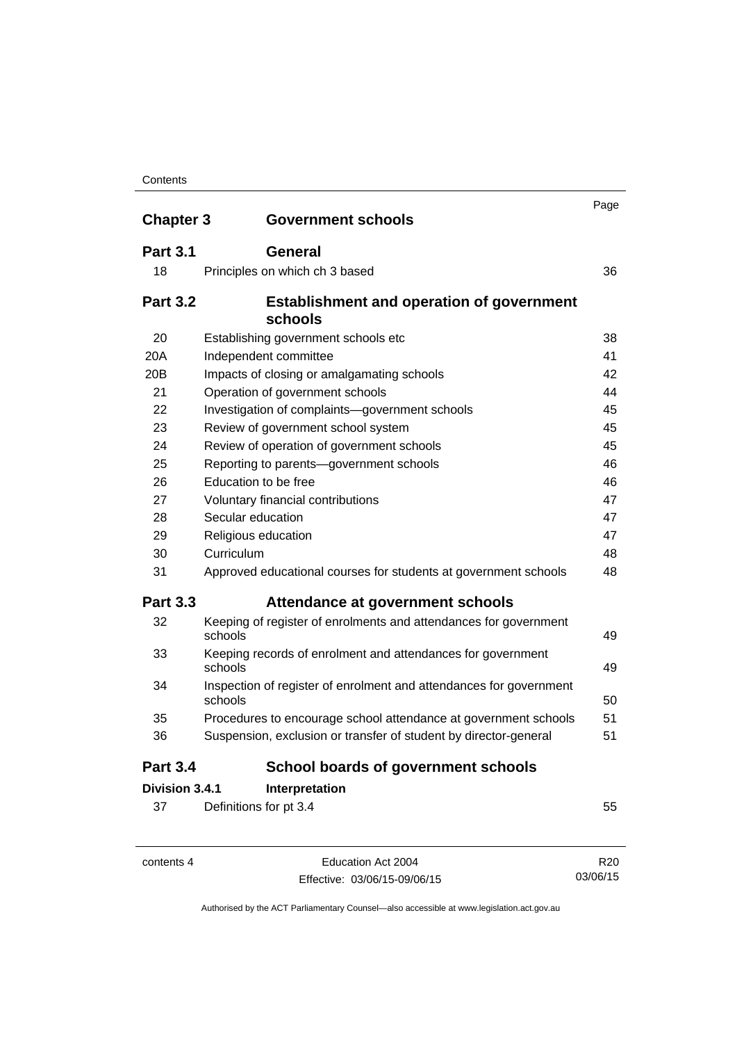| | | Page |
|---|---|---|
| **Chapter 3** | **Government schools** | |
| **Part 3.1** | **General** | |
| 18 | Principles on which ch 3 based | 36 |
| **Part 3.2** | **Establishment and operation of government schools** | |
| 20 | Establishing government schools etc | 38 |
| 20A | Independent committee | 41 |
| 20B | Impacts of closing or amalgamating schools | 42 |
| 21 | Operation of government schools | 44 |
| 22 | Investigation of complaints—government schools | 45 |
| 23 | Review of government school system | 45 |
| 24 | Review of operation of government schools | 45 |
| 25 | Reporting to parents—government schools | 46 |
| 26 | Education to be free | 46 |
| 27 | Voluntary financial contributions | 47 |
| 28 | Secular education | 47 |
| 29 | Religious education | 47 |
| 30 | Curriculum | 48 |
| 31 | Approved educational courses for students at government schools | 48 |
| **Part 3.3** | **Attendance at government schools** | |
| 32 | Keeping of register of enrolments and attendances for government schools | 49 |
| 33 | Keeping records of enrolment and attendances for government schools | 49 |
| 34 | Inspection of register of enrolment and attendances for government schools | 50 |
| 35 | Procedures to encourage school attendance at government schools | 51 |
| 36 | Suspension, exclusion or transfer of student by director-general | 51 |
| **Part 3.4** | **School boards of government schools** | |
| **Division 3.4.1** | **Interpretation** | |
| 37 | Definitions for pt 3.4 | 55 |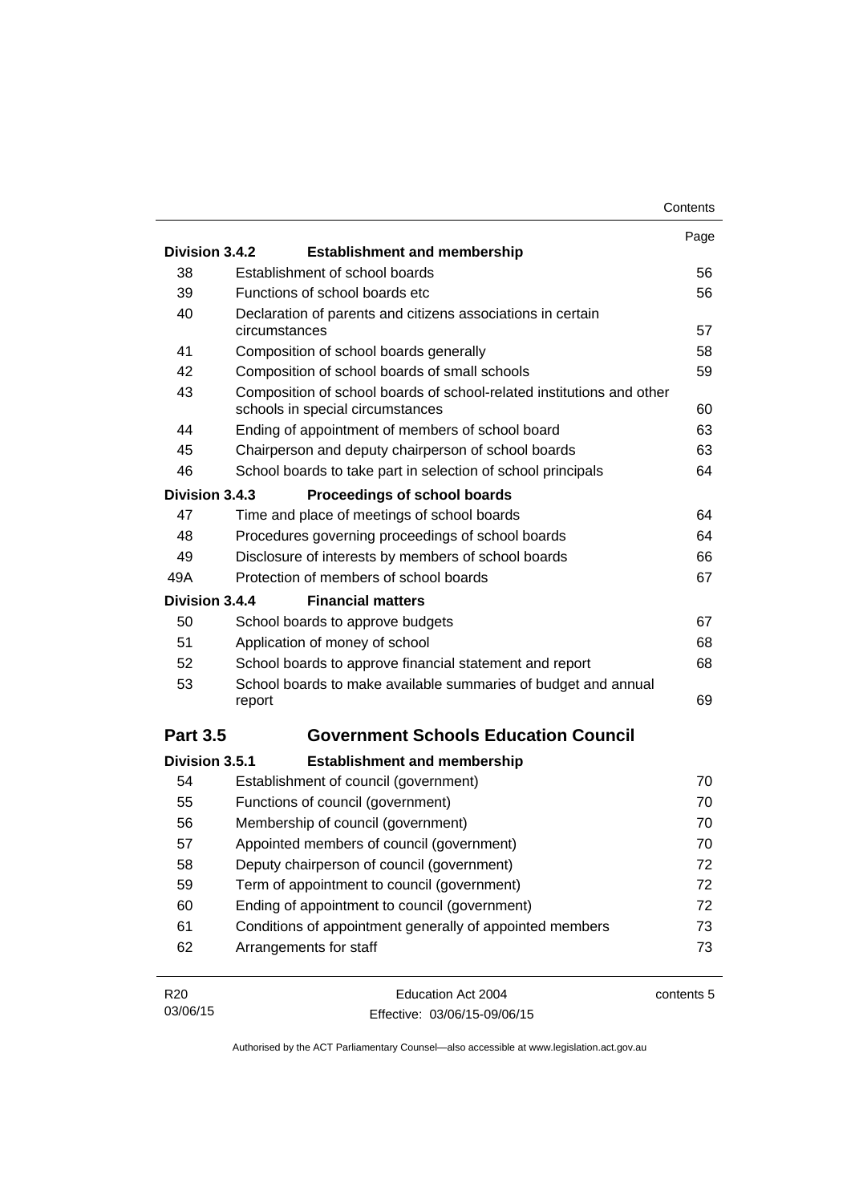| | | Page |
|---|---|---|
| **Division 3.4.2** | **Establishment and membership** | |
| 38 | Establishment of school boards | 56 |
| 39 | Functions of school boards etc | 56 |
| 40 | Declaration of parents and citizens associations in certain circumstances | 57 |
| 41 | Composition of school boards generally | 58 |
| 42 | Composition of school boards of small schools | 59 |
| 43 | Composition of school boards of school-related institutions and other schools in special circumstances | 60 |
| 44 | Ending of appointment of members of school board | 63 |
| 45 | Chairperson and deputy chairperson of school boards | 63 |
| 46 | School boards to take part in selection of school principals | 64 |
| **Division 3.4.3** | **Proceedings of school boards** | |
| 47 | Time and place of meetings of school boards | 64 |
| 48 | Procedures governing proceedings of school boards | 64 |
| 49 | Disclosure of interests by members of school boards | 66 |
| 49A | Protection of members of school boards | 67 |
| **Division 3.4.4** | **Financial matters** | |
| 50 | School boards to approve budgets | 67 |
| 51 | Application of money of school | 68 |
| 52 | School boards to approve financial statement and report | 68 |
| 53 | School boards to make available summaries of budget and annual report | 69 |
| **Part 3.5** | **Government Schools Education Council** | |
| **Division 3.5.1** | **Establishment and membership** | |
| 54 | Establishment of council (government) | 70 |
| 55 | Functions of council (government) | 70 |
| 56 | Membership of council (government) | 70 |
| 57 | Appointed members of council (government) | 70 |
| 58 | Deputy chairperson of council (government) | 72 |
| 59 | Term of appointment to council (government) | 72 |
| 60 | Ending of appointment to council (government) | 72 |
| 61 | Conditions of appointment generally of appointed members | 73 |
| 62 | Arrangements for staff | 73 |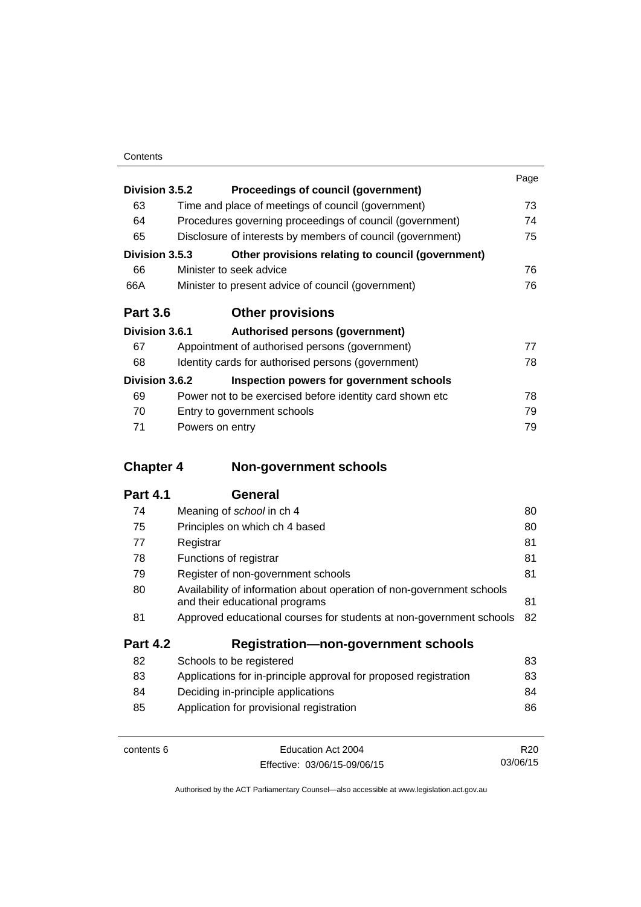| | | Page |
|---|---|---|
| **Division 3.5.2** | **Proceedings of council (government)** | |
| 63 | Time and place of meetings of council (government) | 73 |
| 64 | Procedures governing proceedings of council (government) | 74 |
| 65 | Disclosure of interests by members of council (government) | 75 |
| **Division 3.5.3** | **Other provisions relating to council (government)** | |
| 66 | Minister to seek advice | 76 |
| 66A | Minister to present advice of council (government) | 76 |
| **Part 3.6** | **Other provisions** | |
| **Division 3.6.1** | **Authorised persons (government)** | |
| 67 | Appointment of authorised persons (government) | 77 |
| 68 | Identity cards for authorised persons (government) | 78 |
| **Division 3.6.2** | **Inspection powers for government schools** | |
| 69 | Power not to be exercised before identity card shown etc | 78 |
| 70 | Entry to government schools | 79 |
| 71 | Powers on entry | 79 |
| **Chapter 4** | **Non-government schools** | |
| **Part 4.1** | **General** | |
| 74 | Meaning of *school* in ch 4 | 80 |
| 75 | Principles on which ch 4 based | 80 |
| 77 | Registrar | 81 |
| 78 | Functions of registrar | 81 |
| 79 | Register of non-government schools | 81 |
| 80 | Availability of information about operation of non-government schools and their educational programs | 81 |
| 81 | Approved educational courses for students at non-government schools | 82 |
| **Part 4.2** | **Registration—non-government schools** | |
| 82 | Schools to be registered | 83 |
| 83 | Applications for in-principle approval for proposed registration | 83 |
| 84 | Deciding in-principle applications | 84 |
| 85 | Application for provisional registration | 86 |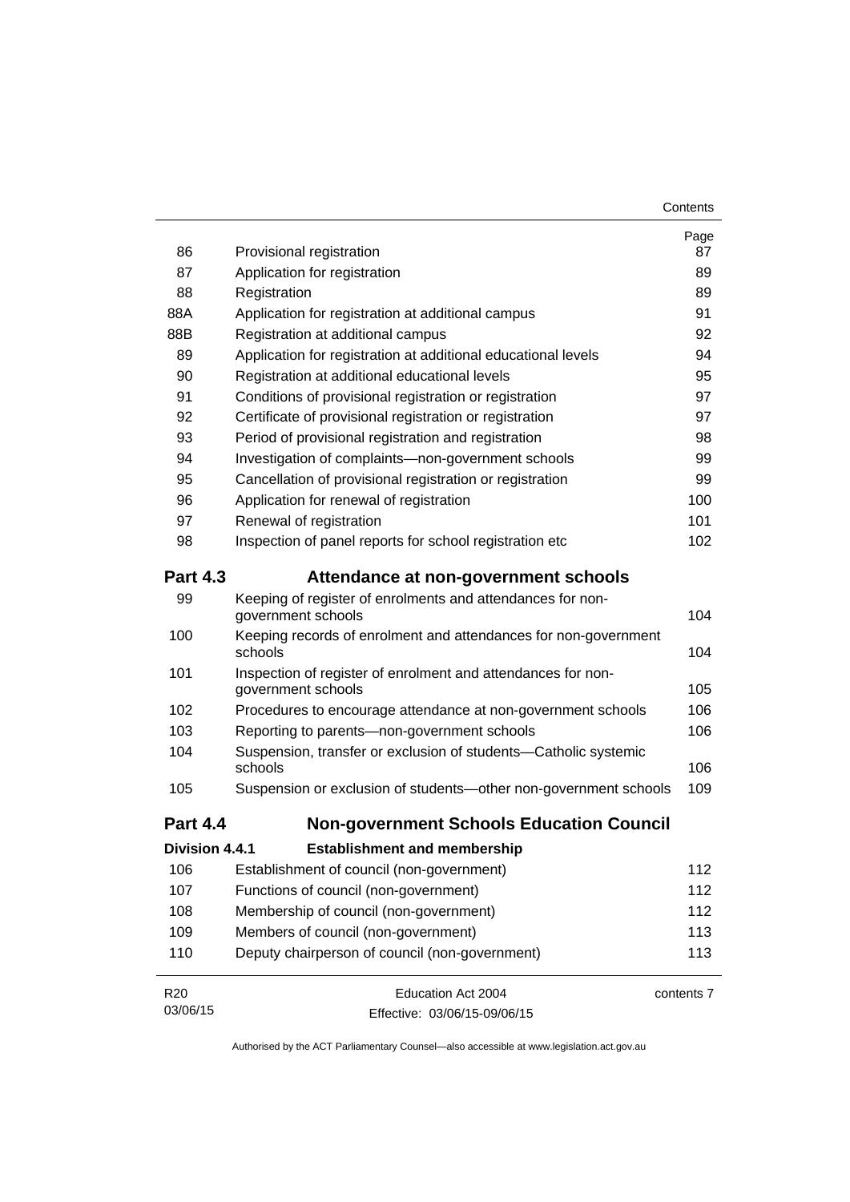| | | Page |
|---|---|---|
| 86 | Provisional registration | 87 |
| 87 | Application for registration | 89 |
| 88 | Registration | 89 |
| 88A | Application for registration at additional campus | 91 |
| 88B | Registration at additional campus | 92 |
| 89 | Application for registration at additional educational levels | 94 |
| 90 | Registration at additional educational levels | 95 |
| 91 | Conditions of provisional registration or registration | 97 |
| 92 | Certificate of provisional registration or registration | 97 |
| 93 | Period of provisional registration and registration | 98 |
| 94 | Investigation of complaints—non-government schools | 99 |
| 95 | Cancellation of provisional registration or registration | 99 |
| 96 | Application for renewal of registration | 100 |
| 97 | Renewal of registration | 101 |
| 98 | Inspection of panel reports for school registration etc | 102 |
| **Part 4.3** | **Attendance at non-government schools** | |
| 99 | Keeping of register of enrolments and attendances for non-government schools | 104 |
| 100 | Keeping records of enrolment and attendances for non-government schools | 104 |
| 101 | Inspection of register of enrolment and attendances for non-government schools | 105 |
| 102 | Procedures to encourage attendance at non-government schools | 106 |
| 103 | Reporting to parents—non-government schools | 106 |
| 104 | Suspension, transfer or exclusion of students—Catholic systemic schools | 106 |
| 105 | Suspension or exclusion of students—other non-government schools | 109 |
| **Part 4.4** | **Non-government Schools Education Council** | |
| **Division 4.4.1** | **Establishment and membership** | |
| 106 | Establishment of council (non-government) | 112 |
| 107 | Functions of council (non-government) | 112 |
| 108 | Membership of council (non-government) | 112 |
| 109 | Members of council (non-government) | 113 |
| 110 | Deputy chairperson of council (non-government) | 113 |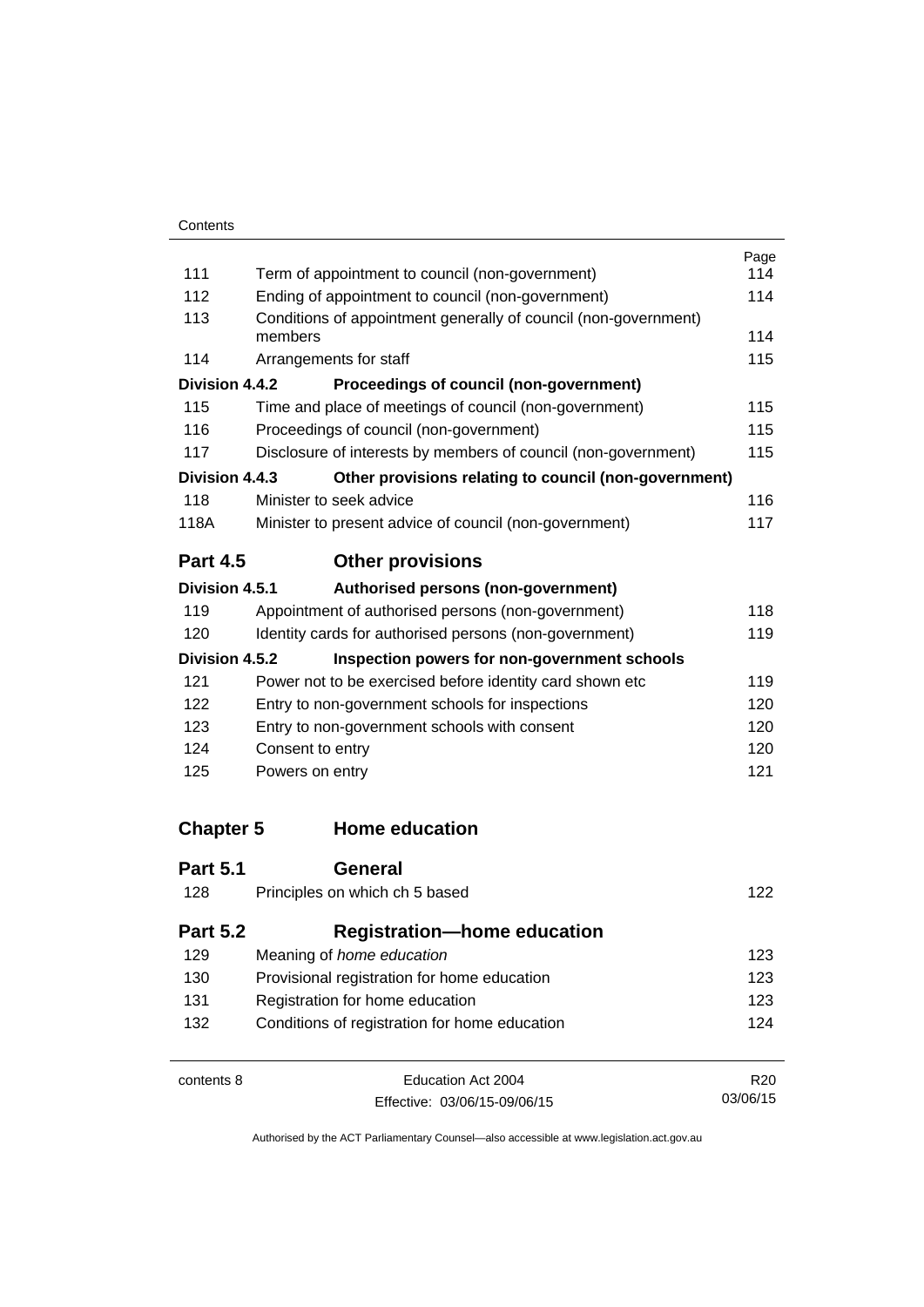| | | Page |
|---|---|---|
| 111 | Term of appointment to council (non-government) | 114 |
| 112 | Ending of appointment to council (non-government) | 114 |
| 113 | Conditions of appointment generally of council (non-government) members | 114 |
| 114 | Arrangements for staff | 115 |
| **Division 4.4.2** | **Proceedings of council (non-government)** | |
| 115 | Time and place of meetings of council (non-government) | 115 |
| 116 | Proceedings of council (non-government) | 115 |
| 117 | Disclosure of interests by members of council (non-government) | 115 |
| **Division 4.4.3** | **Other provisions relating to council (non-government)** | |
| 118 | Minister to seek advice | 116 |
| 118A | Minister to present advice of council (non-government) | 117 |
| **Part 4.5** | **Other provisions** | |
| **Division 4.5.1** | **Authorised persons (non-government)** | |
| 119 | Appointment of authorised persons (non-government) | 118 |
| 120 | Identity cards for authorised persons (non-government) | 119 |
| **Division 4.5.2** | **Inspection powers for non-government schools** | |
| 121 | Power not to be exercised before identity card shown etc | 119 |
| 122 | Entry to non-government schools for inspections | 120 |
| 123 | Entry to non-government schools with consent | 120 |
| 124 | Consent to entry | 120 |
| 125 | Powers on entry | 121 |
| **Chapter 5** | **Home education** | |
| **Part 5.1** | **General** | |
| 128 | Principles on which ch 5 based | 122 |
| **Part 5.2** | **Registration—home education** | |
| 129 | Meaning of *home education* | 123 |
| 130 | Provisional registration for home education | 123 |
| 131 | Registration for home education | 123 |
| 132 | Conditions of registration for home education | 124 |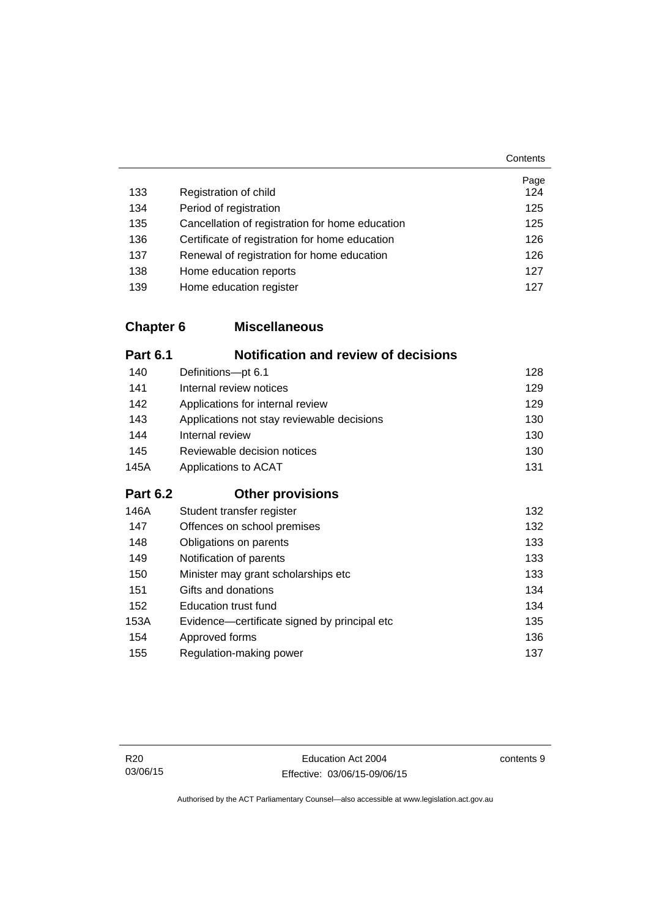| | | Page |
|---|---|---|
| 133 | Registration of child | 124 |
| 134 | Period of registration | 125 |
| 135 | Cancellation of registration for home education | 125 |
| 136 | Certificate of registration for home education | 126 |
| 137 | Renewal of registration for home education | 126 |
| 138 | Home education reports | 127 |
| 139 | Home education register | 127 |

## Chapter 6 Miscellaneous

### Part 6.1 Notification and review of decisions

| | | |
|---|---|---|
| 140 | Definitions—pt 6.1 | 128 |
| 141 | Internal review notices | 129 |
| 142 | Applications for internal review | 129 |
| 143 | Applications not stay reviewable decisions | 130 |
| 144 | Internal review | 130 |
| 145 | Reviewable decision notices | 130 |
| 145A | Applications to ACAT | 131 |

### Part 6.2 Other provisions

| | | |
|---|---|---|
| 146A | Student transfer register | 132 |
| 147 | Offences on school premises | 132 |
| 148 | Obligations on parents | 133 |
| 149 | Notification of parents | 133 |
| 150 | Minister may grant scholarships etc | 133 |
| 151 | Gifts and donations | 134 |
| 152 | Education trust fund | 134 |
| 153A | Evidence—certificate signed by principal etc | 135 |
| 154 | Approved forms | 136 |
| 155 | Regulation-making power | 137 |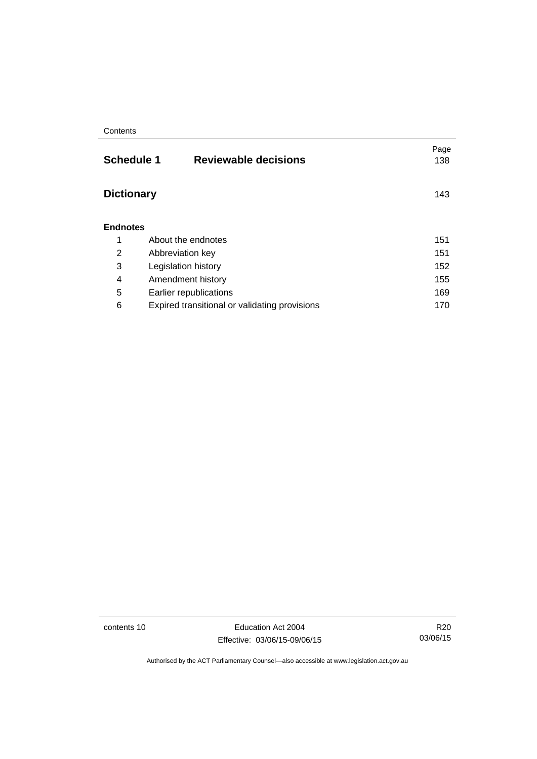| | | Page |
|---|---|---|
| **Schedule 1** | **Reviewable decisions** | 138 |
| **Dictionary** | | 143 |

**Endnotes**

| | | |
|---|---|---|
| 1 | About the endnotes | 151 |
| 2 | Abbreviation key | 151 |
| 3 | Legislation history | 152 |
| 4 | Amendment history | 155 |
| 5 | Earlier republications | 169 |
| 6 | Expired transitional or validating provisions | 170 |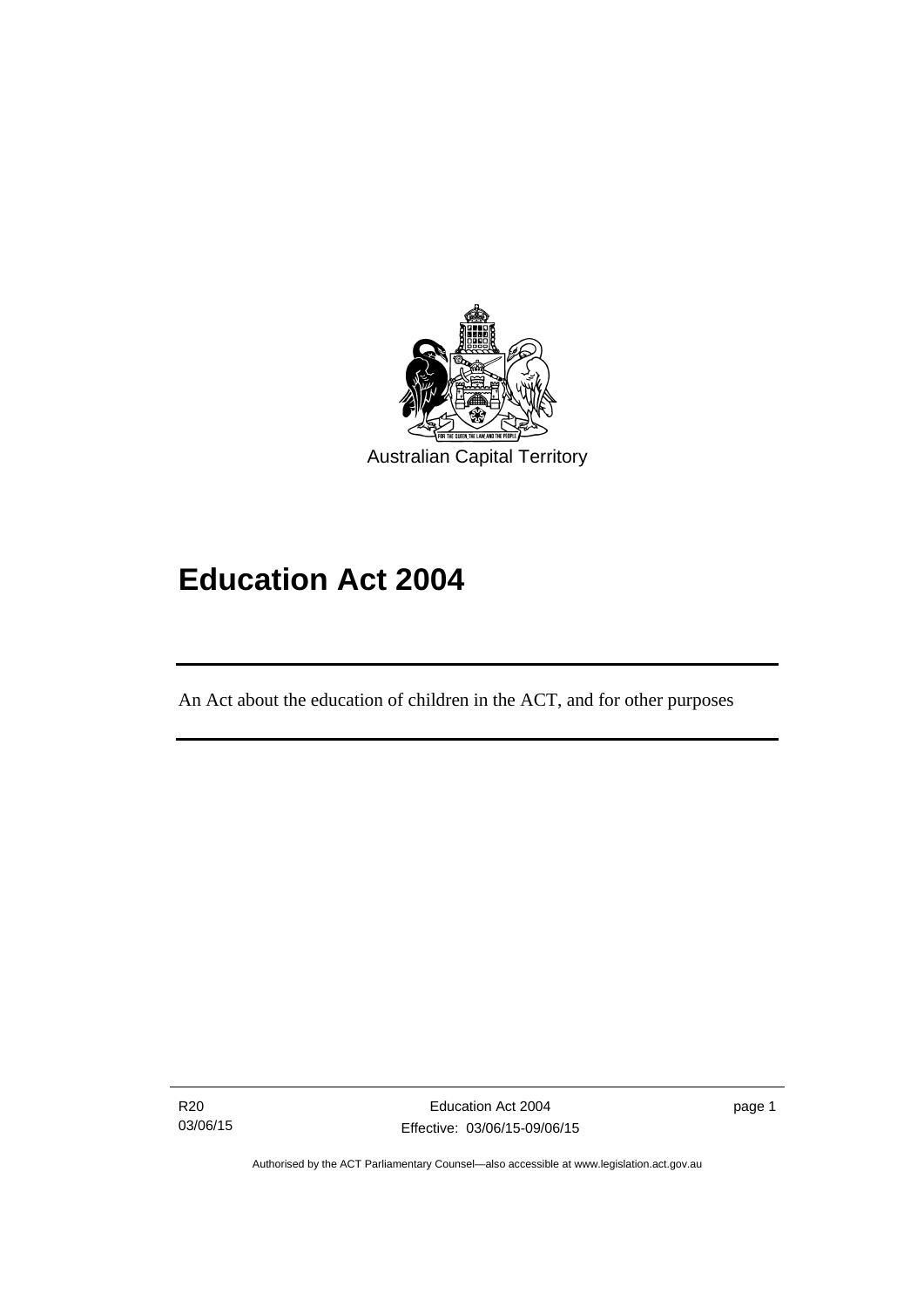Australian Capital Territory

# Education Act 2004

An Act about the education of children in the ACT, and for other purposes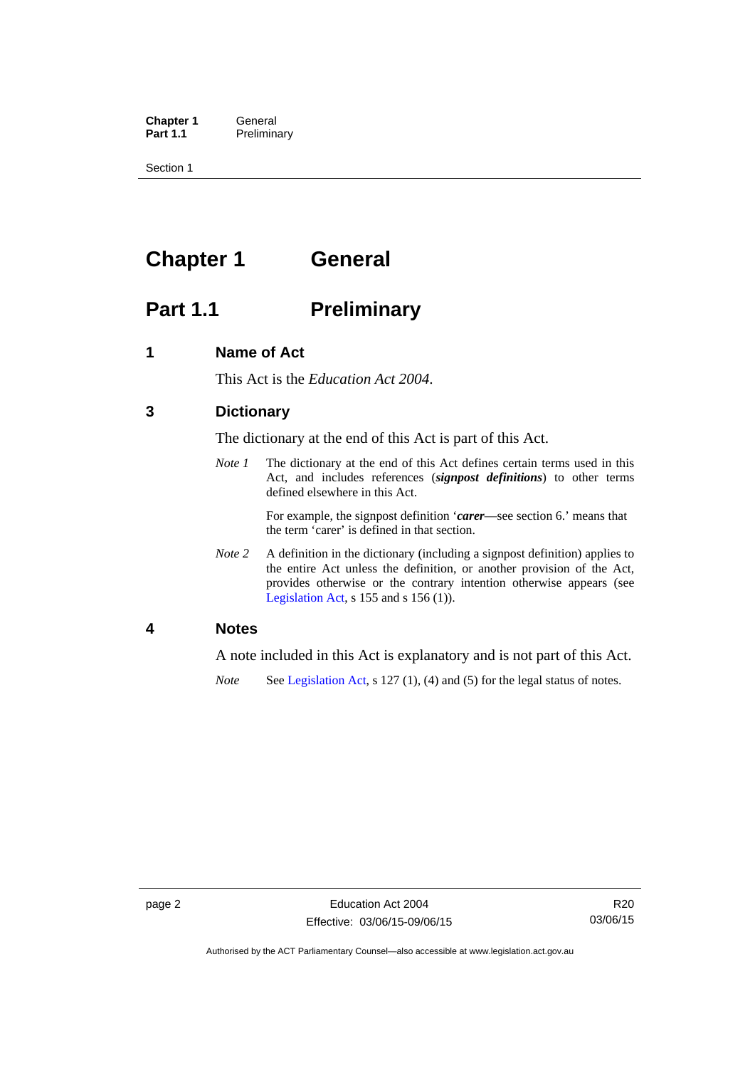# Chapter 1 General

## Part 1.1 Preliminary

### 1 Name of Act

This Act is the *Education Act 2004*.

### 3 Dictionary

The dictionary at the end of this Act is part of this Act.

*Note 1* The dictionary at the end of this Act defines certain terms used in this Act, and includes references (***signpost definitions***) to other terms defined elsewhere in this Act.

For example, the signpost definition '***carer***—see section 6.' means that the term 'carer' is defined in that section.

*Note 2* A definition in the dictionary (including a signpost definition) applies to the entire Act unless the definition, or another provision of the Act, provides otherwise or the contrary intention otherwise appears (see Legislation Act, s 155 and s 156 (1)).

### 4 Notes

A note included in this Act is explanatory and is not part of this Act.

*Note* See Legislation Act, s 127 (1), (4) and (5) for the legal status of notes.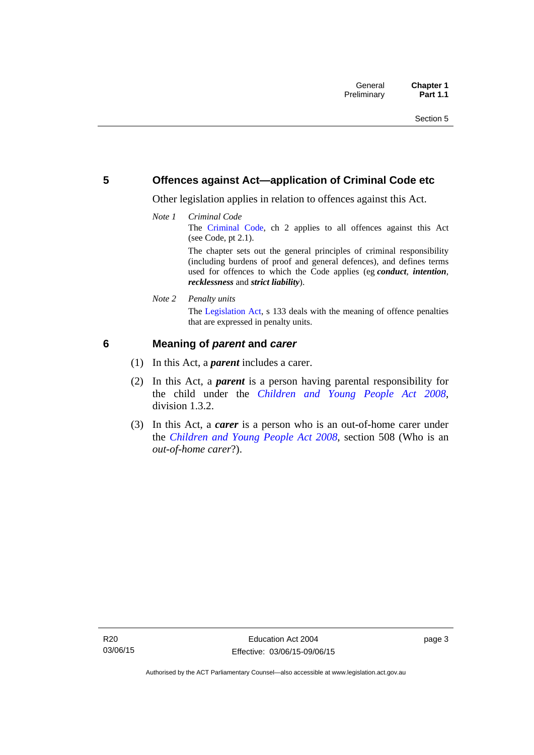## 5 Offences against Act—application of Criminal Code etc

Other legislation applies in relation to offences against this Act.

*Note 1* *Criminal Code*

The Criminal Code, ch 2 applies to all offences against this Act (see Code, pt 2.1).

The chapter sets out the general principles of criminal responsibility (including burdens of proof and general defences), and defines terms used for offences to which the Code applies (eg ***conduct***, ***intention***, ***recklessness*** and ***strict liability***).

*Note 2* *Penalty units*

The Legislation Act, s 133 deals with the meaning of offence penalties that are expressed in penalty units.

## 6 Meaning of *parent* and *carer*

(1) In this Act, a ***parent*** includes a carer.

(2) In this Act, a ***parent*** is a person having parental responsibility for the child under the *Children and Young People Act 2008*, division 1.3.2.

(3) In this Act, a ***carer*** is a person who is an out-of-home carer under the *Children and Young People Act 2008*, section 508 (Who is an *out-of-home carer*?).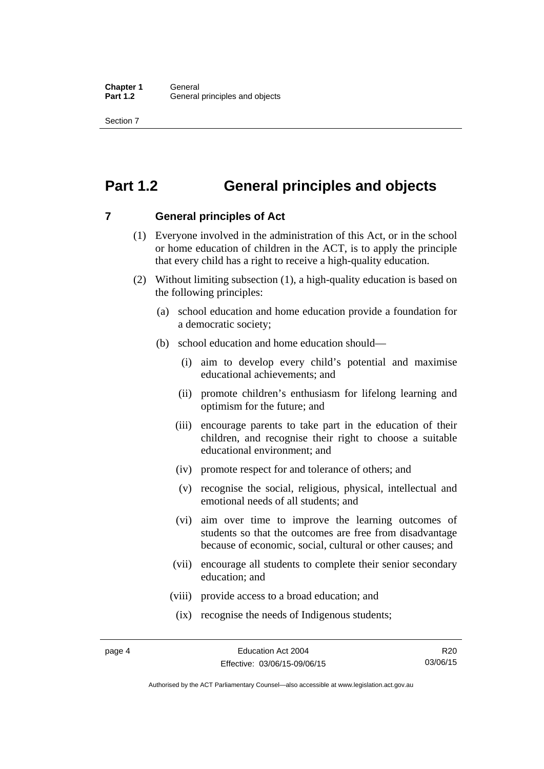# Part 1.2 General principles and objects

## 7 General principles of Act

(1) Everyone involved in the administration of this Act, or in the school or home education of children in the ACT, is to apply the principle that every child has a right to receive a high-quality education.

(2) Without limiting subsection (1), a high-quality education is based on the following principles:

(a) school education and home education provide a foundation for a democratic society;

(b) school education and home education should—

(i) aim to develop every child's potential and maximise educational achievements; and

(ii) promote children's enthusiasm for lifelong learning and optimism for the future; and

(iii) encourage parents to take part in the education of their children, and recognise their right to choose a suitable educational environment; and

(iv) promote respect for and tolerance of others; and

(v) recognise the social, religious, physical, intellectual and emotional needs of all students; and

(vi) aim over time to improve the learning outcomes of students so that the outcomes are free from disadvantage because of economic, social, cultural or other causes; and

(vii) encourage all students to complete their senior secondary education; and

(viii) provide access to a broad education; and

(ix) recognise the needs of Indigenous students;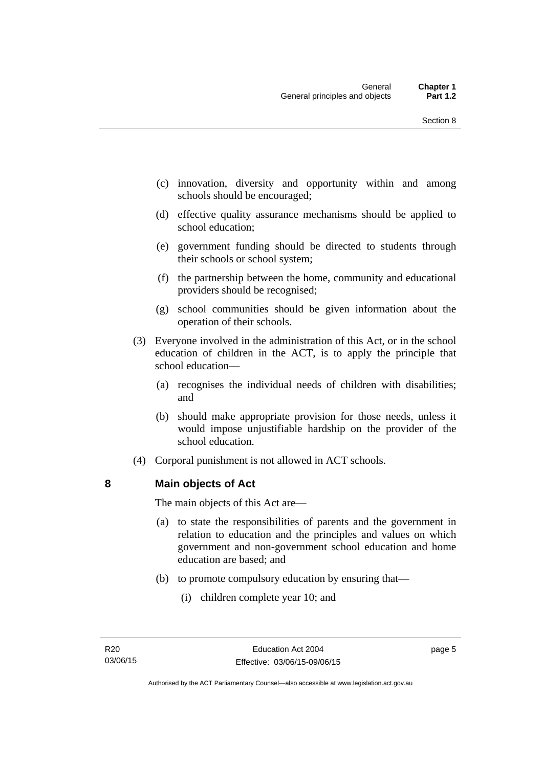(c) innovation, diversity and opportunity within and among schools should be encouraged;

(d) effective quality assurance mechanisms should be applied to school education;

(e) government funding should be directed to students through their schools or school system;

(f) the partnership between the home, community and educational providers should be recognised;

(g) school communities should be given information about the operation of their schools.

(3) Everyone involved in the administration of this Act, or in the school education of children in the ACT, is to apply the principle that school education—

(a) recognises the individual needs of children with disabilities; and

(b) should make appropriate provision for those needs, unless it would impose unjustifiable hardship on the provider of the school education.

(4) Corporal punishment is not allowed in ACT schools.

## 8 Main objects of Act

The main objects of this Act are—

(a) to state the responsibilities of parents and the government in relation to education and the principles and values on which government and non-government school education and home education are based; and

(b) to promote compulsory education by ensuring that—

(i) children complete year 10; and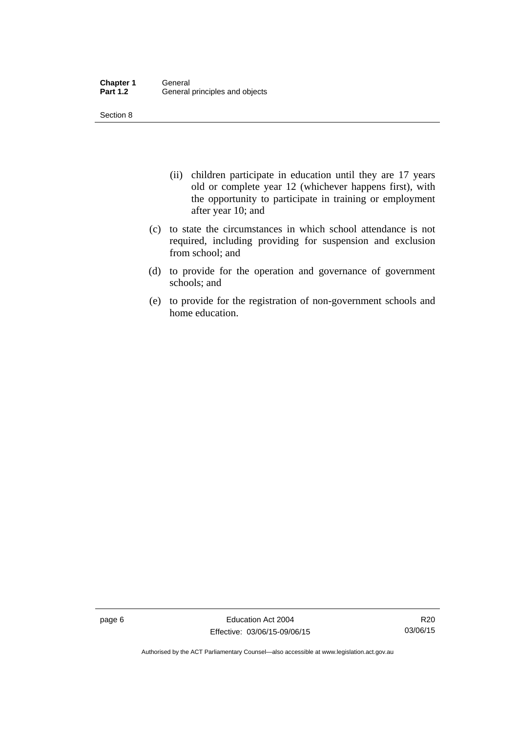(ii) children participate in education until they are 17 years old or complete year 12 (whichever happens first), with the opportunity to participate in training or employment after year 10; and

(c) to state the circumstances in which school attendance is not required, including providing for suspension and exclusion from school; and

(d) to provide for the operation and governance of government schools; and

(e) to provide for the registration of non-government schools and home education.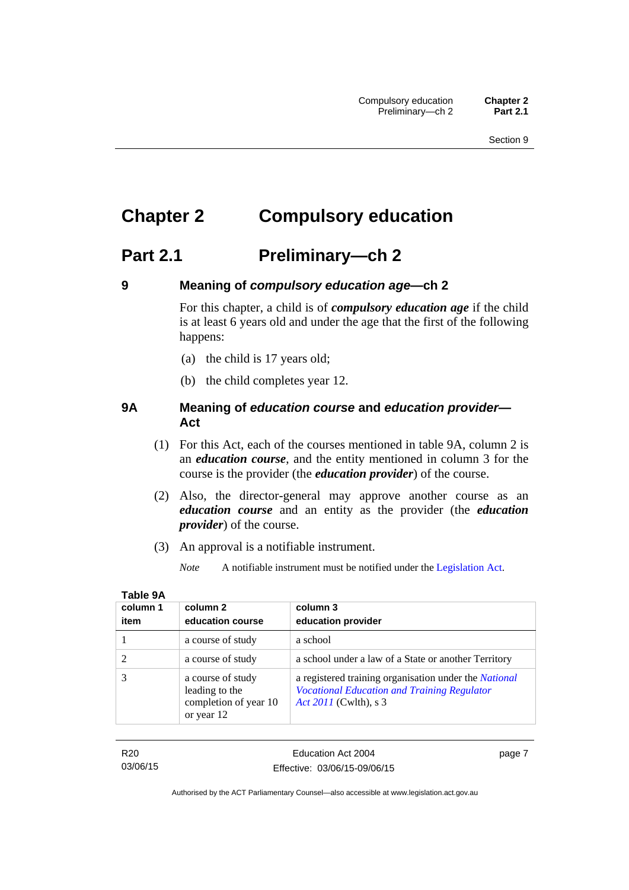# Chapter 2 Compulsory education

## Part 2.1 Preliminary—ch 2

### 9 Meaning of *compulsory education age*—ch 2

For this chapter, a child is of ***compulsory education age*** if the child is at least 6 years old and under the age that the first of the following happens:

(a) the child is 17 years old;

(b) the child completes year 12.

### 9A Meaning of *education course* and *education provider*—Act

(1) For this Act, each of the courses mentioned in table 9A, column 2 is an ***education course***, and the entity mentioned in column 3 for the course is the provider (the ***education provider***) of the course.

(2) Also, the director-general may approve another course as an ***education course*** and an entity as the provider (the ***education provider***) of the course.

(3) An approval is a notifiable instrument.

*Note* A notifiable instrument must be notified under the Legislation Act.

**Table 9A**

| column 1<br>item | column 2<br>education course | column 3<br>education provider |
|---|---|---|
| 1 | a course of study | a school |
| 2 | a course of study | a school under a law of a State or another Territory |
| 3 | a course of study leading to the completion of year 10 or year 12 | a registered training organisation under the *National Vocational Education and Training Regulator Act 2011* (Cwlth), s 3 |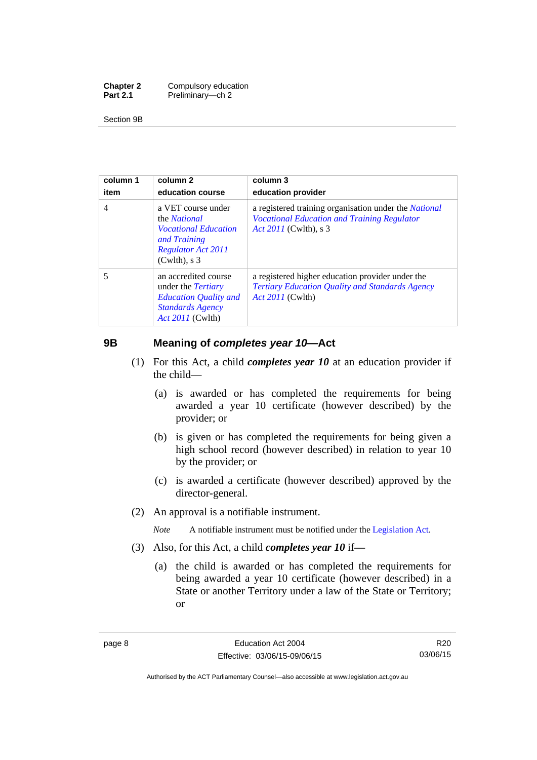| column 1<br>item | column 2<br>education course | column 3<br>education provider |
|---|---|---|
| 4 | a VET course under the *National Vocational Education and Training Regulator Act 2011* (Cwlth), s 3 | a registered training organisation under the *National Vocational Education and Training Regulator Act 2011* (Cwlth), s 3 |
| 5 | an accredited course under the *Tertiary Education Quality and Standards Agency Act 2011* (Cwlth) | a registered higher education provider under the *Tertiary Education Quality and Standards Agency Act 2011* (Cwlth) |

## 9B Meaning of *completes year 10*—Act

(1) For this Act, a child ***completes year 10*** at an education provider if the child—

(a) is awarded or has completed the requirements for being awarded a year 10 certificate (however described) by the provider; or

(b) is given or has completed the requirements for being given a high school record (however described) in relation to year 10 by the provider; or

(c) is awarded a certificate (however described) approved by the director-general.

(2) An approval is a notifiable instrument.

*Note* A notifiable instrument must be notified under the Legislation Act.

(3) Also, for this Act, a child ***completes year 10*** if—

(a) the child is awarded or has completed the requirements for being awarded a year 10 certificate (however described) in a State or another Territory under a law of the State or Territory; or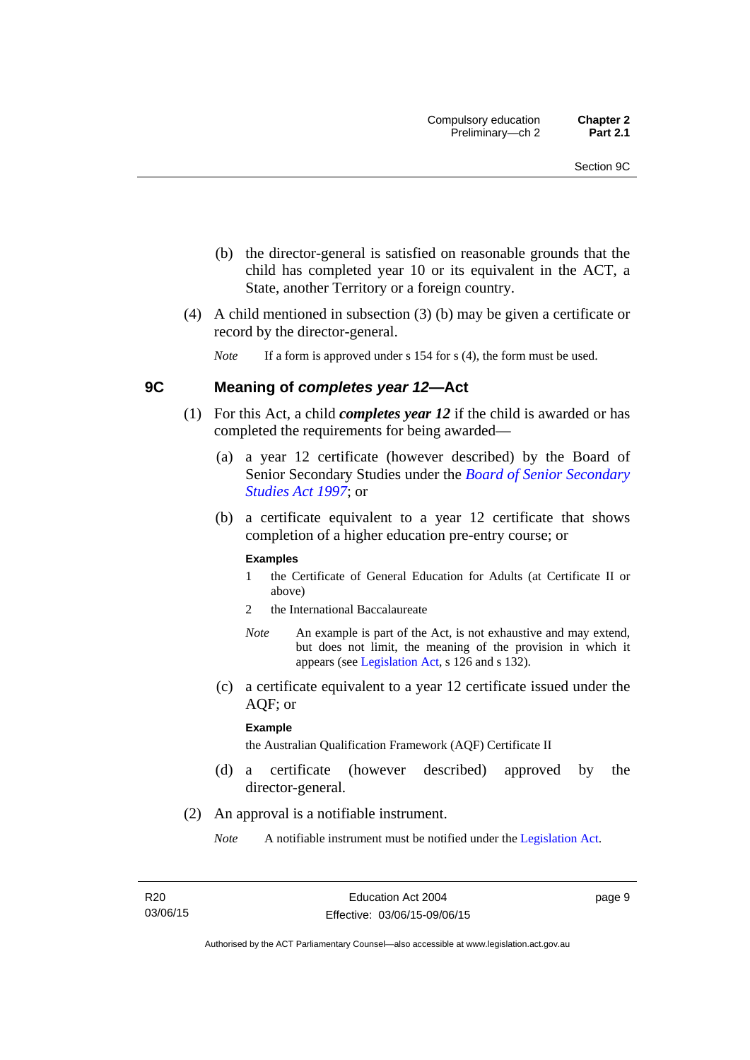(b) the director-general is satisfied on reasonable grounds that the child has completed year 10 or its equivalent in the ACT, a State, another Territory or a foreign country.

(4) A child mentioned in subsection (3) (b) may be given a certificate or record by the director-general.

*Note* If a form is approved under s 154 for s (4), the form must be used.

## 9C Meaning of *completes year 12*—Act

(1) For this Act, a child ***completes year 12*** if the child is awarded or has completed the requirements for being awarded—

(a) a year 12 certificate (however described) by the Board of Senior Secondary Studies under the *Board of Senior Secondary Studies Act 1997*; or

(b) a certificate equivalent to a year 12 certificate that shows completion of a higher education pre-entry course; or

**Examples**

1 the Certificate of General Education for Adults (at Certificate II or above)

2 the International Baccalaureate

*Note* An example is part of the Act, is not exhaustive and may extend, but does not limit, the meaning of the provision in which it appears (see Legislation Act, s 126 and s 132).

(c) a certificate equivalent to a year 12 certificate issued under the AQF; or

**Example**

the Australian Qualification Framework (AQF) Certificate II

(d) a certificate (however described) approved by the director-general.

(2) An approval is a notifiable instrument.

*Note* A notifiable instrument must be notified under the Legislation Act.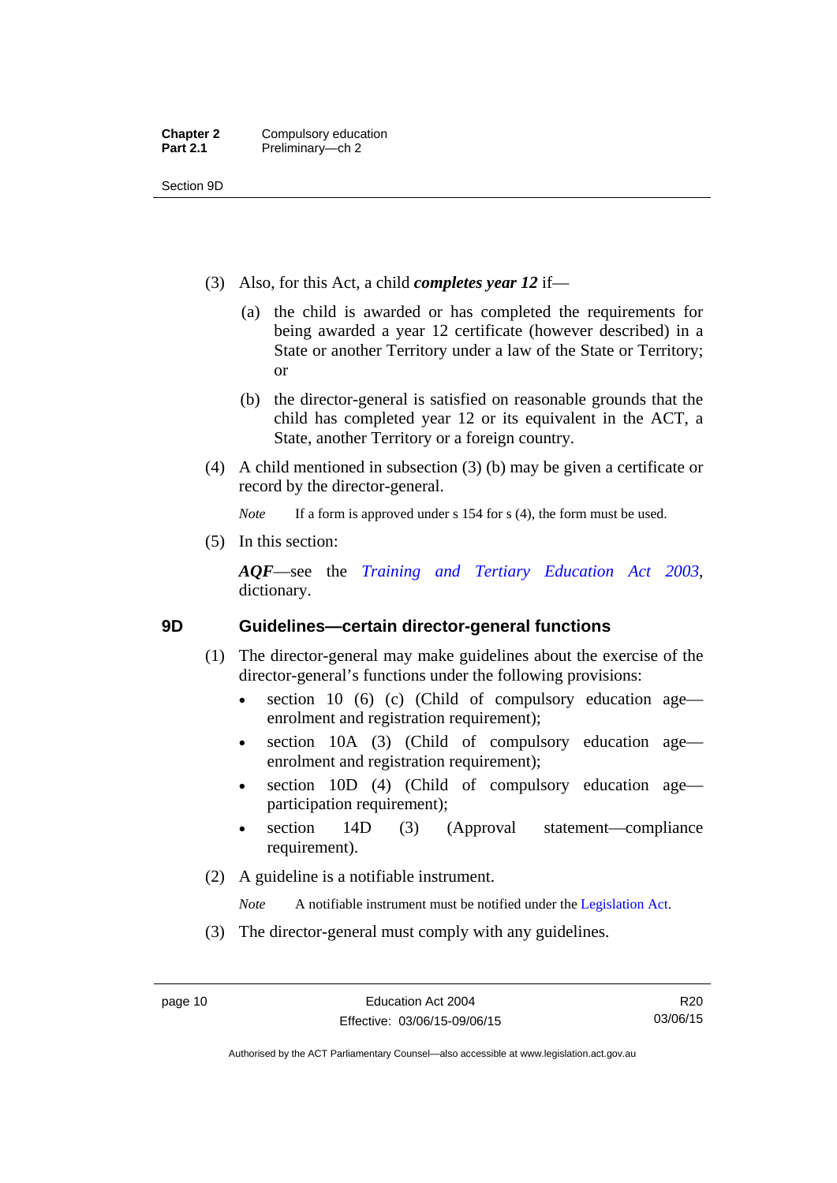(3) Also, for this Act, a child ***completes year 12*** if—

(a) the child is awarded or has completed the requirements for being awarded a year 12 certificate (however described) in a State or another Territory under a law of the State or Territory; or

(b) the director-general is satisfied on reasonable grounds that the child has completed year 12 or its equivalent in the ACT, a State, another Territory or a foreign country.

(4) A child mentioned in subsection (3) (b) may be given a certificate or record by the director-general.

*Note* If a form is approved under s 154 for s (4), the form must be used.

(5) In this section:

***AQF***—see the *Training and Tertiary Education Act 2003*, dictionary.

## 9D Guidelines—certain director-general functions

(1) The director-general may make guidelines about the exercise of the director-general's functions under the following provisions:

- section 10 (6) (c) (Child of compulsory education age—enrolment and registration requirement);
- section 10A (3) (Child of compulsory education age—enrolment and registration requirement);
- section 10D (4) (Child of compulsory education age—participation requirement);
- section 14D (3) (Approval statement—compliance requirement).

(2) A guideline is a notifiable instrument.

*Note* A notifiable instrument must be notified under the Legislation Act.

(3) The director-general must comply with any guidelines.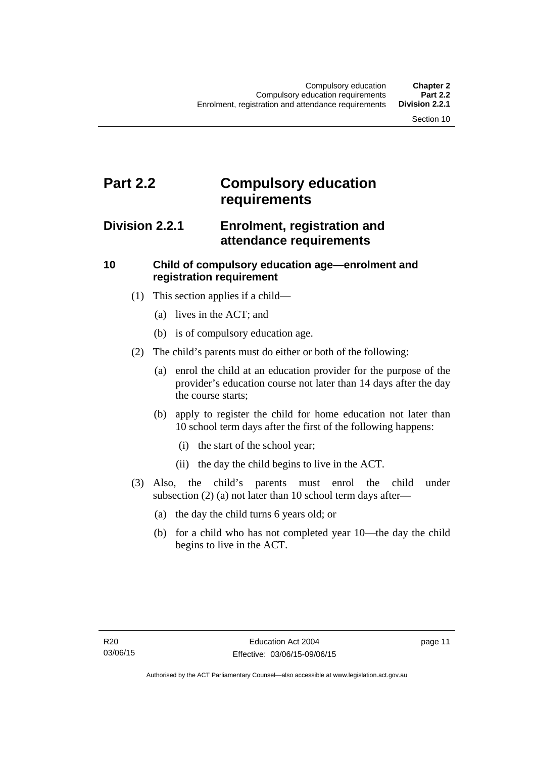# Part 2.2 Compulsory education requirements

## Division 2.2.1 Enrolment, registration and attendance requirements

### 10 Child of compulsory education age—enrolment and registration requirement

(1) This section applies if a child—

(a) lives in the ACT; and

(b) is of compulsory education age.

(2) The child's parents must do either or both of the following:

(a) enrol the child at an education provider for the purpose of the provider's education course not later than 14 days after the day the course starts;

(b) apply to register the child for home education not later than 10 school term days after the first of the following happens:

(i) the start of the school year;

(ii) the day the child begins to live in the ACT.

(3) Also, the child's parents must enrol the child under subsection (2) (a) not later than 10 school term days after—

(a) the day the child turns 6 years old; or

(b) for a child who has not completed year 10—the day the child begins to live in the ACT.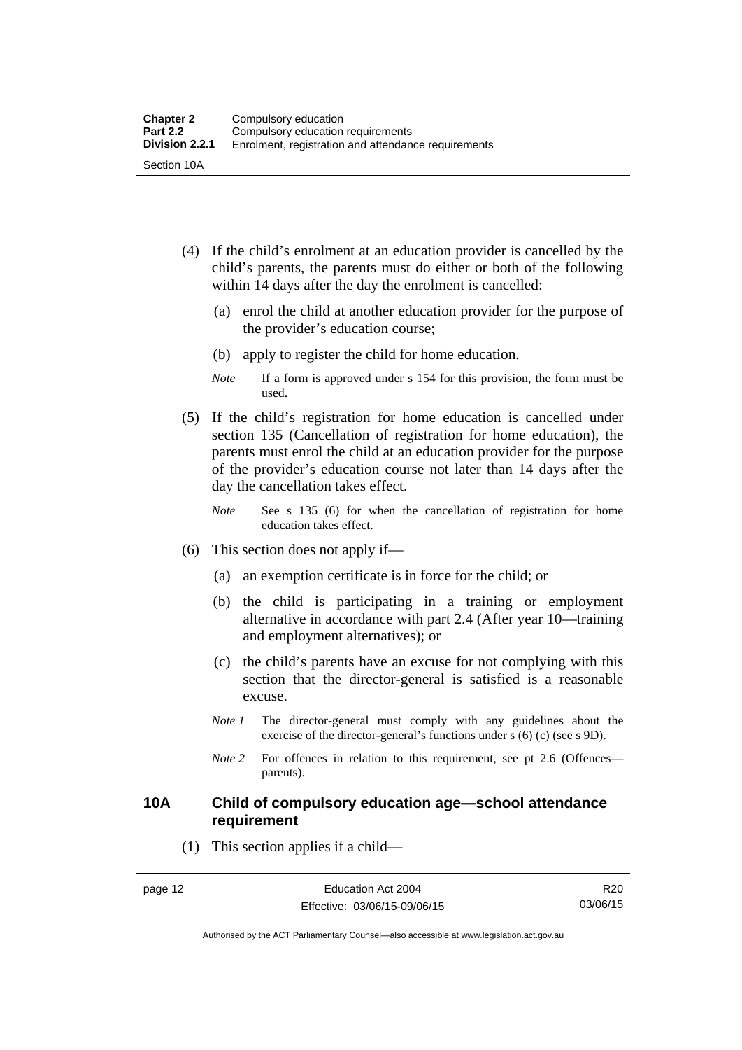(4) If the child's enrolment at an education provider is cancelled by the child's parents, the parents must do either or both of the following within 14 days after the day the enrolment is cancelled:

(a) enrol the child at another education provider for the purpose of the provider's education course;

(b) apply to register the child for home education.

*Note* If a form is approved under s 154 for this provision, the form must be used.

(5) If the child's registration for home education is cancelled under section 135 (Cancellation of registration for home education), the parents must enrol the child at an education provider for the purpose of the provider's education course not later than 14 days after the day the cancellation takes effect.

*Note* See s 135 (6) for when the cancellation of registration for home education takes effect.

(6) This section does not apply if—

(a) an exemption certificate is in force for the child; or

(b) the child is participating in a training or employment alternative in accordance with part 2.4 (After year 10—training and employment alternatives); or

(c) the child's parents have an excuse for not complying with this section that the director-general is satisfied is a reasonable excuse.

*Note 1* The director-general must comply with any guidelines about the exercise of the director-general's functions under s (6) (c) (see s 9D).

*Note 2* For offences in relation to this requirement, see pt 2.6 (Offences—parents).

### 10A Child of compulsory education age—school attendance requirement

(1) This section applies if a child—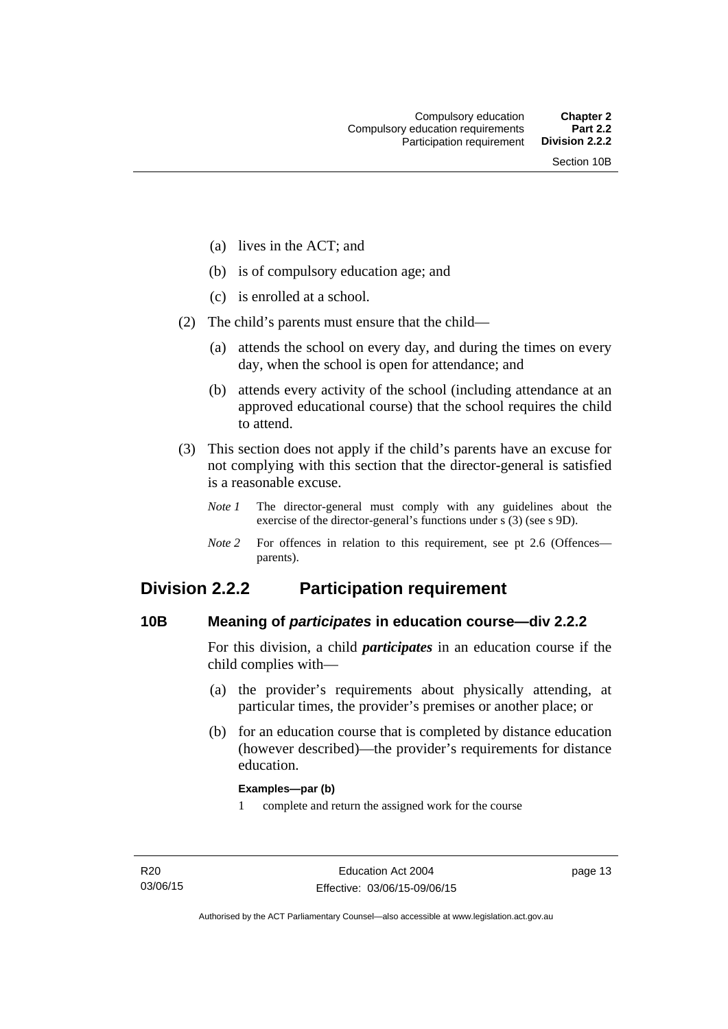(a) lives in the ACT; and

(b) is of compulsory education age; and

(c) is enrolled at a school.

(2) The child's parents must ensure that the child—

(a) attends the school on every day, and during the times on every day, when the school is open for attendance; and

(b) attends every activity of the school (including attendance at an approved educational course) that the school requires the child to attend.

(3) This section does not apply if the child's parents have an excuse for not complying with this section that the director-general is satisfied is a reasonable excuse.

*Note 1* The director-general must comply with any guidelines about the exercise of the director-general's functions under s (3) (see s 9D).

*Note 2* For offences in relation to this requirement, see pt 2.6 (Offences—parents).

## Division 2.2.2 Participation requirement

### 10B Meaning of *participates* in education course—div 2.2.2

For this division, a child ***participates*** in an education course if the child complies with—

(a) the provider's requirements about physically attending, at particular times, the provider's premises or another place; or

(b) for an education course that is completed by distance education (however described)—the provider's requirements for distance education.

**Examples—par (b)**

1 complete and return the assigned work for the course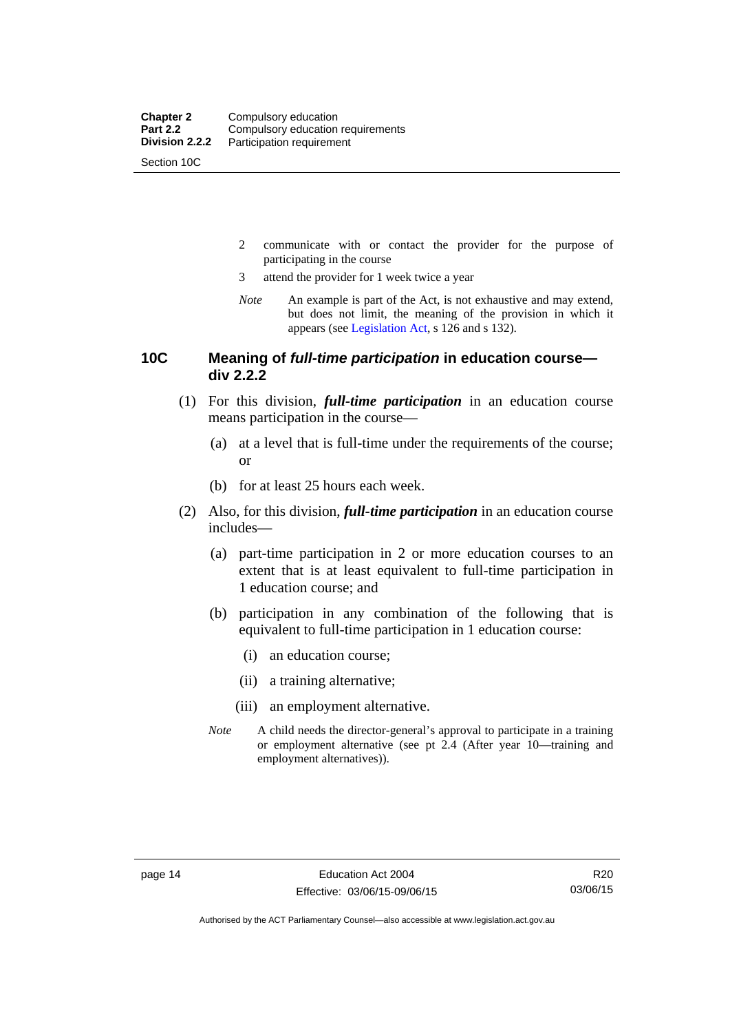2 communicate with or contact the provider for the purpose of participating in the course

3 attend the provider for 1 week twice a year

*Note* An example is part of the Act, is not exhaustive and may extend, but does not limit, the meaning of the provision in which it appears (see Legislation Act, s 126 and s 132).

## 10C Meaning of *full-time participation* in education course—div 2.2.2

(1) For this division, ***full-time participation*** in an education course means participation in the course—

(a) at a level that is full-time under the requirements of the course; or

(b) for at least 25 hours each week.

(2) Also, for this division, ***full-time participation*** in an education course includes—

(a) part-time participation in 2 or more education courses to an extent that is at least equivalent to full-time participation in 1 education course; and

(b) participation in any combination of the following that is equivalent to full-time participation in 1 education course:

(i) an education course;

(ii) a training alternative;

(iii) an employment alternative.

*Note* A child needs the director-general's approval to participate in a training or employment alternative (see pt 2.4 (After year 10—training and employment alternatives)).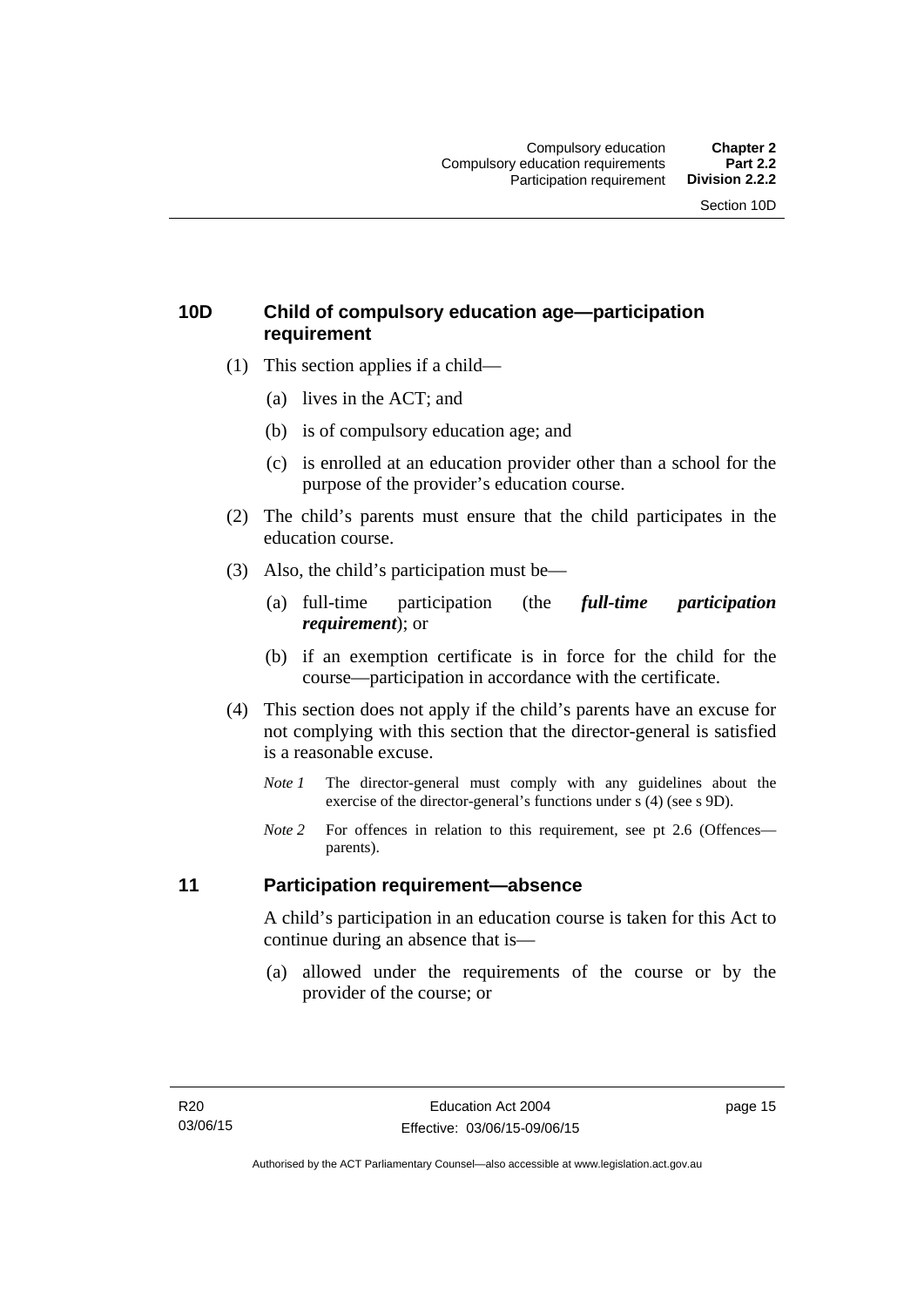## 10D Child of compulsory education age—participation requirement

(1) This section applies if a child—

(a) lives in the ACT; and

(b) is of compulsory education age; and

(c) is enrolled at an education provider other than a school for the purpose of the provider's education course.

(2) The child's parents must ensure that the child participates in the education course.

(3) Also, the child's participation must be—

(a) full-time participation (the ***full-time participation requirement***); or

(b) if an exemption certificate is in force for the child for the course—participation in accordance with the certificate.

(4) This section does not apply if the child's parents have an excuse for not complying with this section that the director-general is satisfied is a reasonable excuse.

*Note 1* The director-general must comply with any guidelines about the exercise of the director-general's functions under s (4) (see s 9D).

*Note 2* For offences in relation to this requirement, see pt 2.6 (Offences—parents).

## 11 Participation requirement—absence

A child's participation in an education course is taken for this Act to continue during an absence that is—

(a) allowed under the requirements of the course or by the provider of the course; or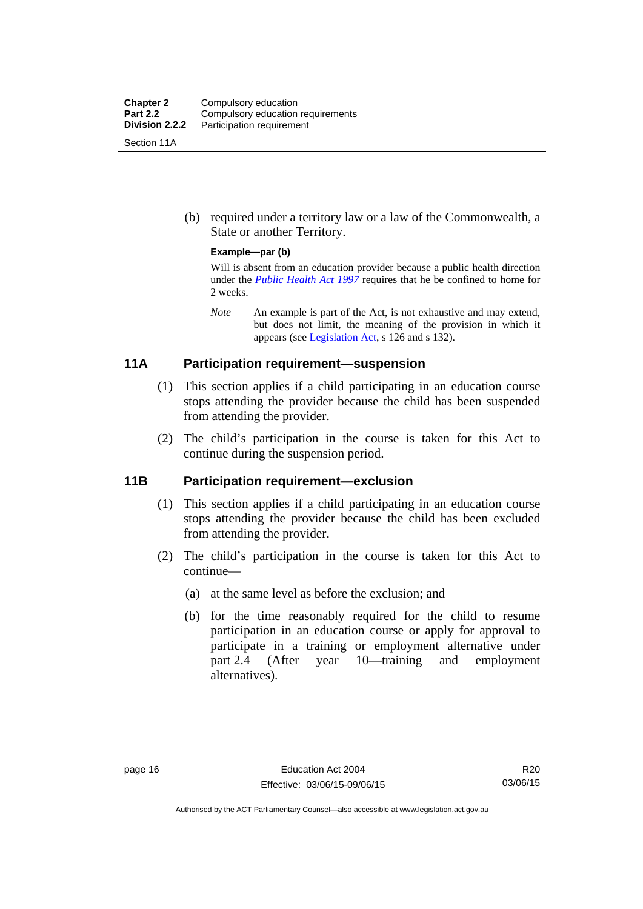(b) required under a territory law or a law of the Commonwealth, a State or another Territory.

**Example—par (b)**

Will is absent from an education provider because a public health direction under the *Public Health Act 1997* requires that he be confined to home for 2 weeks.

*Note* An example is part of the Act, is not exhaustive and may extend, but does not limit, the meaning of the provision in which it appears (see Legislation Act, s 126 and s 132).

## 11A Participation requirement—suspension

(1) This section applies if a child participating in an education course stops attending the provider because the child has been suspended from attending the provider.

(2) The child's participation in the course is taken for this Act to continue during the suspension period.

## 11B Participation requirement—exclusion

(1) This section applies if a child participating in an education course stops attending the provider because the child has been excluded from attending the provider.

(2) The child's participation in the course is taken for this Act to continue—

(a) at the same level as before the exclusion; and

(b) for the time reasonably required for the child to resume participation in an education course or apply for approval to participate in a training or employment alternative under part 2.4 (After year 10—training and employment alternatives).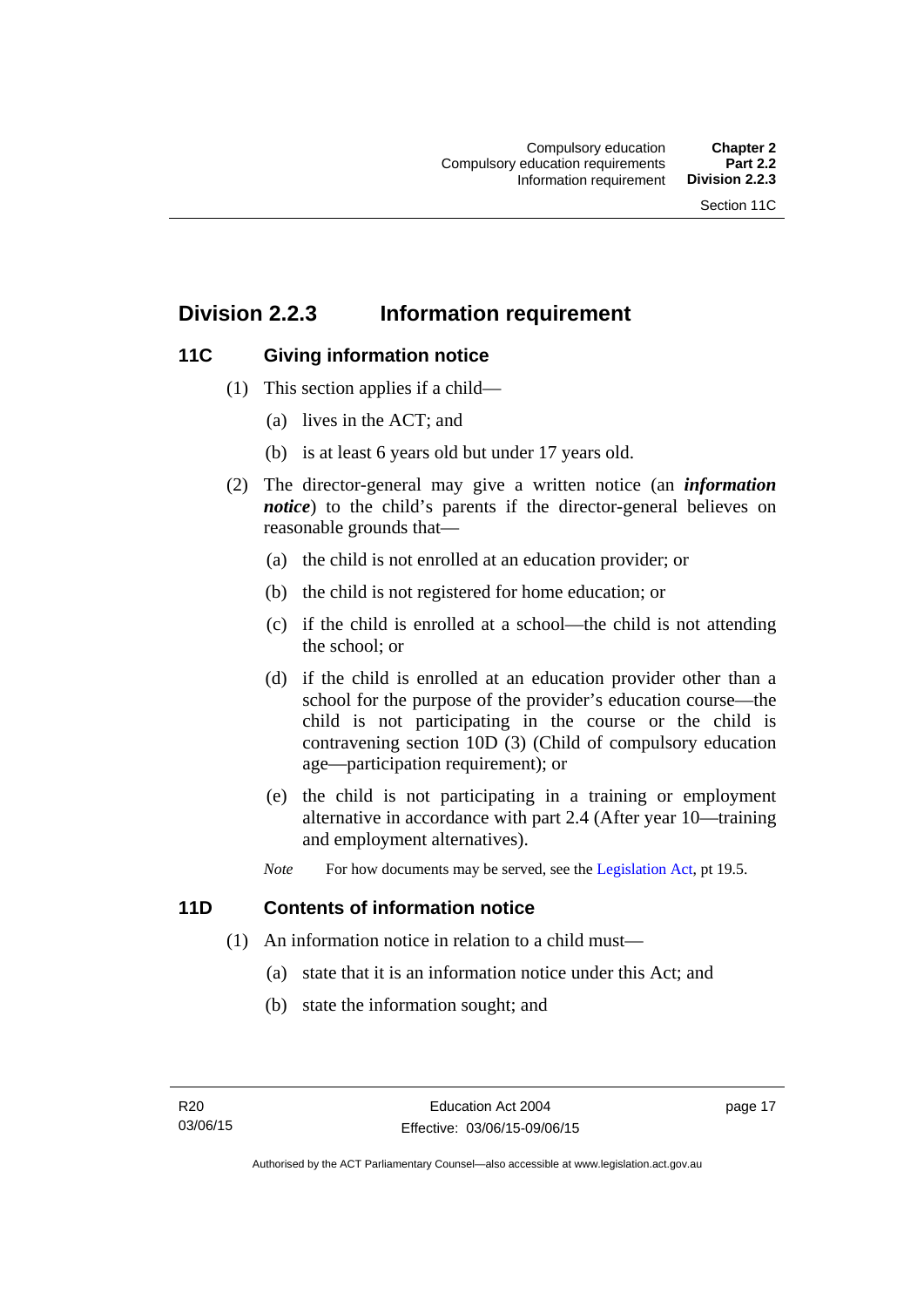## Division 2.2.3 Information requirement

### 11C Giving information notice

(1) This section applies if a child—

(a) lives in the ACT; and

(b) is at least 6 years old but under 17 years old.

(2) The director-general may give a written notice (an ***information notice***) to the child's parents if the director-general believes on reasonable grounds that—

(a) the child is not enrolled at an education provider; or

(b) the child is not registered for home education; or

(c) if the child is enrolled at a school—the child is not attending the school; or

(d) if the child is enrolled at an education provider other than a school for the purpose of the provider's education course—the child is not participating in the course or the child is contravening section 10D (3) (Child of compulsory education age—participation requirement); or

(e) the child is not participating in a training or employment alternative in accordance with part 2.4 (After year 10—training and employment alternatives).

*Note* For how documents may be served, see the Legislation Act, pt 19.5.

### 11D Contents of information notice

(1) An information notice in relation to a child must—

(a) state that it is an information notice under this Act; and

(b) state the information sought; and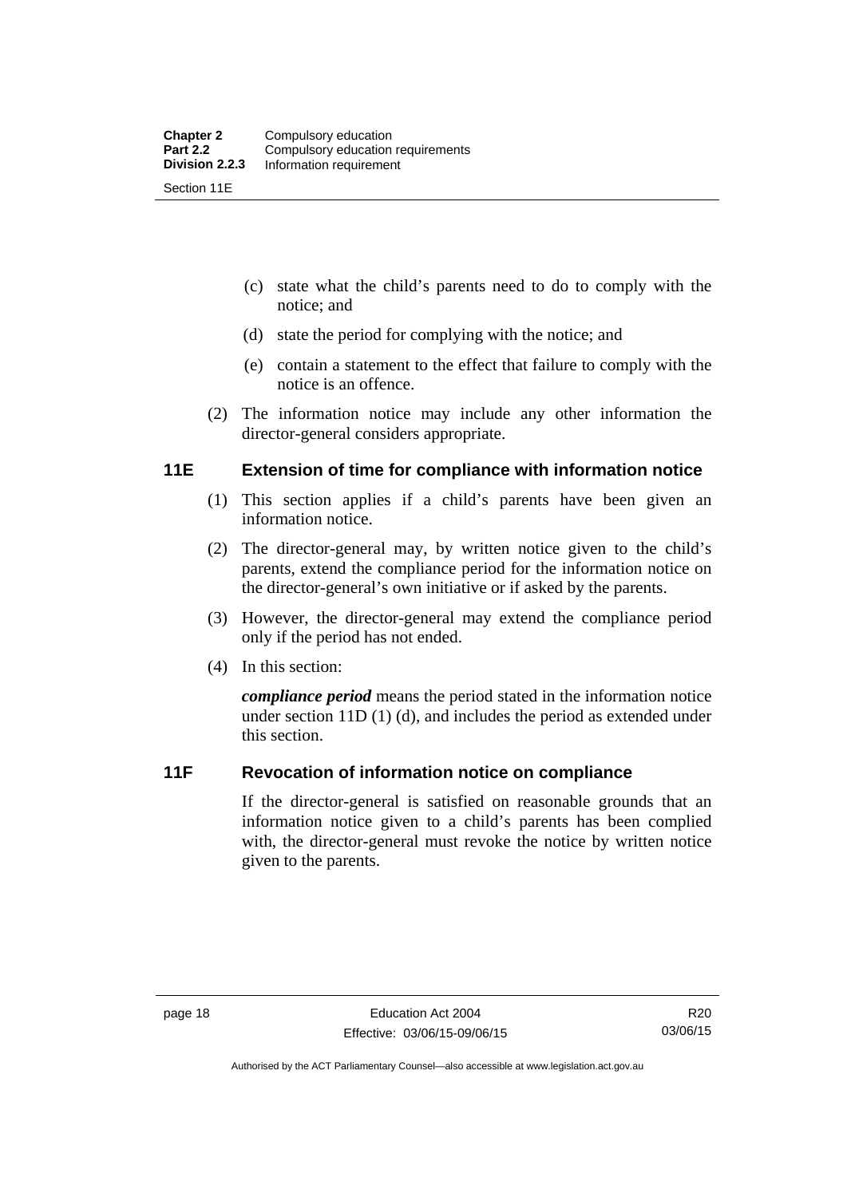(c) state what the child's parents need to do to comply with the notice; and

(d) state the period for complying with the notice; and

(e) contain a statement to the effect that failure to comply with the notice is an offence.

(2) The information notice may include any other information the director-general considers appropriate.

## 11E Extension of time for compliance with information notice

(1) This section applies if a child's parents have been given an information notice.

(2) The director-general may, by written notice given to the child's parents, extend the compliance period for the information notice on the director-general's own initiative or if asked by the parents.

(3) However, the director-general may extend the compliance period only if the period has not ended.

(4) In this section:

***compliance period*** means the period stated in the information notice under section 11D (1) (d), and includes the period as extended under this section.

## 11F Revocation of information notice on compliance

If the director-general is satisfied on reasonable grounds that an information notice given to a child's parents has been complied with, the director-general must revoke the notice by written notice given to the parents.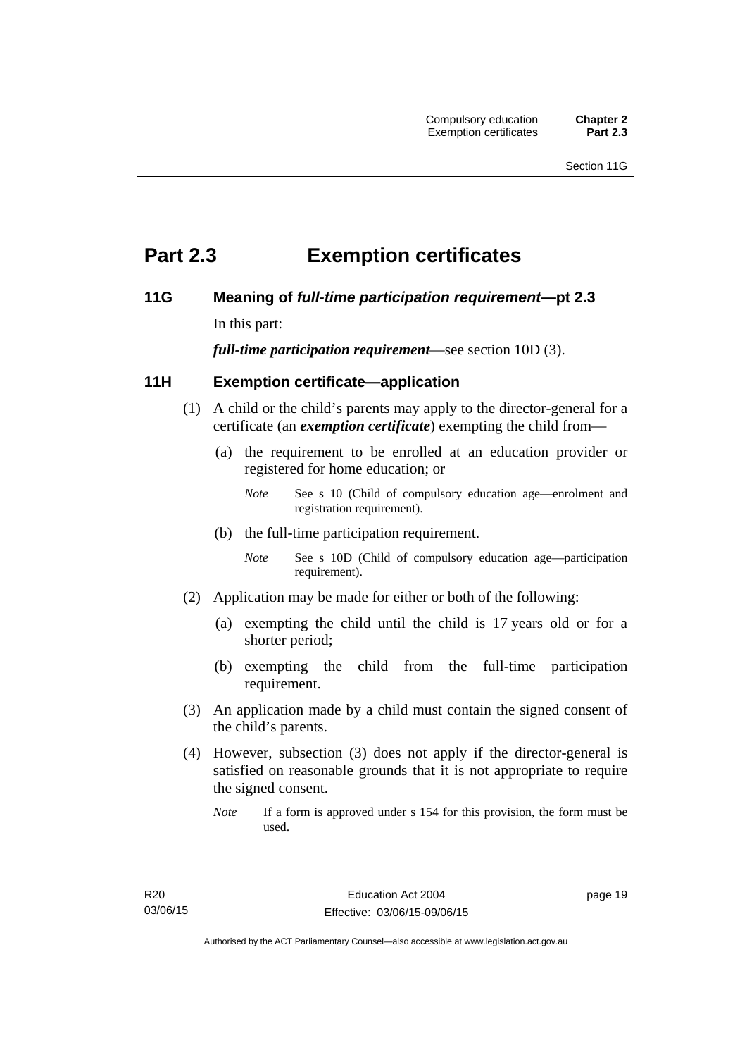# Part 2.3 Exemption certificates

## 11G Meaning of *full-time participation requirement*—pt 2.3

In this part:

***full-time participation requirement***—see section 10D (3).

## 11H Exemption certificate—application

(1) A child or the child's parents may apply to the director-general for a certificate (an ***exemption certificate***) exempting the child from—

(a) the requirement to be enrolled at an education provider or registered for home education; or

*Note* See s 10 (Child of compulsory education age—enrolment and registration requirement).

(b) the full-time participation requirement.

*Note* See s 10D (Child of compulsory education age—participation requirement).

(2) Application may be made for either or both of the following:

(a) exempting the child until the child is 17 years old or for a shorter period;

(b) exempting the child from the full-time participation requirement.

(3) An application made by a child must contain the signed consent of the child's parents.

(4) However, subsection (3) does not apply if the director-general is satisfied on reasonable grounds that it is not appropriate to require the signed consent.

*Note* If a form is approved under s 154 for this provision, the form must be used.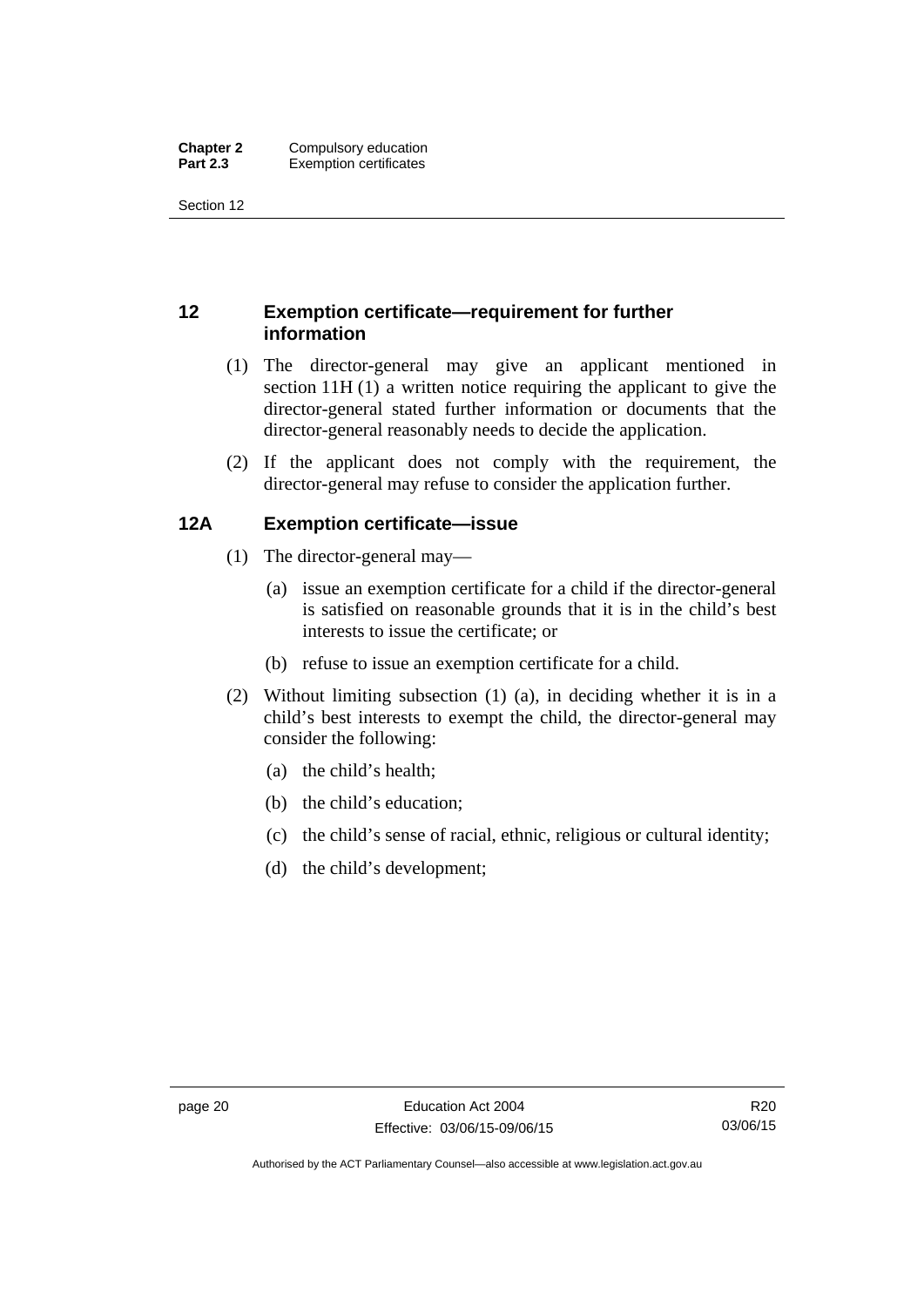## 12 Exemption certificate—requirement for further information

(1) The director-general may give an applicant mentioned in section 11H (1) a written notice requiring the applicant to give the director-general stated further information or documents that the director-general reasonably needs to decide the application.

(2) If the applicant does not comply with the requirement, the director-general may refuse to consider the application further.

## 12A Exemption certificate—issue

(1) The director-general may—

(a) issue an exemption certificate for a child if the director-general is satisfied on reasonable grounds that it is in the child's best interests to issue the certificate; or

(b) refuse to issue an exemption certificate for a child.

(2) Without limiting subsection (1) (a), in deciding whether it is in a child's best interests to exempt the child, the director-general may consider the following:

(a) the child's health;

(b) the child's education;

(c) the child's sense of racial, ethnic, religious or cultural identity;

(d) the child's development;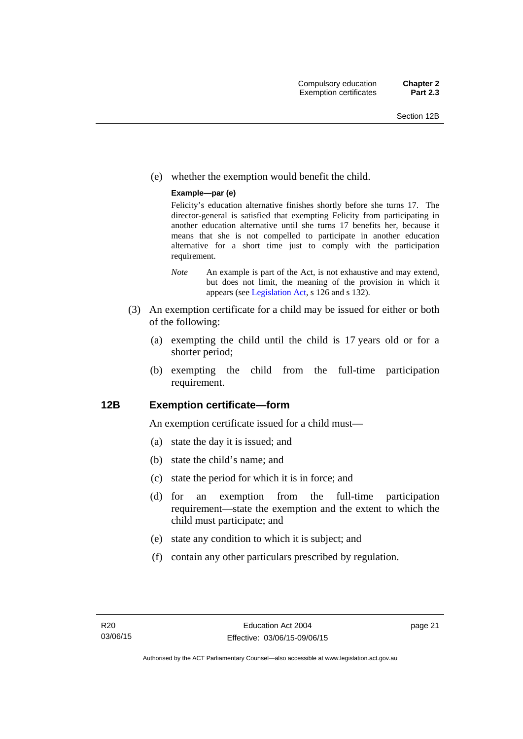(e) whether the exemption would benefit the child.

**Example—par (e)**

Felicity's education alternative finishes shortly before she turns 17. The director-general is satisfied that exempting Felicity from participating in another education alternative until she turns 17 benefits her, because it means that she is not compelled to participate in another education alternative for a short time just to comply with the participation requirement.

*Note* An example is part of the Act, is not exhaustive and may extend, but does not limit, the meaning of the provision in which it appears (see Legislation Act, s 126 and s 132).

(3) An exemption certificate for a child may be issued for either or both of the following:

(a) exempting the child until the child is 17 years old or for a shorter period;

(b) exempting the child from the full-time participation requirement.

## 12B Exemption certificate—form

An exemption certificate issued for a child must—

(a) state the day it is issued; and

(b) state the child's name; and

(c) state the period for which it is in force; and

(d) for an exemption from the full-time participation requirement—state the exemption and the extent to which the child must participate; and

(e) state any condition to which it is subject; and

(f) contain any other particulars prescribed by regulation.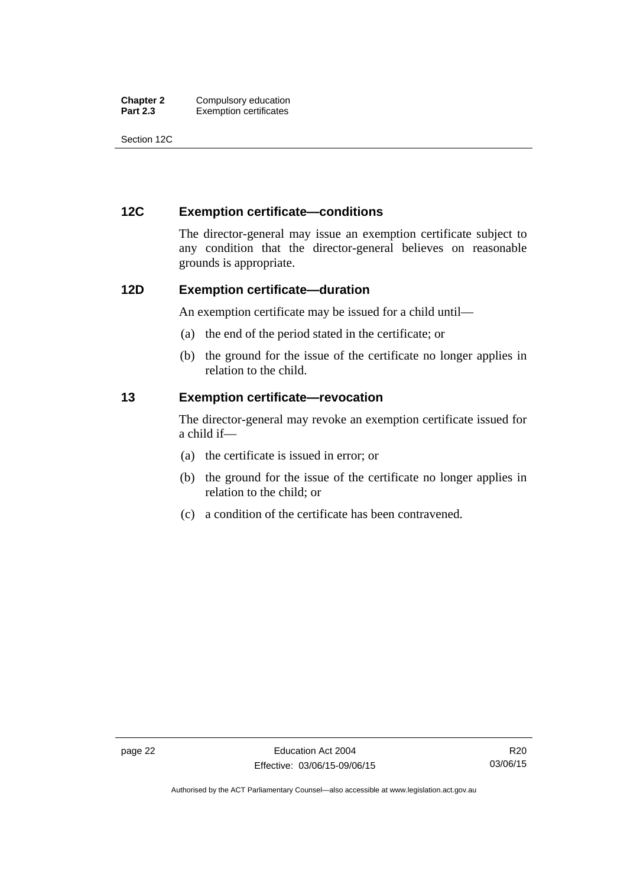## 12C Exemption certificate—conditions

The director-general may issue an exemption certificate subject to any condition that the director-general believes on reasonable grounds is appropriate.

## 12D Exemption certificate—duration

An exemption certificate may be issued for a child until—

(a) the end of the period stated in the certificate; or

(b) the ground for the issue of the certificate no longer applies in relation to the child.

## 13 Exemption certificate—revocation

The director-general may revoke an exemption certificate issued for a child if—

(a) the certificate is issued in error; or

(b) the ground for the issue of the certificate no longer applies in relation to the child; or

(c) a condition of the certificate has been contravened.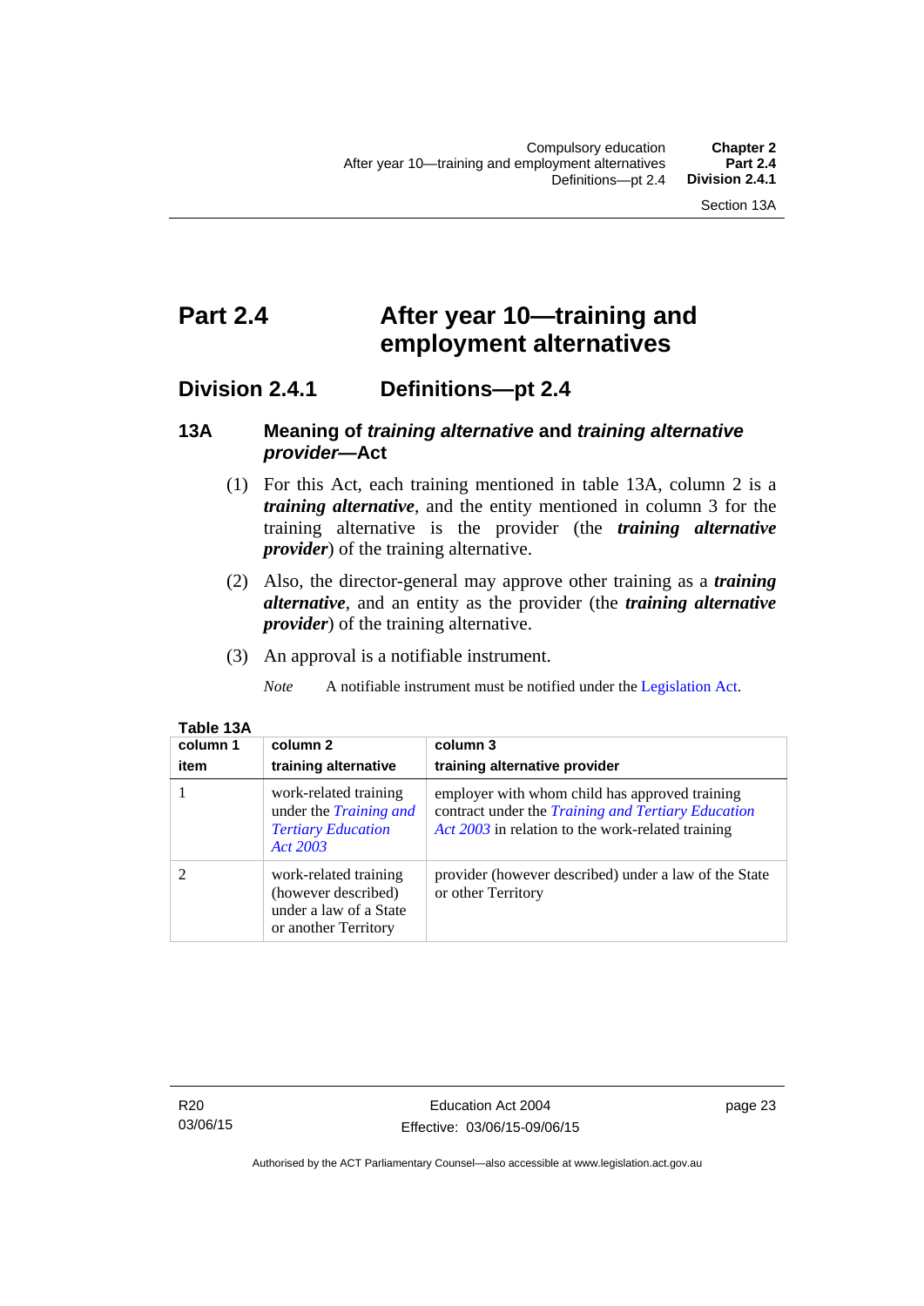# Part 2.4 After year 10—training and employment alternatives

## Division 2.4.1 Definitions—pt 2.4

### 13A Meaning of *training alternative* and *training alternative provider*—Act

(1) For this Act, each training mentioned in table 13A, column 2 is a ***training alternative***, and the entity mentioned in column 3 for the training alternative is the provider (the ***training alternative provider***) of the training alternative.

(2) Also, the director-general may approve other training as a ***training alternative***, and an entity as the provider (the ***training alternative provider***) of the training alternative.

(3) An approval is a notifiable instrument.

*Note* A notifiable instrument must be notified under the Legislation Act.

**Table 13A**

| column 1<br>item | column 2<br>training alternative | column 3<br>training alternative provider |
|---|---|---|
| 1 | work-related training under the *Training and Tertiary Education Act 2003* | employer with whom child has approved training contract under the *Training and Tertiary Education Act 2003* in relation to the work-related training |
| 2 | work-related training (however described) under a law of a State or another Territory | provider (however described) under a law of the State or other Territory |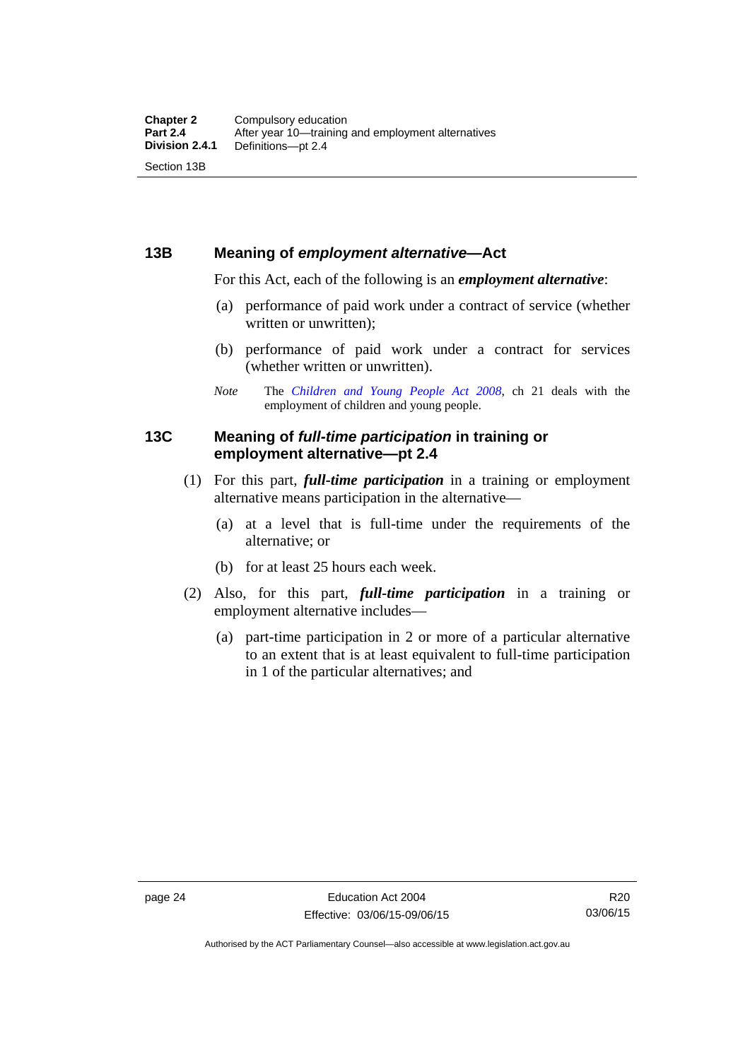## 13B Meaning of *employment alternative*—Act

For this Act, each of the following is an ***employment alternative***:

(a) performance of paid work under a contract of service (whether written or unwritten);

(b) performance of paid work under a contract for services (whether written or unwritten).

*Note* The *Children and Young People Act 2008*, ch 21 deals with the employment of children and young people.

## 13C Meaning of *full-time participation* in training or employment alternative—pt 2.4

(1) For this part, ***full-time participation*** in a training or employment alternative means participation in the alternative—

(a) at a level that is full-time under the requirements of the alternative; or

(b) for at least 25 hours each week.

(2) Also, for this part, ***full-time participation*** in a training or employment alternative includes—

(a) part-time participation in 2 or more of a particular alternative to an extent that is at least equivalent to full-time participation in 1 of the particular alternatives; and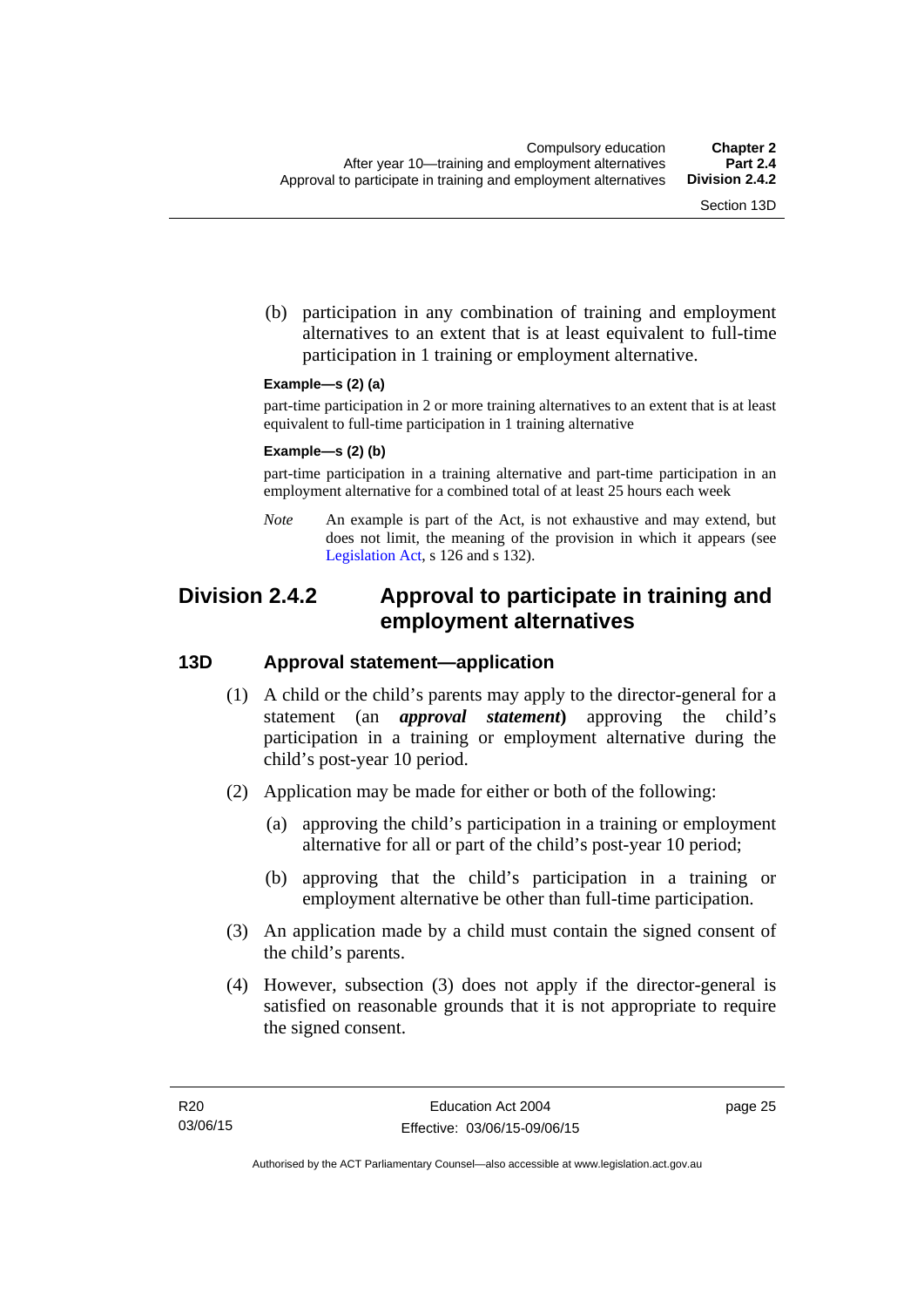(b) participation in any combination of training and employment alternatives to an extent that is at least equivalent to full-time participation in 1 training or employment alternative.

**Example—s (2) (a)**

part-time participation in 2 or more training alternatives to an extent that is at least equivalent to full-time participation in 1 training alternative

**Example—s (2) (b)**

part-time participation in a training alternative and part-time participation in an employment alternative for a combined total of at least 25 hours each week

*Note* An example is part of the Act, is not exhaustive and may extend, but does not limit, the meaning of the provision in which it appears (see Legislation Act, s 126 and s 132).

## Division 2.4.2 Approval to participate in training and employment alternatives

### 13D Approval statement—application

(1) A child or the child's parents may apply to the director-general for a statement (an ***approval statement***) approving the child's participation in a training or employment alternative during the child's post-year 10 period.

(2) Application may be made for either or both of the following:

(a) approving the child's participation in a training or employment alternative for all or part of the child's post-year 10 period;

(b) approving that the child's participation in a training or employment alternative be other than full-time participation.

(3) An application made by a child must contain the signed consent of the child's parents.

(4) However, subsection (3) does not apply if the director-general is satisfied on reasonable grounds that it is not appropriate to require the signed consent.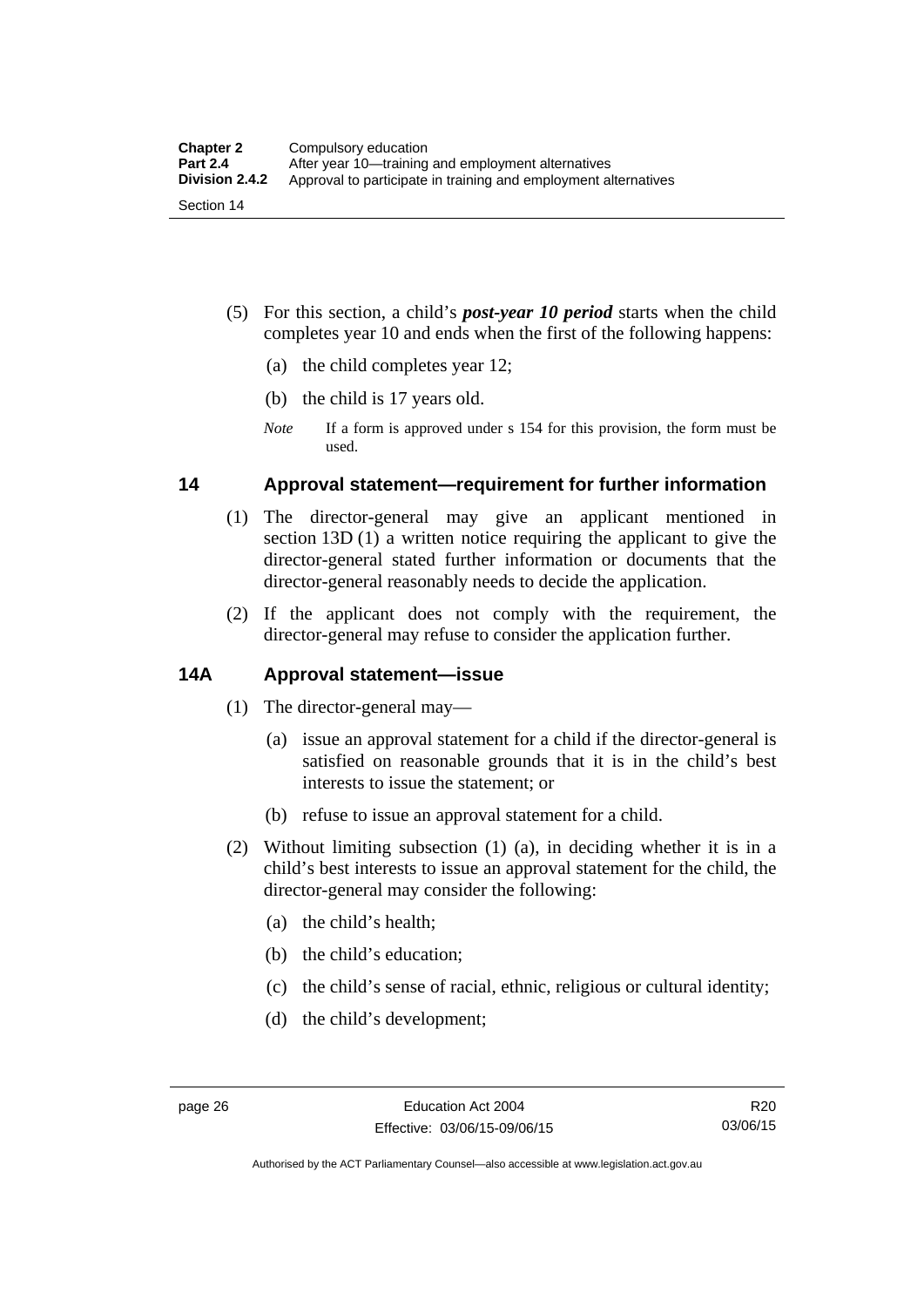(5) For this section, a child's ***post-year 10 period*** starts when the child completes year 10 and ends when the first of the following happens:

(a) the child completes year 12;

(b) the child is 17 years old.

*Note* If a form is approved under s 154 for this provision, the form must be used.

## 14 Approval statement—requirement for further information

(1) The director-general may give an applicant mentioned in section 13D (1) a written notice requiring the applicant to give the director-general stated further information or documents that the director-general reasonably needs to decide the application.

(2) If the applicant does not comply with the requirement, the director-general may refuse to consider the application further.

## 14A Approval statement—issue

(1) The director-general may—

(a) issue an approval statement for a child if the director-general is satisfied on reasonable grounds that it is in the child's best interests to issue the statement; or

(b) refuse to issue an approval statement for a child.

(2) Without limiting subsection (1) (a), in deciding whether it is in a child's best interests to issue an approval statement for the child, the director-general may consider the following:

(a) the child's health;

(b) the child's education;

(c) the child's sense of racial, ethnic, religious or cultural identity;

(d) the child's development;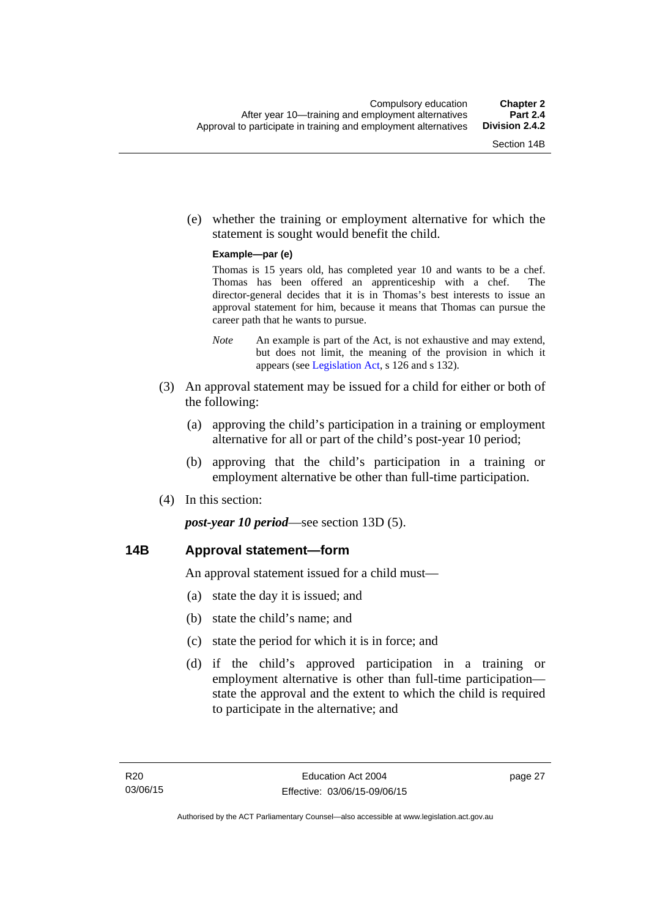(e) whether the training or employment alternative for which the statement is sought would benefit the child.

**Example—par (e)**

Thomas is 15 years old, has completed year 10 and wants to be a chef. Thomas has been offered an apprenticeship with a chef. The director-general decides that it is in Thomas's best interests to issue an approval statement for him, because it means that Thomas can pursue the career path that he wants to pursue.

*Note* An example is part of the Act, is not exhaustive and may extend, but does not limit, the meaning of the provision in which it appears (see Legislation Act, s 126 and s 132).

(3) An approval statement may be issued for a child for either or both of the following:

(a) approving the child's participation in a training or employment alternative for all or part of the child's post-year 10 period;

(b) approving that the child's participation in a training or employment alternative be other than full-time participation.

(4) In this section:

***post-year 10 period***—see section 13D (5).

## 14B Approval statement—form

An approval statement issued for a child must—

(a) state the day it is issued; and

(b) state the child's name; and

(c) state the period for which it is in force; and

(d) if the child's approved participation in a training or employment alternative is other than full-time participation—state the approval and the extent to which the child is required to participate in the alternative; and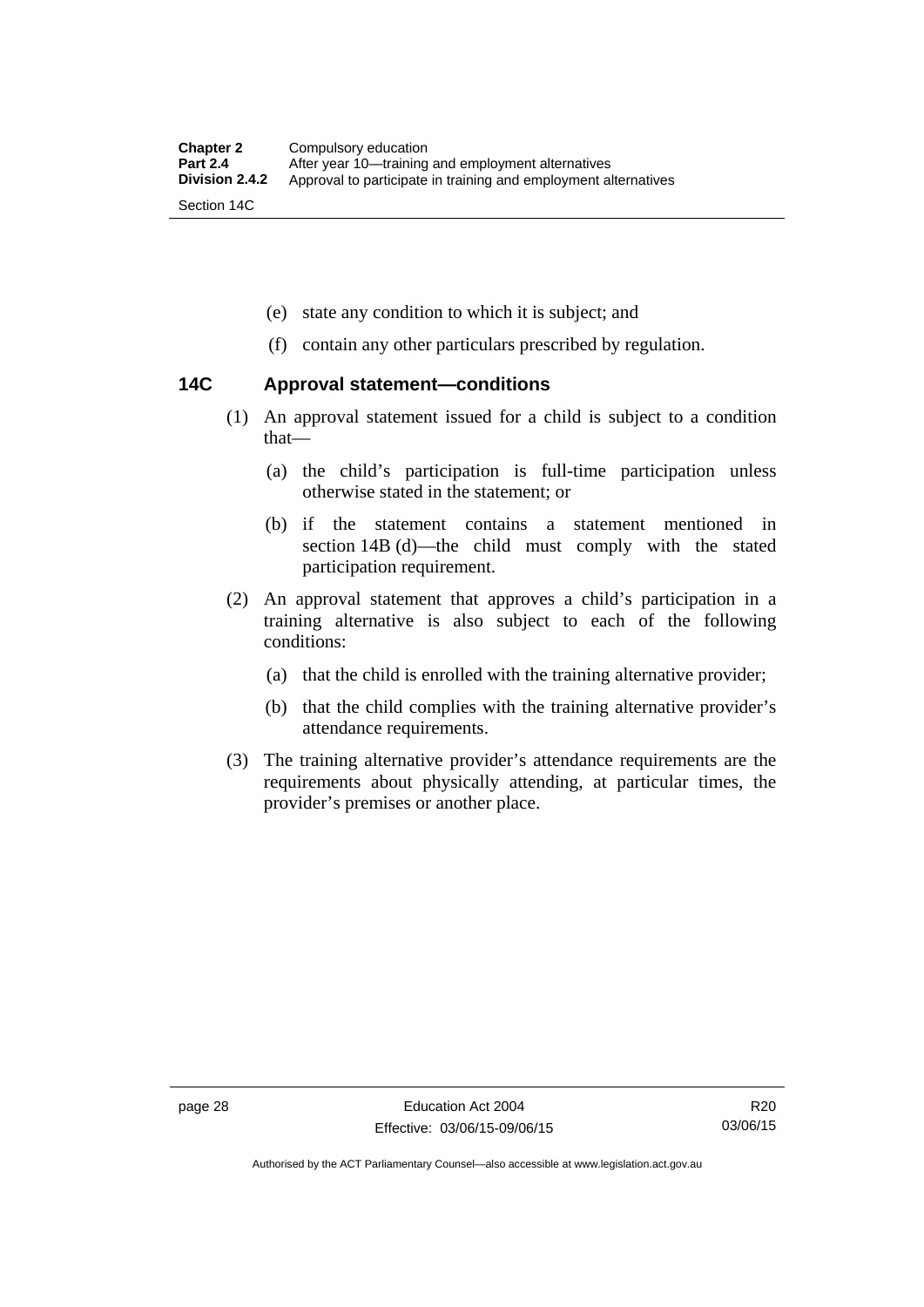(e) state any condition to which it is subject; and

(f) contain any other particulars prescribed by regulation.

### 14C Approval statement—conditions

(1) An approval statement issued for a child is subject to a condition that—

(a) the child's participation is full-time participation unless otherwise stated in the statement; or

(b) if the statement contains a statement mentioned in section 14B (d)—the child must comply with the stated participation requirement.

(2) An approval statement that approves a child's participation in a training alternative is also subject to each of the following conditions:

(a) that the child is enrolled with the training alternative provider;

(b) that the child complies with the training alternative provider's attendance requirements.

(3) The training alternative provider's attendance requirements are the requirements about physically attending, at particular times, the provider's premises or another place.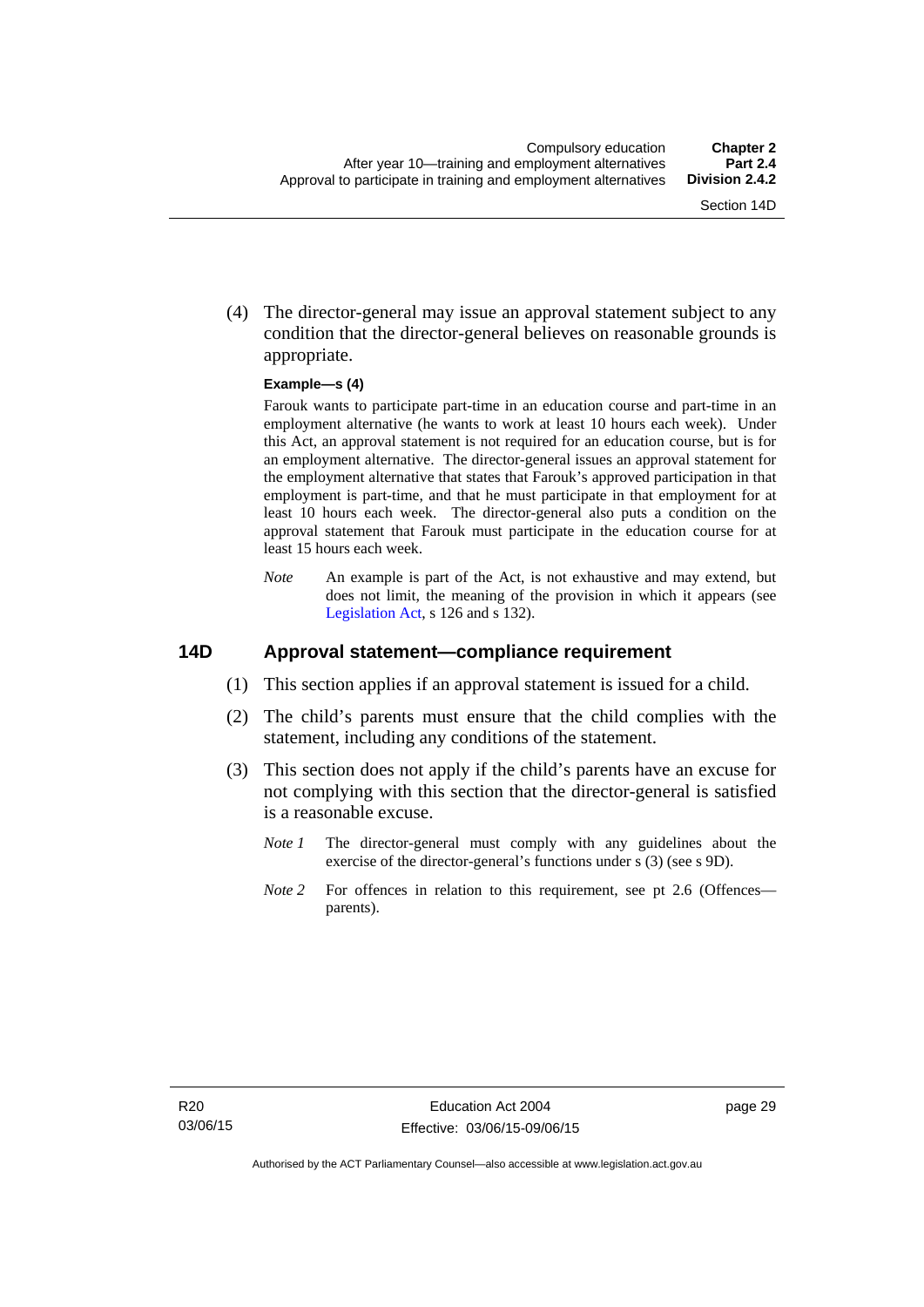(4) The director-general may issue an approval statement subject to any condition that the director-general believes on reasonable grounds is appropriate.

**Example—s (4)**

Farouk wants to participate part-time in an education course and part-time in an employment alternative (he wants to work at least 10 hours each week). Under this Act, an approval statement is not required for an education course, but is for an employment alternative. The director-general issues an approval statement for the employment alternative that states that Farouk's approved participation in that employment is part-time, and that he must participate in that employment for at least 10 hours each week. The director-general also puts a condition on the approval statement that Farouk must participate in the education course for at least 15 hours each week.

*Note* An example is part of the Act, is not exhaustive and may extend, but does not limit, the meaning of the provision in which it appears (see Legislation Act, s 126 and s 132).

## 14D Approval statement—compliance requirement

(1) This section applies if an approval statement is issued for a child.

(2) The child's parents must ensure that the child complies with the statement, including any conditions of the statement.

(3) This section does not apply if the child's parents have an excuse for not complying with this section that the director-general is satisfied is a reasonable excuse.

*Note 1* The director-general must comply with any guidelines about the exercise of the director-general's functions under s (3) (see s 9D).

*Note 2* For offences in relation to this requirement, see pt 2.6 (Offences—parents).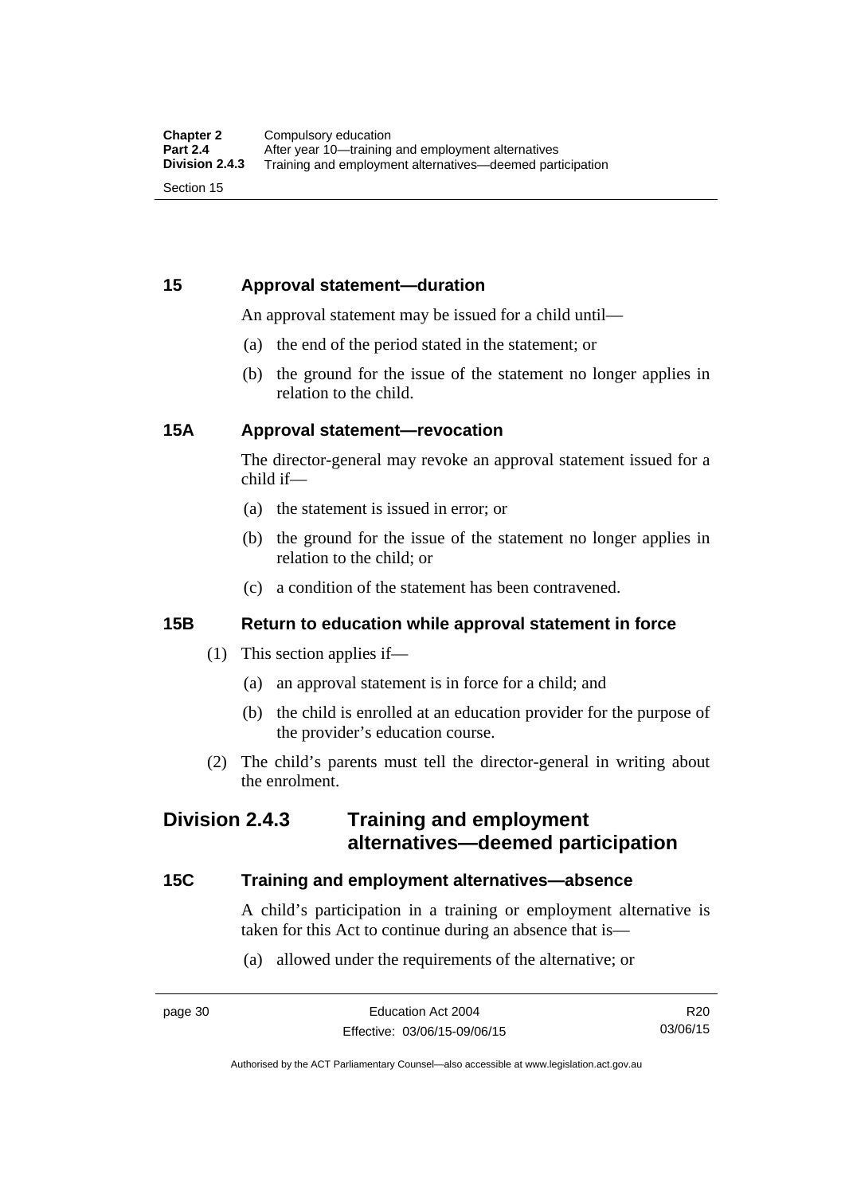### 15 Approval statement—duration

An approval statement may be issued for a child until—

(a) the end of the period stated in the statement; or

(b) the ground for the issue of the statement no longer applies in relation to the child.

### 15A Approval statement—revocation

The director-general may revoke an approval statement issued for a child if—

(a) the statement is issued in error; or

(b) the ground for the issue of the statement no longer applies in relation to the child; or

(c) a condition of the statement has been contravened.

### 15B Return to education while approval statement in force

(1) This section applies if—

(a) an approval statement is in force for a child; and

(b) the child is enrolled at an education provider for the purpose of the provider's education course.

(2) The child's parents must tell the director-general in writing about the enrolment.

## Division 2.4.3 Training and employment alternatives—deemed participation

### 15C Training and employment alternatives—absence

A child's participation in a training or employment alternative is taken for this Act to continue during an absence that is—

(a) allowed under the requirements of the alternative; or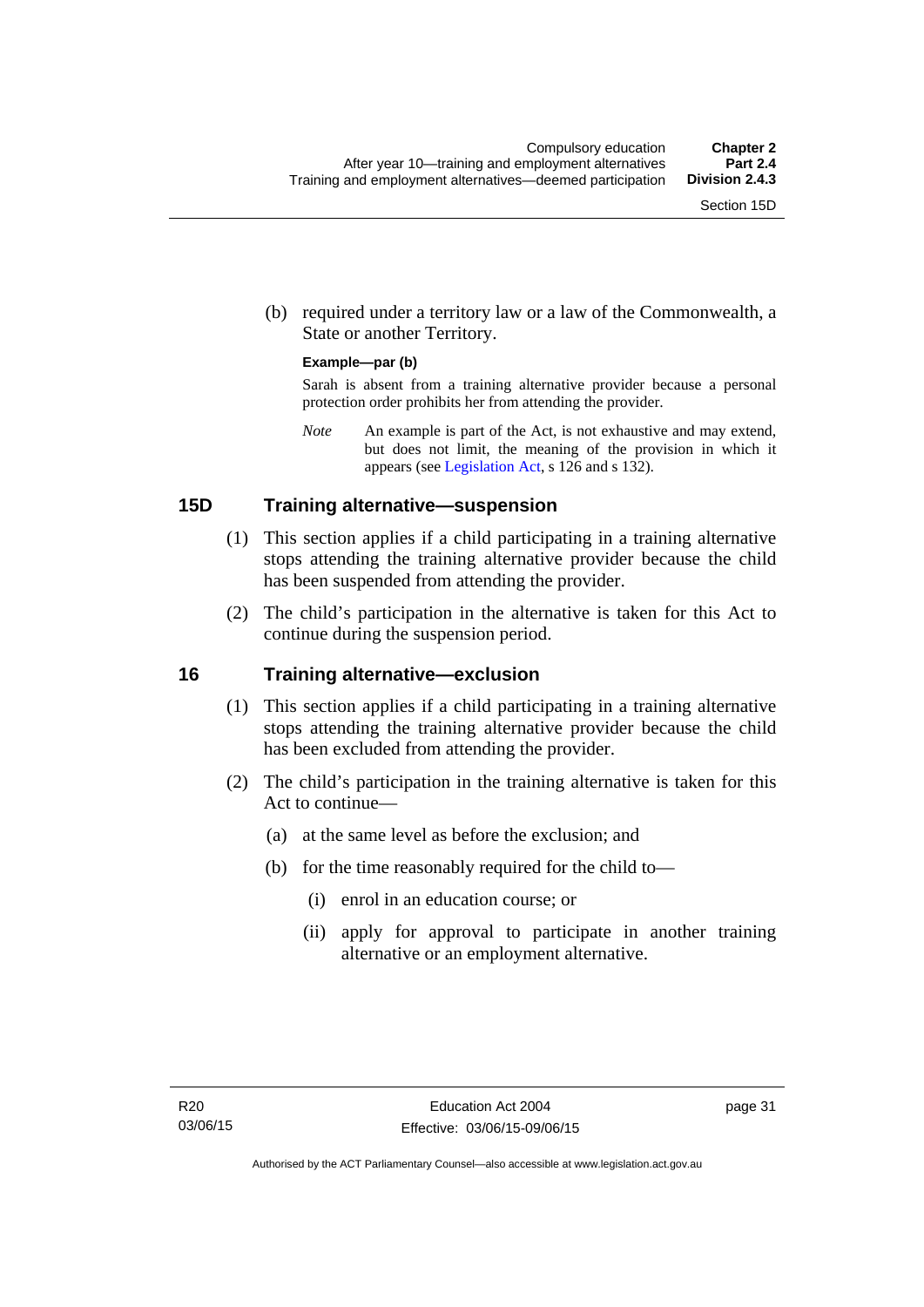(b) required under a territory law or a law of the Commonwealth, a State or another Territory.

**Example—par (b)**

Sarah is absent from a training alternative provider because a personal protection order prohibits her from attending the provider.

*Note* An example is part of the Act, is not exhaustive and may extend, but does not limit, the meaning of the provision in which it appears (see Legislation Act, s 126 and s 132).

## 15D Training alternative—suspension

(1) This section applies if a child participating in a training alternative stops attending the training alternative provider because the child has been suspended from attending the provider.

(2) The child's participation in the alternative is taken for this Act to continue during the suspension period.

## 16 Training alternative—exclusion

(1) This section applies if a child participating in a training alternative stops attending the training alternative provider because the child has been excluded from attending the provider.

(2) The child's participation in the training alternative is taken for this Act to continue—

(a) at the same level as before the exclusion; and

(b) for the time reasonably required for the child to—

(i) enrol in an education course; or

(ii) apply for approval to participate in another training alternative or an employment alternative.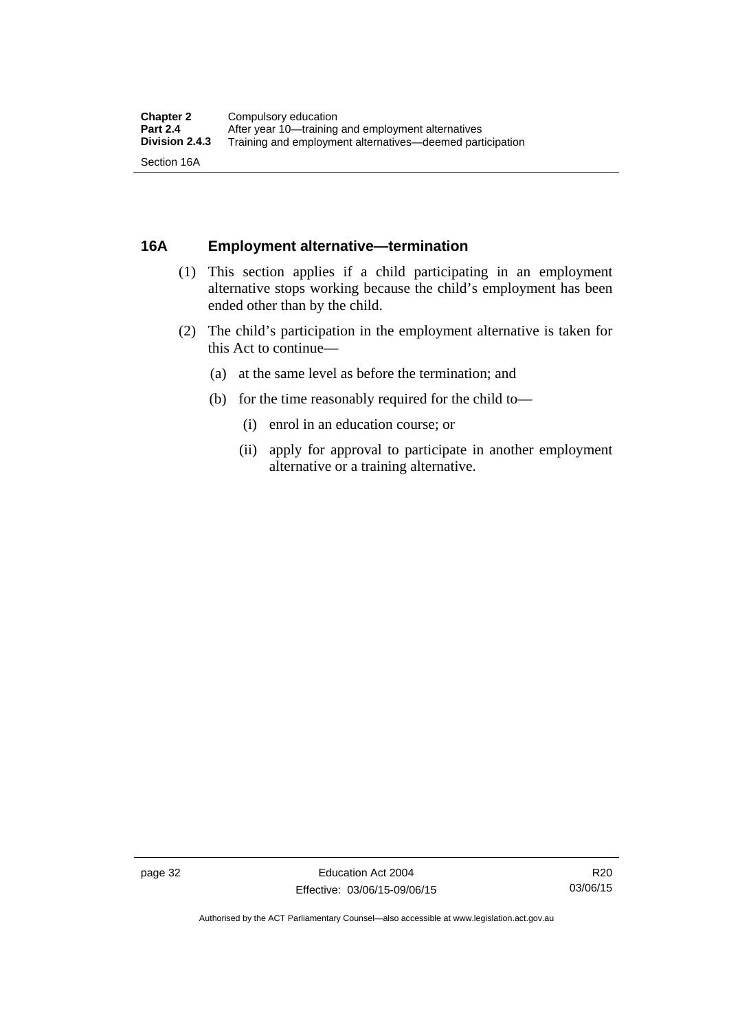## 16A Employment alternative—termination

(1) This section applies if a child participating in an employment alternative stops working because the child's employment has been ended other than by the child.

(2) The child's participation in the employment alternative is taken for this Act to continue—

(a) at the same level as before the termination; and

(b) for the time reasonably required for the child to—

(i) enrol in an education course; or

(ii) apply for approval to participate in another employment alternative or a training alternative.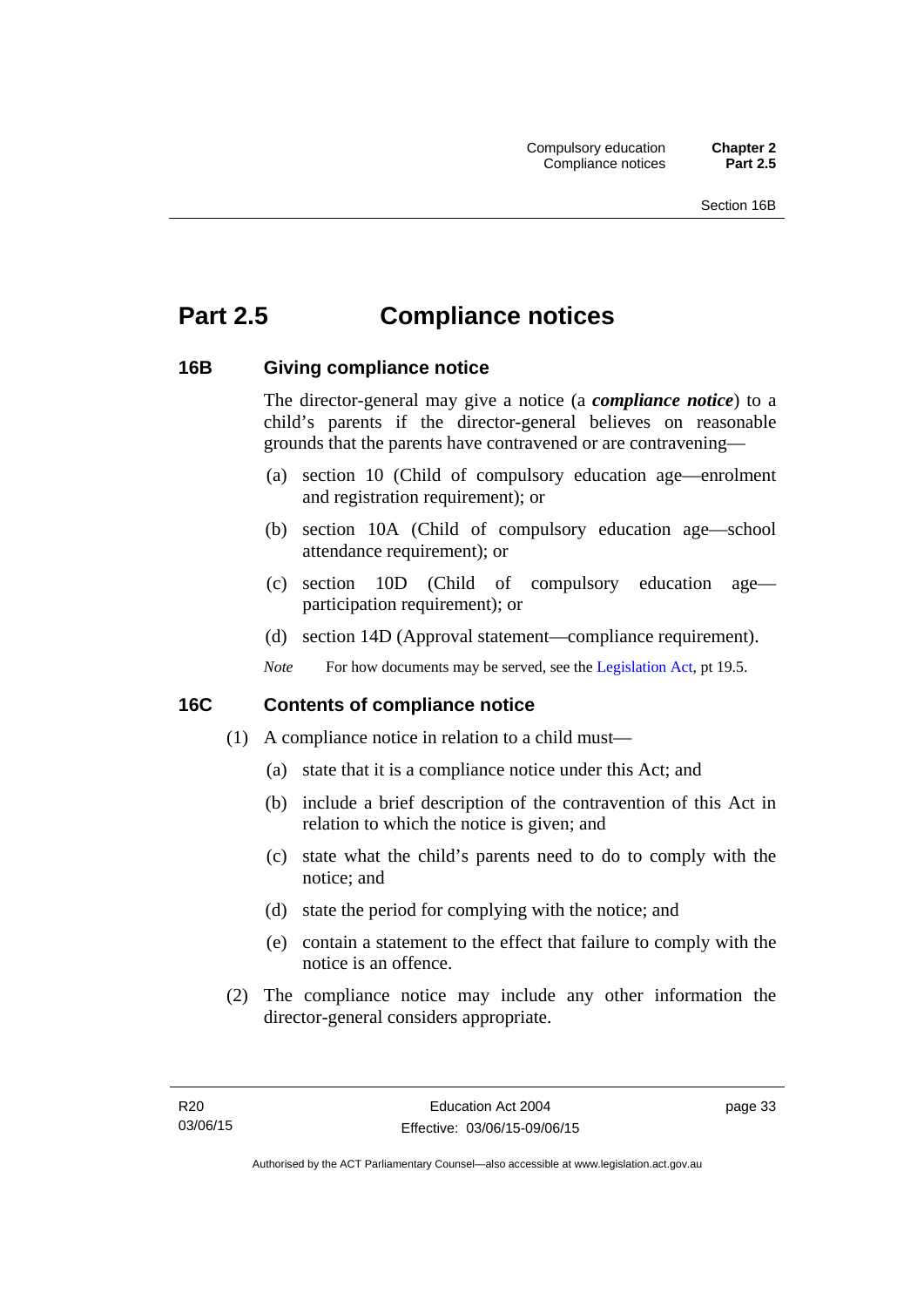# Part 2.5 Compliance notices

## 16B Giving compliance notice

The director-general may give a notice (a ***compliance notice***) to a child's parents if the director-general believes on reasonable grounds that the parents have contravened or are contravening—

(a) section 10 (Child of compulsory education age—enrolment and registration requirement); or

(b) section 10A (Child of compulsory education age—school attendance requirement); or

(c) section 10D (Child of compulsory education age—participation requirement); or

(d) section 14D (Approval statement—compliance requirement).

*Note* For how documents may be served, see the Legislation Act, pt 19.5.

## 16C Contents of compliance notice

(1) A compliance notice in relation to a child must—

(a) state that it is a compliance notice under this Act; and

(b) include a brief description of the contravention of this Act in relation to which the notice is given; and

(c) state what the child's parents need to do to comply with the notice; and

(d) state the period for complying with the notice; and

(e) contain a statement to the effect that failure to comply with the notice is an offence.

(2) The compliance notice may include any other information the director-general considers appropriate.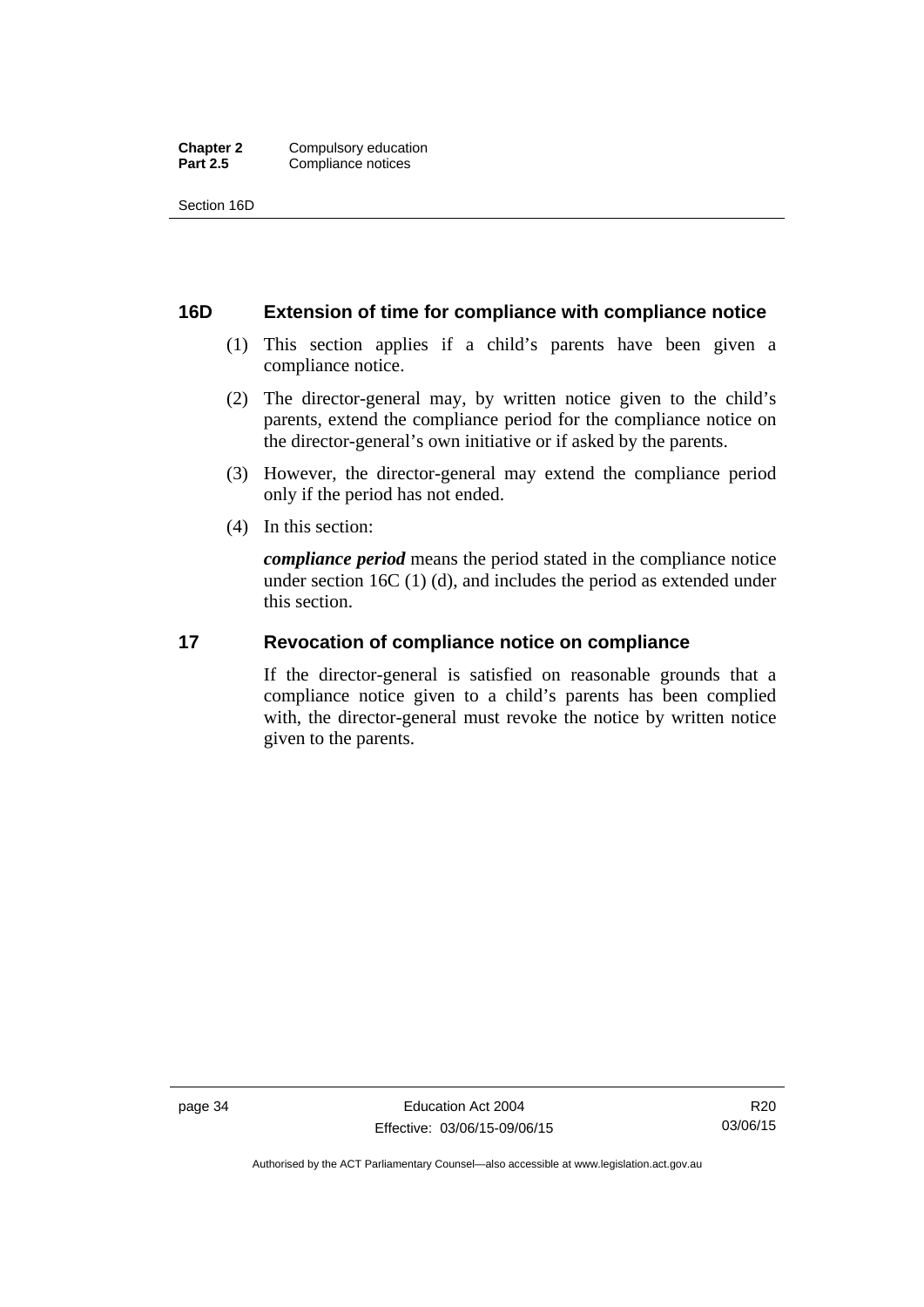## 16D Extension of time for compliance with compliance notice

(1) This section applies if a child's parents have been given a compliance notice.

(2) The director-general may, by written notice given to the child's parents, extend the compliance period for the compliance notice on the director-general's own initiative or if asked by the parents.

(3) However, the director-general may extend the compliance period only if the period has not ended.

(4) In this section:

***compliance period*** means the period stated in the compliance notice under section 16C (1) (d), and includes the period as extended under this section.

## 17 Revocation of compliance notice on compliance

If the director-general is satisfied on reasonable grounds that a compliance notice given to a child's parents has been complied with, the director-general must revoke the notice by written notice given to the parents.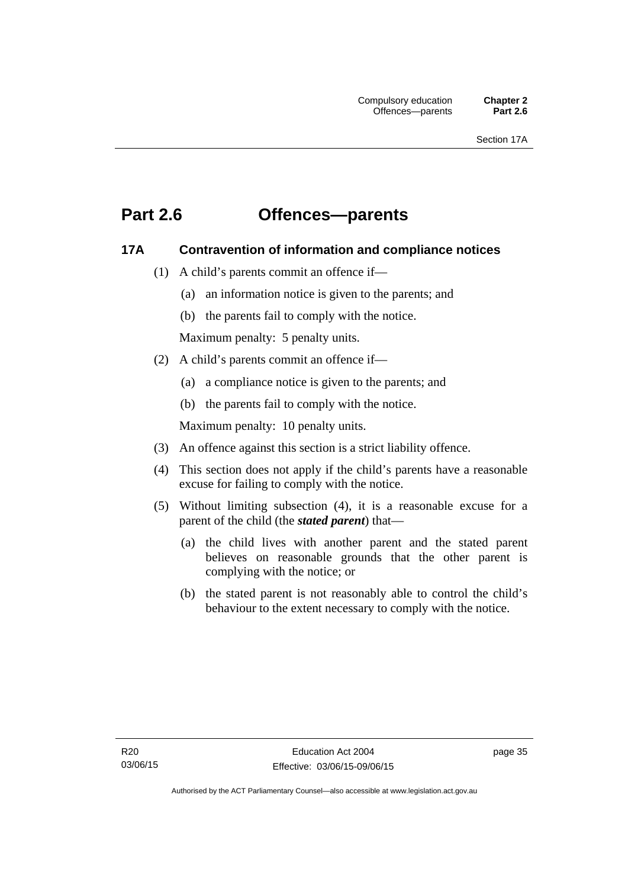# Part 2.6 Offences—parents

## 17A Contravention of information and compliance notices

(1) A child's parents commit an offence if—

(a) an information notice is given to the parents; and

(b) the parents fail to comply with the notice.

Maximum penalty: 5 penalty units.

(2) A child's parents commit an offence if—

(a) a compliance notice is given to the parents; and

(b) the parents fail to comply with the notice.

Maximum penalty: 10 penalty units.

(3) An offence against this section is a strict liability offence.

(4) This section does not apply if the child's parents have a reasonable excuse for failing to comply with the notice.

(5) Without limiting subsection (4), it is a reasonable excuse for a parent of the child (the ***stated parent***) that—

(a) the child lives with another parent and the stated parent believes on reasonable grounds that the other parent is complying with the notice; or

(b) the stated parent is not reasonably able to control the child's behaviour to the extent necessary to comply with the notice.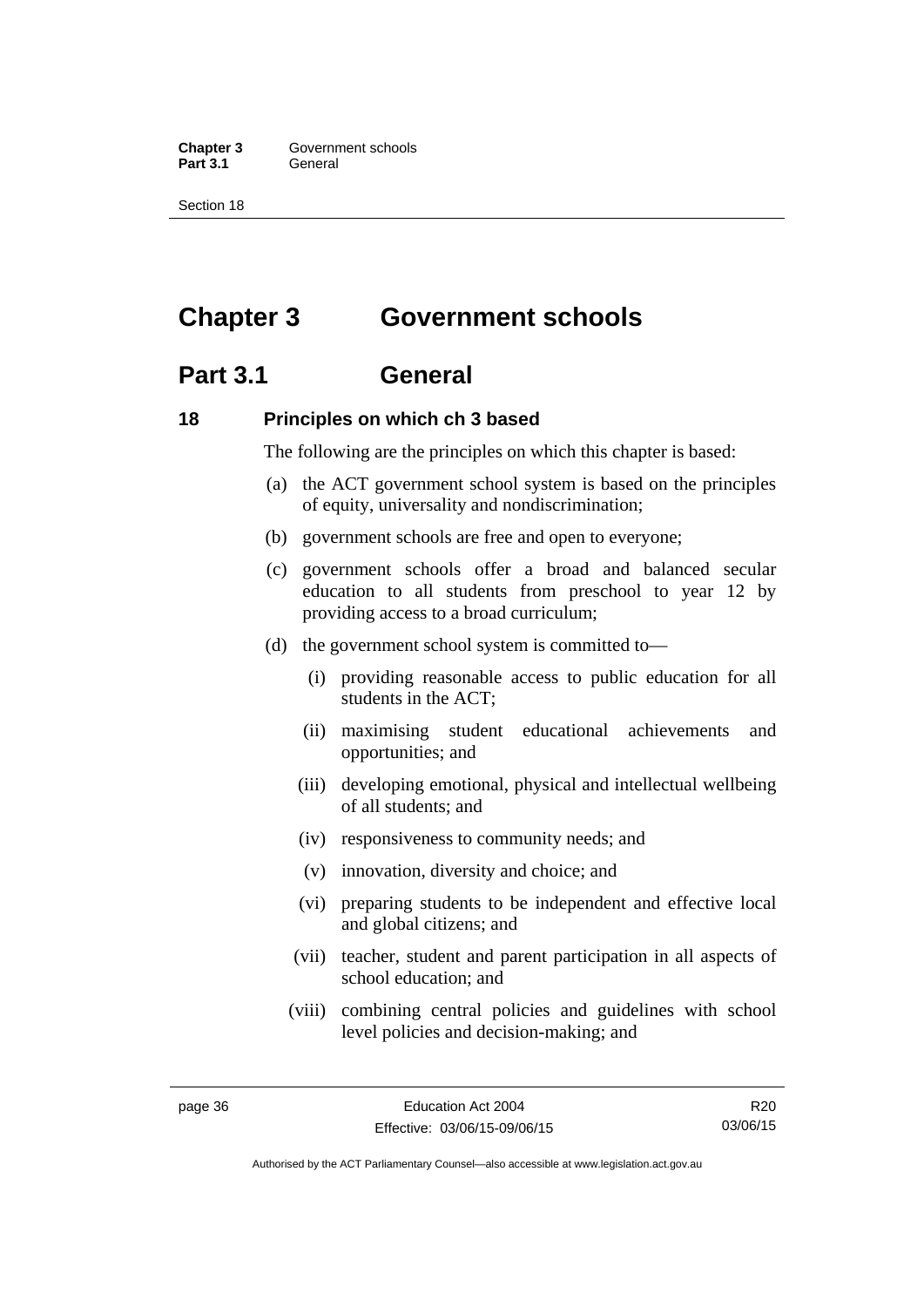# Chapter 3 Government schools

## Part 3.1 General

### 18 Principles on which ch 3 based

The following are the principles on which this chapter is based:

(a) the ACT government school system is based on the principles of equity, universality and nondiscrimination;

(b) government schools are free and open to everyone;

(c) government schools offer a broad and balanced secular education to all students from preschool to year 12 by providing access to a broad curriculum;

(d) the government school system is committed to—

 (i) providing reasonable access to public education for all students in the ACT;

 (ii) maximising student educational achievements and opportunities; and

 (iii) developing emotional, physical and intellectual wellbeing of all students; and

 (iv) responsiveness to community needs; and

 (v) innovation, diversity and choice; and

 (vi) preparing students to be independent and effective local and global citizens; and

 (vii) teacher, student and parent participation in all aspects of school education; and

 (viii) combining central policies and guidelines with school level policies and decision-making; and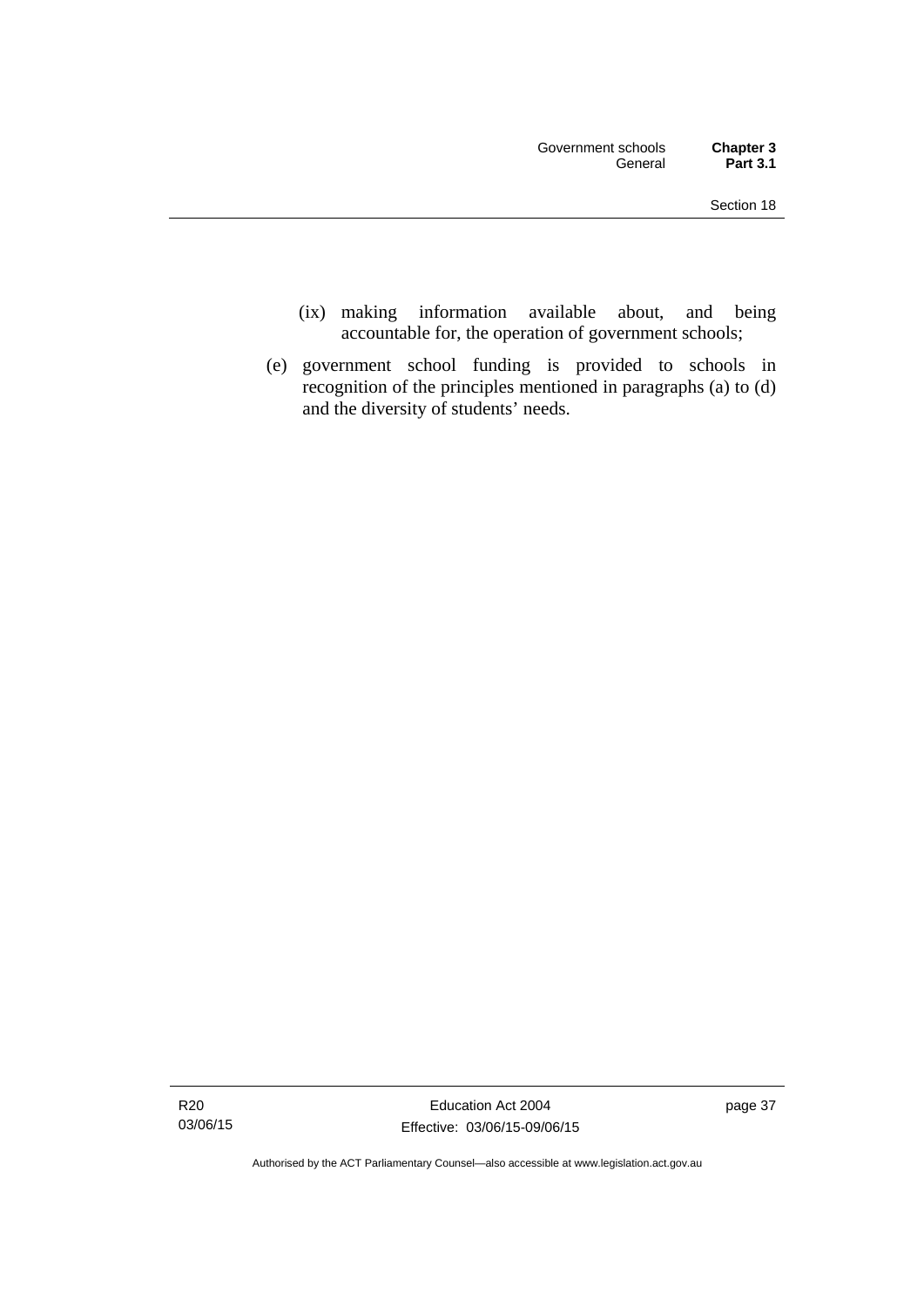(ix) making information available about, and being accountable for, the operation of government schools;

(e) government school funding is provided to schools in recognition of the principles mentioned in paragraphs (a) to (d) and the diversity of students' needs.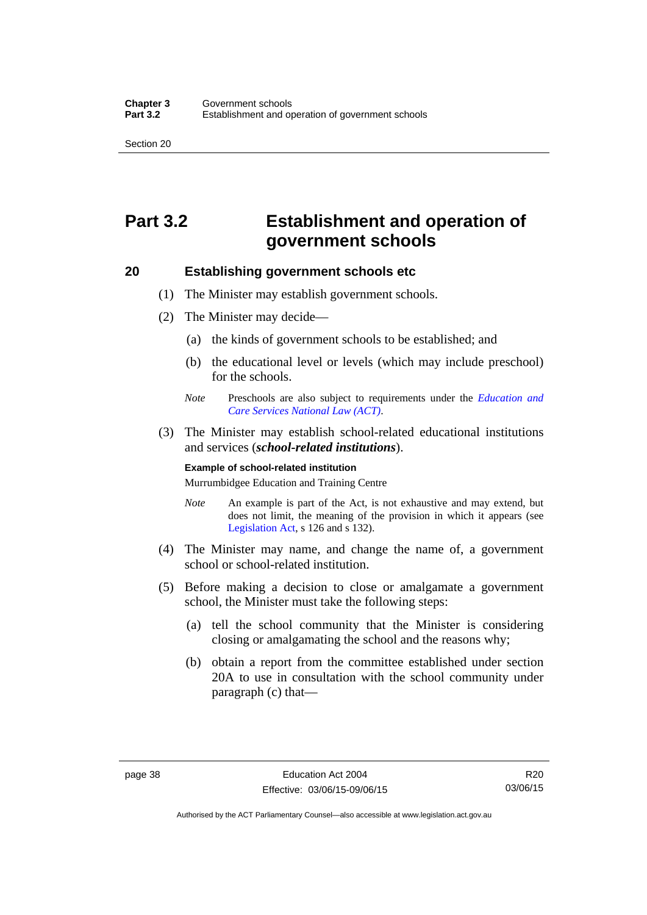# Part 3.2 Establishment and operation of government schools

## 20 Establishing government schools etc

(1) The Minister may establish government schools.

(2) The Minister may decide—

(a) the kinds of government schools to be established; and

(b) the educational level or levels (which may include preschool) for the schools.

*Note* Preschools are also subject to requirements under the *Education and Care Services National Law (ACT)*.

(3) The Minister may establish school-related educational institutions and services (***school-related institutions***).

**Example of school-related institution**

Murrumbidgee Education and Training Centre

*Note* An example is part of the Act, is not exhaustive and may extend, but does not limit, the meaning of the provision in which it appears (see Legislation Act, s 126 and s 132).

(4) The Minister may name, and change the name of, a government school or school-related institution.

(5) Before making a decision to close or amalgamate a government school, the Minister must take the following steps:

(a) tell the school community that the Minister is considering closing or amalgamating the school and the reasons why;

(b) obtain a report from the committee established under section 20A to use in consultation with the school community under paragraph (c) that—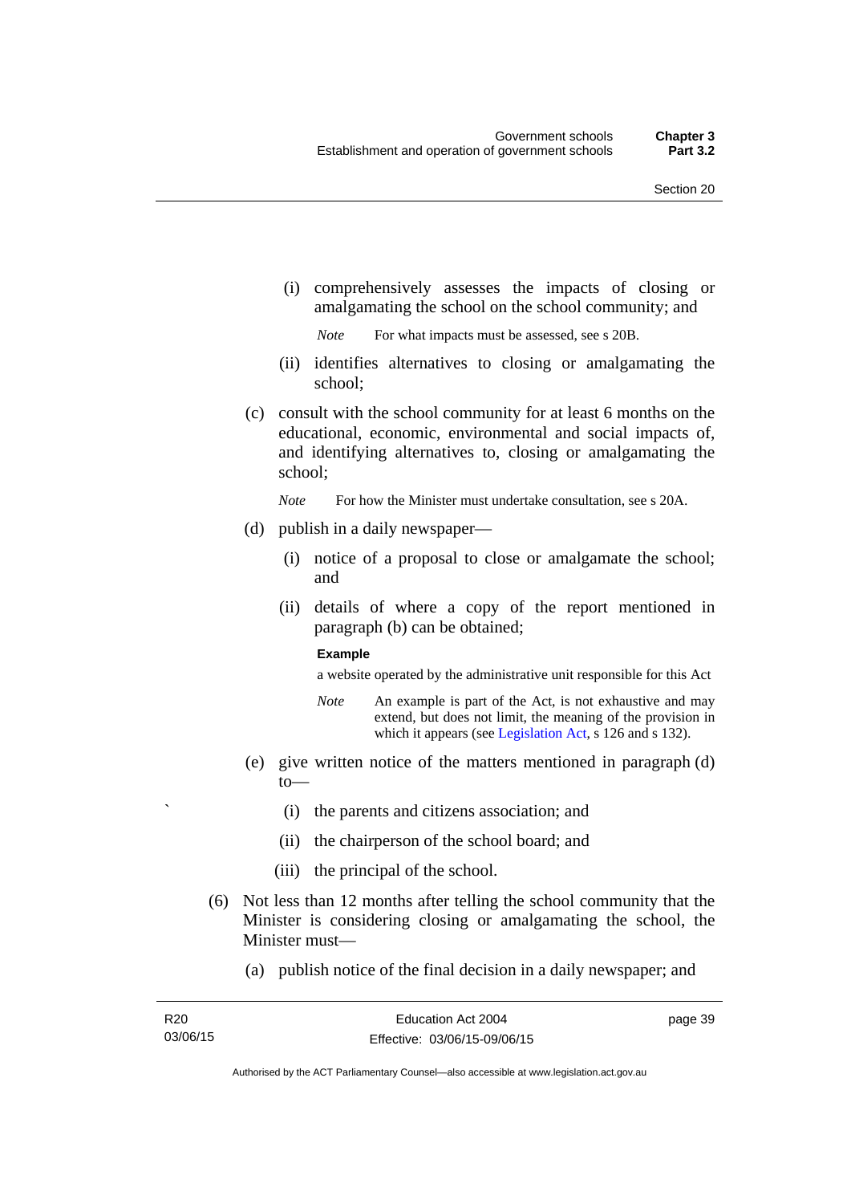(i) comprehensively assesses the impacts of closing or amalgamating the school on the school community; and

*Note* For what impacts must be assessed, see s 20B.

(ii) identifies alternatives to closing or amalgamating the school;

(c) consult with the school community for at least 6 months on the educational, economic, environmental and social impacts of, and identifying alternatives to, closing or amalgamating the school;

*Note* For how the Minister must undertake consultation, see s 20A.

(d) publish in a daily newspaper—

(i) notice of a proposal to close or amalgamate the school; and

(ii) details of where a copy of the report mentioned in paragraph (b) can be obtained;

**Example**

a website operated by the administrative unit responsible for this Act

*Note* An example is part of the Act, is not exhaustive and may extend, but does not limit, the meaning of the provision in which it appears (see Legislation Act, s 126 and s 132).

(e) give written notice of the matters mentioned in paragraph (d) to—

(i) the parents and citizens association; and

(ii) the chairperson of the school board; and

(iii) the principal of the school.

(6) Not less than 12 months after telling the school community that the Minister is considering closing or amalgamating the school, the Minister must—

(a) publish notice of the final decision in a daily newspaper; and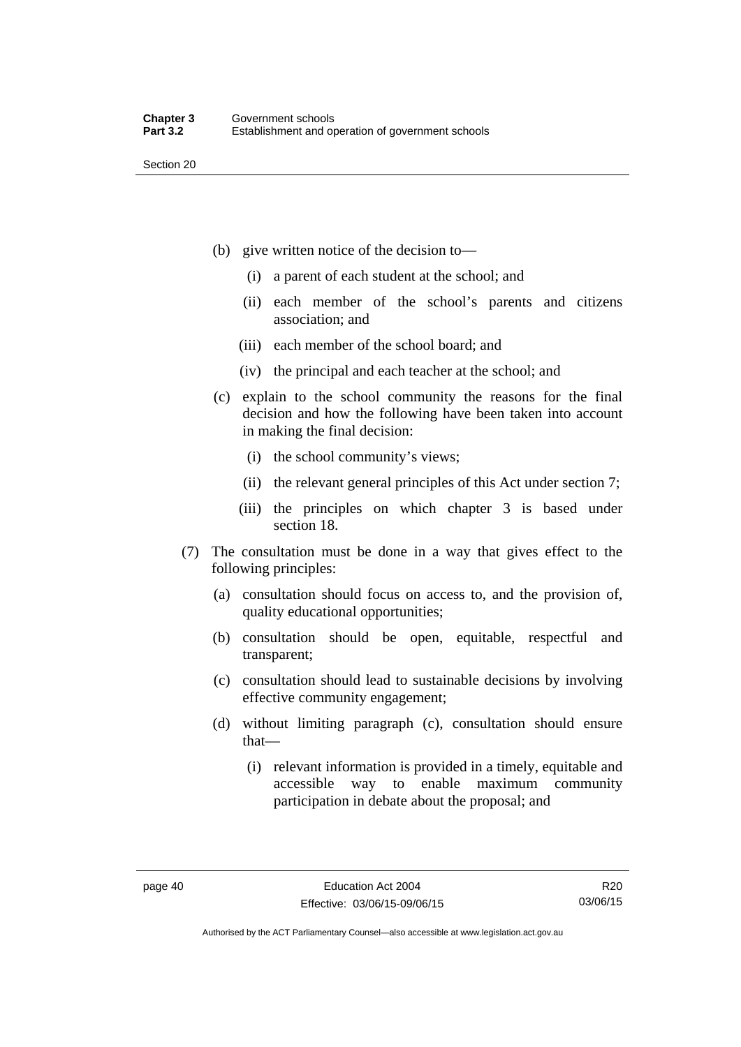(b) give written notice of the decision to—

   (i) a parent of each student at the school; and

   (ii) each member of the school's parents and citizens association; and

   (iii) each member of the school board; and

   (iv) the principal and each teacher at the school; and

(c) explain to the school community the reasons for the final decision and how the following have been taken into account in making the final decision:

   (i) the school community's views;

   (ii) the relevant general principles of this Act under section 7;

   (iii) the principles on which chapter 3 is based under section 18.

(7) The consultation must be done in a way that gives effect to the following principles:

   (a) consultation should focus on access to, and the provision of, quality educational opportunities;

   (b) consultation should be open, equitable, respectful and transparent;

   (c) consultation should lead to sustainable decisions by involving effective community engagement;

   (d) without limiting paragraph (c), consultation should ensure that—

      (i) relevant information is provided in a timely, equitable and accessible way to enable maximum community participation in debate about the proposal; and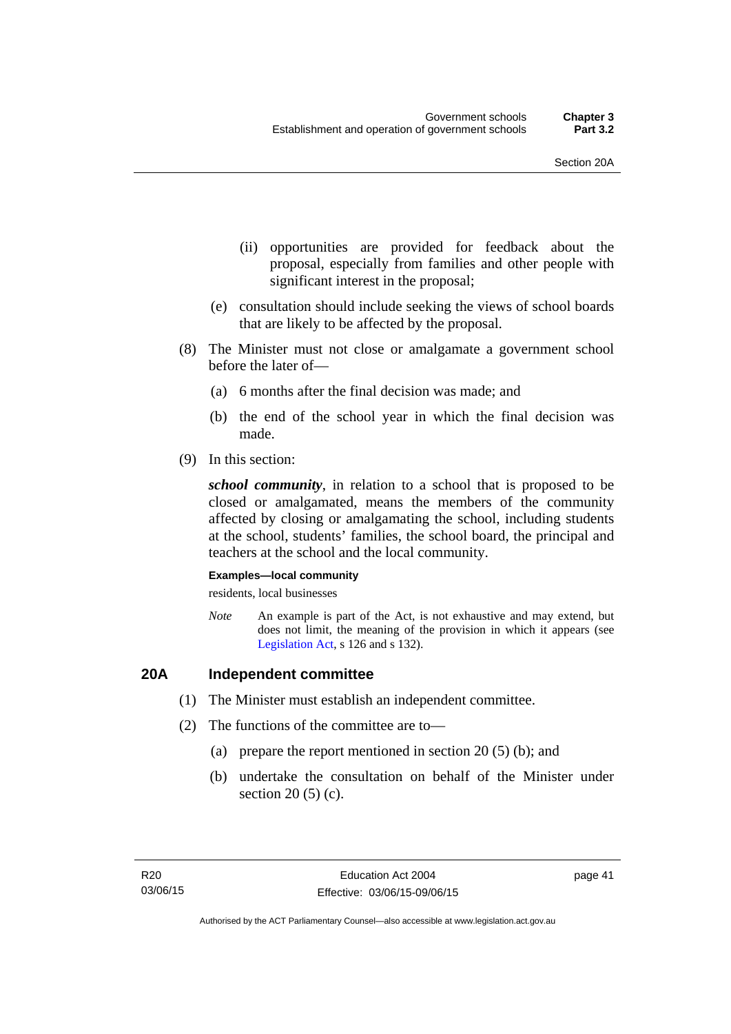(ii) opportunities are provided for feedback about the proposal, especially from families and other people with significant interest in the proposal;

(e) consultation should include seeking the views of school boards that are likely to be affected by the proposal.

(8) The Minister must not close or amalgamate a government school before the later of—

(a) 6 months after the final decision was made; and

(b) the end of the school year in which the final decision was made.

(9) In this section:

***school community***, in relation to a school that is proposed to be closed or amalgamated, means the members of the community affected by closing or amalgamating the school, including students at the school, students' families, the school board, the principal and teachers at the school and the local community.

**Examples—local community**

residents, local businesses

*Note* An example is part of the Act, is not exhaustive and may extend, but does not limit, the meaning of the provision in which it appears (see Legislation Act, s 126 and s 132).

## 20A Independent committee

(1) The Minister must establish an independent committee.

(2) The functions of the committee are to—

(a) prepare the report mentioned in section 20 (5) (b); and

(b) undertake the consultation on behalf of the Minister under section 20 (5) (c).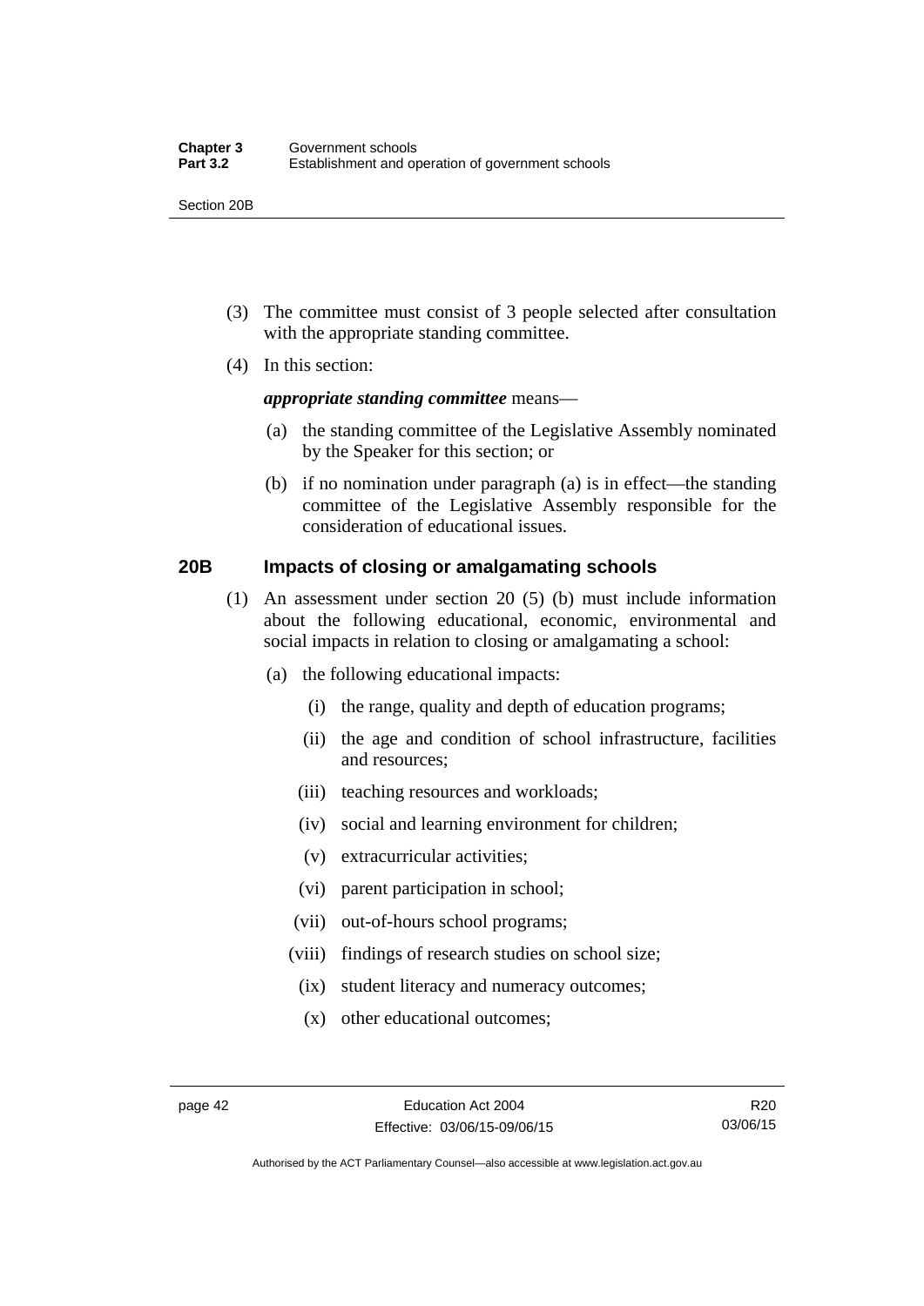(3) The committee must consist of 3 people selected after consultation with the appropriate standing committee.

(4) In this section:

***appropriate standing committee*** means—

(a) the standing committee of the Legislative Assembly nominated by the Speaker for this section; or

(b) if no nomination under paragraph (a) is in effect—the standing committee of the Legislative Assembly responsible for the consideration of educational issues.

### 20B Impacts of closing or amalgamating schools

(1) An assessment under section 20 (5) (b) must include information about the following educational, economic, environmental and social impacts in relation to closing or amalgamating a school:

(a) the following educational impacts:

(i) the range, quality and depth of education programs;

(ii) the age and condition of school infrastructure, facilities and resources;

(iii) teaching resources and workloads;

(iv) social and learning environment for children;

(v) extracurricular activities;

(vi) parent participation in school;

(vii) out-of-hours school programs;

(viii) findings of research studies on school size;

(ix) student literacy and numeracy outcomes;

(x) other educational outcomes;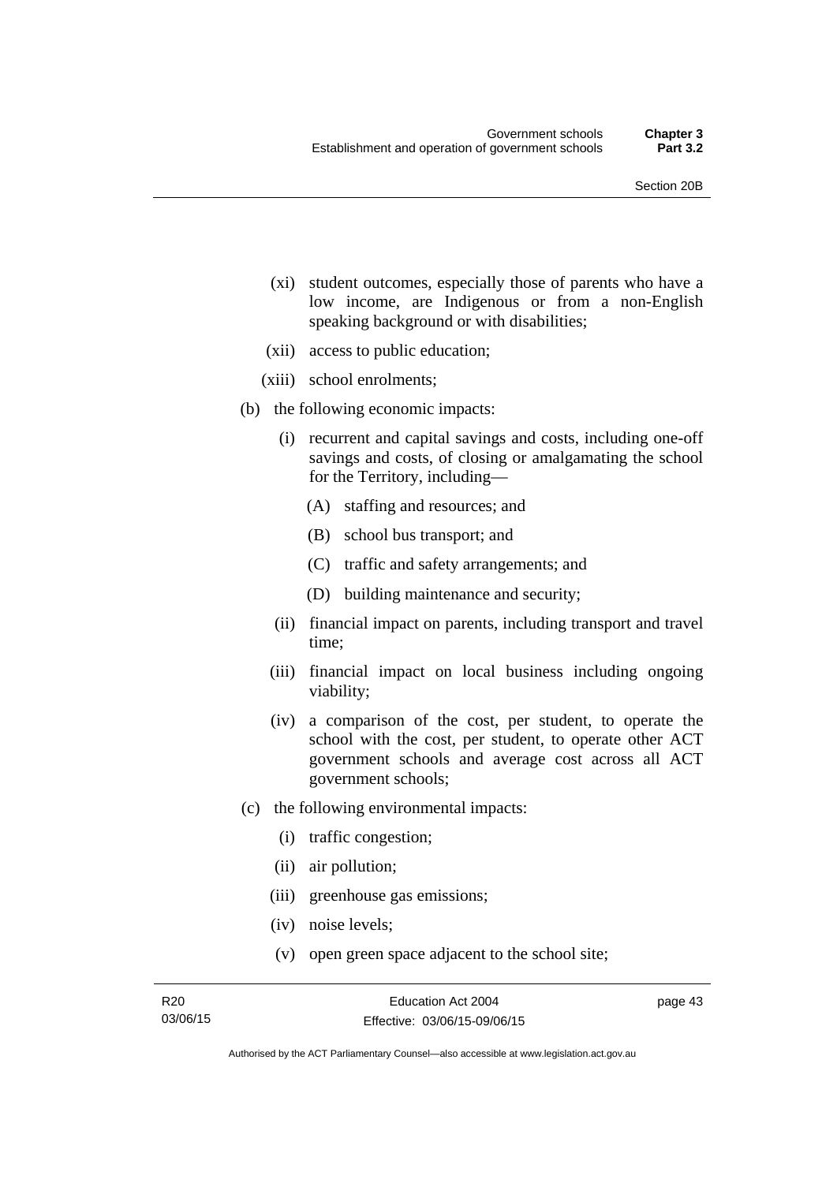(xi) student outcomes, especially those of parents who have a low income, are Indigenous or from a non-English speaking background or with disabilities;

(xii) access to public education;

(xiii) school enrolments;

(b) the following economic impacts:

(i) recurrent and capital savings and costs, including one-off savings and costs, of closing or amalgamating the school for the Territory, including—

(A) staffing and resources; and

(B) school bus transport; and

(C) traffic and safety arrangements; and

(D) building maintenance and security;

(ii) financial impact on parents, including transport and travel time;

(iii) financial impact on local business including ongoing viability;

(iv) a comparison of the cost, per student, to operate the school with the cost, per student, to operate other ACT government schools and average cost across all ACT government schools;

(c) the following environmental impacts:

(i) traffic congestion;

(ii) air pollution;

(iii) greenhouse gas emissions;

(iv) noise levels;

(v) open green space adjacent to the school site;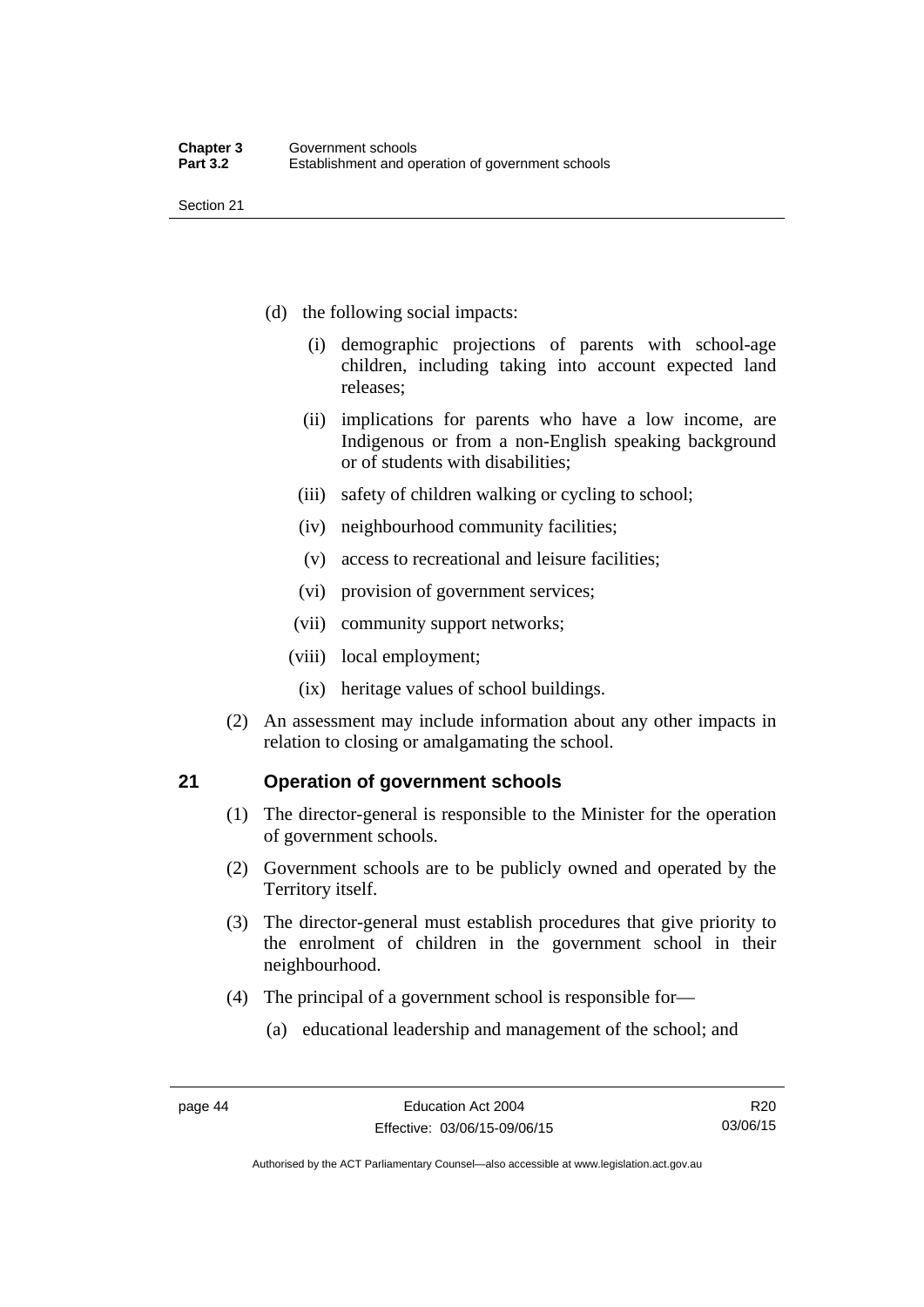(d) the following social impacts:

(i) demographic projections of parents with school-age children, including taking into account expected land releases;

(ii) implications for parents who have a low income, are Indigenous or from a non-English speaking background or of students with disabilities;

(iii) safety of children walking or cycling to school;

(iv) neighbourhood community facilities;

(v) access to recreational and leisure facilities;

(vi) provision of government services;

(vii) community support networks;

(viii) local employment;

(ix) heritage values of school buildings.

(2) An assessment may include information about any other impacts in relation to closing or amalgamating the school.

## 21 Operation of government schools

(1) The director-general is responsible to the Minister for the operation of government schools.

(2) Government schools are to be publicly owned and operated by the Territory itself.

(3) The director-general must establish procedures that give priority to the enrolment of children in the government school in their neighbourhood.

(4) The principal of a government school is responsible for—

(a) educational leadership and management of the school; and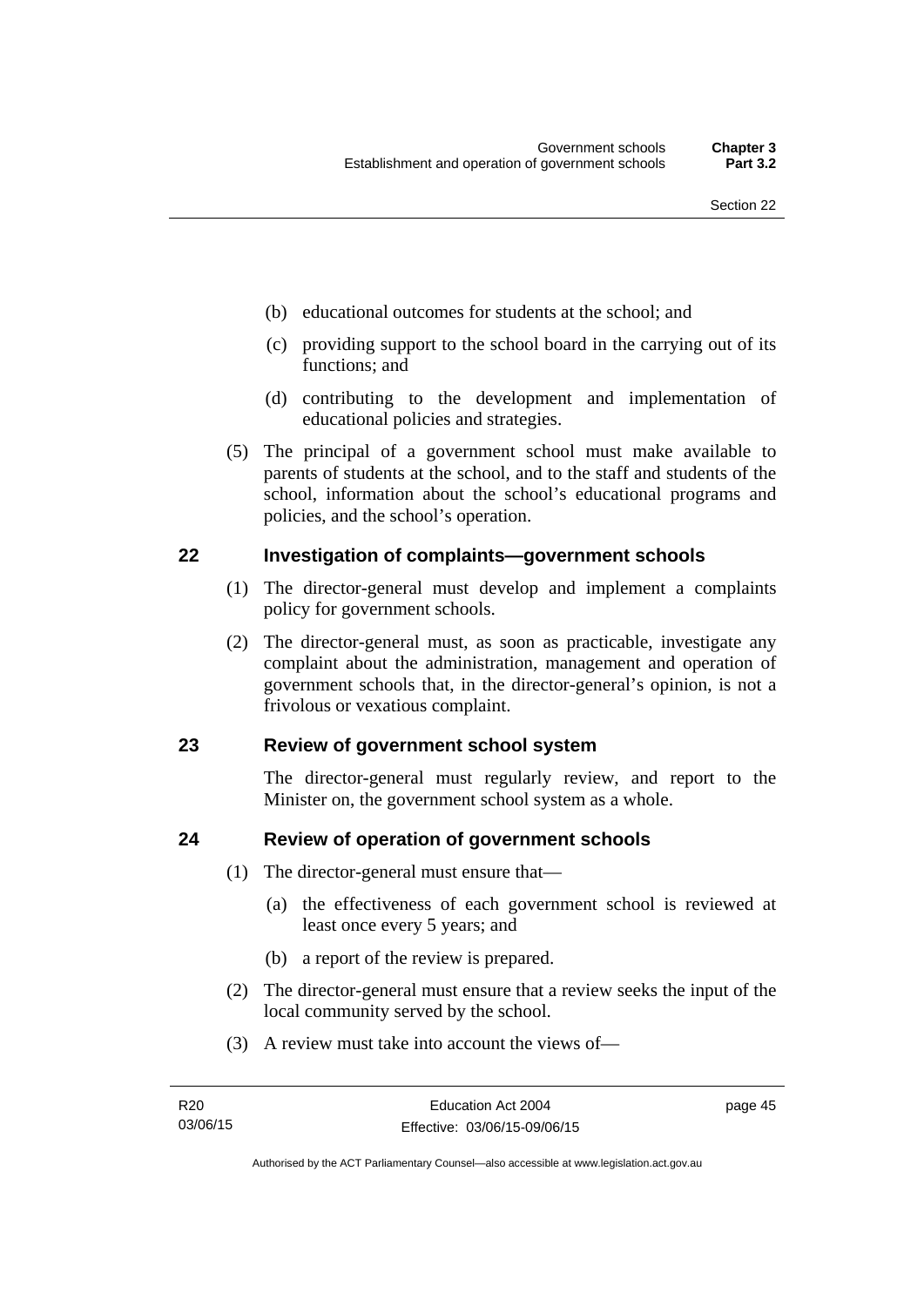(b) educational outcomes for students at the school; and

(c) providing support to the school board in the carrying out of its functions; and

(d) contributing to the development and implementation of educational policies and strategies.

(5) The principal of a government school must make available to parents of students at the school, and to the staff and students of the school, information about the school's educational programs and policies, and the school's operation.

## 22 Investigation of complaints—government schools

(1) The director-general must develop and implement a complaints policy for government schools.

(2) The director-general must, as soon as practicable, investigate any complaint about the administration, management and operation of government schools that, in the director-general's opinion, is not a frivolous or vexatious complaint.

## 23 Review of government school system

The director-general must regularly review, and report to the Minister on, the government school system as a whole.

## 24 Review of operation of government schools

(1) The director-general must ensure that—

(a) the effectiveness of each government school is reviewed at least once every 5 years; and

(b) a report of the review is prepared.

(2) The director-general must ensure that a review seeks the input of the local community served by the school.

(3) A review must take into account the views of—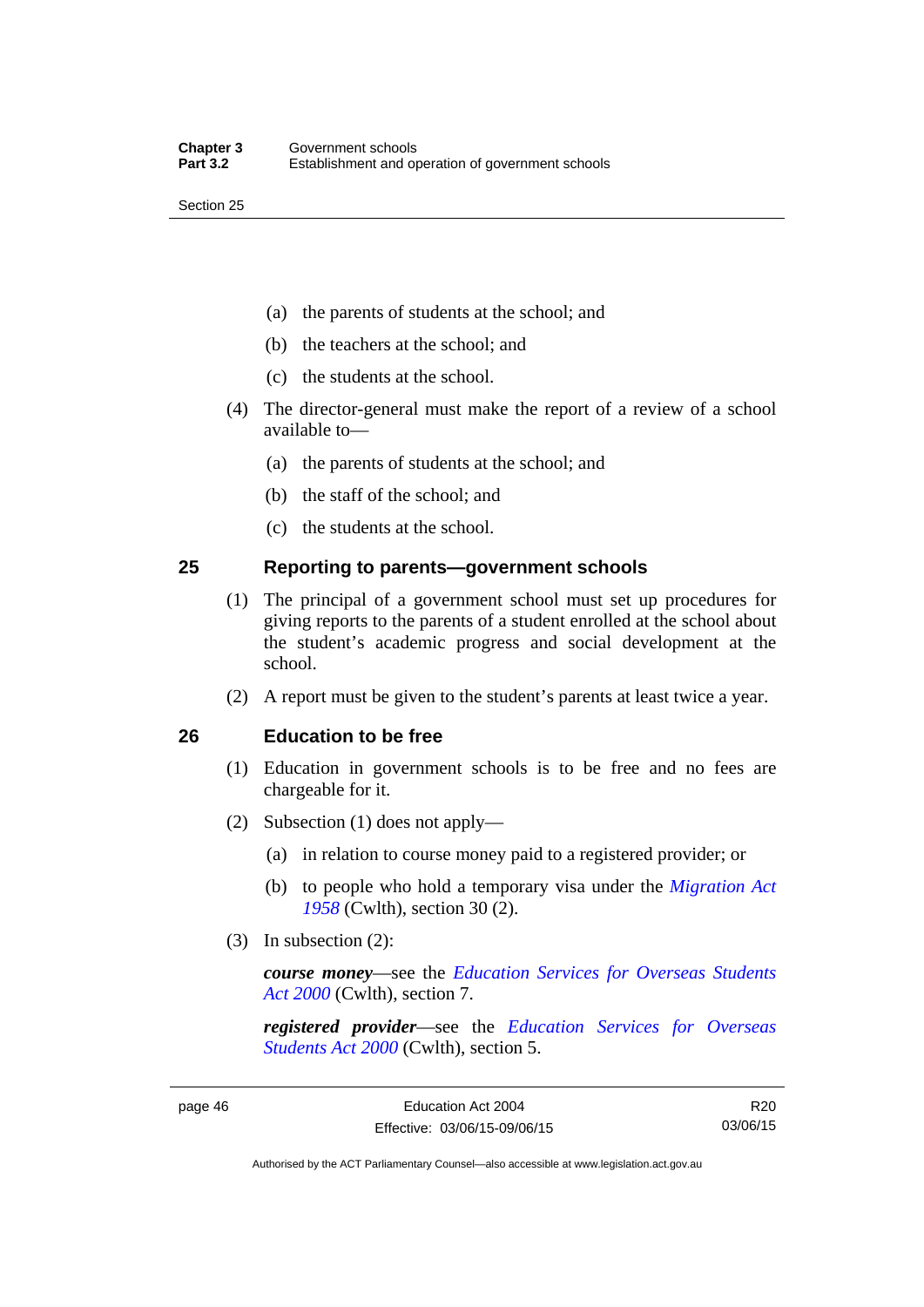(a) the parents of students at the school; and

(b) the teachers at the school; and

(c) the students at the school.

(4) The director-general must make the report of a review of a school available to—

(a) the parents of students at the school; and

(b) the staff of the school; and

(c) the students at the school.

## 25 Reporting to parents—government schools

(1) The principal of a government school must set up procedures for giving reports to the parents of a student enrolled at the school about the student's academic progress and social development at the school.

(2) A report must be given to the student's parents at least twice a year.

## 26 Education to be free

(1) Education in government schools is to be free and no fees are chargeable for it.

(2) Subsection (1) does not apply—

(a) in relation to course money paid to a registered provider; or

(b) to people who hold a temporary visa under the *Migration Act 1958* (Cwlth), section 30 (2).

(3) In subsection (2):

***course money***—see the *Education Services for Overseas Students Act 2000* (Cwlth), section 7.

***registered provider***—see the *Education Services for Overseas Students Act 2000* (Cwlth), section 5.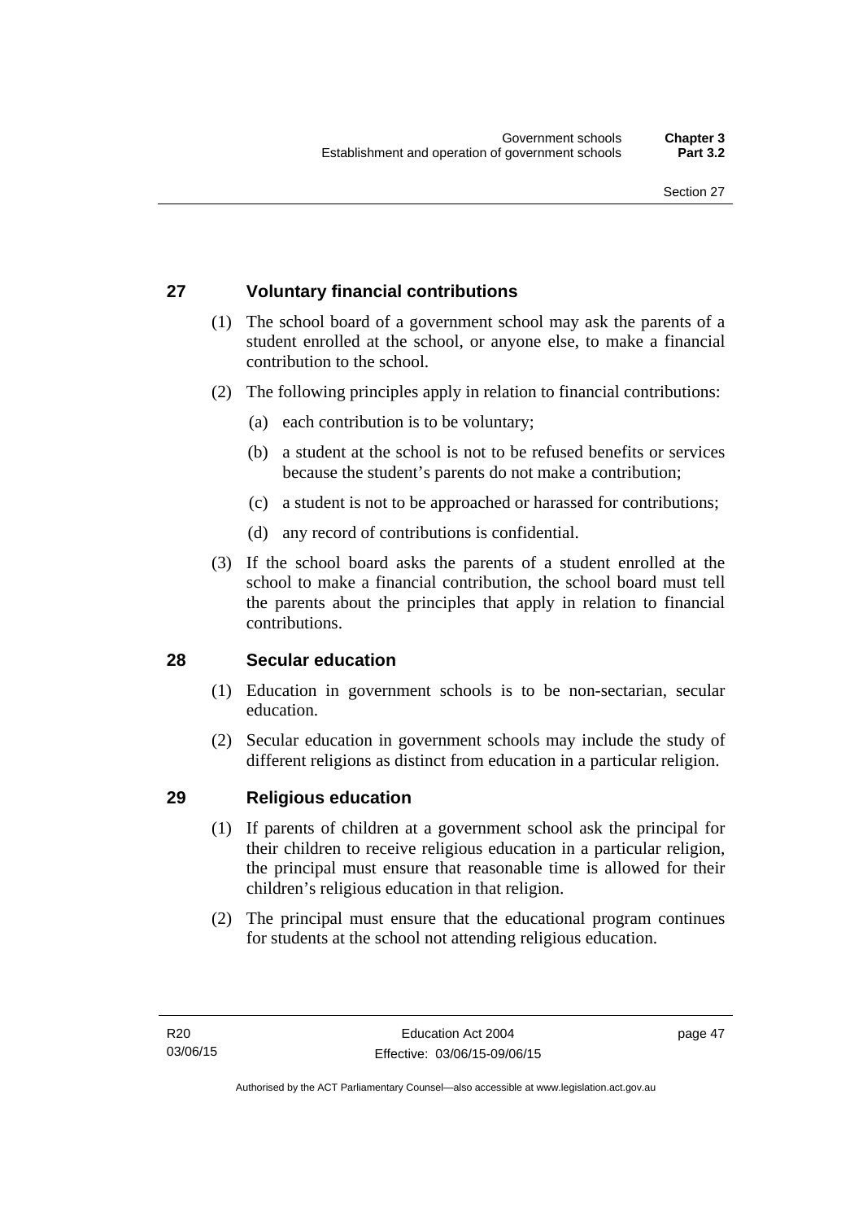## 27 Voluntary financial contributions

(1) The school board of a government school may ask the parents of a student enrolled at the school, or anyone else, to make a financial contribution to the school.

(2) The following principles apply in relation to financial contributions:

(a) each contribution is to be voluntary;

(b) a student at the school is not to be refused benefits or services because the student's parents do not make a contribution;

(c) a student is not to be approached or harassed for contributions;

(d) any record of contributions is confidential.

(3) If the school board asks the parents of a student enrolled at the school to make a financial contribution, the school board must tell the parents about the principles that apply in relation to financial contributions.

## 28 Secular education

(1) Education in government schools is to be non-sectarian, secular education.

(2) Secular education in government schools may include the study of different religions as distinct from education in a particular religion.

## 29 Religious education

(1) If parents of children at a government school ask the principal for their children to receive religious education in a particular religion, the principal must ensure that reasonable time is allowed for their children's religious education in that religion.

(2) The principal must ensure that the educational program continues for students at the school not attending religious education.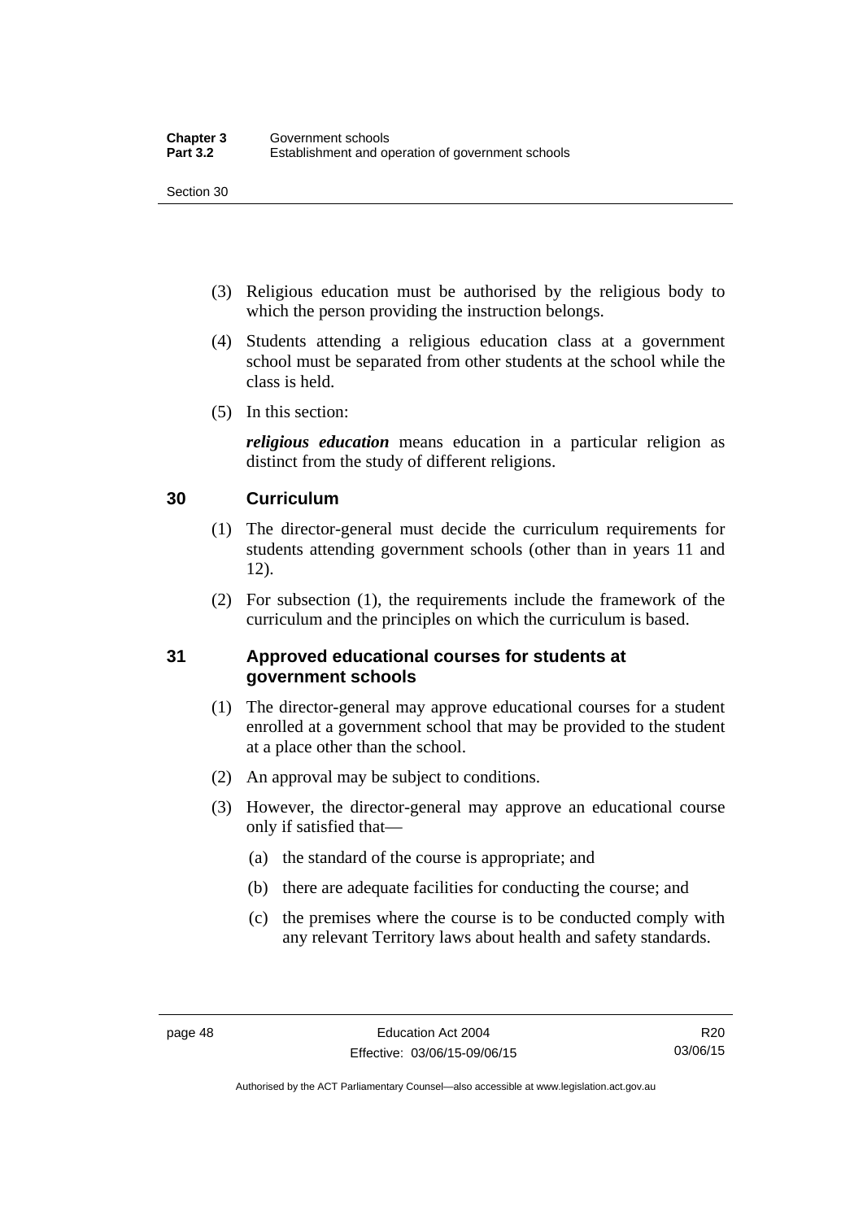(3) Religious education must be authorised by the religious body to which the person providing the instruction belongs.

(4) Students attending a religious education class at a government school must be separated from other students at the school while the class is held.

(5) In this section:

***religious education*** means education in a particular religion as distinct from the study of different religions.

## 30 Curriculum

(1) The director-general must decide the curriculum requirements for students attending government schools (other than in years 11 and 12).

(2) For subsection (1), the requirements include the framework of the curriculum and the principles on which the curriculum is based.

## 31 Approved educational courses for students at government schools

(1) The director-general may approve educational courses for a student enrolled at a government school that may be provided to the student at a place other than the school.

(2) An approval may be subject to conditions.

(3) However, the director-general may approve an educational course only if satisfied that—

(a) the standard of the course is appropriate; and

(b) there are adequate facilities for conducting the course; and

(c) the premises where the course is to be conducted comply with any relevant Territory laws about health and safety standards.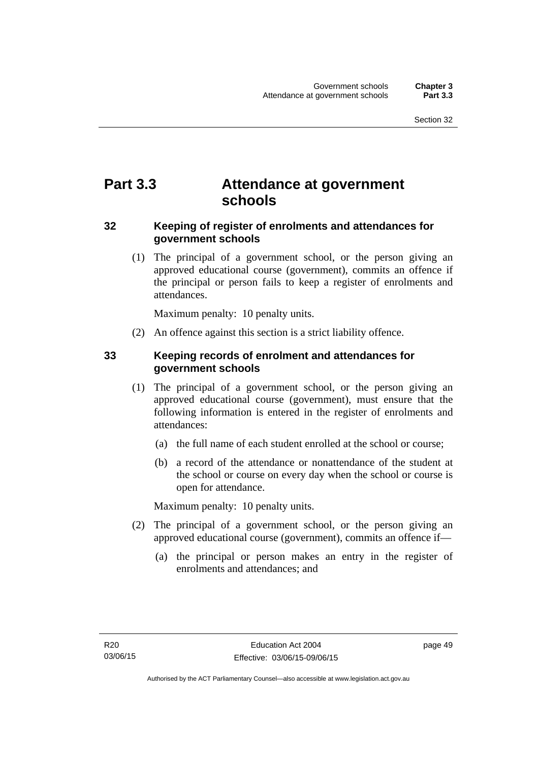# Part 3.3 Attendance at government schools

### 32 Keeping of register of enrolments and attendances for government schools

(1) The principal of a government school, or the person giving an approved educational course (government), commits an offence if the principal or person fails to keep a register of enrolments and attendances.

Maximum penalty: 10 penalty units.

(2) An offence against this section is a strict liability offence.

### 33 Keeping records of enrolment and attendances for government schools

(1) The principal of a government school, or the person giving an approved educational course (government), must ensure that the following information is entered in the register of enrolments and attendances:

(a) the full name of each student enrolled at the school or course;

(b) a record of the attendance or nonattendance of the student at the school or course on every day when the school or course is open for attendance.

Maximum penalty: 10 penalty units.

(2) The principal of a government school, or the person giving an approved educational course (government), commits an offence if—

(a) the principal or person makes an entry in the register of enrolments and attendances; and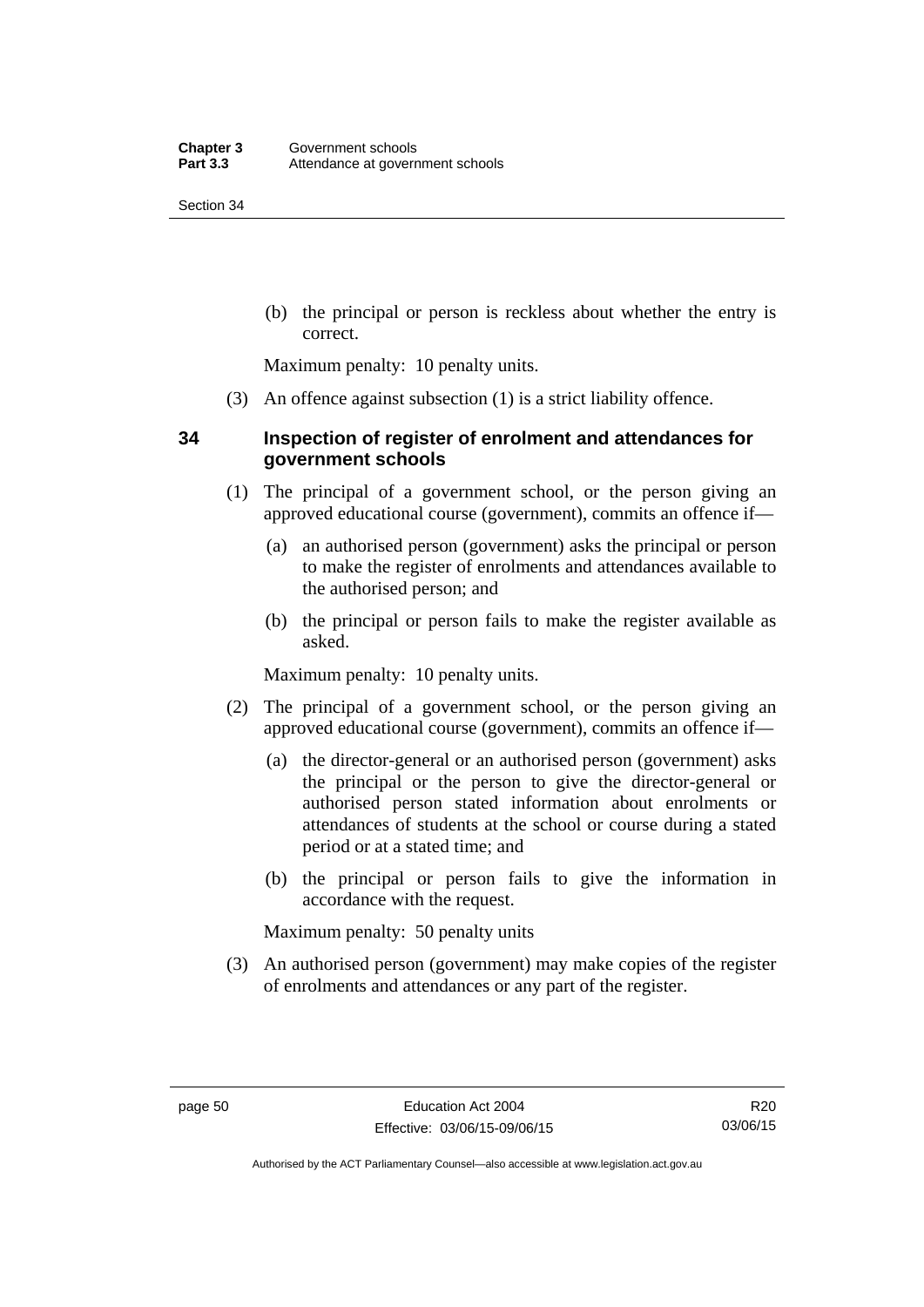(b) the principal or person is reckless about whether the entry is correct.

Maximum penalty: 10 penalty units.

(3) An offence against subsection (1) is a strict liability offence.

## 34 Inspection of register of enrolment and attendances for government schools

(1) The principal of a government school, or the person giving an approved educational course (government), commits an offence if—

(a) an authorised person (government) asks the principal or person to make the register of enrolments and attendances available to the authorised person; and

(b) the principal or person fails to make the register available as asked.

Maximum penalty: 10 penalty units.

(2) The principal of a government school, or the person giving an approved educational course (government), commits an offence if—

(a) the director-general or an authorised person (government) asks the principal or the person to give the director-general or authorised person stated information about enrolments or attendances of students at the school or course during a stated period or at a stated time; and

(b) the principal or person fails to give the information in accordance with the request.

Maximum penalty: 50 penalty units

(3) An authorised person (government) may make copies of the register of enrolments and attendances or any part of the register.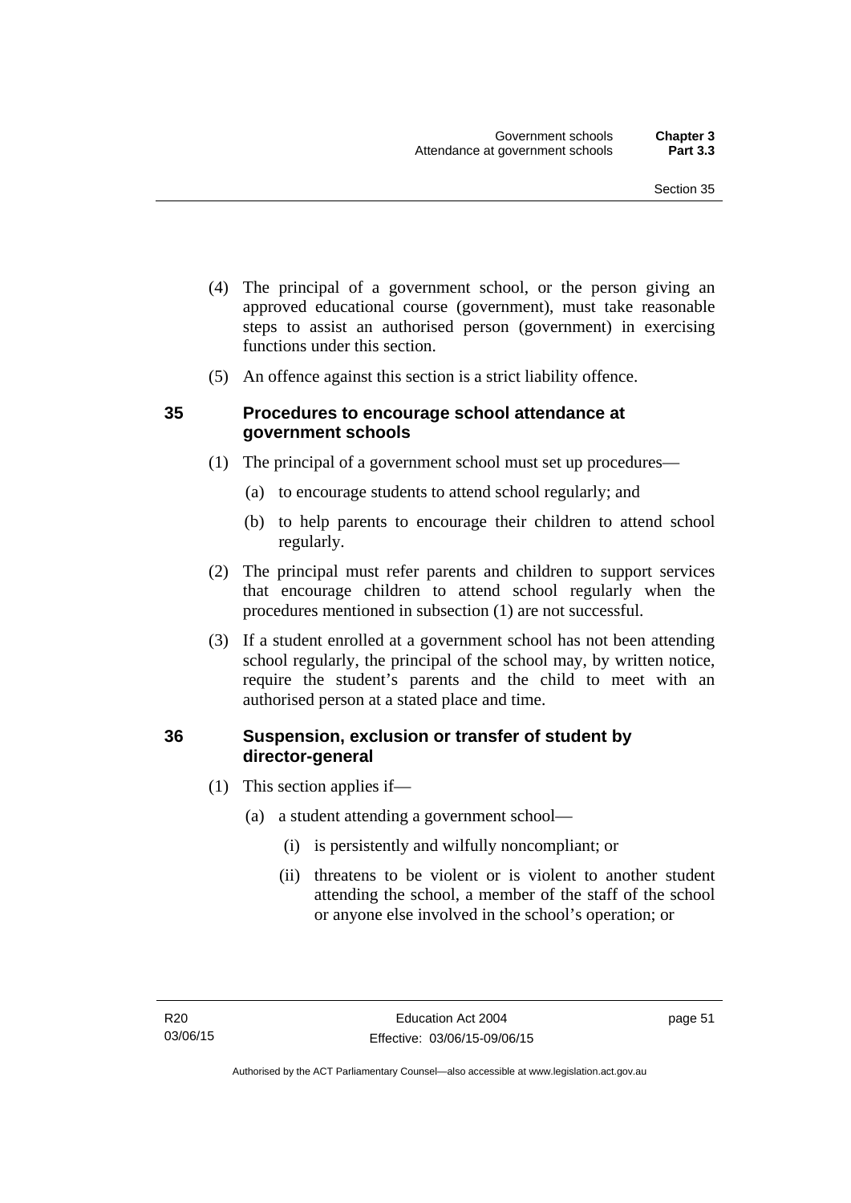(4) The principal of a government school, or the person giving an approved educational course (government), must take reasonable steps to assist an authorised person (government) in exercising functions under this section.

(5) An offence against this section is a strict liability offence.

### 35 Procedures to encourage school attendance at government schools

(1) The principal of a government school must set up procedures—

(a) to encourage students to attend school regularly; and

(b) to help parents to encourage their children to attend school regularly.

(2) The principal must refer parents and children to support services that encourage children to attend school regularly when the procedures mentioned in subsection (1) are not successful.

(3) If a student enrolled at a government school has not been attending school regularly, the principal of the school may, by written notice, require the student's parents and the child to meet with an authorised person at a stated place and time.

### 36 Suspension, exclusion or transfer of student by director-general

(1) This section applies if—

(a) a student attending a government school—

(i) is persistently and wilfully noncompliant; or

(ii) threatens to be violent or is violent to another student attending the school, a member of the staff of the school or anyone else involved in the school's operation; or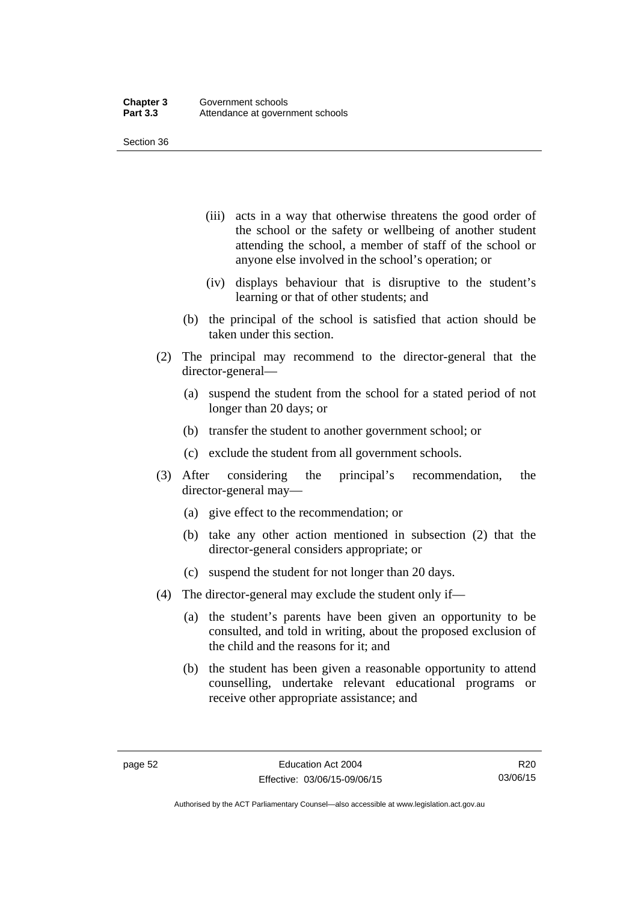(iii) acts in a way that otherwise threatens the good order of the school or the safety or wellbeing of another student attending the school, a member of staff of the school or anyone else involved in the school's operation; or

(iv) displays behaviour that is disruptive to the student's learning or that of other students; and

(b) the principal of the school is satisfied that action should be taken under this section.

(2) The principal may recommend to the director-general that the director-general—

(a) suspend the student from the school for a stated period of not longer than 20 days; or

(b) transfer the student to another government school; or

(c) exclude the student from all government schools.

(3) After considering the principal's recommendation, the director-general may—

(a) give effect to the recommendation; or

(b) take any other action mentioned in subsection (2) that the director-general considers appropriate; or

(c) suspend the student for not longer than 20 days.

(4) The director-general may exclude the student only if—

(a) the student's parents have been given an opportunity to be consulted, and told in writing, about the proposed exclusion of the child and the reasons for it; and

(b) the student has been given a reasonable opportunity to attend counselling, undertake relevant educational programs or receive other appropriate assistance; and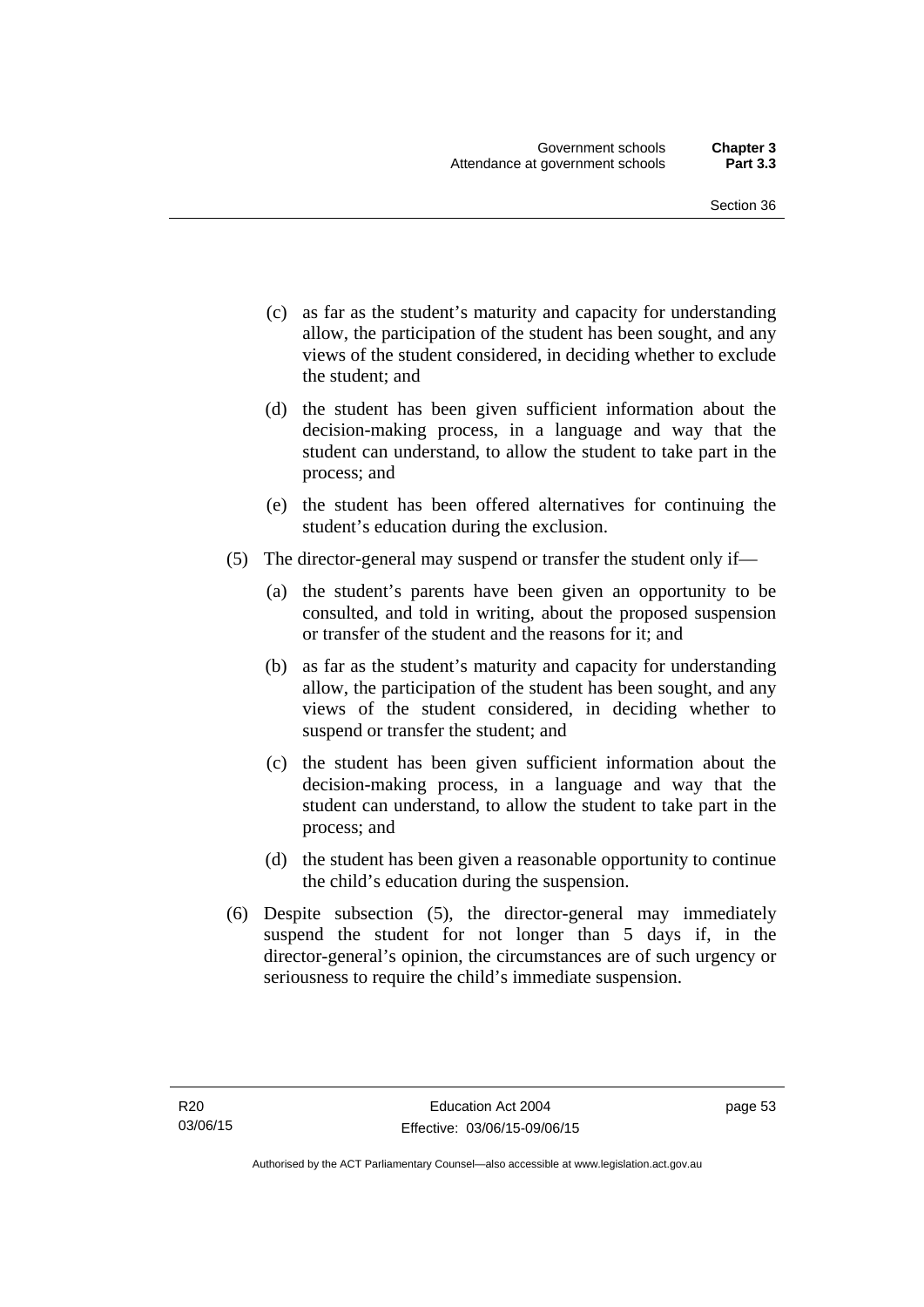(c) as far as the student's maturity and capacity for understanding allow, the participation of the student has been sought, and any views of the student considered, in deciding whether to exclude the student; and

(d) the student has been given sufficient information about the decision-making process, in a language and way that the student can understand, to allow the student to take part in the process; and

(e) the student has been offered alternatives for continuing the student's education during the exclusion.

(5) The director-general may suspend or transfer the student only if—

(a) the student's parents have been given an opportunity to be consulted, and told in writing, about the proposed suspension or transfer of the student and the reasons for it; and

(b) as far as the student's maturity and capacity for understanding allow, the participation of the student has been sought, and any views of the student considered, in deciding whether to suspend or transfer the student; and

(c) the student has been given sufficient information about the decision-making process, in a language and way that the student can understand, to allow the student to take part in the process; and

(d) the student has been given a reasonable opportunity to continue the child's education during the suspension.

(6) Despite subsection (5), the director-general may immediately suspend the student for not longer than 5 days if, in the director-general's opinion, the circumstances are of such urgency or seriousness to require the child's immediate suspension.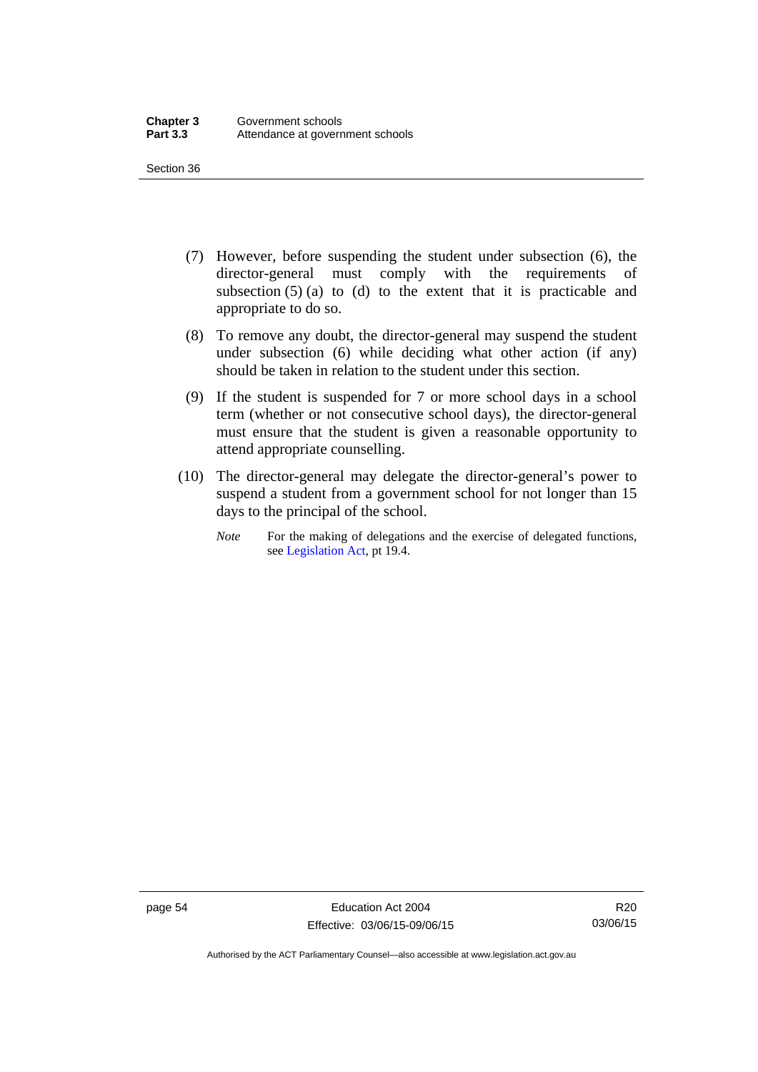(7) However, before suspending the student under subsection (6), the director-general must comply with the requirements of subsection (5) (a) to (d) to the extent that it is practicable and appropriate to do so.

(8) To remove any doubt, the director-general may suspend the student under subsection (6) while deciding what other action (if any) should be taken in relation to the student under this section.

(9) If the student is suspended for 7 or more school days in a school term (whether or not consecutive school days), the director-general must ensure that the student is given a reasonable opportunity to attend appropriate counselling.

(10) The director-general may delegate the director-general's power to suspend a student from a government school for not longer than 15 days to the principal of the school.

*Note* For the making of delegations and the exercise of delegated functions, see Legislation Act, pt 19.4.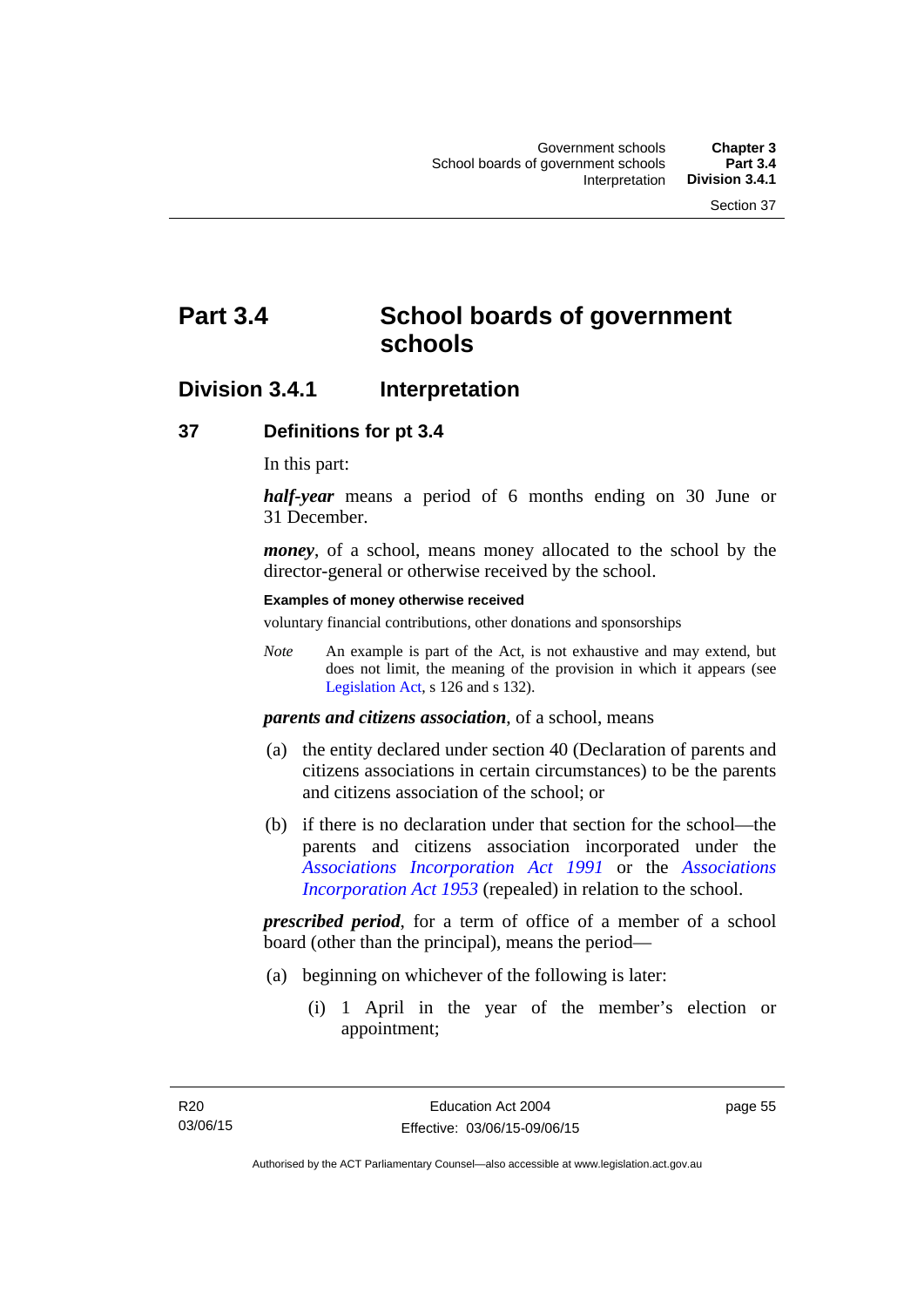# Part 3.4 School boards of government schools

## Division 3.4.1 Interpretation

### 37 Definitions for pt 3.4

In this part:

***half-year*** means a period of 6 months ending on 30 June or 31 December.

***money***, of a school, means money allocated to the school by the director-general or otherwise received by the school.

**Examples of money otherwise received**

voluntary financial contributions, other donations and sponsorships

*Note* An example is part of the Act, is not exhaustive and may extend, but does not limit, the meaning of the provision in which it appears (see Legislation Act, s 126 and s 132).

***parents and citizens association***, of a school, means

(a) the entity declared under section 40 (Declaration of parents and citizens associations in certain circumstances) to be the parents and citizens association of the school; or

(b) if there is no declaration under that section for the school—the parents and citizens association incorporated under the *Associations Incorporation Act 1991* or the *Associations Incorporation Act 1953* (repealed) in relation to the school.

***prescribed period***, for a term of office of a member of a school board (other than the principal), means the period—

(a) beginning on whichever of the following is later:

(i) 1 April in the year of the member's election or appointment;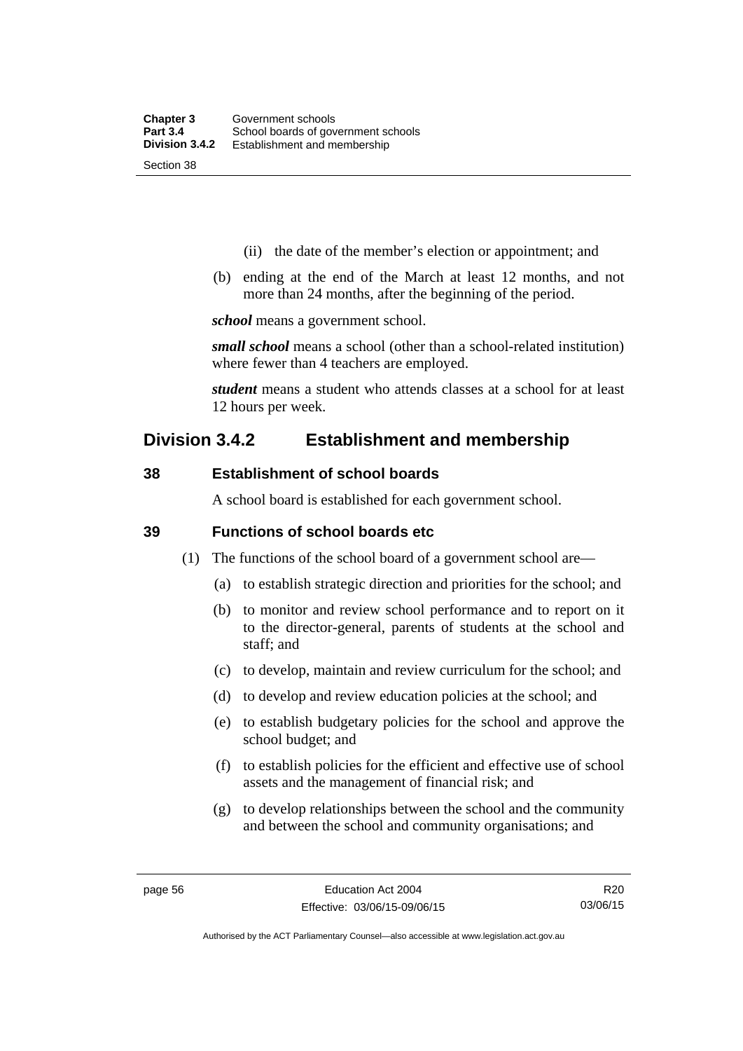(ii) the date of the member's election or appointment; and

(b) ending at the end of the March at least 12 months, and not more than 24 months, after the beginning of the period.

***school*** means a government school.

***small school*** means a school (other than a school-related institution) where fewer than 4 teachers are employed.

***student*** means a student who attends classes at a school for at least 12 hours per week.

## Division 3.4.2 Establishment and membership

### 38 Establishment of school boards

A school board is established for each government school.

### 39 Functions of school boards etc

(1) The functions of the school board of a government school are—

(a) to establish strategic direction and priorities for the school; and

(b) to monitor and review school performance and to report on it to the director-general, parents of students at the school and staff; and

(c) to develop, maintain and review curriculum for the school; and

(d) to develop and review education policies at the school; and

(e) to establish budgetary policies for the school and approve the school budget; and

(f) to establish policies for the efficient and effective use of school assets and the management of financial risk; and

(g) to develop relationships between the school and the community and between the school and community organisations; and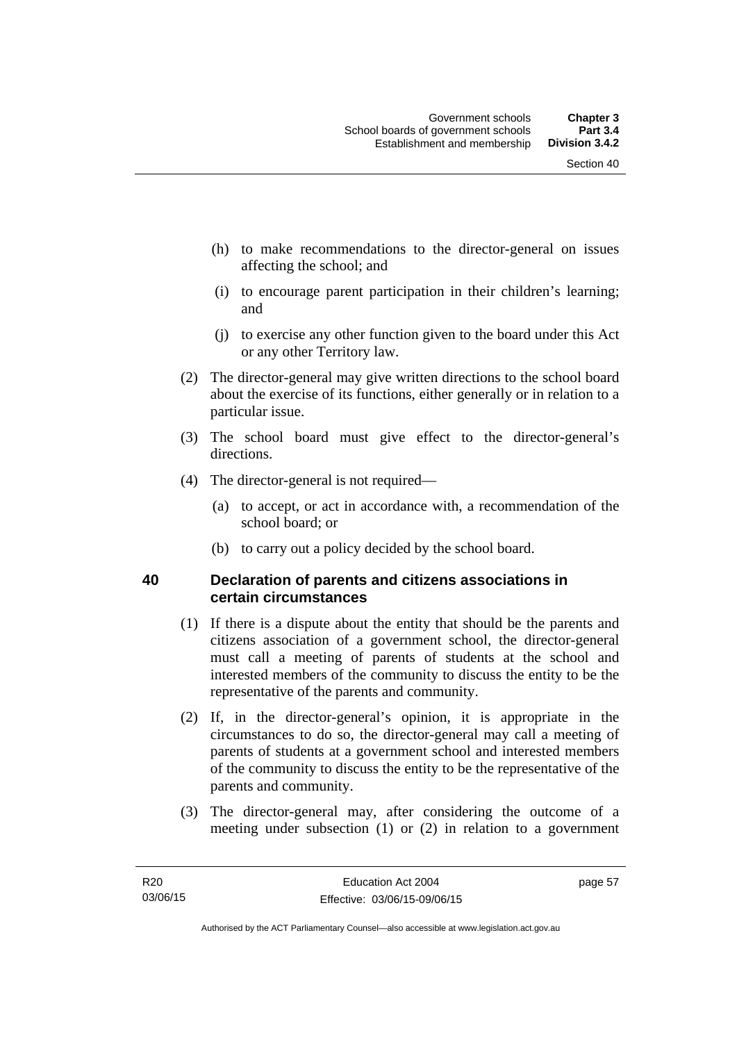(h) to make recommendations to the director-general on issues affecting the school; and

(i) to encourage parent participation in their children's learning; and

(j) to exercise any other function given to the board under this Act or any other Territory law.

(2) The director-general may give written directions to the school board about the exercise of its functions, either generally or in relation to a particular issue.

(3) The school board must give effect to the director-general's directions.

(4) The director-general is not required—

(a) to accept, or act in accordance with, a recommendation of the school board; or

(b) to carry out a policy decided by the school board.

### 40 Declaration of parents and citizens associations in certain circumstances

(1) If there is a dispute about the entity that should be the parents and citizens association of a government school, the director-general must call a meeting of parents of students at the school and interested members of the community to discuss the entity to be the representative of the parents and community.

(2) If, in the director-general's opinion, it is appropriate in the circumstances to do so, the director-general may call a meeting of parents of students at a government school and interested members of the community to discuss the entity to be the representative of the parents and community.

(3) The director-general may, after considering the outcome of a meeting under subsection (1) or (2) in relation to a government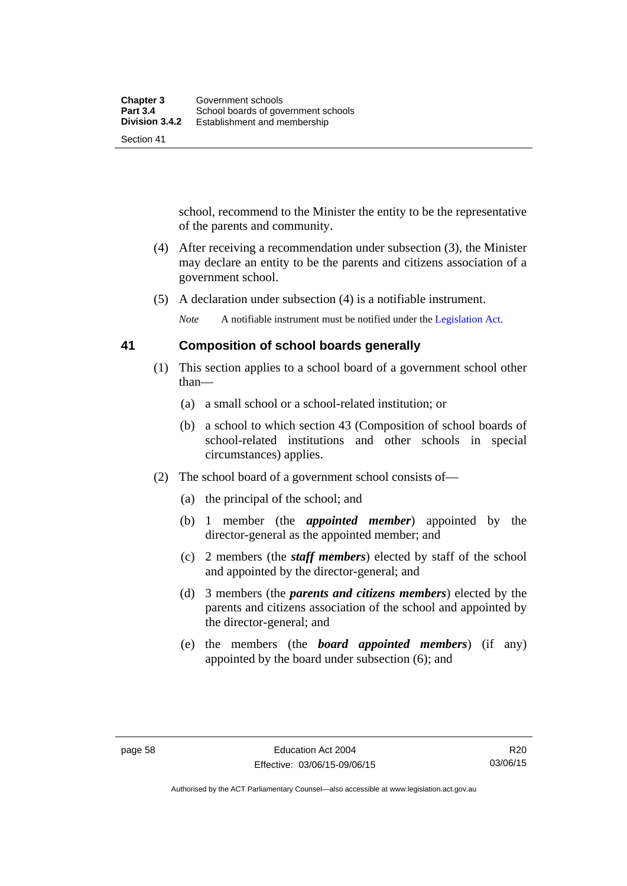school, recommend to the Minister the entity to be the representative of the parents and community.

(4) After receiving a recommendation under subsection (3), the Minister may declare an entity to be the parents and citizens association of a government school.

(5) A declaration under subsection (4) is a notifiable instrument.

*Note* A notifiable instrument must be notified under the Legislation Act.

## 41 Composition of school boards generally

(1) This section applies to a school board of a government school other than—

(a) a small school or a school-related institution; or

(b) a school to which section 43 (Composition of school boards of school-related institutions and other schools in special circumstances) applies.

(2) The school board of a government school consists of—

(a) the principal of the school; and

(b) 1 member (the ***appointed member***) appointed by the director-general as the appointed member; and

(c) 2 members (the ***staff members***) elected by staff of the school and appointed by the director-general; and

(d) 3 members (the ***parents and citizens members***) elected by the parents and citizens association of the school and appointed by the director-general; and

(e) the members (the ***board appointed members***) (if any) appointed by the board under subsection (6); and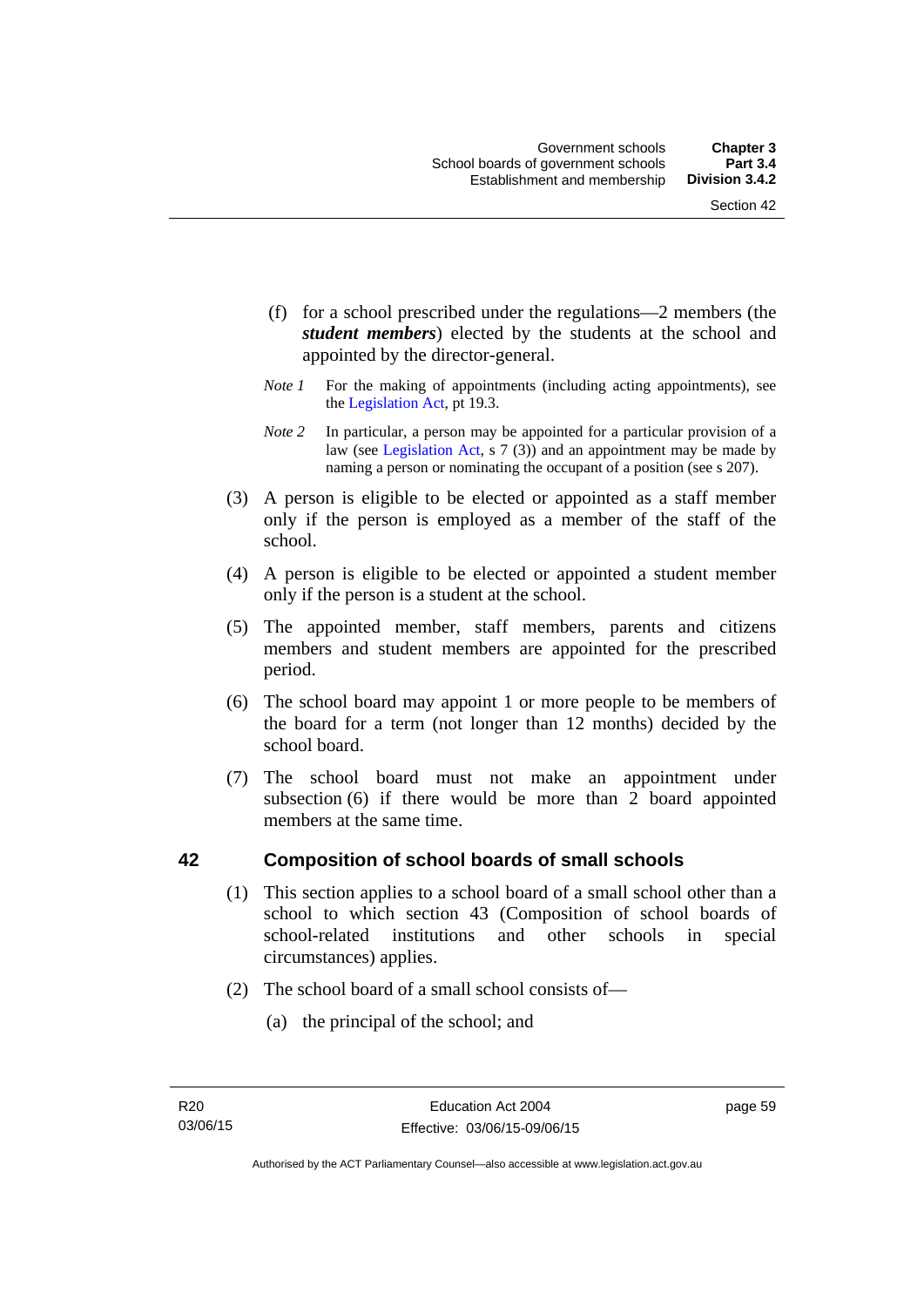(f) for a school prescribed under the regulations—2 members (the ***student members***) elected by the students at the school and appointed by the director-general.

*Note 1* For the making of appointments (including acting appointments), see the Legislation Act, pt 19.3.

*Note 2* In particular, a person may be appointed for a particular provision of a law (see Legislation Act, s 7 (3)) and an appointment may be made by naming a person or nominating the occupant of a position (see s 207).

(3) A person is eligible to be elected or appointed as a staff member only if the person is employed as a member of the staff of the school.

(4) A person is eligible to be elected or appointed a student member only if the person is a student at the school.

(5) The appointed member, staff members, parents and citizens members and student members are appointed for the prescribed period.

(6) The school board may appoint 1 or more people to be members of the board for a term (not longer than 12 months) decided by the school board.

(7) The school board must not make an appointment under subsection (6) if there would be more than 2 board appointed members at the same time.

## 42 Composition of school boards of small schools

(1) This section applies to a school board of a small school other than a school to which section 43 (Composition of school boards of school-related institutions and other schools in special circumstances) applies.

(2) The school board of a small school consists of—

(a) the principal of the school; and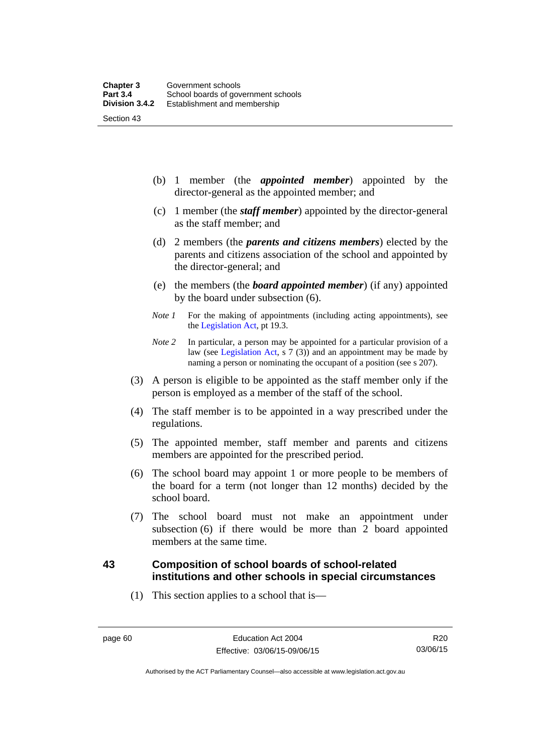(b) 1 member (the ***appointed member***) appointed by the director-general as the appointed member; and

(c) 1 member (the ***staff member***) appointed by the director-general as the staff member; and

(d) 2 members (the ***parents and citizens members***) elected by the parents and citizens association of the school and appointed by the director-general; and

(e) the members (the ***board appointed member***) (if any) appointed by the board under subsection (6).

*Note 1* For the making of appointments (including acting appointments), see the Legislation Act, pt 19.3.

*Note 2* In particular, a person may be appointed for a particular provision of a law (see Legislation Act, s 7 (3)) and an appointment may be made by naming a person or nominating the occupant of a position (see s 207).

(3) A person is eligible to be appointed as the staff member only if the person is employed as a member of the staff of the school.

(4) The staff member is to be appointed in a way prescribed under the regulations.

(5) The appointed member, staff member and parents and citizens members are appointed for the prescribed period.

(6) The school board may appoint 1 or more people to be members of the board for a term (not longer than 12 months) decided by the school board.

(7) The school board must not make an appointment under subsection (6) if there would be more than 2 board appointed members at the same time.

## 43 Composition of school boards of school-related institutions and other schools in special circumstances

(1) This section applies to a school that is—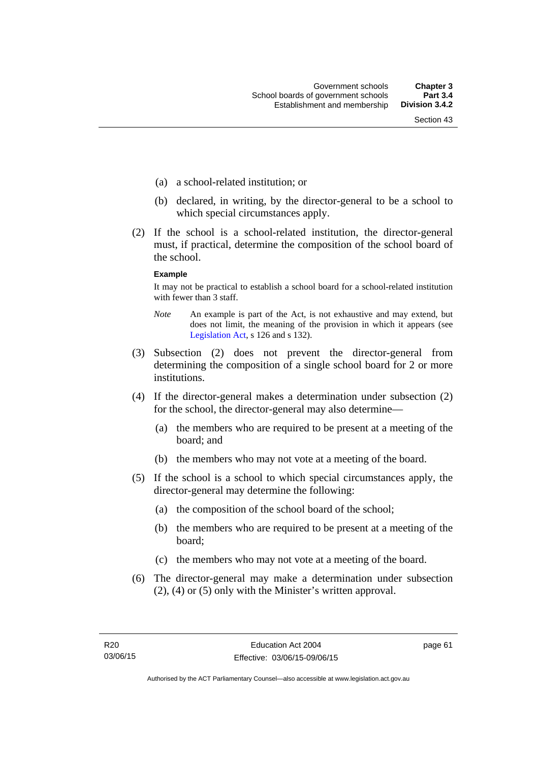(a) a school-related institution; or

(b) declared, in writing, by the director-general to be a school to which special circumstances apply.

(2) If the school is a school-related institution, the director-general must, if practical, determine the composition of the school board of the school.

**Example**

It may not be practical to establish a school board for a school-related institution with fewer than 3 staff.

*Note* An example is part of the Act, is not exhaustive and may extend, but does not limit, the meaning of the provision in which it appears (see Legislation Act, s 126 and s 132).

(3) Subsection (2) does not prevent the director-general from determining the composition of a single school board for 2 or more institutions.

(4) If the director-general makes a determination under subsection (2) for the school, the director-general may also determine—

(a) the members who are required to be present at a meeting of the board; and

(b) the members who may not vote at a meeting of the board.

(5) If the school is a school to which special circumstances apply, the director-general may determine the following:

(a) the composition of the school board of the school;

(b) the members who are required to be present at a meeting of the board;

(c) the members who may not vote at a meeting of the board.

(6) The director-general may make a determination under subsection (2), (4) or (5) only with the Minister's written approval.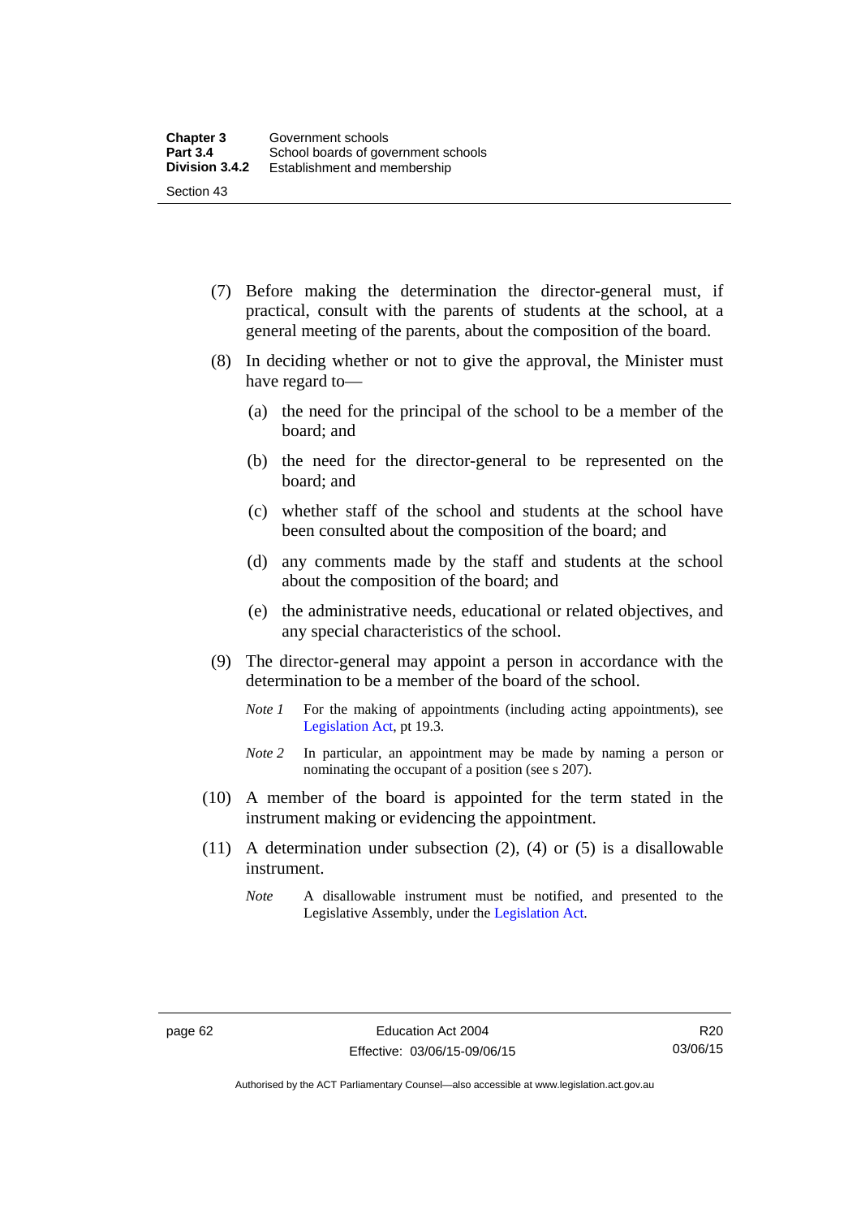(7) Before making the determination the director-general must, if practical, consult with the parents of students at the school, at a general meeting of the parents, about the composition of the board.

(8) In deciding whether or not to give the approval, the Minister must have regard to—

- (a) the need for the principal of the school to be a member of the board; and
- (b) the need for the director-general to be represented on the board; and
- (c) whether staff of the school and students at the school have been consulted about the composition of the board; and
- (d) any comments made by the staff and students at the school about the composition of the board; and
- (e) the administrative needs, educational or related objectives, and any special characteristics of the school.

(9) The director-general may appoint a person in accordance with the determination to be a member of the board of the school.

*Note 1* For the making of appointments (including acting appointments), see Legislation Act, pt 19.3.

*Note 2* In particular, an appointment may be made by naming a person or nominating the occupant of a position (see s 207).

(10) A member of the board is appointed for the term stated in the instrument making or evidencing the appointment.

(11) A determination under subsection (2), (4) or (5) is a disallowable instrument.

*Note* A disallowable instrument must be notified, and presented to the Legislative Assembly, under the Legislation Act.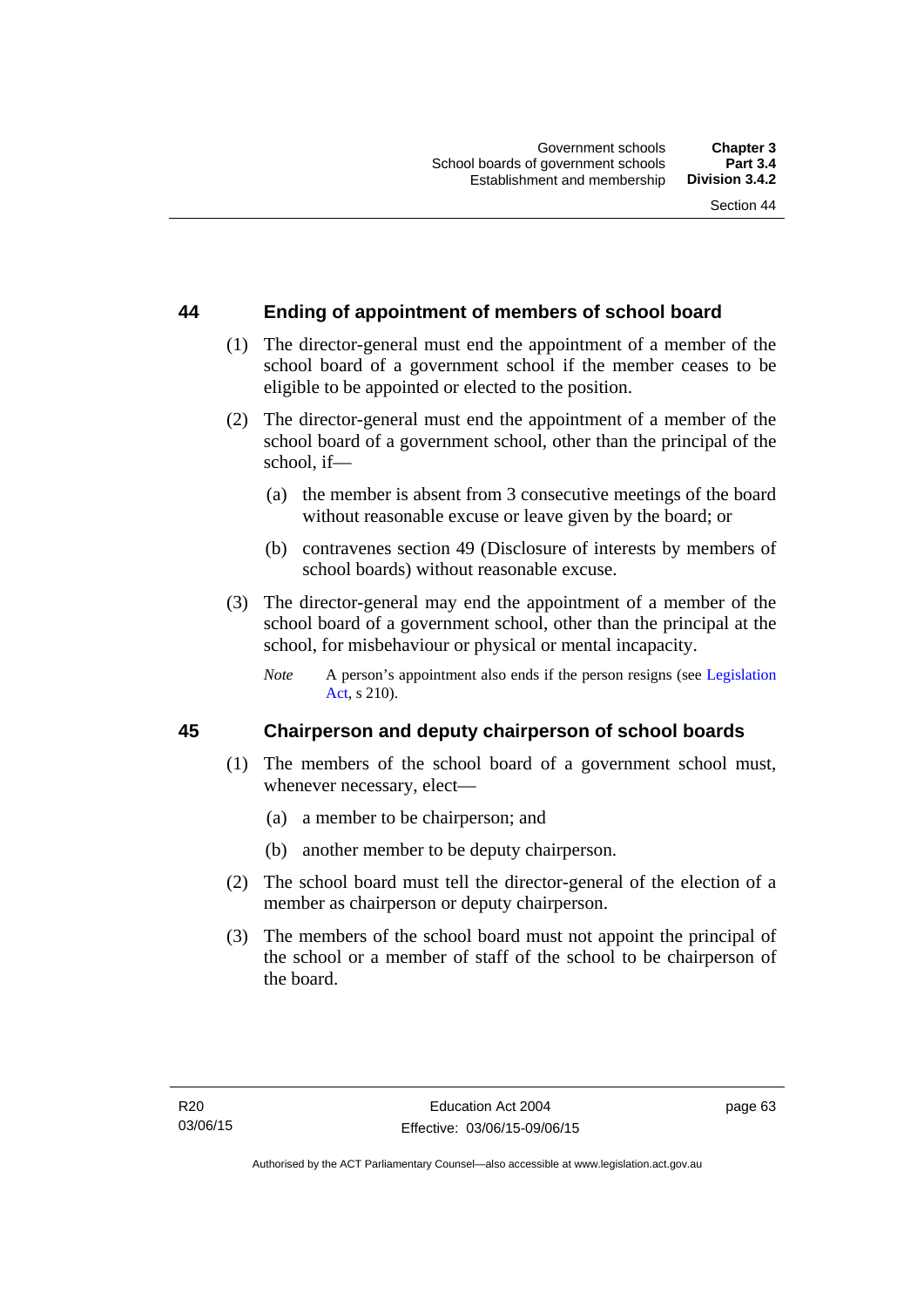## 44 Ending of appointment of members of school board

(1) The director-general must end the appointment of a member of the school board of a government school if the member ceases to be eligible to be appointed or elected to the position.

(2) The director-general must end the appointment of a member of the school board of a government school, other than the principal of the school, if—

(a) the member is absent from 3 consecutive meetings of the board without reasonable excuse or leave given by the board; or

(b) contravenes section 49 (Disclosure of interests by members of school boards) without reasonable excuse.

(3) The director-general may end the appointment of a member of the school board of a government school, other than the principal at the school, for misbehaviour or physical or mental incapacity.

*Note* A person's appointment also ends if the person resigns (see Legislation Act, s 210).

## 45 Chairperson and deputy chairperson of school boards

(1) The members of the school board of a government school must, whenever necessary, elect—

(a) a member to be chairperson; and

(b) another member to be deputy chairperson.

(2) The school board must tell the director-general of the election of a member as chairperson or deputy chairperson.

(3) The members of the school board must not appoint the principal of the school or a member of staff of the school to be chairperson of the board.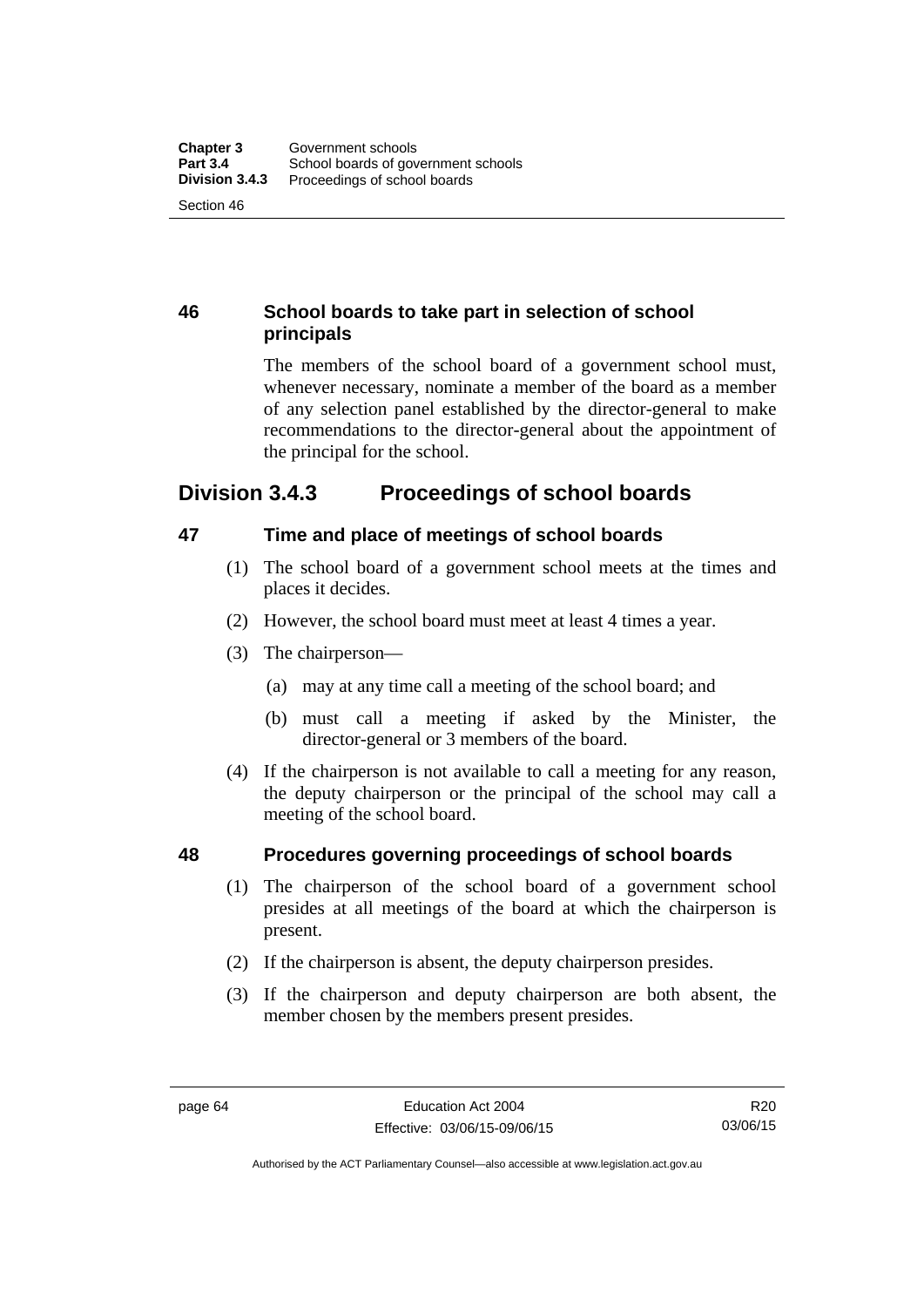### 46 School boards to take part in selection of school principals

The members of the school board of a government school must, whenever necessary, nominate a member of the board as a member of any selection panel established by the director-general to make recommendations to the director-general about the appointment of the principal for the school.

## Division 3.4.3 Proceedings of school boards

### 47 Time and place of meetings of school boards

(1) The school board of a government school meets at the times and places it decides.

(2) However, the school board must meet at least 4 times a year.

(3) The chairperson—

(a) may at any time call a meeting of the school board; and

(b) must call a meeting if asked by the Minister, the director-general or 3 members of the board.

(4) If the chairperson is not available to call a meeting for any reason, the deputy chairperson or the principal of the school may call a meeting of the school board.

### 48 Procedures governing proceedings of school boards

(1) The chairperson of the school board of a government school presides at all meetings of the board at which the chairperson is present.

(2) If the chairperson is absent, the deputy chairperson presides.

(3) If the chairperson and deputy chairperson are both absent, the member chosen by the members present presides.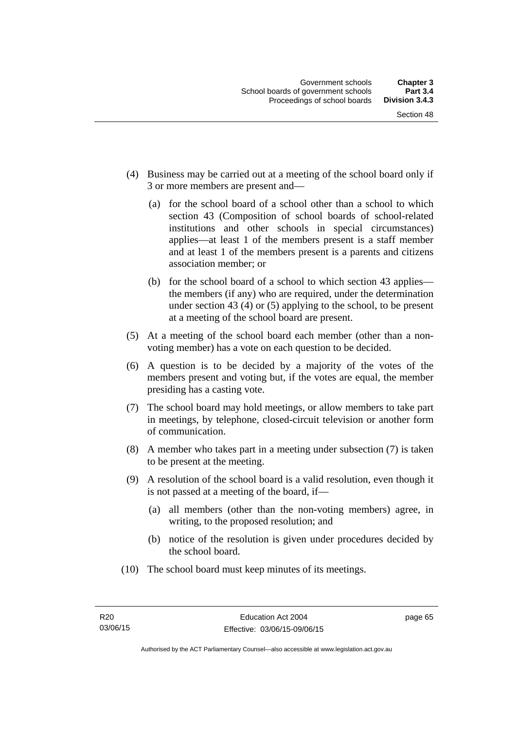(4) Business may be carried out at a meeting of the school board only if 3 or more members are present and—

  (a) for the school board of a school other than a school to which section 43 (Composition of school boards of school-related institutions and other schools in special circumstances) applies—at least 1 of the members present is a staff member and at least 1 of the members present is a parents and citizens association member; or

  (b) for the school board of a school to which section 43 applies—the members (if any) who are required, under the determination under section 43 (4) or (5) applying to the school, to be present at a meeting of the school board are present.

(5) At a meeting of the school board each member (other than a non-voting member) has a vote on each question to be decided.

(6) A question is to be decided by a majority of the votes of the members present and voting but, if the votes are equal, the member presiding has a casting vote.

(7) The school board may hold meetings, or allow members to take part in meetings, by telephone, closed-circuit television or another form of communication.

(8) A member who takes part in a meeting under subsection (7) is taken to be present at the meeting.

(9) A resolution of the school board is a valid resolution, even though it is not passed at a meeting of the board, if—

  (a) all members (other than the non-voting members) agree, in writing, to the proposed resolution; and

  (b) notice of the resolution is given under procedures decided by the school board.

(10) The school board must keep minutes of its meetings.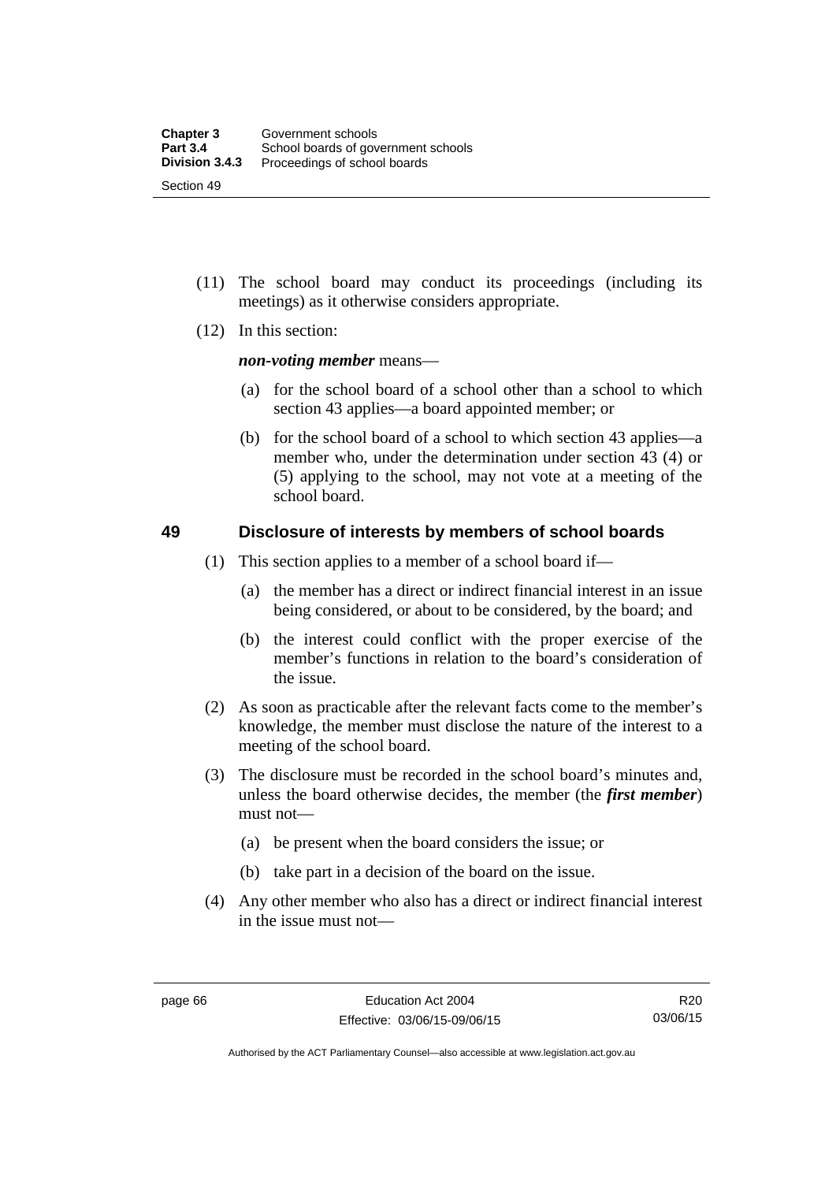(11) The school board may conduct its proceedings (including its meetings) as it otherwise considers appropriate.

(12) In this section:

***non-voting member*** means—

(a) for the school board of a school other than a school to which section 43 applies—a board appointed member; or

(b) for the school board of a school to which section 43 applies—a member who, under the determination under section 43 (4) or (5) applying to the school, may not vote at a meeting of the school board.

## 49 Disclosure of interests by members of school boards

(1) This section applies to a member of a school board if—

(a) the member has a direct or indirect financial interest in an issue being considered, or about to be considered, by the board; and

(b) the interest could conflict with the proper exercise of the member's functions in relation to the board's consideration of the issue.

(2) As soon as practicable after the relevant facts come to the member's knowledge, the member must disclose the nature of the interest to a meeting of the school board.

(3) The disclosure must be recorded in the school board's minutes and, unless the board otherwise decides, the member (the ***first member***) must not—

(a) be present when the board considers the issue; or

(b) take part in a decision of the board on the issue.

(4) Any other member who also has a direct or indirect financial interest in the issue must not—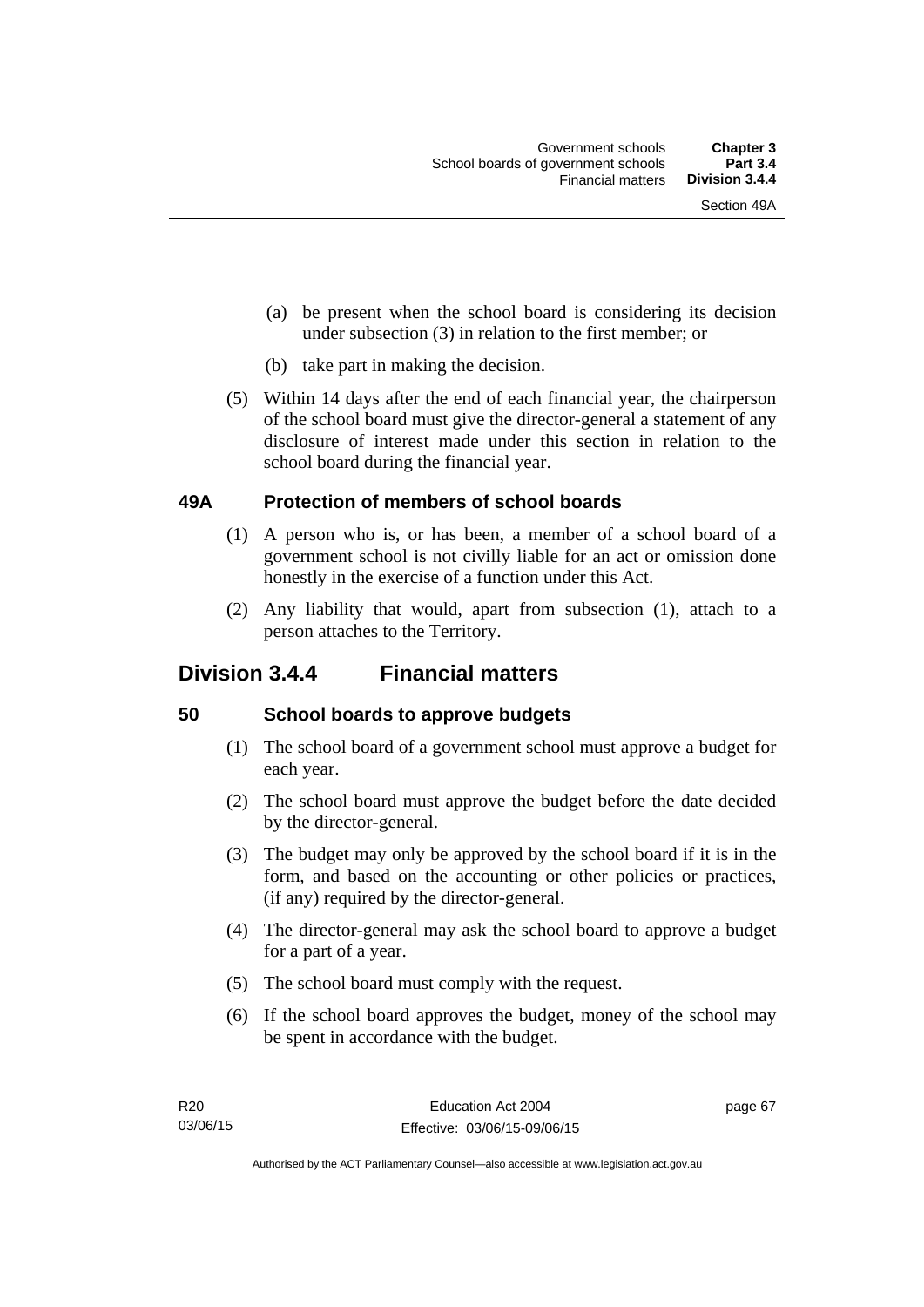(a) be present when the school board is considering its decision under subsection (3) in relation to the first member; or

(b) take part in making the decision.

(5) Within 14 days after the end of each financial year, the chairperson of the school board must give the director-general a statement of any disclosure of interest made under this section in relation to the school board during the financial year.

### 49A Protection of members of school boards

(1) A person who is, or has been, a member of a school board of a government school is not civilly liable for an act or omission done honestly in the exercise of a function under this Act.

(2) Any liability that would, apart from subsection (1), attach to a person attaches to the Territory.

## Division 3.4.4 Financial matters

### 50 School boards to approve budgets

(1) The school board of a government school must approve a budget for each year.

(2) The school board must approve the budget before the date decided by the director-general.

(3) The budget may only be approved by the school board if it is in the form, and based on the accounting or other policies or practices, (if any) required by the director-general.

(4) The director-general may ask the school board to approve a budget for a part of a year.

(5) The school board must comply with the request.

(6) If the school board approves the budget, money of the school may be spent in accordance with the budget.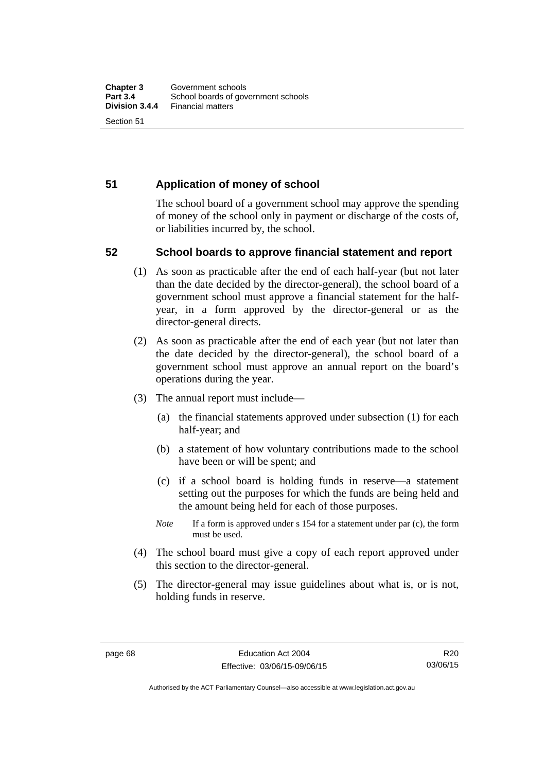## 51 Application of money of school

The school board of a government school may approve the spending of money of the school only in payment or discharge of the costs of, or liabilities incurred by, the school.

## 52 School boards to approve financial statement and report

(1) As soon as practicable after the end of each half-year (but not later than the date decided by the director-general), the school board of a government school must approve a financial statement for the half-year, in a form approved by the director-general or as the director-general directs.

(2) As soon as practicable after the end of each year (but not later than the date decided by the director-general), the school board of a government school must approve an annual report on the board's operations during the year.

(3) The annual report must include—

(a) the financial statements approved under subsection (1) for each half-year; and

(b) a statement of how voluntary contributions made to the school have been or will be spent; and

(c) if a school board is holding funds in reserve—a statement setting out the purposes for which the funds are being held and the amount being held for each of those purposes.

*Note* If a form is approved under s 154 for a statement under par (c), the form must be used.

(4) The school board must give a copy of each report approved under this section to the director-general.

(5) The director-general may issue guidelines about what is, or is not, holding funds in reserve.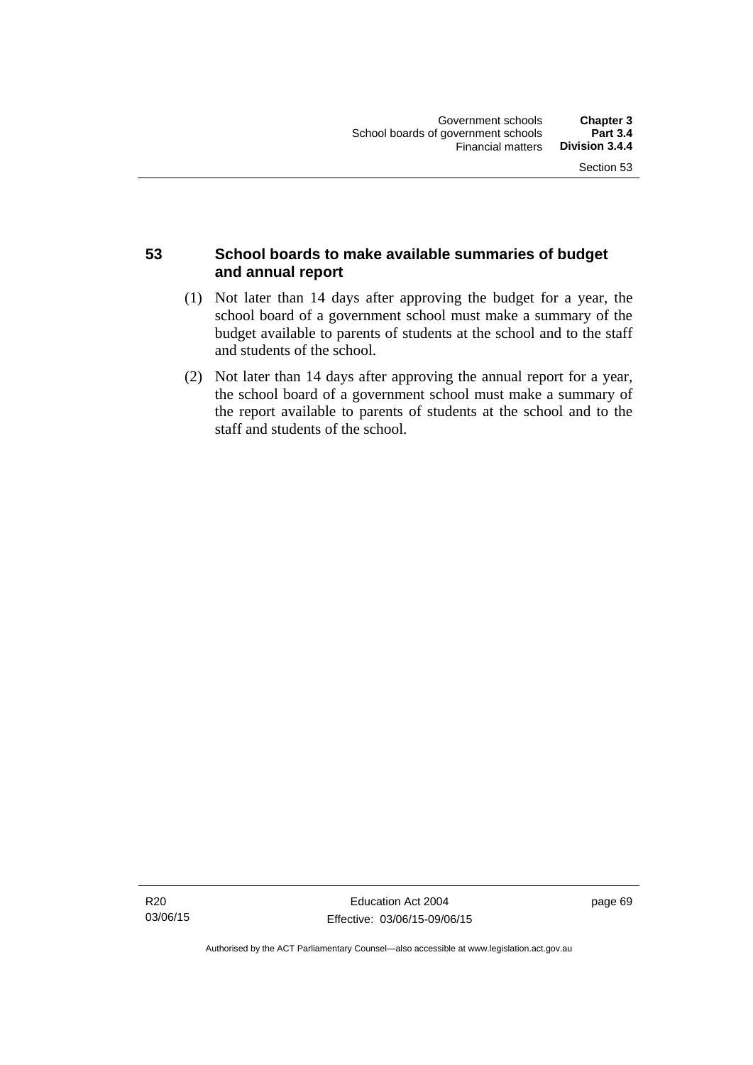## 53 School boards to make available summaries of budget and annual report

(1) Not later than 14 days after approving the budget for a year, the school board of a government school must make a summary of the budget available to parents of students at the school and to the staff and students of the school.

(2) Not later than 14 days after approving the annual report for a year, the school board of a government school must make a summary of the report available to parents of students at the school and to the staff and students of the school.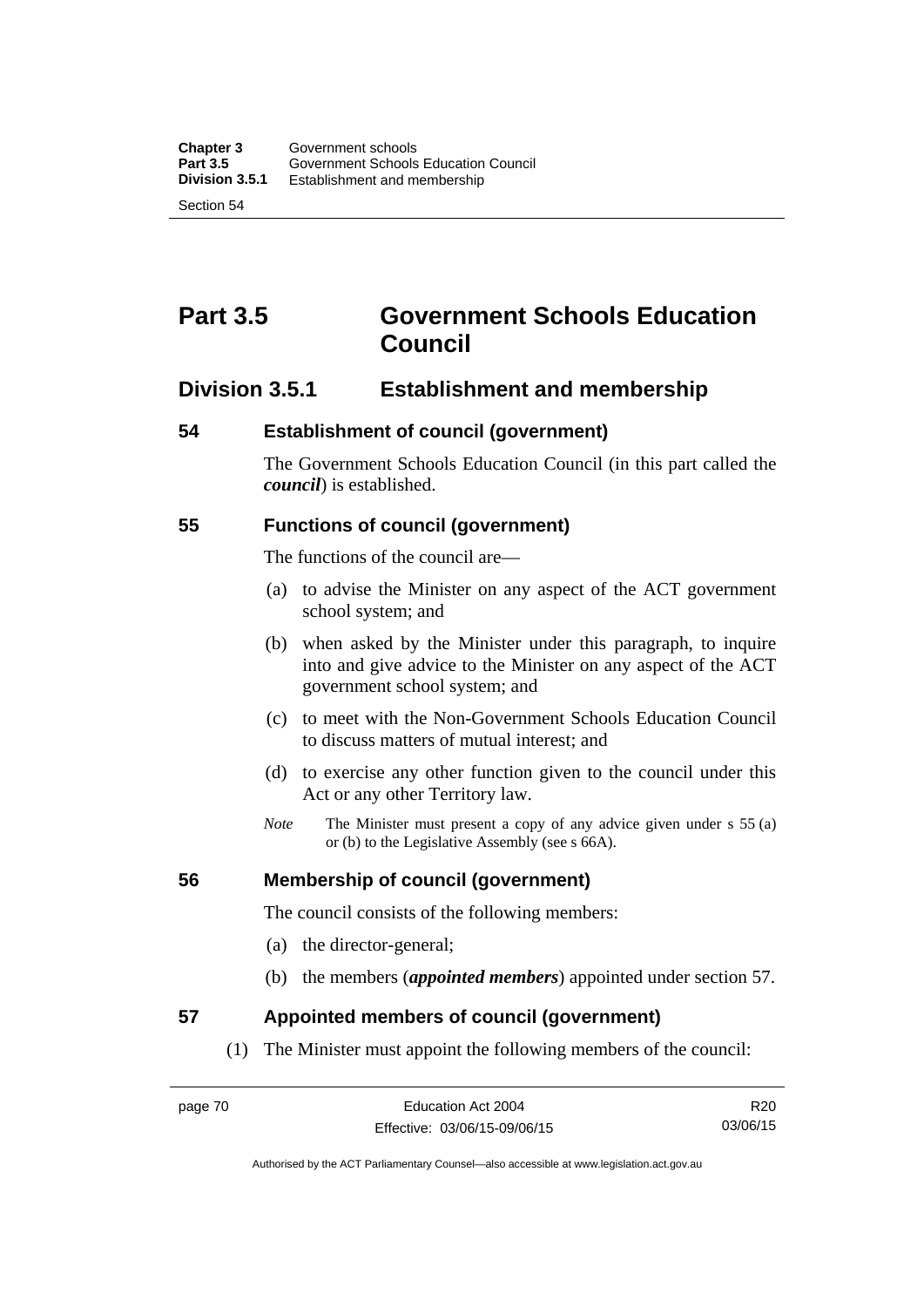# Part 3.5 Government Schools Education Council

## Division 3.5.1 Establishment and membership

### 54 Establishment of council (government)

The Government Schools Education Council (in this part called the ***council***) is established.

### 55 Functions of council (government)

The functions of the council are—

(a) to advise the Minister on any aspect of the ACT government school system; and

(b) when asked by the Minister under this paragraph, to inquire into and give advice to the Minister on any aspect of the ACT government school system; and

(c) to meet with the Non-Government Schools Education Council to discuss matters of mutual interest; and

(d) to exercise any other function given to the council under this Act or any other Territory law.

*Note* The Minister must present a copy of any advice given under s 55 (a) or (b) to the Legislative Assembly (see s 66A).

### 56 Membership of council (government)

The council consists of the following members:

(a) the director-general;

(b) the members (***appointed members***) appointed under section 57.

### 57 Appointed members of council (government)

(1) The Minister must appoint the following members of the council: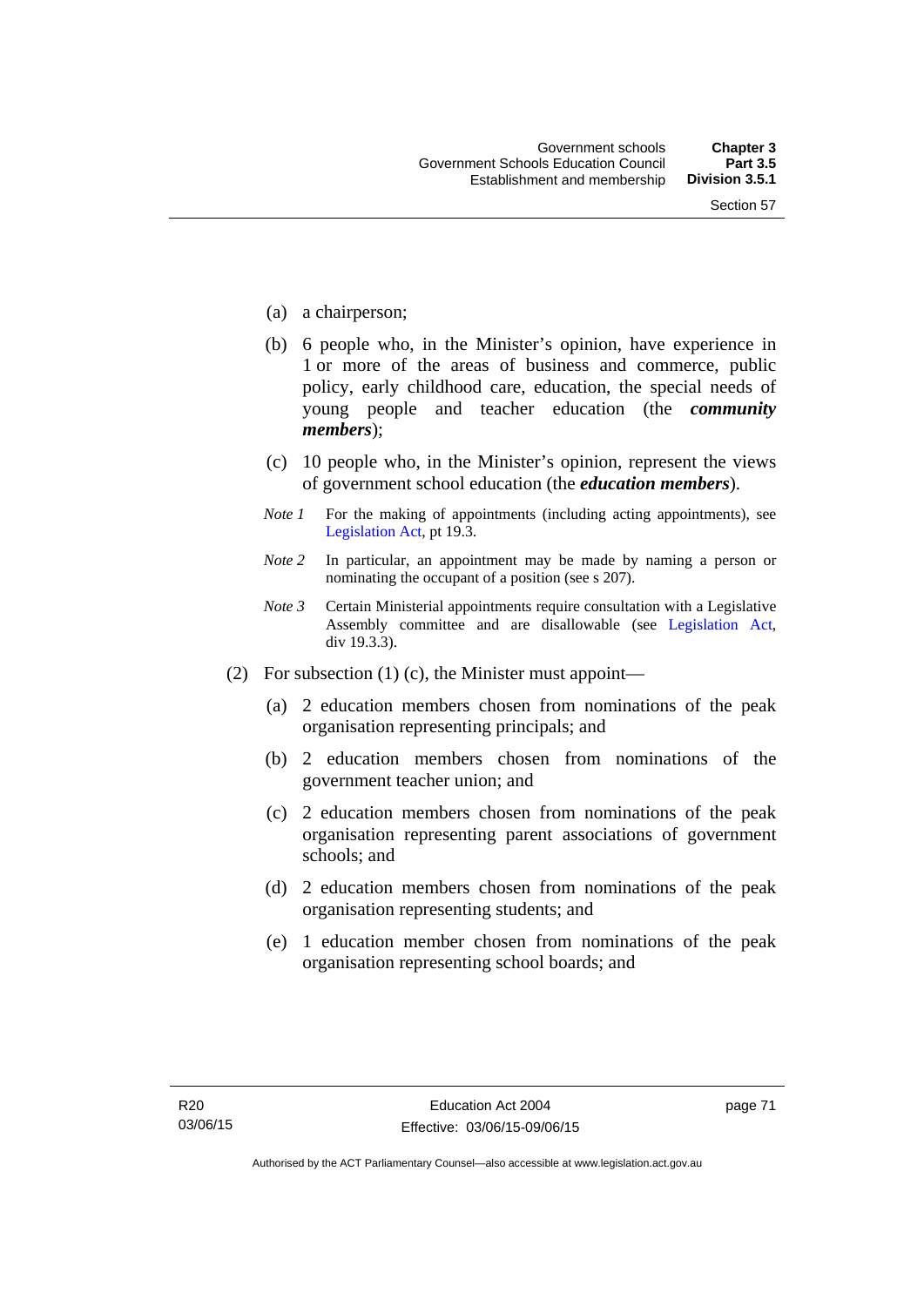(a) a chairperson;

(b) 6 people who, in the Minister's opinion, have experience in 1 or more of the areas of business and commerce, public policy, early childhood care, education, the special needs of young people and teacher education (the ***community members***);

(c) 10 people who, in the Minister's opinion, represent the views of government school education (the ***education members***).

*Note 1* For the making of appointments (including acting appointments), see Legislation Act, pt 19.3.

*Note 2* In particular, an appointment may be made by naming a person or nominating the occupant of a position (see s 207).

*Note 3* Certain Ministerial appointments require consultation with a Legislative Assembly committee and are disallowable (see Legislation Act, div 19.3.3).

(2) For subsection (1) (c), the Minister must appoint—

(a) 2 education members chosen from nominations of the peak organisation representing principals; and

(b) 2 education members chosen from nominations of the government teacher union; and

(c) 2 education members chosen from nominations of the peak organisation representing parent associations of government schools; and

(d) 2 education members chosen from nominations of the peak organisation representing students; and

(e) 1 education member chosen from nominations of the peak organisation representing school boards; and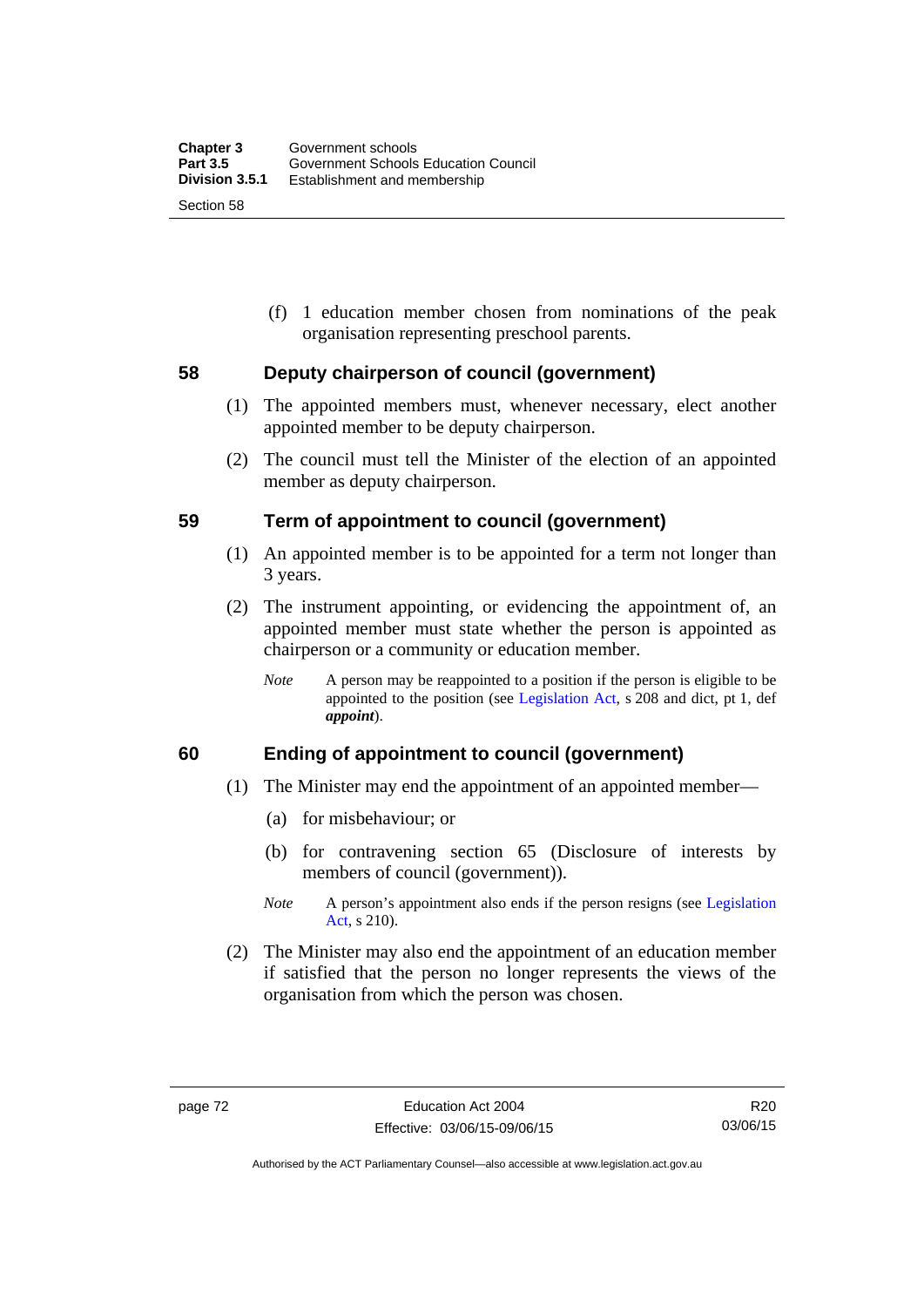(f) 1 education member chosen from nominations of the peak organisation representing preschool parents.

## 58 Deputy chairperson of council (government)

(1) The appointed members must, whenever necessary, elect another appointed member to be deputy chairperson.

(2) The council must tell the Minister of the election of an appointed member as deputy chairperson.

## 59 Term of appointment to council (government)

(1) An appointed member is to be appointed for a term not longer than 3 years.

(2) The instrument appointing, or evidencing the appointment of, an appointed member must state whether the person is appointed as chairperson or a community or education member.

*Note* A person may be reappointed to a position if the person is eligible to be appointed to the position (see Legislation Act, s 208 and dict, pt 1, def ***appoint***).

## 60 Ending of appointment to council (government)

(1) The Minister may end the appointment of an appointed member—

(a) for misbehaviour; or

(b) for contravening section 65 (Disclosure of interests by members of council (government)).

*Note* A person's appointment also ends if the person resigns (see Legislation Act, s 210).

(2) The Minister may also end the appointment of an education member if satisfied that the person no longer represents the views of the organisation from which the person was chosen.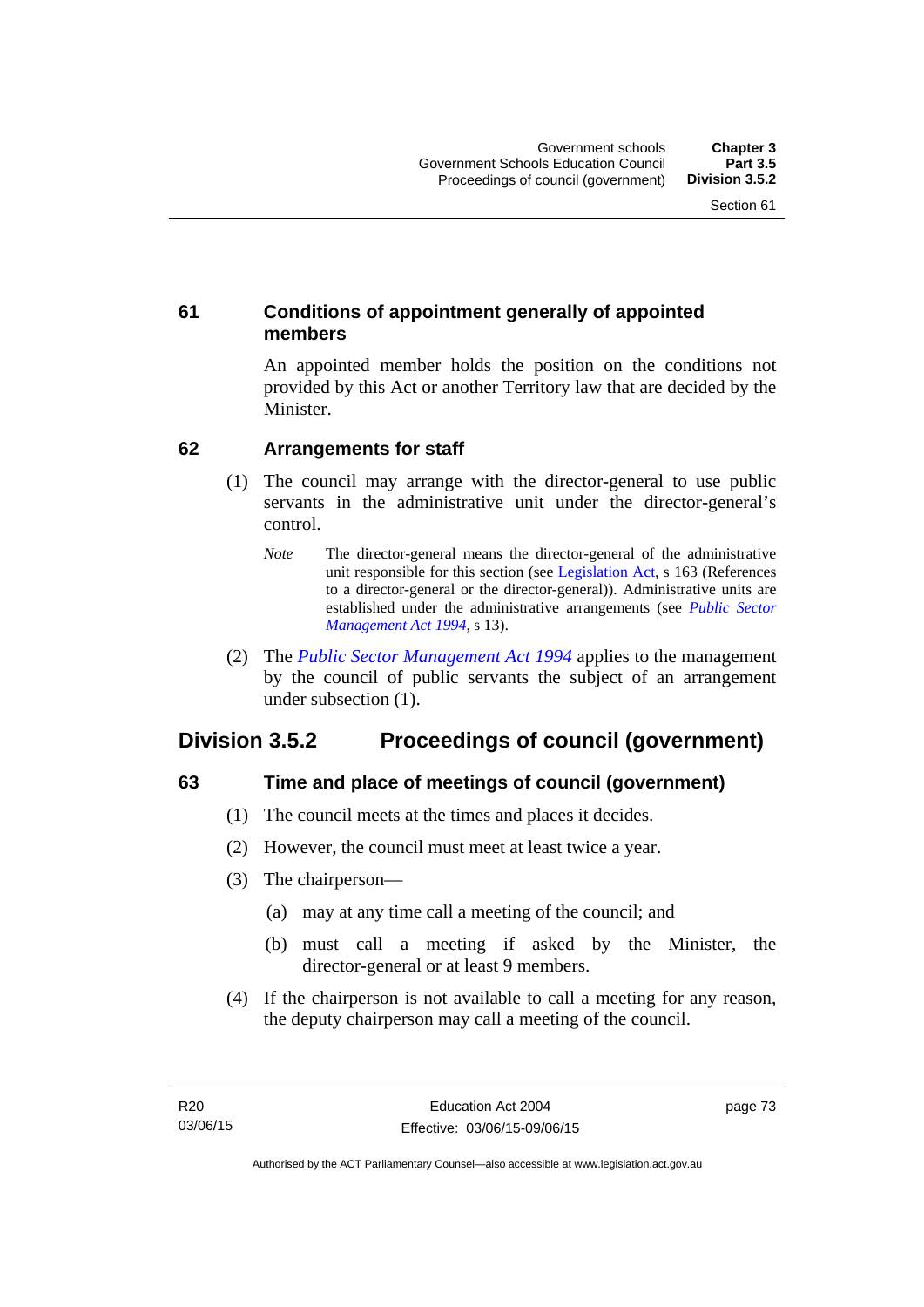### 61 Conditions of appointment generally of appointed members

An appointed member holds the position on the conditions not provided by this Act or another Territory law that are decided by the Minister.

### 62 Arrangements for staff

(1) The council may arrange with the director-general to use public servants in the administrative unit under the director-general's control.

*Note* The director-general means the director-general of the administrative unit responsible for this section (see Legislation Act, s 163 (References to a director-general or the director-general)). Administrative units are established under the administrative arrangements (see *Public Sector Management Act 1994*, s 13).

(2) The *Public Sector Management Act 1994* applies to the management by the council of public servants the subject of an arrangement under subsection (1).

## Division 3.5.2 Proceedings of council (government)

### 63 Time and place of meetings of council (government)

(1) The council meets at the times and places it decides.

(2) However, the council must meet at least twice a year.

(3) The chairperson—

(a) may at any time call a meeting of the council; and

(b) must call a meeting if asked by the Minister, the director-general or at least 9 members.

(4) If the chairperson is not available to call a meeting for any reason, the deputy chairperson may call a meeting of the council.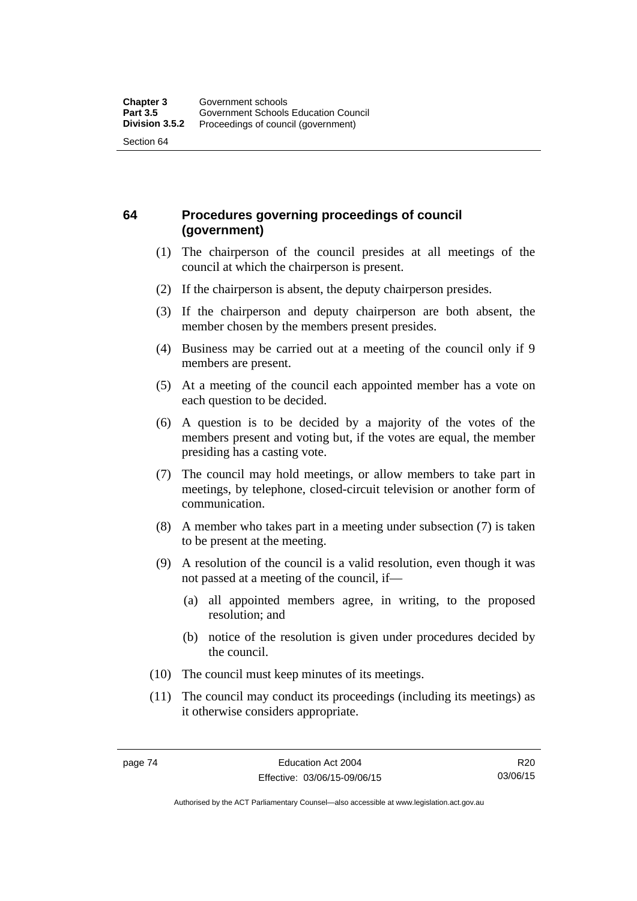## 64 Procedures governing proceedings of council (government)

(1) The chairperson of the council presides at all meetings of the council at which the chairperson is present.

(2) If the chairperson is absent, the deputy chairperson presides.

(3) If the chairperson and deputy chairperson are both absent, the member chosen by the members present presides.

(4) Business may be carried out at a meeting of the council only if 9 members are present.

(5) At a meeting of the council each appointed member has a vote on each question to be decided.

(6) A question is to be decided by a majority of the votes of the members present and voting but, if the votes are equal, the member presiding has a casting vote.

(7) The council may hold meetings, or allow members to take part in meetings, by telephone, closed-circuit television or another form of communication.

(8) A member who takes part in a meeting under subsection (7) is taken to be present at the meeting.

(9) A resolution of the council is a valid resolution, even though it was not passed at a meeting of the council, if—

(a) all appointed members agree, in writing, to the proposed resolution; and

(b) notice of the resolution is given under procedures decided by the council.

(10) The council must keep minutes of its meetings.

(11) The council may conduct its proceedings (including its meetings) as it otherwise considers appropriate.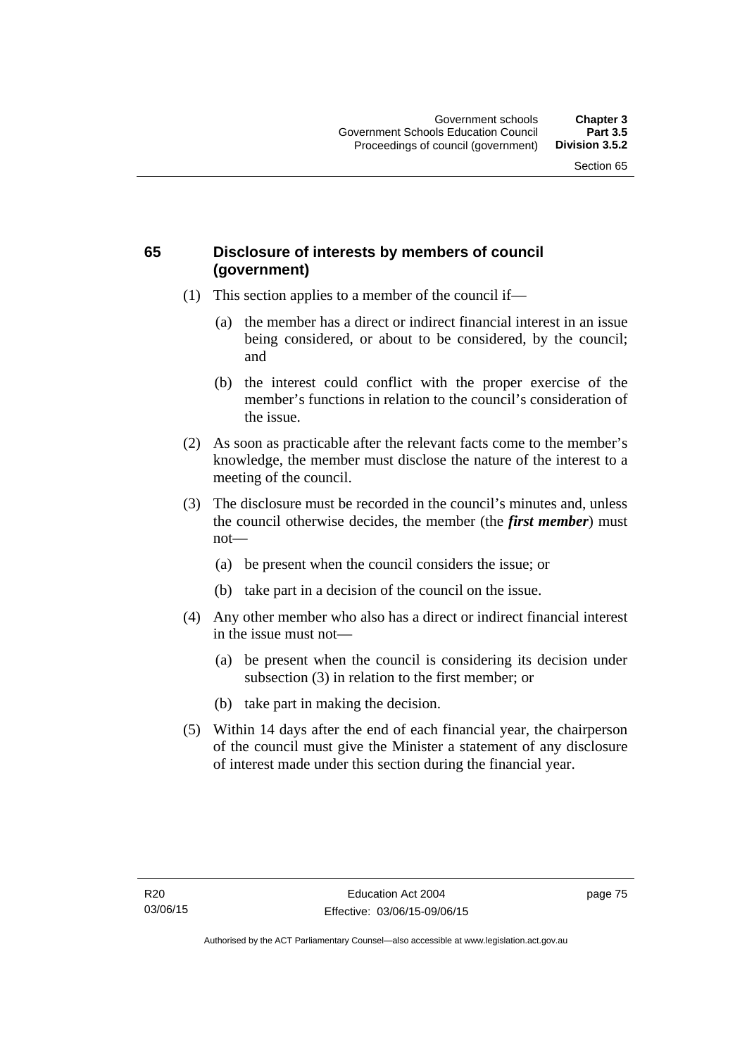## 65 Disclosure of interests by members of council (government)

(1) This section applies to a member of the council if—

  (a) the member has a direct or indirect financial interest in an issue being considered, or about to be considered, by the council; and

  (b) the interest could conflict with the proper exercise of the member's functions in relation to the council's consideration of the issue.

(2) As soon as practicable after the relevant facts come to the member's knowledge, the member must disclose the nature of the interest to a meeting of the council.

(3) The disclosure must be recorded in the council's minutes and, unless the council otherwise decides, the member (the ***first member***) must not—

  (a) be present when the council considers the issue; or

  (b) take part in a decision of the council on the issue.

(4) Any other member who also has a direct or indirect financial interest in the issue must not—

  (a) be present when the council is considering its decision under subsection (3) in relation to the first member; or

  (b) take part in making the decision.

(5) Within 14 days after the end of each financial year, the chairperson of the council must give the Minister a statement of any disclosure of interest made under this section during the financial year.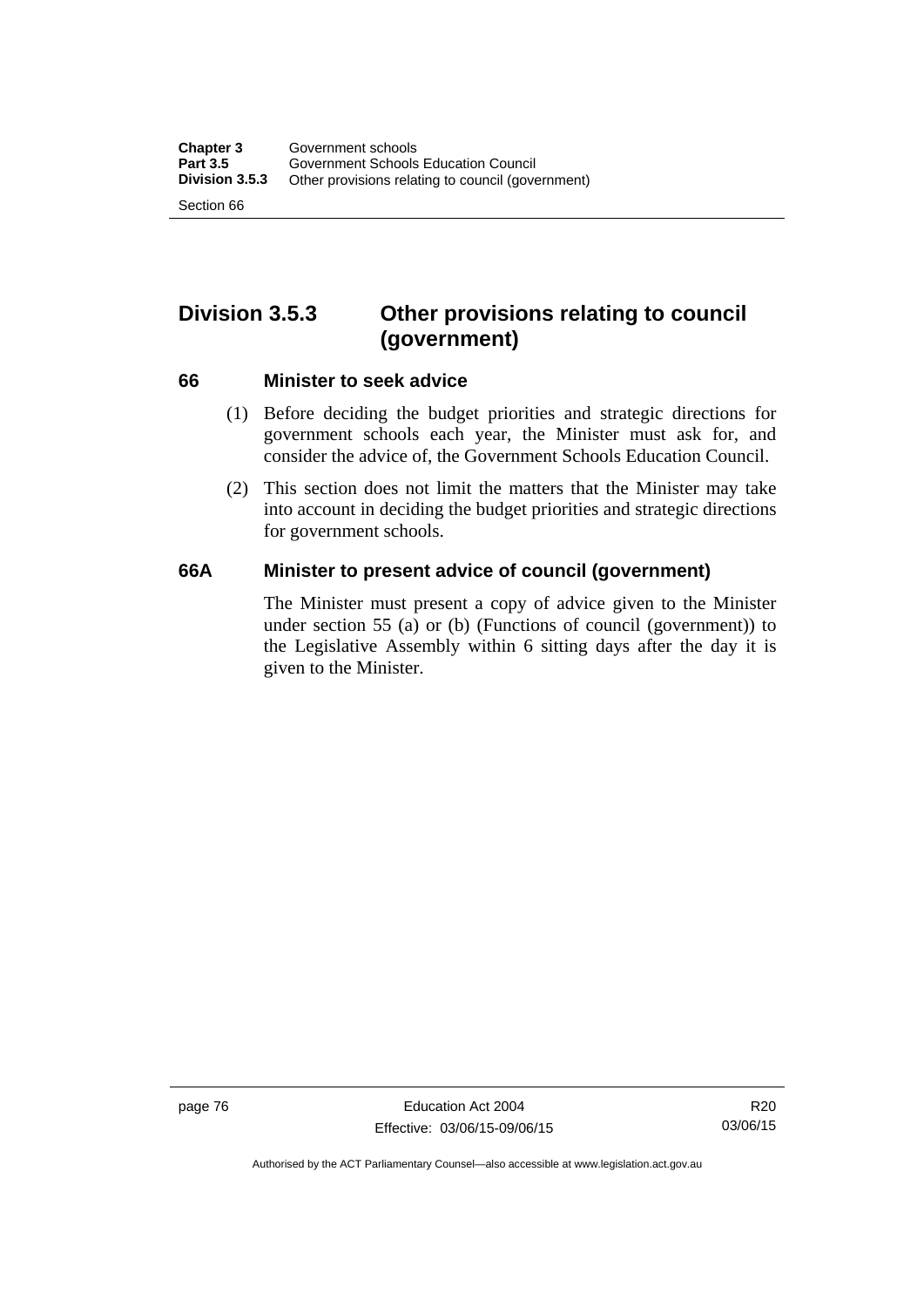## Division 3.5.3 Other provisions relating to council (government)

### 66 Minister to seek advice

(1) Before deciding the budget priorities and strategic directions for government schools each year, the Minister must ask for, and consider the advice of, the Government Schools Education Council.

(2) This section does not limit the matters that the Minister may take into account in deciding the budget priorities and strategic directions for government schools.

### 66A Minister to present advice of council (government)

The Minister must present a copy of advice given to the Minister under section 55 (a) or (b) (Functions of council (government)) to the Legislative Assembly within 6 sitting days after the day it is given to the Minister.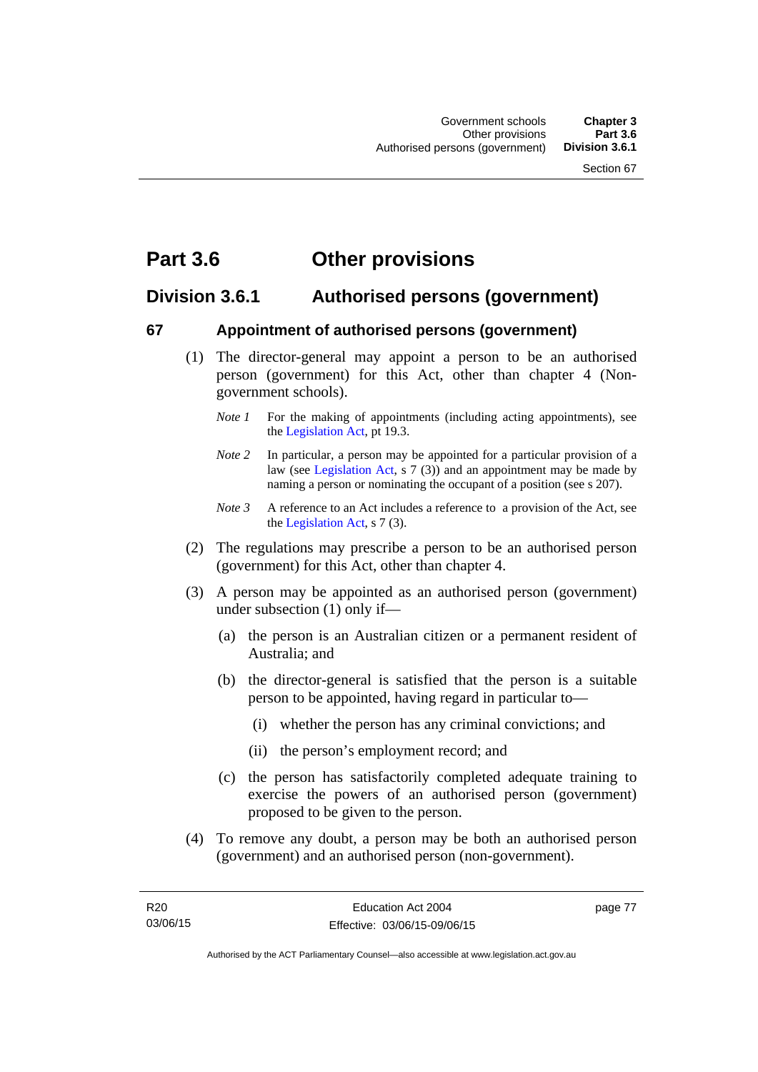# Part 3.6 Other provisions

## Division 3.6.1 Authorised persons (government)

### 67 Appointment of authorised persons (government)

(1) The director-general may appoint a person to be an authorised person (government) for this Act, other than chapter 4 (Non-government schools).

*Note 1* For the making of appointments (including acting appointments), see the Legislation Act, pt 19.3.

*Note 2* In particular, a person may be appointed for a particular provision of a law (see Legislation Act, s 7 (3)) and an appointment may be made by naming a person or nominating the occupant of a position (see s 207).

*Note 3* A reference to an Act includes a reference to a provision of the Act, see the Legislation Act, s 7 (3).

(2) The regulations may prescribe a person to be an authorised person (government) for this Act, other than chapter 4.

(3) A person may be appointed as an authorised person (government) under subsection (1) only if—

(a) the person is an Australian citizen or a permanent resident of Australia; and

(b) the director-general is satisfied that the person is a suitable person to be appointed, having regard in particular to—

(i) whether the person has any criminal convictions; and

(ii) the person's employment record; and

(c) the person has satisfactorily completed adequate training to exercise the powers of an authorised person (government) proposed to be given to the person.

(4) To remove any doubt, a person may be both an authorised person (government) and an authorised person (non-government).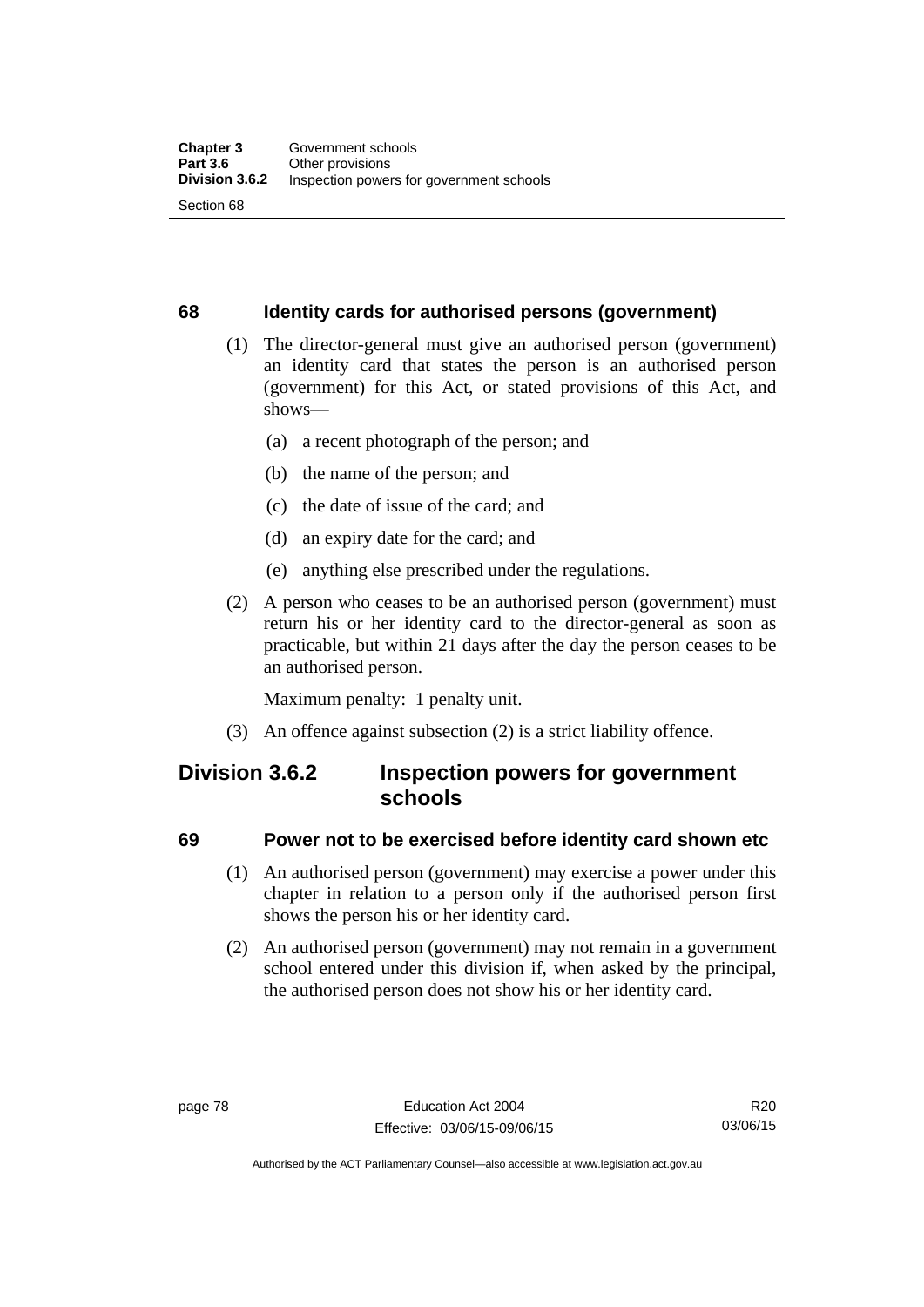## 68 Identity cards for authorised persons (government)

(1) The director-general must give an authorised person (government) an identity card that states the person is an authorised person (government) for this Act, or stated provisions of this Act, and shows—

(a) a recent photograph of the person; and

(b) the name of the person; and

(c) the date of issue of the card; and

(d) an expiry date for the card; and

(e) anything else prescribed under the regulations.

(2) A person who ceases to be an authorised person (government) must return his or her identity card to the director-general as soon as practicable, but within 21 days after the day the person ceases to be an authorised person.

Maximum penalty: 1 penalty unit.

(3) An offence against subsection (2) is a strict liability offence.

# Division 3.6.2 Inspection powers for government schools

## 69 Power not to be exercised before identity card shown etc

(1) An authorised person (government) may exercise a power under this chapter in relation to a person only if the authorised person first shows the person his or her identity card.

(2) An authorised person (government) may not remain in a government school entered under this division if, when asked by the principal, the authorised person does not show his or her identity card.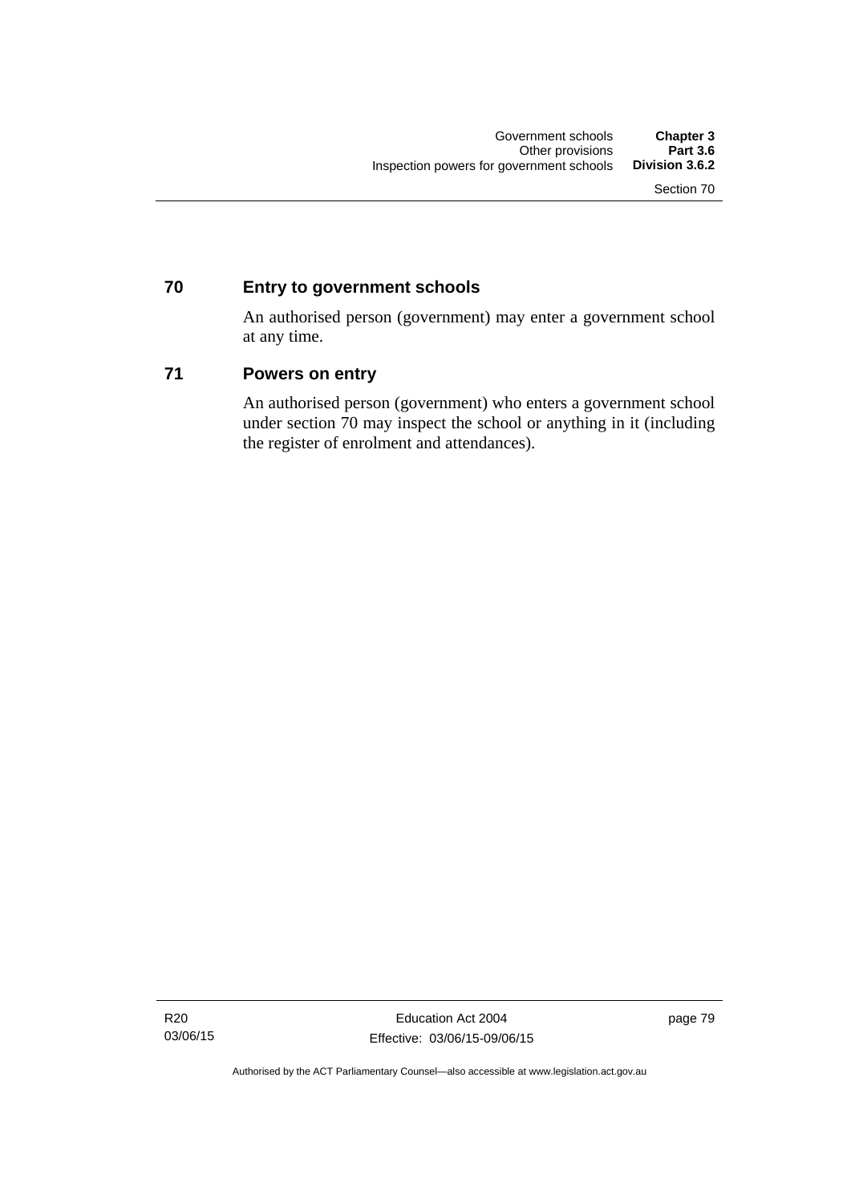## 70 Entry to government schools

An authorised person (government) may enter a government school at any time.

## 71 Powers on entry

An authorised person (government) who enters a government school under section 70 may inspect the school or anything in it (including the register of enrolment and attendances).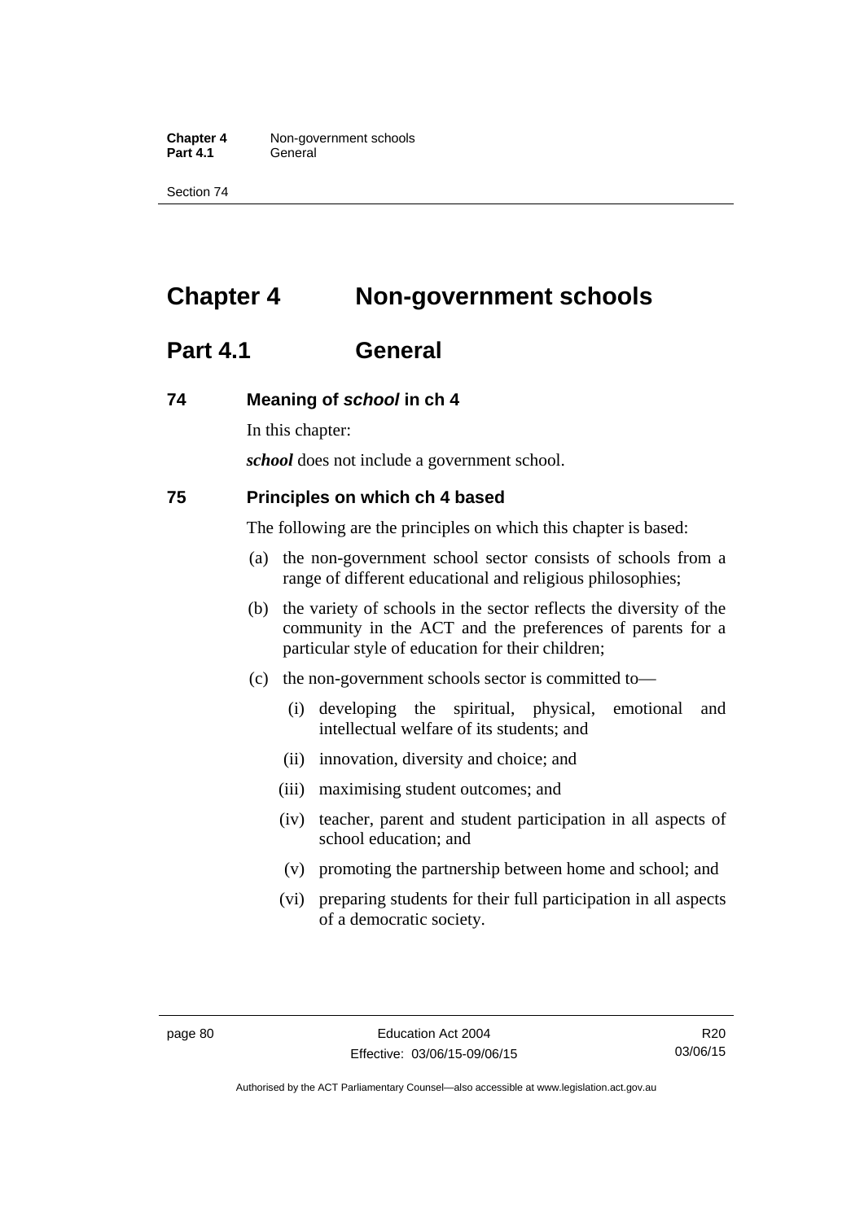# Chapter 4 Non-government schools

## Part 4.1 General

### 74 Meaning of *school* in ch 4

In this chapter:

***school*** does not include a government school.

### 75 Principles on which ch 4 based

The following are the principles on which this chapter is based:

(a) the non-government school sector consists of schools from a range of different educational and religious philosophies;

(b) the variety of schools in the sector reflects the diversity of the community in the ACT and the preferences of parents for a particular style of education for their children;

(c) the non-government schools sector is committed to—

  (i) developing the spiritual, physical, emotional and intellectual welfare of its students; and

  (ii) innovation, diversity and choice; and

  (iii) maximising student outcomes; and

  (iv) teacher, parent and student participation in all aspects of school education; and

  (v) promoting the partnership between home and school; and

  (vi) preparing students for their full participation in all aspects of a democratic society.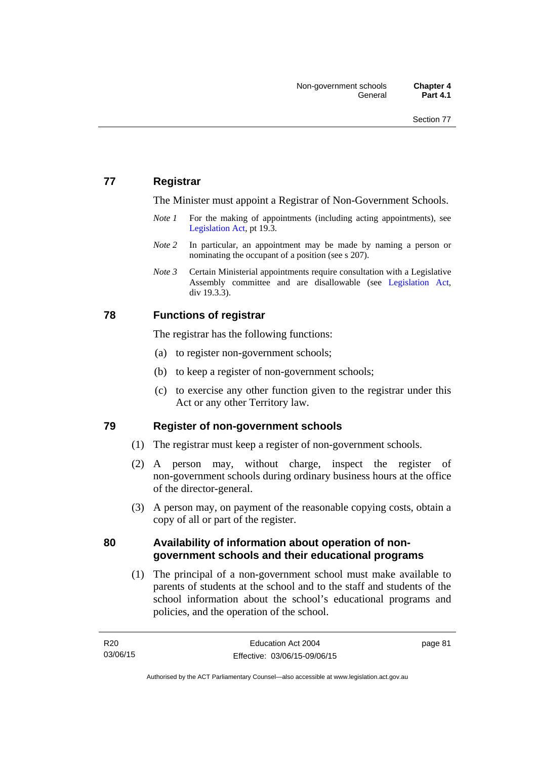## 77 Registrar

The Minister must appoint a Registrar of Non-Government Schools.

*Note 1* For the making of appointments (including acting appointments), see Legislation Act, pt 19.3.

*Note 2* In particular, an appointment may be made by naming a person or nominating the occupant of a position (see s 207).

*Note 3* Certain Ministerial appointments require consultation with a Legislative Assembly committee and are disallowable (see Legislation Act, div 19.3.3).

## 78 Functions of registrar

The registrar has the following functions:

(a) to register non-government schools;

(b) to keep a register of non-government schools;

(c) to exercise any other function given to the registrar under this Act or any other Territory law.

## 79 Register of non-government schools

(1) The registrar must keep a register of non-government schools.

(2) A person may, without charge, inspect the register of non-government schools during ordinary business hours at the office of the director-general.

(3) A person may, on payment of the reasonable copying costs, obtain a copy of all or part of the register.

## 80 Availability of information about operation of non-government schools and their educational programs

(1) The principal of a non-government school must make available to parents of students at the school and to the staff and students of the school information about the school's educational programs and policies, and the operation of the school.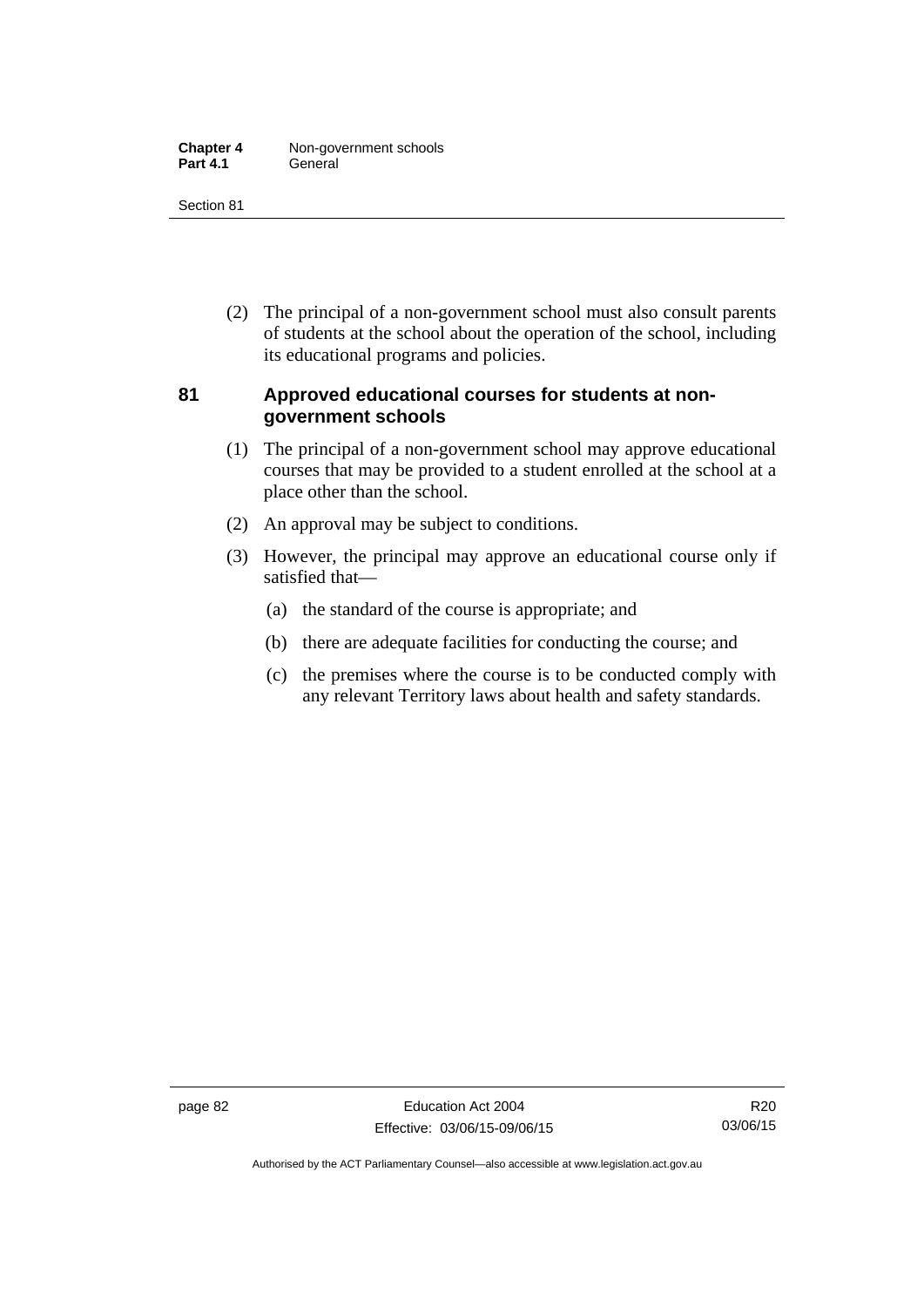(2) The principal of a non-government school must also consult parents of students at the school about the operation of the school, including its educational programs and policies.

## 81 Approved educational courses for students at non-government schools

(1) The principal of a non-government school may approve educational courses that may be provided to a student enrolled at the school at a place other than the school.

(2) An approval may be subject to conditions.

(3) However, the principal may approve an educational course only if satisfied that—

(a) the standard of the course is appropriate; and

(b) there are adequate facilities for conducting the course; and

(c) the premises where the course is to be conducted comply with any relevant Territory laws about health and safety standards.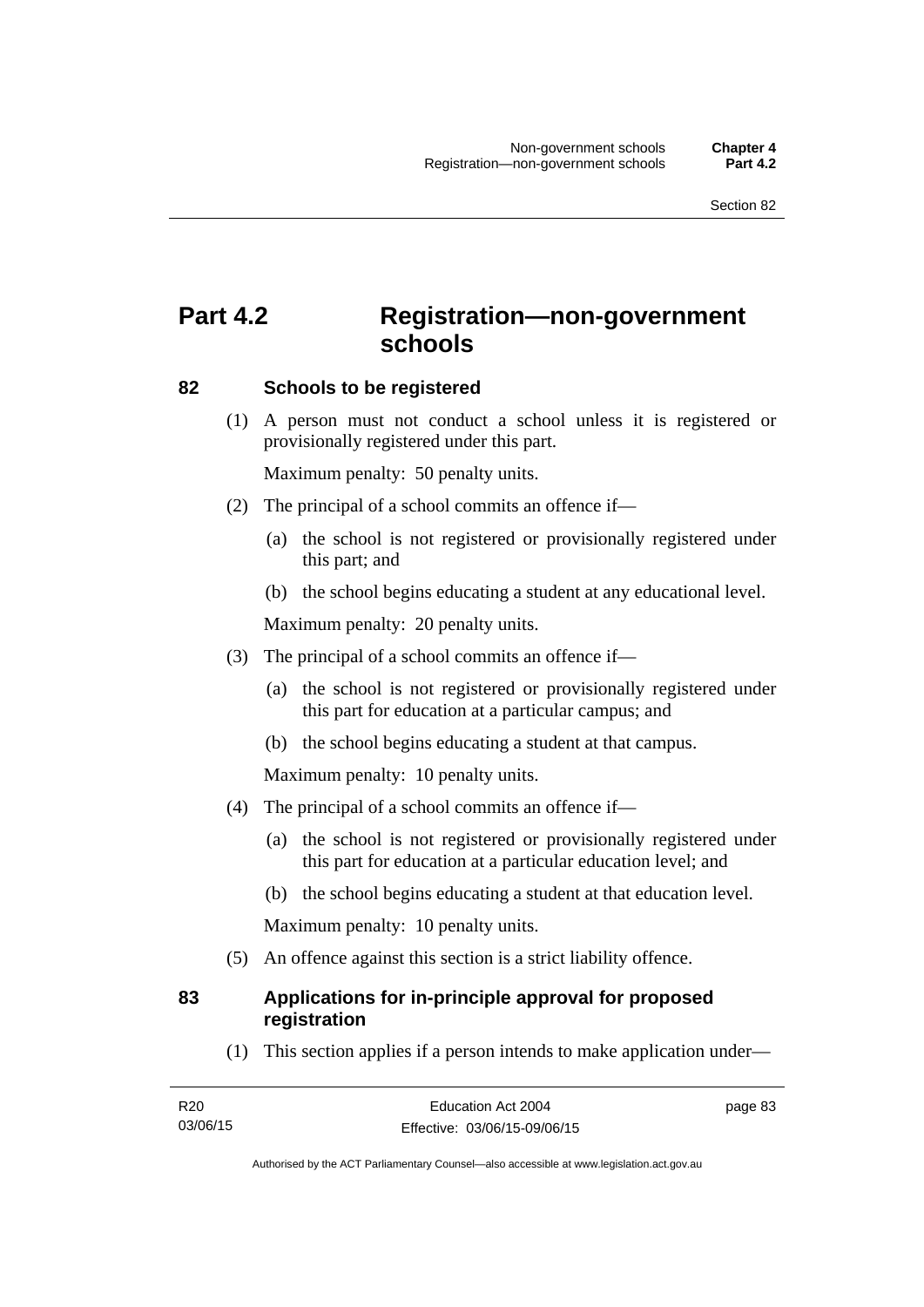# Part 4.2 Registration—non-government schools

## 82 Schools to be registered

(1) A person must not conduct a school unless it is registered or provisionally registered under this part.

Maximum penalty: 50 penalty units.

(2) The principal of a school commits an offence if—

(a) the school is not registered or provisionally registered under this part; and

(b) the school begins educating a student at any educational level.

Maximum penalty: 20 penalty units.

(3) The principal of a school commits an offence if—

(a) the school is not registered or provisionally registered under this part for education at a particular campus; and

(b) the school begins educating a student at that campus.

Maximum penalty: 10 penalty units.

(4) The principal of a school commits an offence if—

(a) the school is not registered or provisionally registered under this part for education at a particular education level; and

(b) the school begins educating a student at that education level.

Maximum penalty: 10 penalty units.

(5) An offence against this section is a strict liability offence.

## 83 Applications for in-principle approval for proposed registration

(1) This section applies if a person intends to make application under—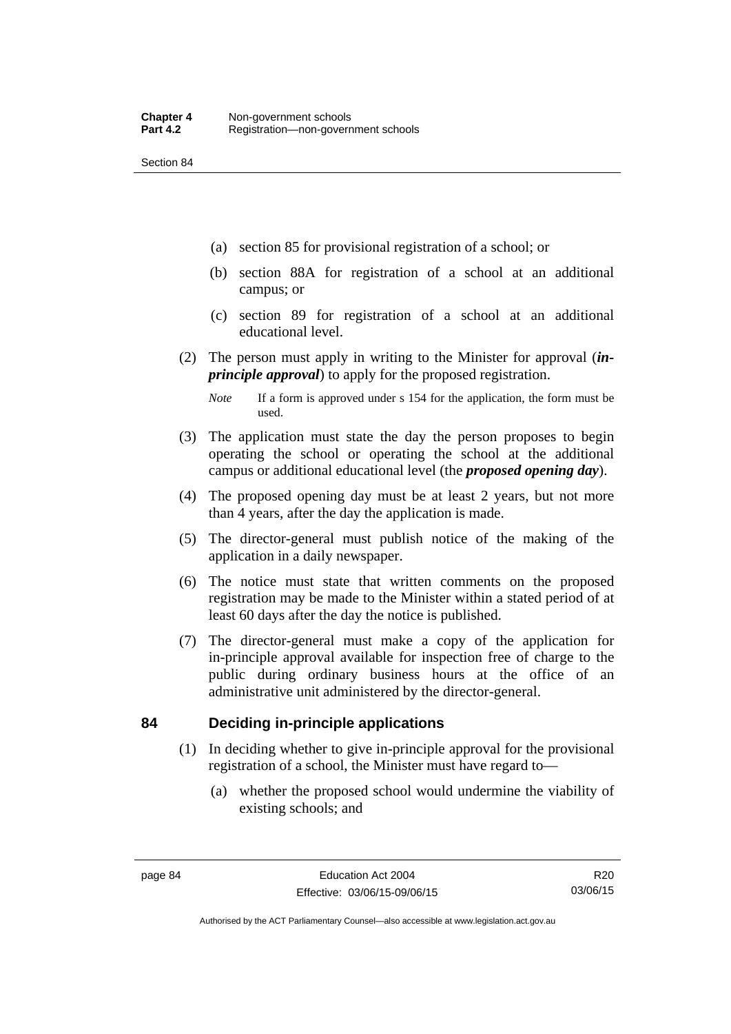(a) section 85 for provisional registration of a school; or

(b) section 88A for registration of a school at an additional campus; or

(c) section 89 for registration of a school at an additional educational level.

(2) The person must apply in writing to the Minister for approval (***in-principle approval***) to apply for the proposed registration.

*Note* If a form is approved under s 154 for the application, the form must be used.

(3) The application must state the day the person proposes to begin operating the school or operating the school at the additional campus or additional educational level (the ***proposed opening day***).

(4) The proposed opening day must be at least 2 years, but not more than 4 years, after the day the application is made.

(5) The director-general must publish notice of the making of the application in a daily newspaper.

(6) The notice must state that written comments on the proposed registration may be made to the Minister within a stated period of at least 60 days after the day the notice is published.

(7) The director-general must make a copy of the application for in-principle approval available for inspection free of charge to the public during ordinary business hours at the office of an administrative unit administered by the director-general.

## 84 Deciding in-principle applications

(1) In deciding whether to give in-principle approval for the provisional registration of a school, the Minister must have regard to—

(a) whether the proposed school would undermine the viability of existing schools; and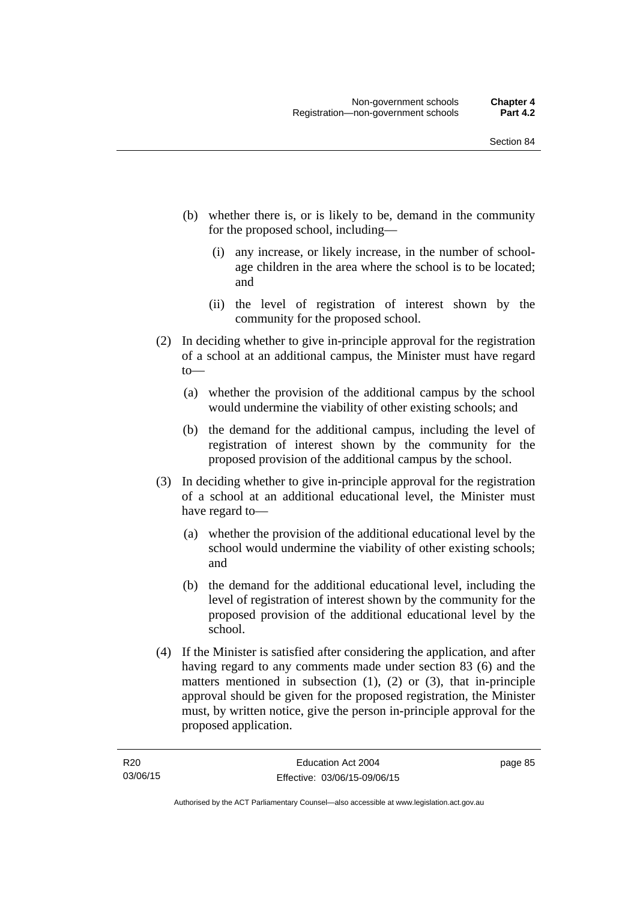(b) whether there is, or is likely to be, demand in the community for the proposed school, including—

   (i) any increase, or likely increase, in the number of school-age children in the area where the school is to be located; and

   (ii) the level of registration of interest shown by the community for the proposed school.

(2) In deciding whether to give in-principle approval for the registration of a school at an additional campus, the Minister must have regard to—

   (a) whether the provision of the additional campus by the school would undermine the viability of other existing schools; and

   (b) the demand for the additional campus, including the level of registration of interest shown by the community for the proposed provision of the additional campus by the school.

(3) In deciding whether to give in-principle approval for the registration of a school at an additional educational level, the Minister must have regard to—

   (a) whether the provision of the additional educational level by the school would undermine the viability of other existing schools; and

   (b) the demand for the additional educational level, including the level of registration of interest shown by the community for the proposed provision of the additional educational level by the school.

(4) If the Minister is satisfied after considering the application, and after having regard to any comments made under section 83 (6) and the matters mentioned in subsection (1), (2) or (3), that in-principle approval should be given for the proposed registration, the Minister must, by written notice, give the person in-principle approval for the proposed application.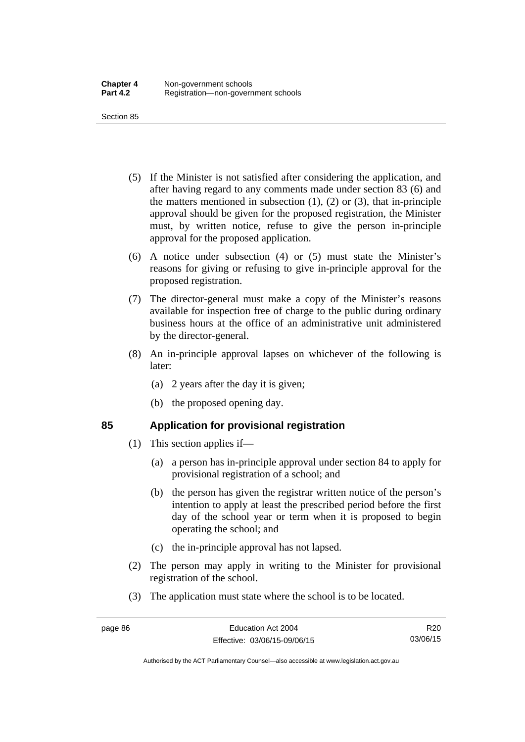(5) If the Minister is not satisfied after considering the application, and after having regard to any comments made under section 83 (6) and the matters mentioned in subsection (1), (2) or (3), that in-principle approval should be given for the proposed registration, the Minister must, by written notice, refuse to give the person in-principle approval for the proposed application.

(6) A notice under subsection (4) or (5) must state the Minister's reasons for giving or refusing to give in-principle approval for the proposed registration.

(7) The director-general must make a copy of the Minister's reasons available for inspection free of charge to the public during ordinary business hours at the office of an administrative unit administered by the director-general.

(8) An in-principle approval lapses on whichever of the following is later:

(a) 2 years after the day it is given;

(b) the proposed opening day.

## 85 Application for provisional registration

(1) This section applies if—

(a) a person has in-principle approval under section 84 to apply for provisional registration of a school; and

(b) the person has given the registrar written notice of the person's intention to apply at least the prescribed period before the first day of the school year or term when it is proposed to begin operating the school; and

(c) the in-principle approval has not lapsed.

(2) The person may apply in writing to the Minister for provisional registration of the school.

(3) The application must state where the school is to be located.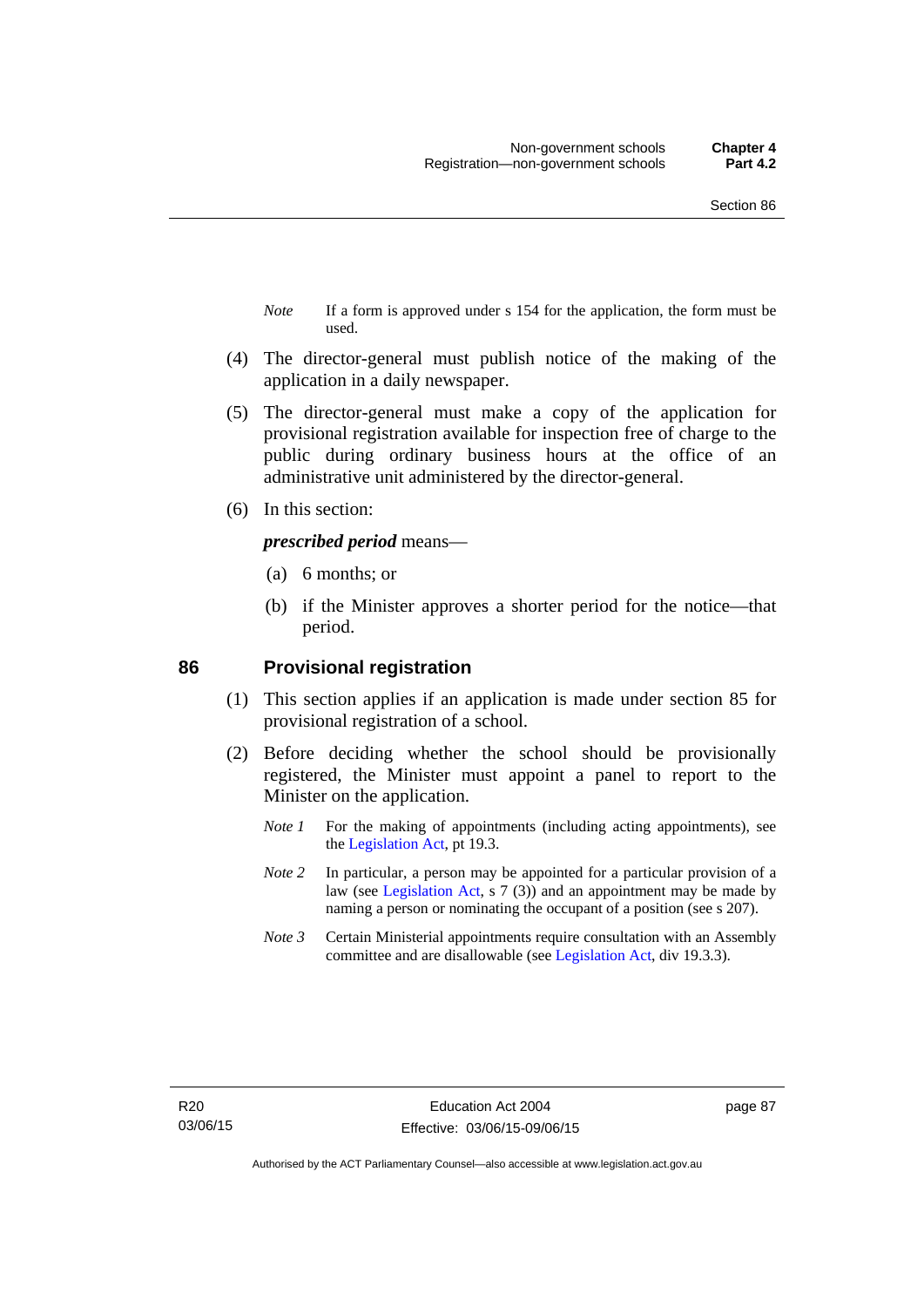*Note* If a form is approved under s 154 for the application, the form must be used.

(4) The director-general must publish notice of the making of the application in a daily newspaper.

(5) The director-general must make a copy of the application for provisional registration available for inspection free of charge to the public during ordinary business hours at the office of an administrative unit administered by the director-general.

(6) In this section:

***prescribed period*** means—

(a) 6 months; or

(b) if the Minister approves a shorter period for the notice—that period.

## 86 Provisional registration

(1) This section applies if an application is made under section 85 for provisional registration of a school.

(2) Before deciding whether the school should be provisionally registered, the Minister must appoint a panel to report to the Minister on the application.

*Note 1* For the making of appointments (including acting appointments), see the Legislation Act, pt 19.3.

*Note 2* In particular, a person may be appointed for a particular provision of a law (see Legislation Act, s 7 (3)) and an appointment may be made by naming a person or nominating the occupant of a position (see s 207).

*Note 3* Certain Ministerial appointments require consultation with an Assembly committee and are disallowable (see Legislation Act, div 19.3.3).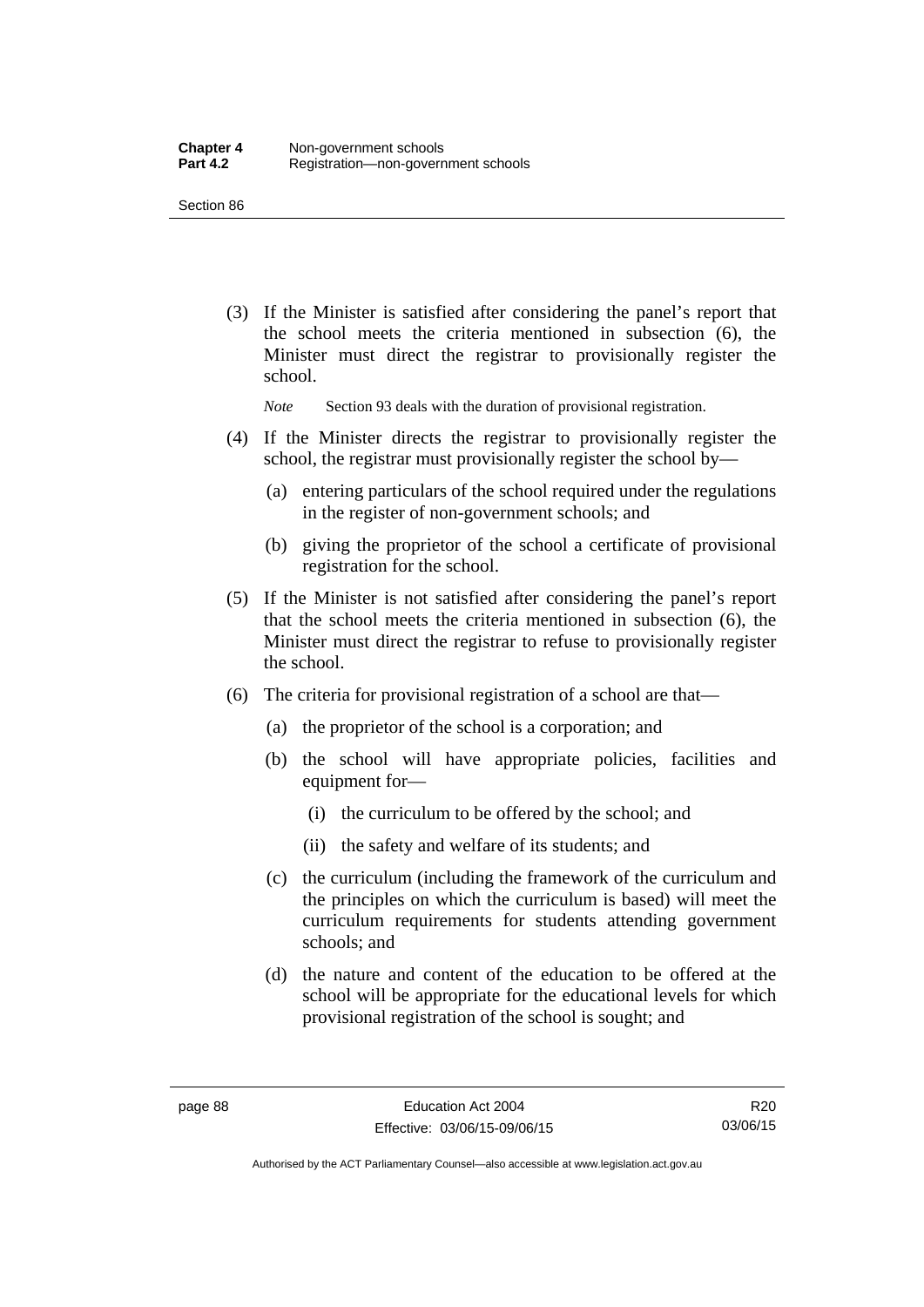(3) If the Minister is satisfied after considering the panel's report that the school meets the criteria mentioned in subsection (6), the Minister must direct the registrar to provisionally register the school.

*Note* Section 93 deals with the duration of provisional registration.

(4) If the Minister directs the registrar to provisionally register the school, the registrar must provisionally register the school by—

(a) entering particulars of the school required under the regulations in the register of non-government schools; and

(b) giving the proprietor of the school a certificate of provisional registration for the school.

(5) If the Minister is not satisfied after considering the panel's report that the school meets the criteria mentioned in subsection (6), the Minister must direct the registrar to refuse to provisionally register the school.

(6) The criteria for provisional registration of a school are that—

(a) the proprietor of the school is a corporation; and

(b) the school will have appropriate policies, facilities and equipment for—

(i) the curriculum to be offered by the school; and

(ii) the safety and welfare of its students; and

(c) the curriculum (including the framework of the curriculum and the principles on which the curriculum is based) will meet the curriculum requirements for students attending government schools; and

(d) the nature and content of the education to be offered at the school will be appropriate for the educational levels for which provisional registration of the school is sought; and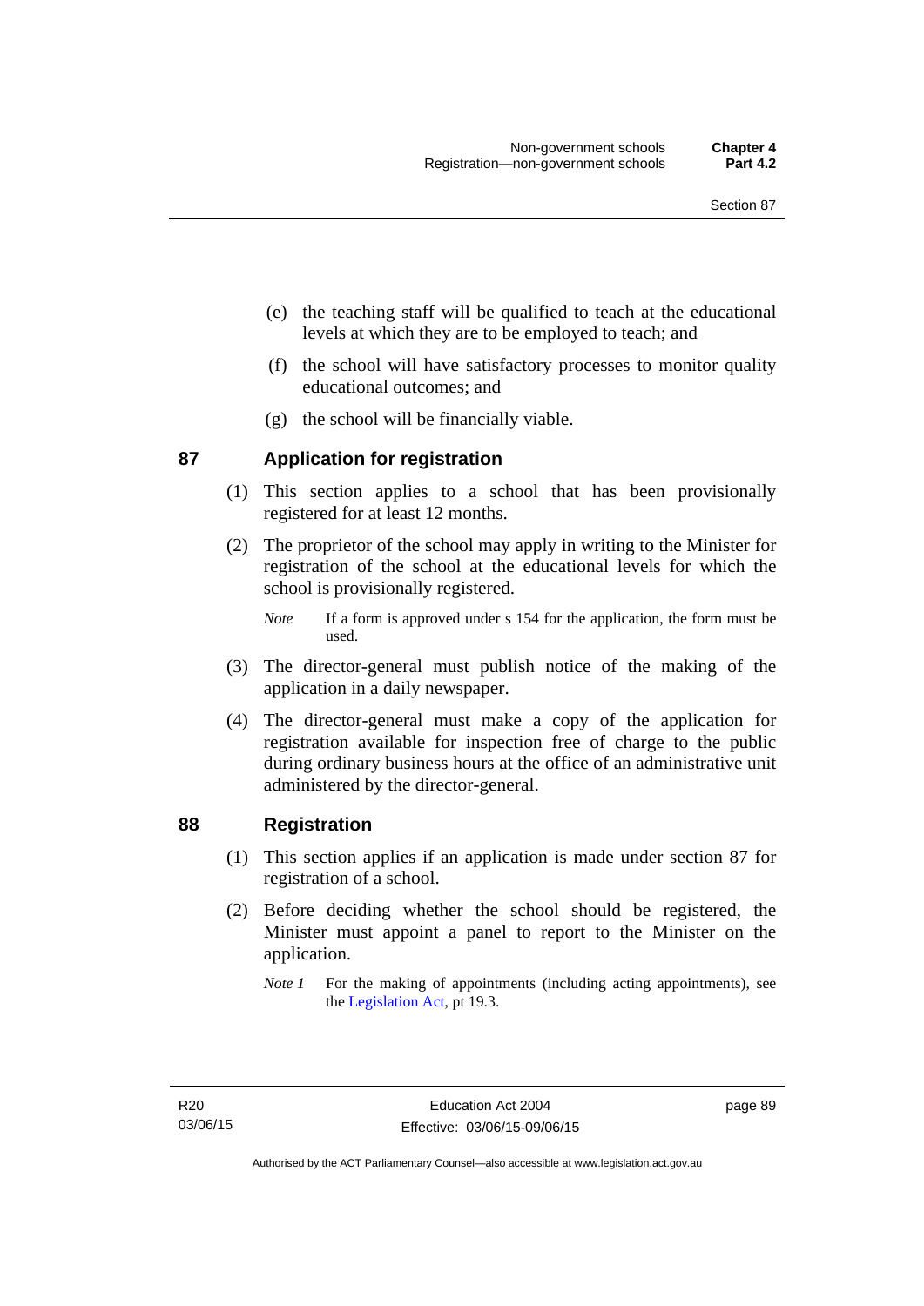(e) the teaching staff will be qualified to teach at the educational levels at which they are to be employed to teach; and

(f) the school will have satisfactory processes to monitor quality educational outcomes; and

(g) the school will be financially viable.

## 87 Application for registration

(1) This section applies to a school that has been provisionally registered for at least 12 months.

(2) The proprietor of the school may apply in writing to the Minister for registration of the school at the educational levels for which the school is provisionally registered.

*Note* If a form is approved under s 154 for the application, the form must be used.

(3) The director-general must publish notice of the making of the application in a daily newspaper.

(4) The director-general must make a copy of the application for registration available for inspection free of charge to the public during ordinary business hours at the office of an administrative unit administered by the director-general.

## 88 Registration

(1) This section applies if an application is made under section 87 for registration of a school.

(2) Before deciding whether the school should be registered, the Minister must appoint a panel to report to the Minister on the application.

*Note 1* For the making of appointments (including acting appointments), see the Legislation Act, pt 19.3.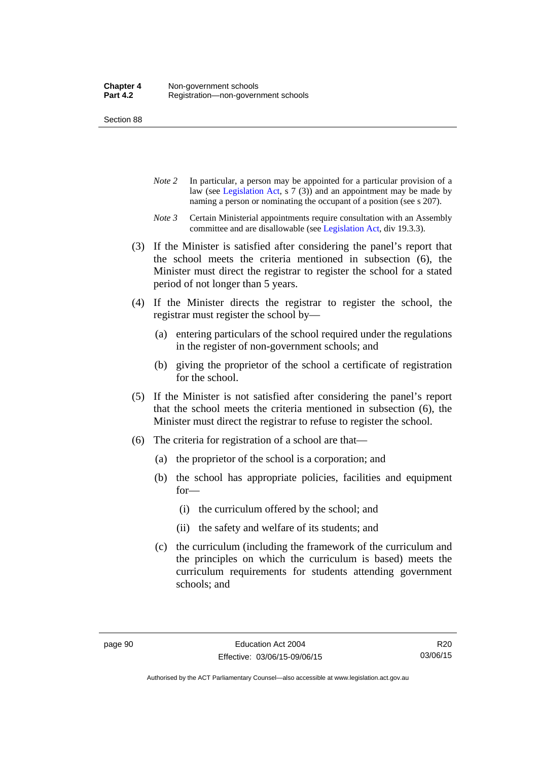*Note 2* In particular, a person may be appointed for a particular provision of a law (see Legislation Act, s 7 (3)) and an appointment may be made by naming a person or nominating the occupant of a position (see s 207).

*Note 3* Certain Ministerial appointments require consultation with an Assembly committee and are disallowable (see Legislation Act, div 19.3.3).

(3) If the Minister is satisfied after considering the panel's report that the school meets the criteria mentioned in subsection (6), the Minister must direct the registrar to register the school for a stated period of not longer than 5 years.

(4) If the Minister directs the registrar to register the school, the registrar must register the school by—

(a) entering particulars of the school required under the regulations in the register of non-government schools; and

(b) giving the proprietor of the school a certificate of registration for the school.

(5) If the Minister is not satisfied after considering the panel's report that the school meets the criteria mentioned in subsection (6), the Minister must direct the registrar to refuse to register the school.

(6) The criteria for registration of a school are that—

(a) the proprietor of the school is a corporation; and

(b) the school has appropriate policies, facilities and equipment for—

(i) the curriculum offered by the school; and

(ii) the safety and welfare of its students; and

(c) the curriculum (including the framework of the curriculum and the principles on which the curriculum is based) meets the curriculum requirements for students attending government schools; and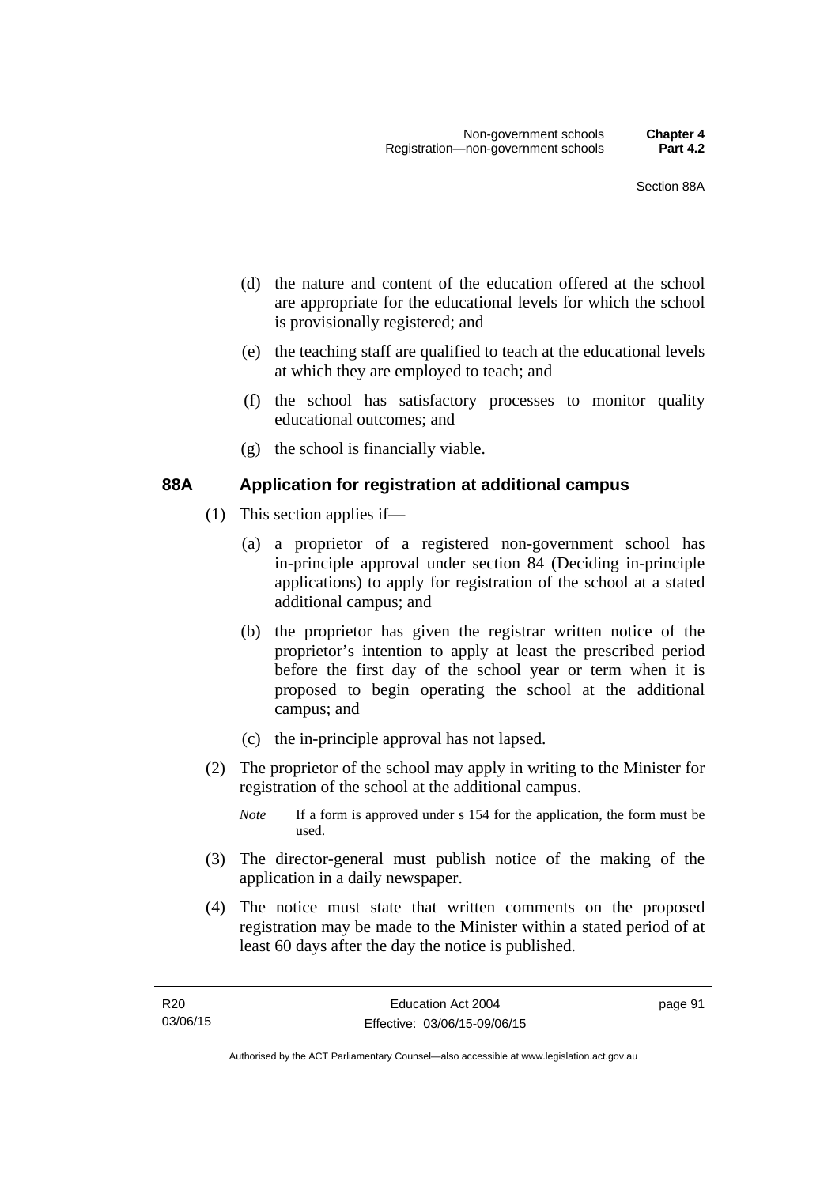(d) the nature and content of the education offered at the school are appropriate for the educational levels for which the school is provisionally registered; and

(e) the teaching staff are qualified to teach at the educational levels at which they are employed to teach; and

(f) the school has satisfactory processes to monitor quality educational outcomes; and

(g) the school is financially viable.

### 88A Application for registration at additional campus

(1) This section applies if—

(a) a proprietor of a registered non-government school has in-principle approval under section 84 (Deciding in-principle applications) to apply for registration of the school at a stated additional campus; and

(b) the proprietor has given the registrar written notice of the proprietor's intention to apply at least the prescribed period before the first day of the school year or term when it is proposed to begin operating the school at the additional campus; and

(c) the in-principle approval has not lapsed.

(2) The proprietor of the school may apply in writing to the Minister for registration of the school at the additional campus.

*Note* If a form is approved under s 154 for the application, the form must be used.

(3) The director-general must publish notice of the making of the application in a daily newspaper.

(4) The notice must state that written comments on the proposed registration may be made to the Minister within a stated period of at least 60 days after the day the notice is published.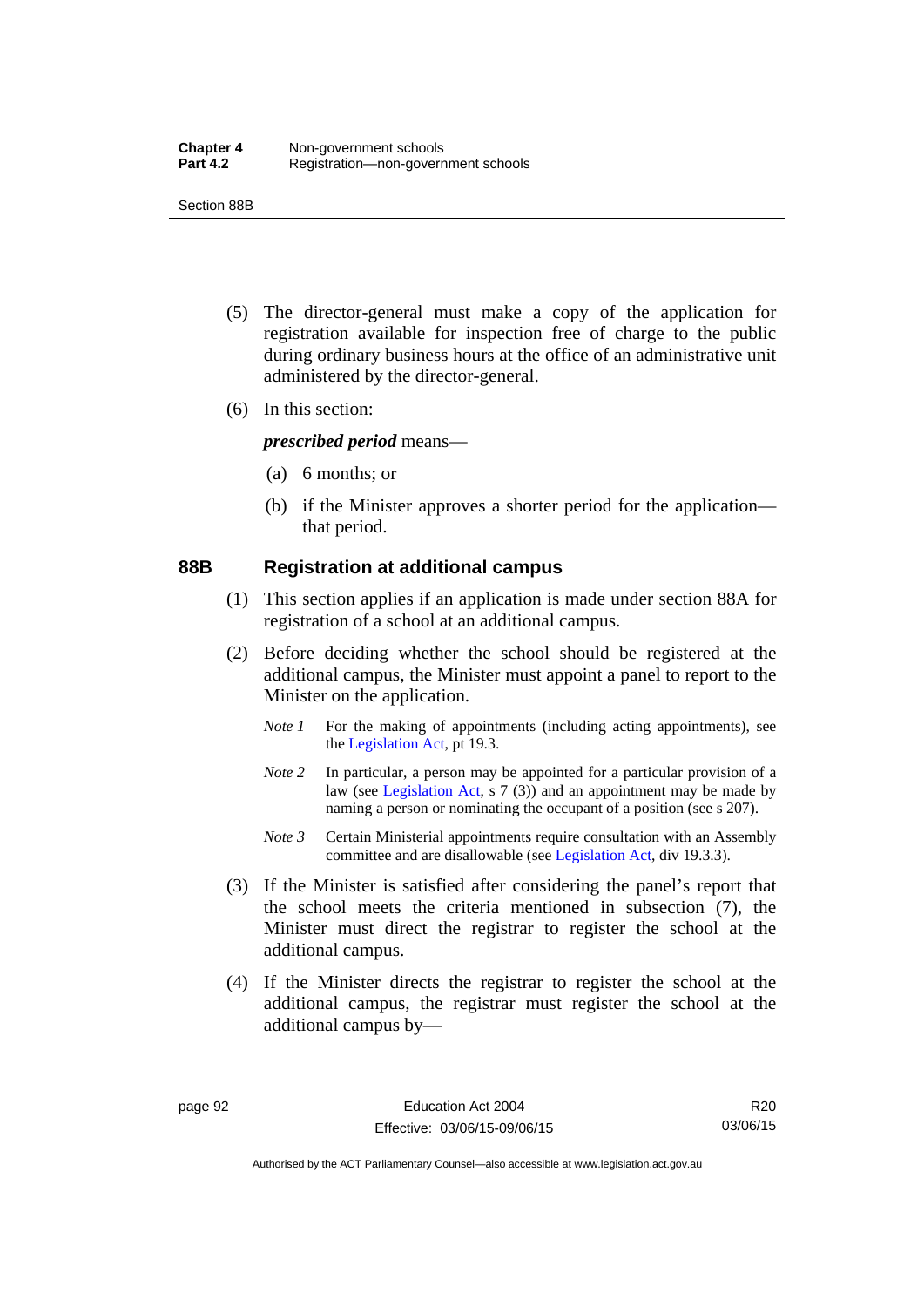(5) The director-general must make a copy of the application for registration available for inspection free of charge to the public during ordinary business hours at the office of an administrative unit administered by the director-general.

(6) In this section:

***prescribed period*** means—

(a) 6 months; or

(b) if the Minister approves a shorter period for the application—that period.

## 88B Registration at additional campus

(1) This section applies if an application is made under section 88A for registration of a school at an additional campus.

(2) Before deciding whether the school should be registered at the additional campus, the Minister must appoint a panel to report to the Minister on the application.

*Note 1* For the making of appointments (including acting appointments), see the Legislation Act, pt 19.3.

*Note 2* In particular, a person may be appointed for a particular provision of a law (see Legislation Act, s 7 (3)) and an appointment may be made by naming a person or nominating the occupant of a position (see s 207).

*Note 3* Certain Ministerial appointments require consultation with an Assembly committee and are disallowable (see Legislation Act, div 19.3.3).

(3) If the Minister is satisfied after considering the panel's report that the school meets the criteria mentioned in subsection (7), the Minister must direct the registrar to register the school at the additional campus.

(4) If the Minister directs the registrar to register the school at the additional campus, the registrar must register the school at the additional campus by—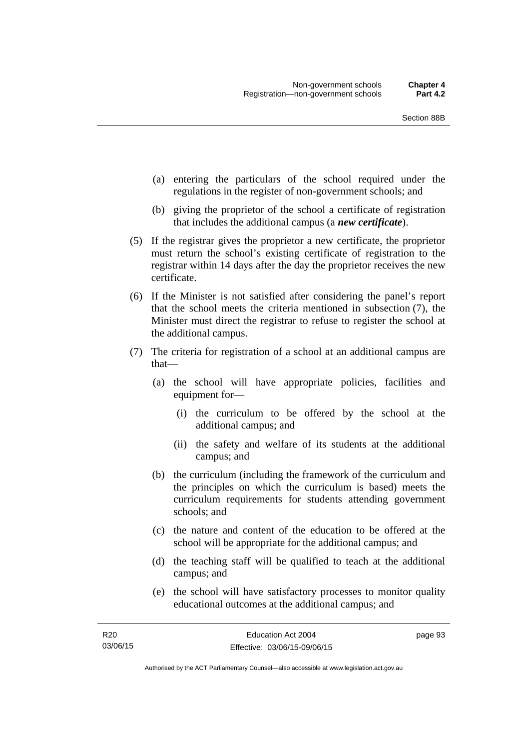(a) entering the particulars of the school required under the regulations in the register of non-government schools; and

(b) giving the proprietor of the school a certificate of registration that includes the additional campus (a ***new certificate***).

(5) If the registrar gives the proprietor a new certificate, the proprietor must return the school's existing certificate of registration to the registrar within 14 days after the day the proprietor receives the new certificate.

(6) If the Minister is not satisfied after considering the panel's report that the school meets the criteria mentioned in subsection (7), the Minister must direct the registrar to refuse to register the school at the additional campus.

(7) The criteria for registration of a school at an additional campus are that—

(a) the school will have appropriate policies, facilities and equipment for—

(i) the curriculum to be offered by the school at the additional campus; and

(ii) the safety and welfare of its students at the additional campus; and

(b) the curriculum (including the framework of the curriculum and the principles on which the curriculum is based) meets the curriculum requirements for students attending government schools; and

(c) the nature and content of the education to be offered at the school will be appropriate for the additional campus; and

(d) the teaching staff will be qualified to teach at the additional campus; and

(e) the school will have satisfactory processes to monitor quality educational outcomes at the additional campus; and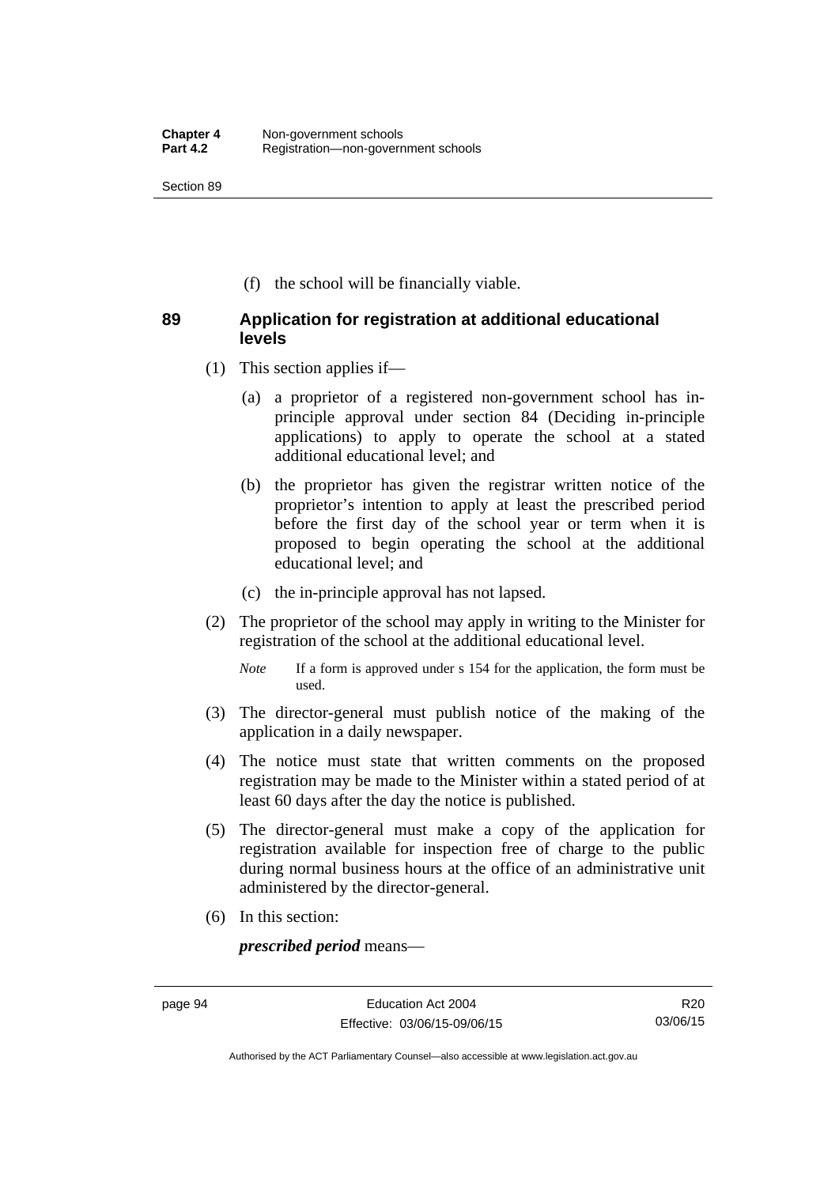(f) the school will be financially viable.

## 89 Application for registration at additional educational levels

(1) This section applies if—

(a) a proprietor of a registered non-government school has in-principle approval under section 84 (Deciding in-principle applications) to apply to operate the school at a stated additional educational level; and

(b) the proprietor has given the registrar written notice of the proprietor's intention to apply at least the prescribed period before the first day of the school year or term when it is proposed to begin operating the school at the additional educational level; and

(c) the in-principle approval has not lapsed.

(2) The proprietor of the school may apply in writing to the Minister for registration of the school at the additional educational level.

*Note* If a form is approved under s 154 for the application, the form must be used.

(3) The director-general must publish notice of the making of the application in a daily newspaper.

(4) The notice must state that written comments on the proposed registration may be made to the Minister within a stated period of at least 60 days after the day the notice is published.

(5) The director-general must make a copy of the application for registration available for inspection free of charge to the public during normal business hours at the office of an administrative unit administered by the director-general.

(6) In this section:

***prescribed period*** means—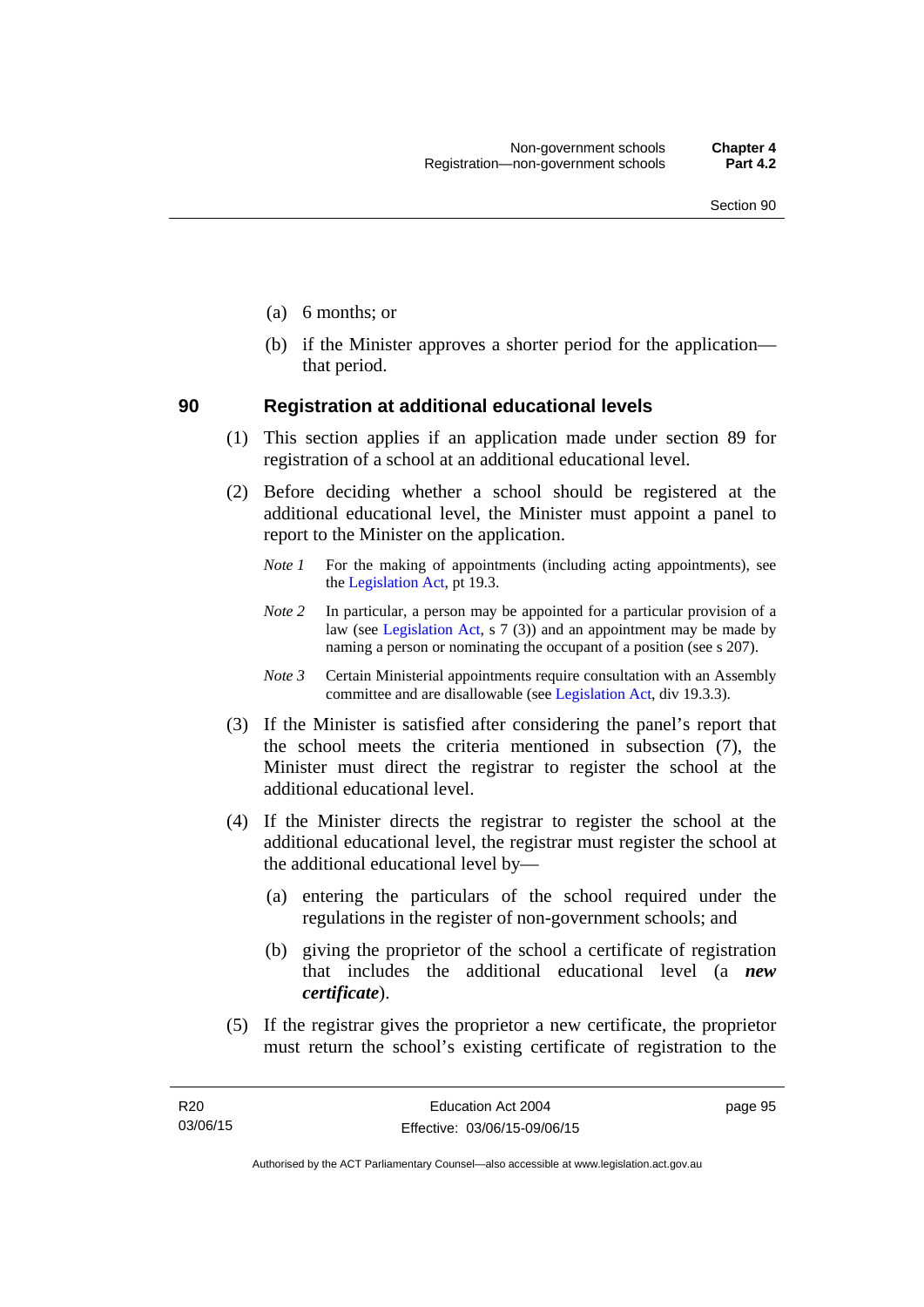(a) 6 months; or

(b) if the Minister approves a shorter period for the application—that period.

## 90 Registration at additional educational levels

(1) This section applies if an application made under section 89 for registration of a school at an additional educational level.

(2) Before deciding whether a school should be registered at the additional educational level, the Minister must appoint a panel to report to the Minister on the application.

*Note 1* For the making of appointments (including acting appointments), see the Legislation Act, pt 19.3.

*Note 2* In particular, a person may be appointed for a particular provision of a law (see Legislation Act, s 7 (3)) and an appointment may be made by naming a person or nominating the occupant of a position (see s 207).

*Note 3* Certain Ministerial appointments require consultation with an Assembly committee and are disallowable (see Legislation Act, div 19.3.3).

(3) If the Minister is satisfied after considering the panel's report that the school meets the criteria mentioned in subsection (7), the Minister must direct the registrar to register the school at the additional educational level.

(4) If the Minister directs the registrar to register the school at the additional educational level, the registrar must register the school at the additional educational level by—

(a) entering the particulars of the school required under the regulations in the register of non-government schools; and

(b) giving the proprietor of the school a certificate of registration that includes the additional educational level (a ***new certificate***).

(5) If the registrar gives the proprietor a new certificate, the proprietor must return the school's existing certificate of registration to the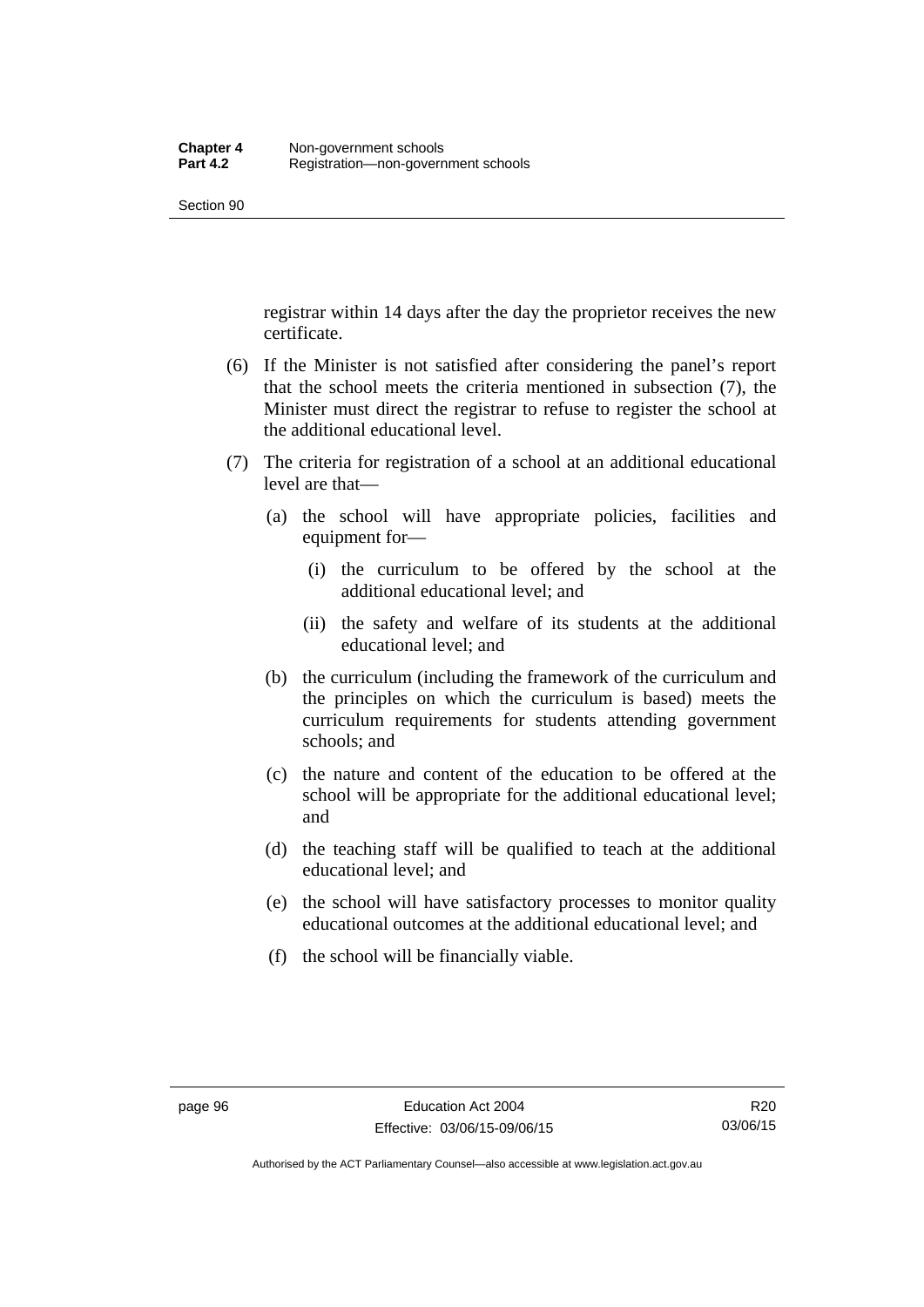registrar within 14 days after the day the proprietor receives the new certificate.

(6) If the Minister is not satisfied after considering the panel's report that the school meets the criteria mentioned in subsection (7), the Minister must direct the registrar to refuse to register the school at the additional educational level.

(7) The criteria for registration of a school at an additional educational level are that—

(a) the school will have appropriate policies, facilities and equipment for—

(i) the curriculum to be offered by the school at the additional educational level; and

(ii) the safety and welfare of its students at the additional educational level; and

(b) the curriculum (including the framework of the curriculum and the principles on which the curriculum is based) meets the curriculum requirements for students attending government schools; and

(c) the nature and content of the education to be offered at the school will be appropriate for the additional educational level; and

(d) the teaching staff will be qualified to teach at the additional educational level; and

(e) the school will have satisfactory processes to monitor quality educational outcomes at the additional educational level; and

(f) the school will be financially viable.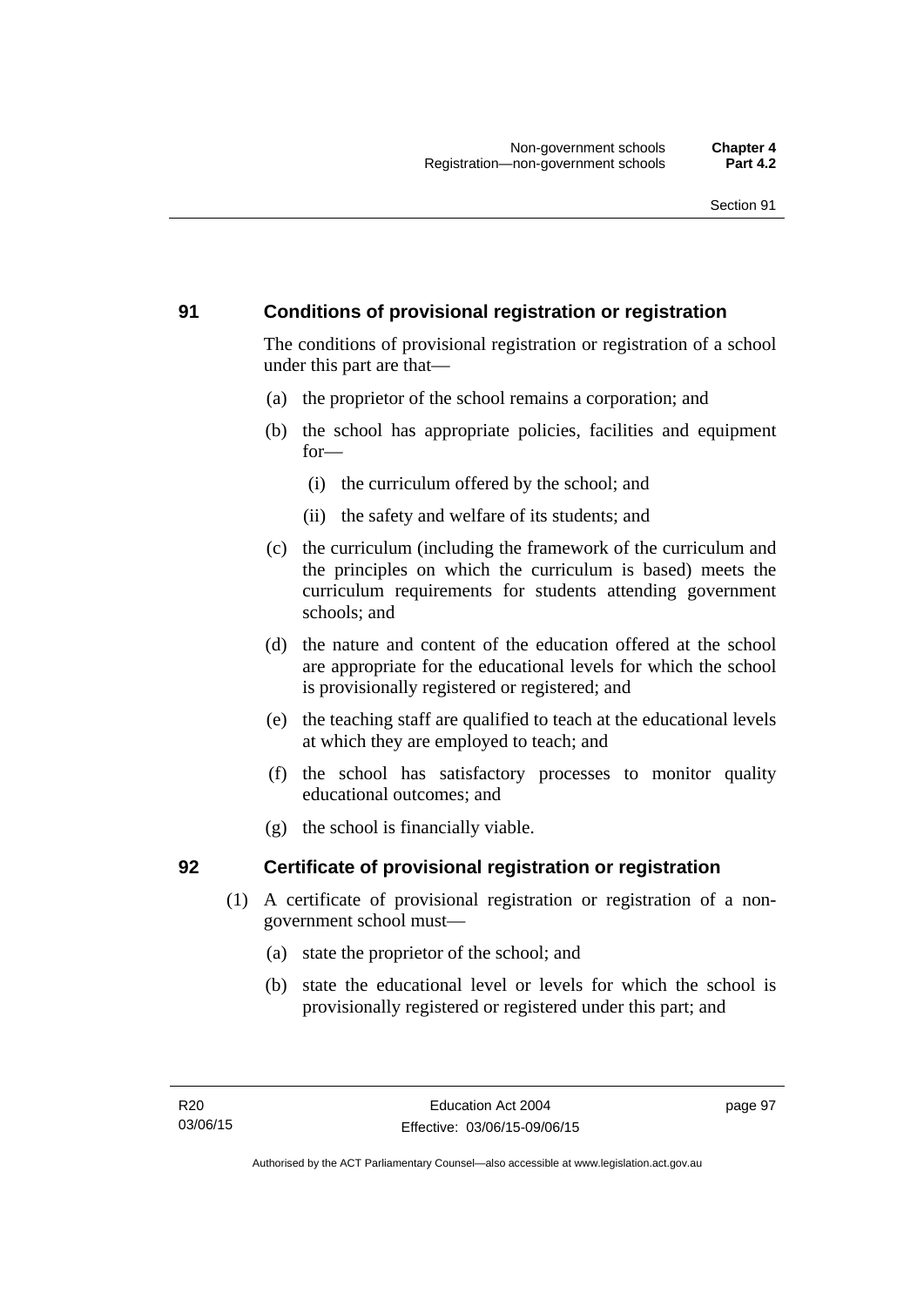## 91 Conditions of provisional registration or registration

The conditions of provisional registration or registration of a school under this part are that—

(a) the proprietor of the school remains a corporation; and

(b) the school has appropriate policies, facilities and equipment for—

  (i) the curriculum offered by the school; and

  (ii) the safety and welfare of its students; and

(c) the curriculum (including the framework of the curriculum and the principles on which the curriculum is based) meets the curriculum requirements for students attending government schools; and

(d) the nature and content of the education offered at the school are appropriate for the educational levels for which the school is provisionally registered or registered; and

(e) the teaching staff are qualified to teach at the educational levels at which they are employed to teach; and

(f) the school has satisfactory processes to monitor quality educational outcomes; and

(g) the school is financially viable.

## 92 Certificate of provisional registration or registration

(1) A certificate of provisional registration or registration of a non-government school must—

(a) state the proprietor of the school; and

(b) state the educational level or levels for which the school is provisionally registered or registered under this part; and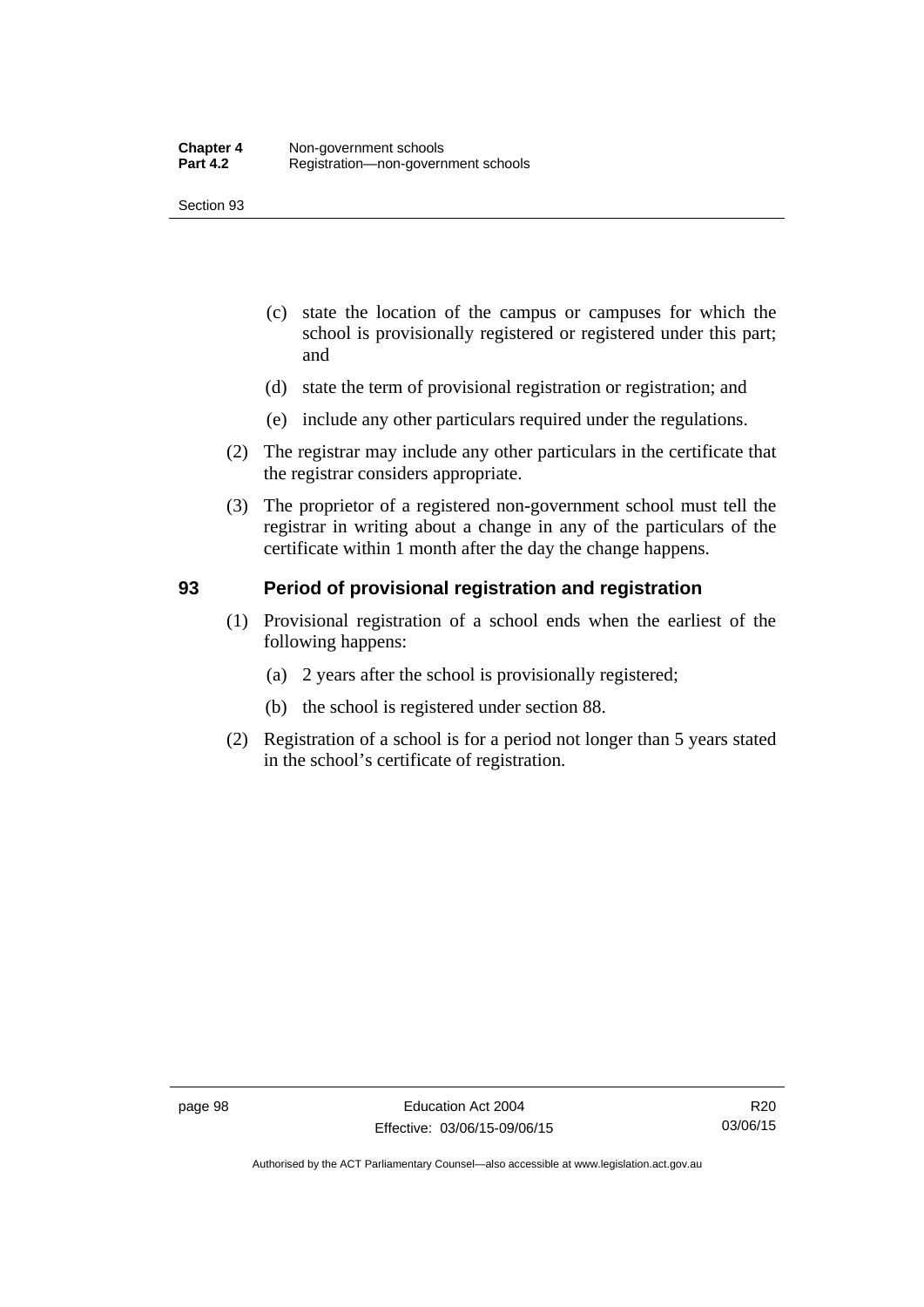(c) state the location of the campus or campuses for which the school is provisionally registered or registered under this part; and

(d) state the term of provisional registration or registration; and

(e) include any other particulars required under the regulations.

(2) The registrar may include any other particulars in the certificate that the registrar considers appropriate.

(3) The proprietor of a registered non-government school must tell the registrar in writing about a change in any of the particulars of the certificate within 1 month after the day the change happens.

## 93 Period of provisional registration and registration

(1) Provisional registration of a school ends when the earliest of the following happens:

(a) 2 years after the school is provisionally registered;

(b) the school is registered under section 88.

(2) Registration of a school is for a period not longer than 5 years stated in the school's certificate of registration.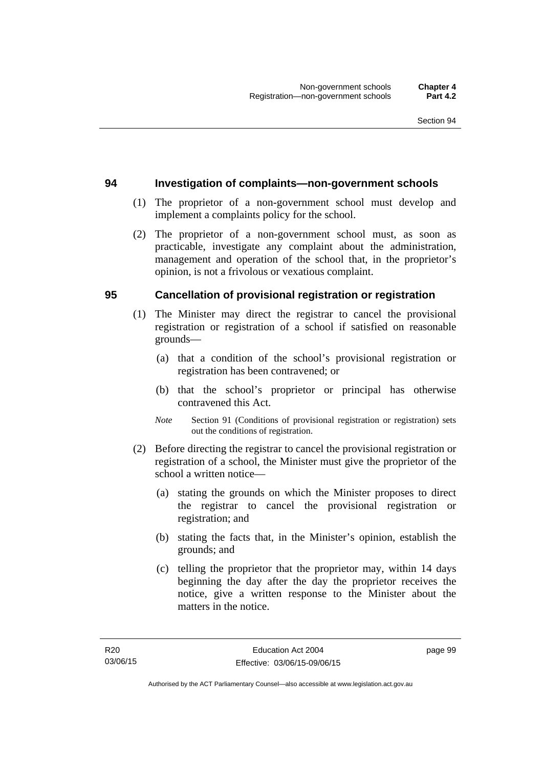## 94 Investigation of complaints—non-government schools

(1) The proprietor of a non-government school must develop and implement a complaints policy for the school.

(2) The proprietor of a non-government school must, as soon as practicable, investigate any complaint about the administration, management and operation of the school that, in the proprietor's opinion, is not a frivolous or vexatious complaint.

## 95 Cancellation of provisional registration or registration

(1) The Minister may direct the registrar to cancel the provisional registration or registration of a school if satisfied on reasonable grounds—

(a) that a condition of the school's provisional registration or registration has been contravened; or

(b) that the school's proprietor or principal has otherwise contravened this Act.

*Note* Section 91 (Conditions of provisional registration or registration) sets out the conditions of registration.

(2) Before directing the registrar to cancel the provisional registration or registration of a school, the Minister must give the proprietor of the school a written notice—

(a) stating the grounds on which the Minister proposes to direct the registrar to cancel the provisional registration or registration; and

(b) stating the facts that, in the Minister's opinion, establish the grounds; and

(c) telling the proprietor that the proprietor may, within 14 days beginning the day after the day the proprietor receives the notice, give a written response to the Minister about the matters in the notice.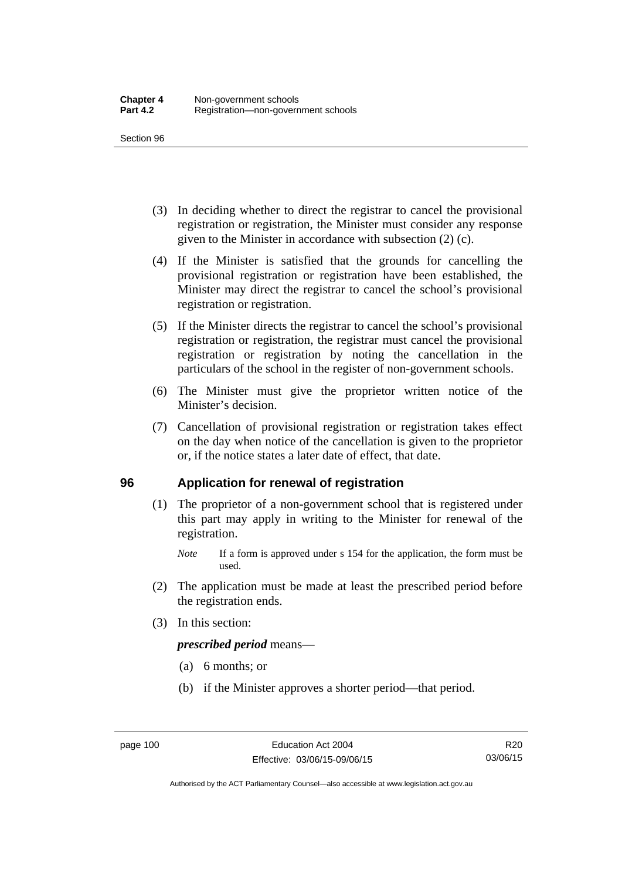(3) In deciding whether to direct the registrar to cancel the provisional registration or registration, the Minister must consider any response given to the Minister in accordance with subsection (2) (c).

(4) If the Minister is satisfied that the grounds for cancelling the provisional registration or registration have been established, the Minister may direct the registrar to cancel the school's provisional registration or registration.

(5) If the Minister directs the registrar to cancel the school's provisional registration or registration, the registrar must cancel the provisional registration or registration by noting the cancellation in the particulars of the school in the register of non-government schools.

(6) The Minister must give the proprietor written notice of the Minister's decision.

(7) Cancellation of provisional registration or registration takes effect on the day when notice of the cancellation is given to the proprietor or, if the notice states a later date of effect, that date.

## 96 Application for renewal of registration

(1) The proprietor of a non-government school that is registered under this part may apply in writing to the Minister for renewal of the registration.

*Note* If a form is approved under s 154 for the application, the form must be used.

(2) The application must be made at least the prescribed period before the registration ends.

(3) In this section:

***prescribed period*** means—

(a) 6 months; or

(b) if the Minister approves a shorter period—that period.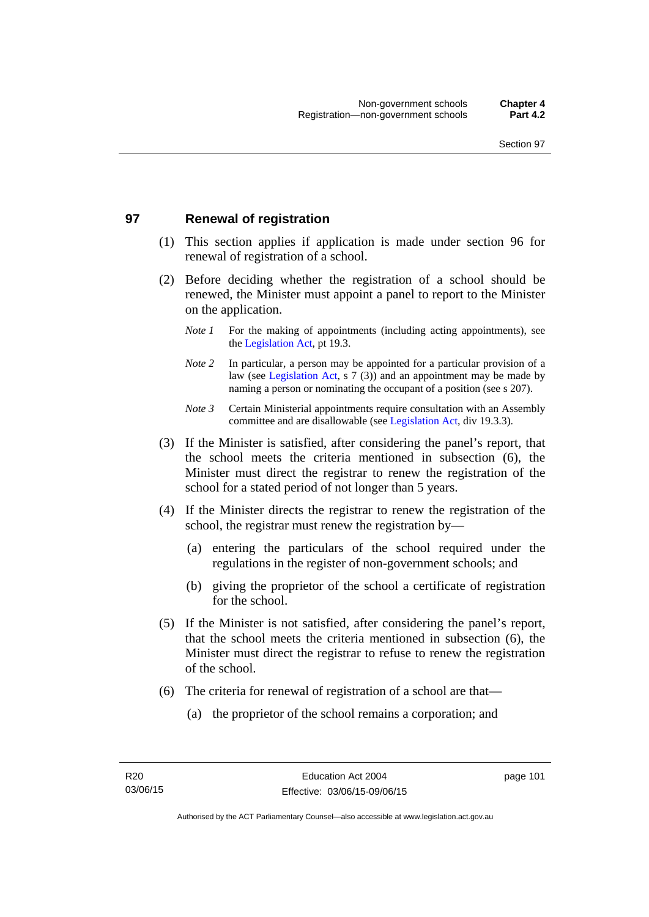## 97 Renewal of registration

(1) This section applies if application is made under section 96 for renewal of registration of a school.

(2) Before deciding whether the registration of a school should be renewed, the Minister must appoint a panel to report to the Minister on the application.

*Note 1* For the making of appointments (including acting appointments), see the Legislation Act, pt 19.3.

*Note 2* In particular, a person may be appointed for a particular provision of a law (see Legislation Act, s 7 (3)) and an appointment may be made by naming a person or nominating the occupant of a position (see s 207).

*Note 3* Certain Ministerial appointments require consultation with an Assembly committee and are disallowable (see Legislation Act, div 19.3.3).

(3) If the Minister is satisfied, after considering the panel's report, that the school meets the criteria mentioned in subsection (6), the Minister must direct the registrar to renew the registration of the school for a stated period of not longer than 5 years.

(4) If the Minister directs the registrar to renew the registration of the school, the registrar must renew the registration by—

(a) entering the particulars of the school required under the regulations in the register of non-government schools; and

(b) giving the proprietor of the school a certificate of registration for the school.

(5) If the Minister is not satisfied, after considering the panel's report, that the school meets the criteria mentioned in subsection (6), the Minister must direct the registrar to refuse to renew the registration of the school.

(6) The criteria for renewal of registration of a school are that—

(a) the proprietor of the school remains a corporation; and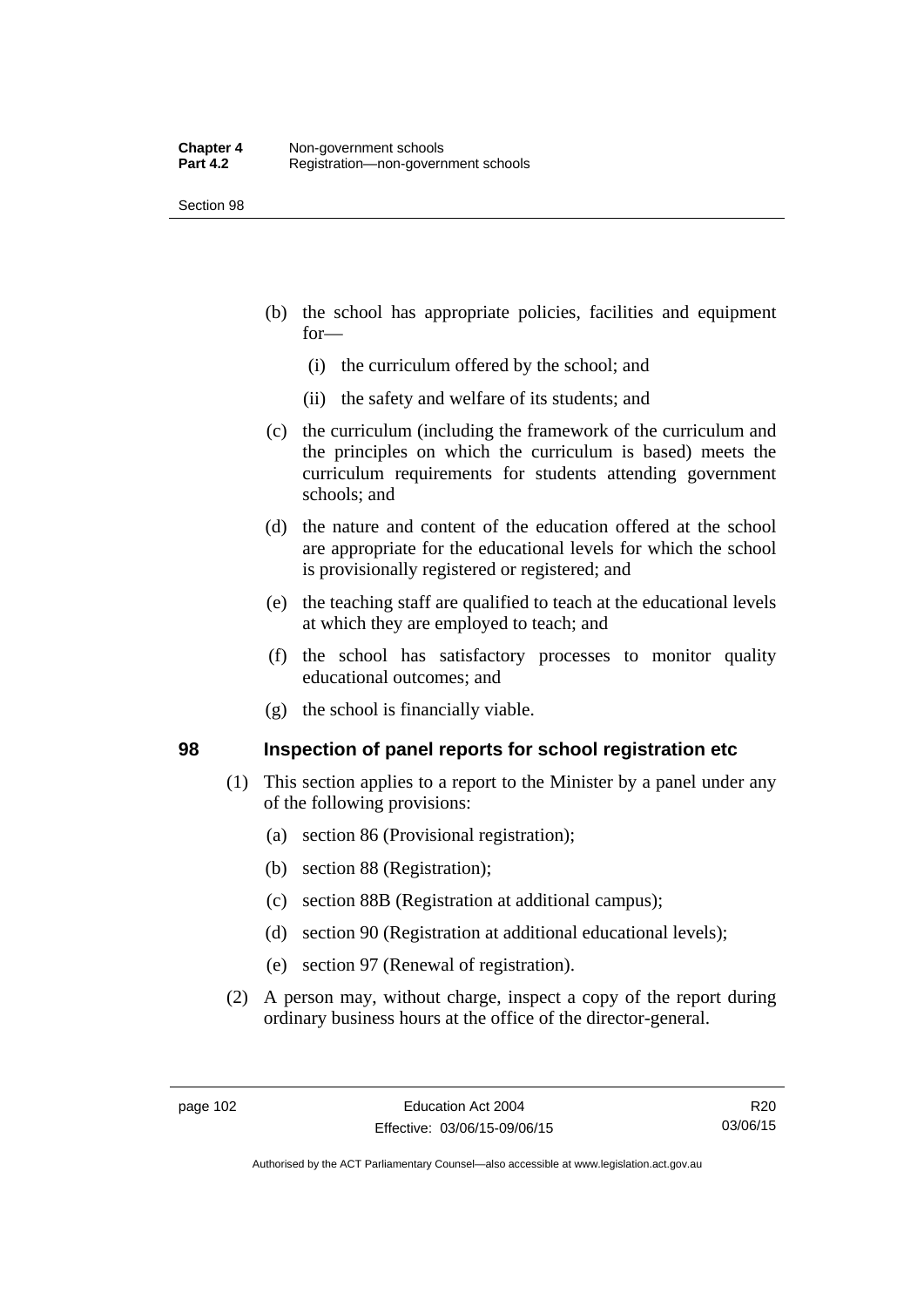(b) the school has appropriate policies, facilities and equipment for—

(i) the curriculum offered by the school; and

(ii) the safety and welfare of its students; and

(c) the curriculum (including the framework of the curriculum and the principles on which the curriculum is based) meets the curriculum requirements for students attending government schools; and

(d) the nature and content of the education offered at the school are appropriate for the educational levels for which the school is provisionally registered or registered; and

(e) the teaching staff are qualified to teach at the educational levels at which they are employed to teach; and

(f) the school has satisfactory processes to monitor quality educational outcomes; and

(g) the school is financially viable.

### 98 Inspection of panel reports for school registration etc

(1) This section applies to a report to the Minister by a panel under any of the following provisions:

(a) section 86 (Provisional registration);

(b) section 88 (Registration);

(c) section 88B (Registration at additional campus);

(d) section 90 (Registration at additional educational levels);

(e) section 97 (Renewal of registration).

(2) A person may, without charge, inspect a copy of the report during ordinary business hours at the office of the director-general.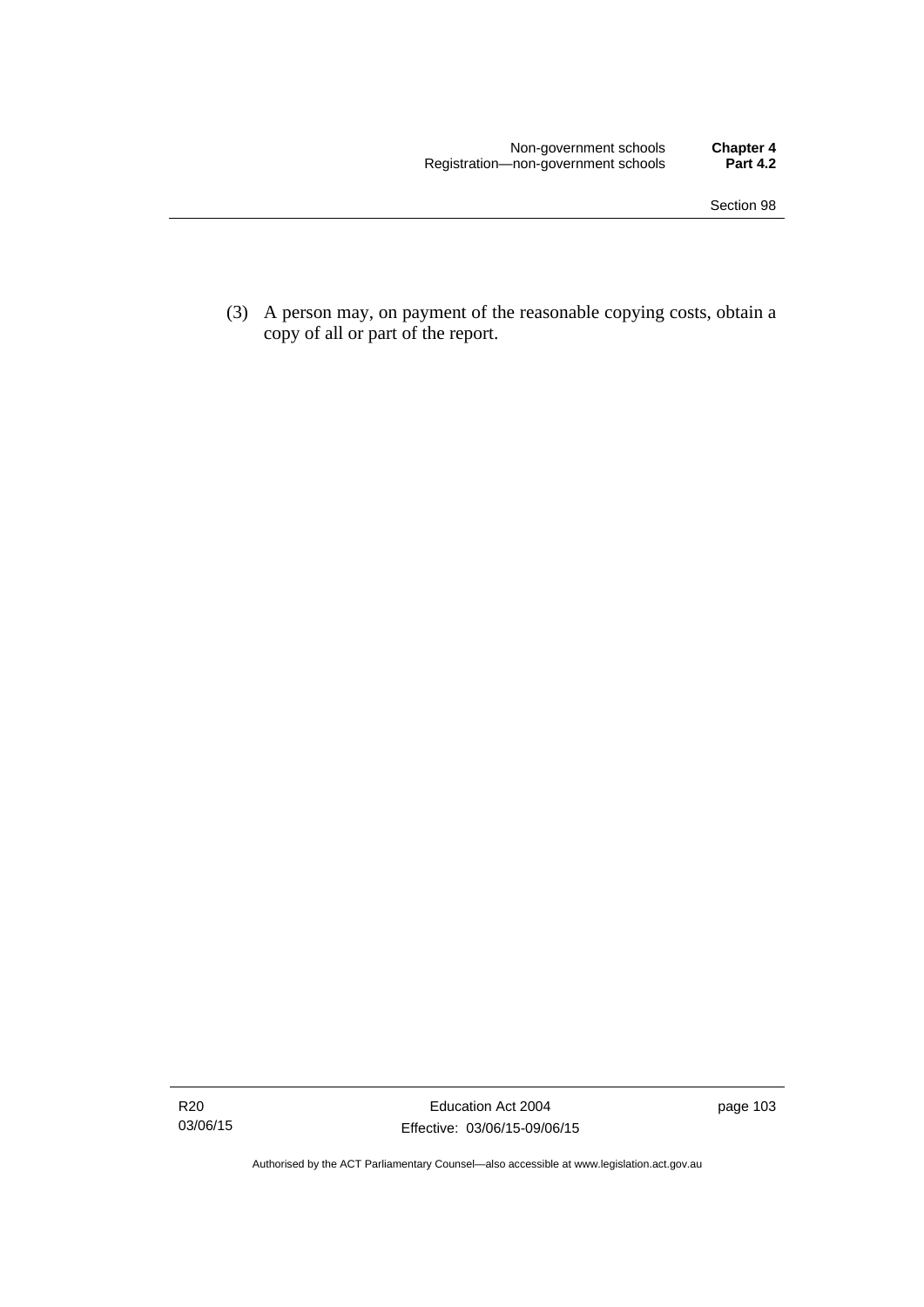(3) A person may, on payment of the reasonable copying costs, obtain a copy of all or part of the report.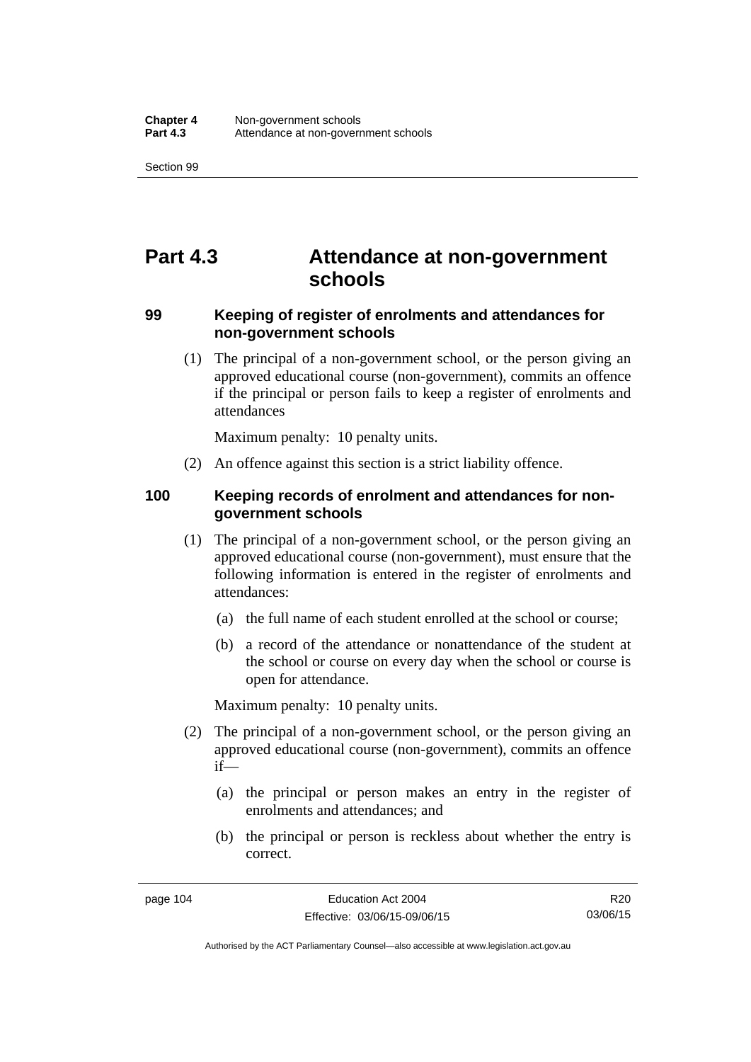# Part 4.3 Attendance at non-government schools

### 99 Keeping of register of enrolments and attendances for non-government schools

(1) The principal of a non-government school, or the person giving an approved educational course (non-government), commits an offence if the principal or person fails to keep a register of enrolments and attendances

Maximum penalty: 10 penalty units.

(2) An offence against this section is a strict liability offence.

### 100 Keeping records of enrolment and attendances for non-government schools

(1) The principal of a non-government school, or the person giving an approved educational course (non-government), must ensure that the following information is entered in the register of enrolments and attendances:

(a) the full name of each student enrolled at the school or course;

(b) a record of the attendance or nonattendance of the student at the school or course on every day when the school or course is open for attendance.

Maximum penalty: 10 penalty units.

(2) The principal of a non-government school, or the person giving an approved educational course (non-government), commits an offence if—

(a) the principal or person makes an entry in the register of enrolments and attendances; and

(b) the principal or person is reckless about whether the entry is correct.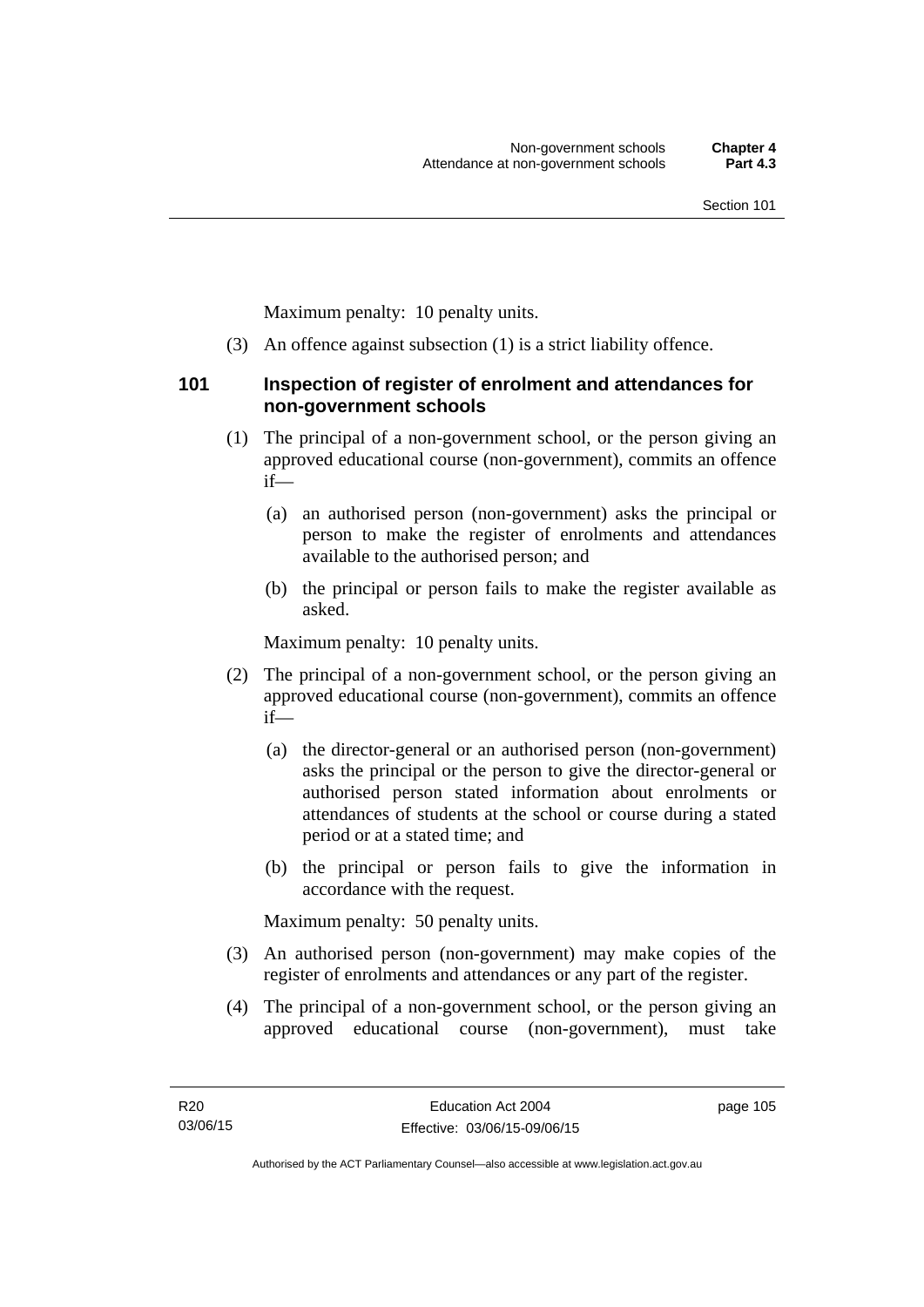Maximum penalty: 10 penalty units.

(3) An offence against subsection (1) is a strict liability offence.

## 101 Inspection of register of enrolment and attendances for non-government schools

(1) The principal of a non-government school, or the person giving an approved educational course (non-government), commits an offence if—

(a) an authorised person (non-government) asks the principal or person to make the register of enrolments and attendances available to the authorised person; and

(b) the principal or person fails to make the register available as asked.

Maximum penalty: 10 penalty units.

(2) The principal of a non-government school, or the person giving an approved educational course (non-government), commits an offence if—

(a) the director-general or an authorised person (non-government) asks the principal or the person to give the director-general or authorised person stated information about enrolments or attendances of students at the school or course during a stated period or at a stated time; and

(b) the principal or person fails to give the information in accordance with the request.

Maximum penalty: 50 penalty units.

(3) An authorised person (non-government) may make copies of the register of enrolments and attendances or any part of the register.

(4) The principal of a non-government school, or the person giving an approved educational course (non-government), must take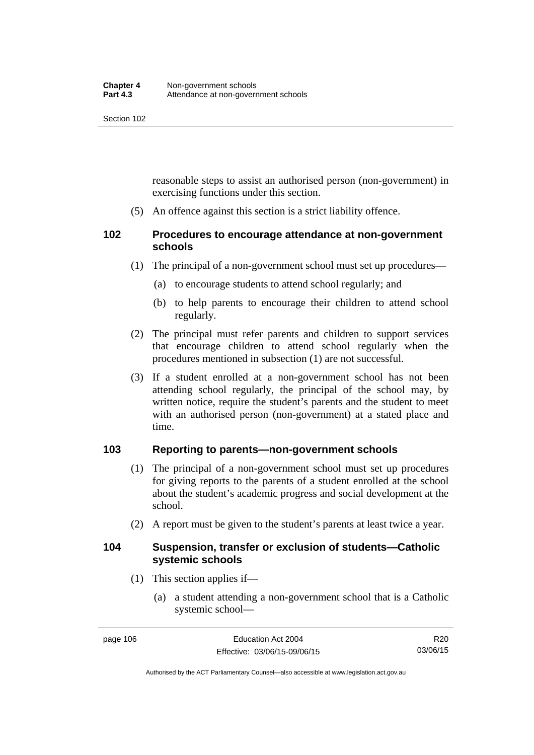reasonable steps to assist an authorised person (non-government) in exercising functions under this section.

(5) An offence against this section is a strict liability offence.

### 102 Procedures to encourage attendance at non-government schools

(1) The principal of a non-government school must set up procedures—

(a) to encourage students to attend school regularly; and

(b) to help parents to encourage their children to attend school regularly.

(2) The principal must refer parents and children to support services that encourage children to attend school regularly when the procedures mentioned in subsection (1) are not successful.

(3) If a student enrolled at a non-government school has not been attending school regularly, the principal of the school may, by written notice, require the student's parents and the student to meet with an authorised person (non-government) at a stated place and time.

### 103 Reporting to parents—non-government schools

(1) The principal of a non-government school must set up procedures for giving reports to the parents of a student enrolled at the school about the student's academic progress and social development at the school.

(2) A report must be given to the student's parents at least twice a year.

### 104 Suspension, transfer or exclusion of students—Catholic systemic schools

(1) This section applies if—

(a) a student attending a non-government school that is a Catholic systemic school—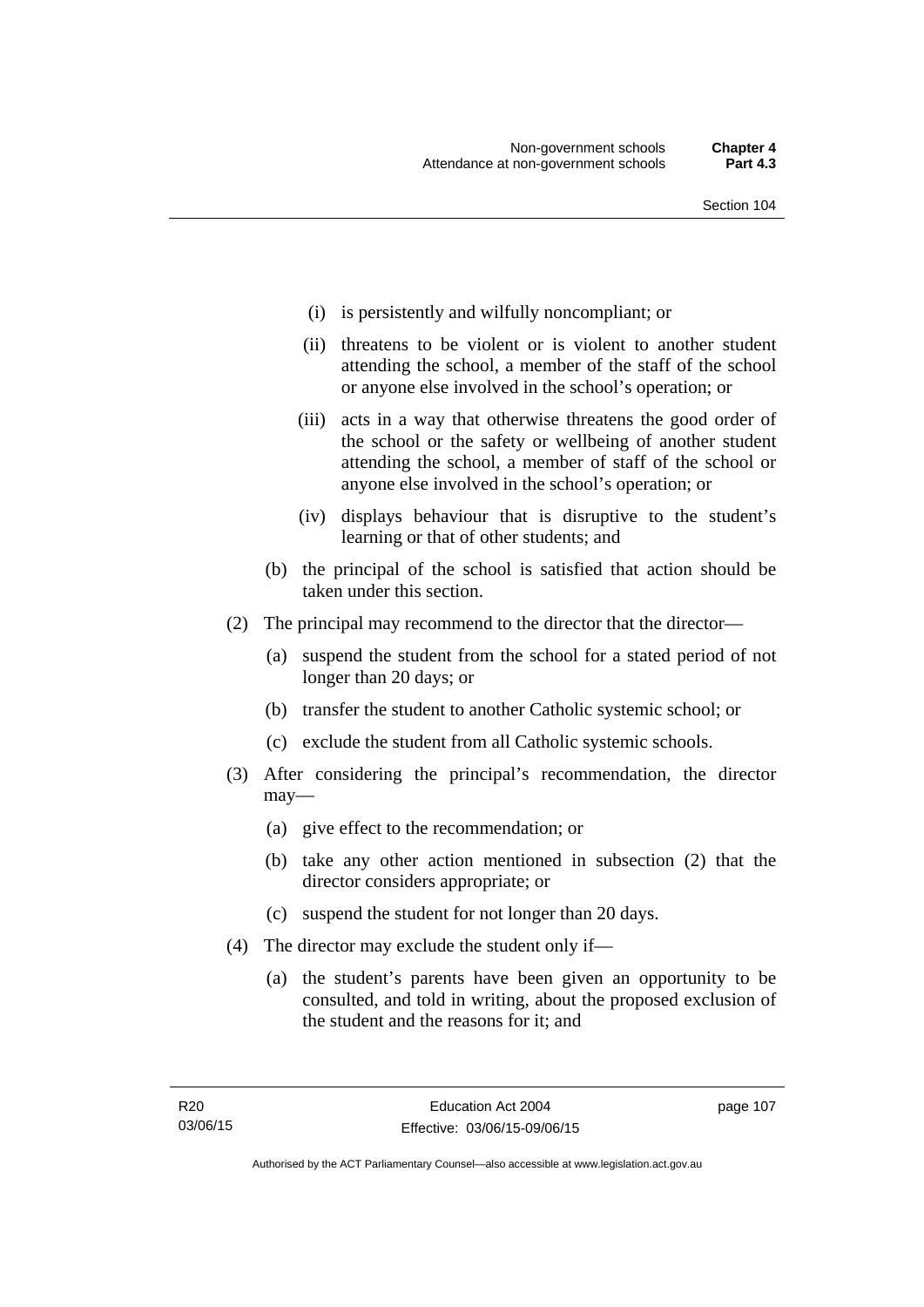- (i) is persistently and wilfully noncompliant; or
- (ii) threatens to be violent or is violent to another student attending the school, a member of the staff of the school or anyone else involved in the school's operation; or
- (iii) acts in a way that otherwise threatens the good order of the school or the safety or wellbeing of another student attending the school, a member of staff of the school or anyone else involved in the school's operation; or
- (iv) displays behaviour that is disruptive to the student's learning or that of other students; and

(b) the principal of the school is satisfied that action should be taken under this section.

(2) The principal may recommend to the director that the director—

- (a) suspend the student from the school for a stated period of not longer than 20 days; or
- (b) transfer the student to another Catholic systemic school; or
- (c) exclude the student from all Catholic systemic schools.

(3) After considering the principal's recommendation, the director may—

- (a) give effect to the recommendation; or
- (b) take any other action mentioned in subsection (2) that the director considers appropriate; or
- (c) suspend the student for not longer than 20 days.

(4) The director may exclude the student only if—

- (a) the student's parents have been given an opportunity to be consulted, and told in writing, about the proposed exclusion of the student and the reasons for it; and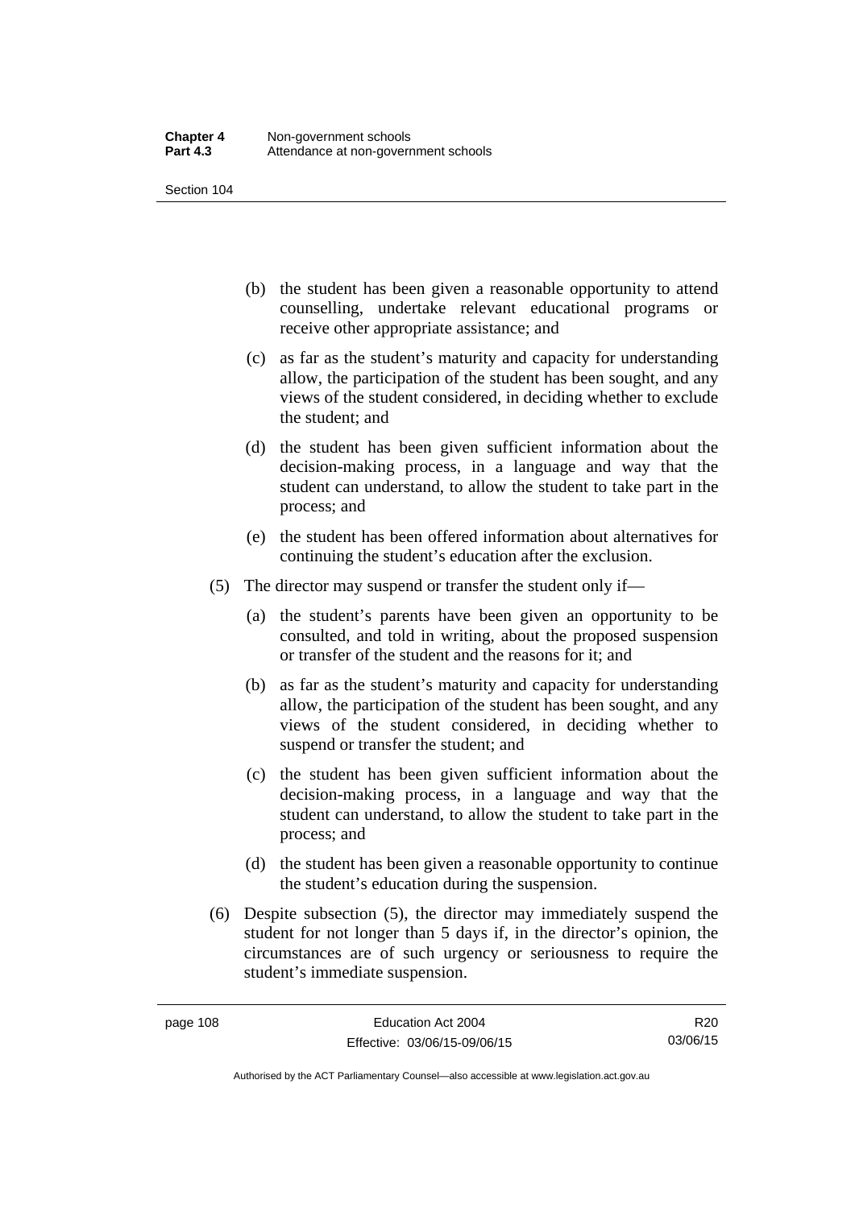(b) the student has been given a reasonable opportunity to attend counselling, undertake relevant educational programs or receive other appropriate assistance; and

(c) as far as the student's maturity and capacity for understanding allow, the participation of the student has been sought, and any views of the student considered, in deciding whether to exclude the student; and

(d) the student has been given sufficient information about the decision-making process, in a language and way that the student can understand, to allow the student to take part in the process; and

(e) the student has been offered information about alternatives for continuing the student's education after the exclusion.

(5) The director may suspend or transfer the student only if—

(a) the student's parents have been given an opportunity to be consulted, and told in writing, about the proposed suspension or transfer of the student and the reasons for it; and

(b) as far as the student's maturity and capacity for understanding allow, the participation of the student has been sought, and any views of the student considered, in deciding whether to suspend or transfer the student; and

(c) the student has been given sufficient information about the decision-making process, in a language and way that the student can understand, to allow the student to take part in the process; and

(d) the student has been given a reasonable opportunity to continue the student's education during the suspension.

(6) Despite subsection (5), the director may immediately suspend the student for not longer than 5 days if, in the director's opinion, the circumstances are of such urgency or seriousness to require the student's immediate suspension.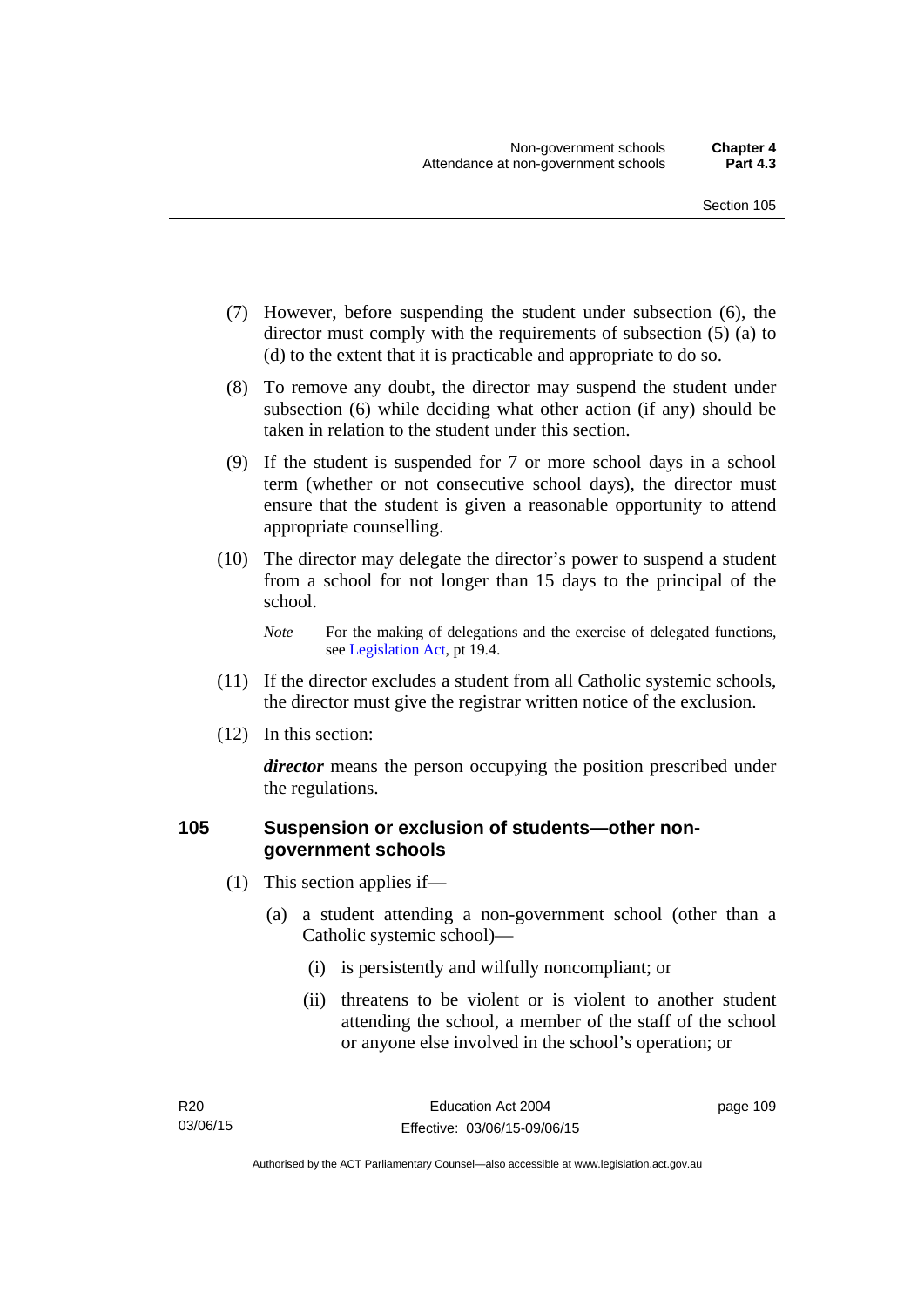(7) However, before suspending the student under subsection (6), the director must comply with the requirements of subsection (5) (a) to (d) to the extent that it is practicable and appropriate to do so.

(8) To remove any doubt, the director may suspend the student under subsection (6) while deciding what other action (if any) should be taken in relation to the student under this section.

(9) If the student is suspended for 7 or more school days in a school term (whether or not consecutive school days), the director must ensure that the student is given a reasonable opportunity to attend appropriate counselling.

(10) The director may delegate the director's power to suspend a student from a school for not longer than 15 days to the principal of the school.

*Note* For the making of delegations and the exercise of delegated functions, see Legislation Act, pt 19.4.

(11) If the director excludes a student from all Catholic systemic schools, the director must give the registrar written notice of the exclusion.

(12) In this section:

***director*** means the person occupying the position prescribed under the regulations.

### 105 Suspension or exclusion of students—other non-government schools

(1) This section applies if—

(a) a student attending a non-government school (other than a Catholic systemic school)—

(i) is persistently and wilfully noncompliant; or

(ii) threatens to be violent or is violent to another student attending the school, a member of the staff of the school or anyone else involved in the school's operation; or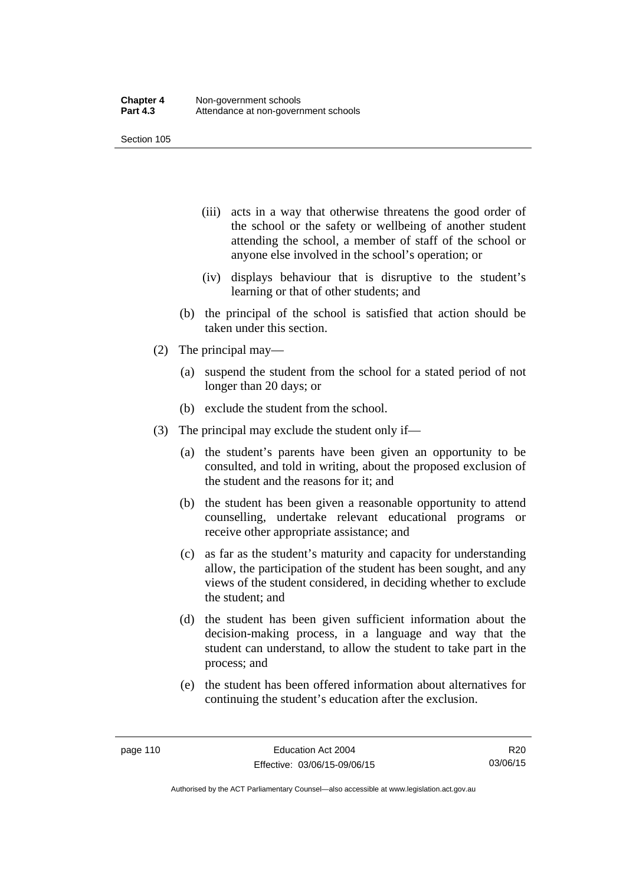(iii) acts in a way that otherwise threatens the good order of the school or the safety or wellbeing of another student attending the school, a member of staff of the school or anyone else involved in the school's operation; or

(iv) displays behaviour that is disruptive to the student's learning or that of other students; and

(b) the principal of the school is satisfied that action should be taken under this section.

(2) The principal may—

(a) suspend the student from the school for a stated period of not longer than 20 days; or

(b) exclude the student from the school.

(3) The principal may exclude the student only if—

(a) the student's parents have been given an opportunity to be consulted, and told in writing, about the proposed exclusion of the student and the reasons for it; and

(b) the student has been given a reasonable opportunity to attend counselling, undertake relevant educational programs or receive other appropriate assistance; and

(c) as far as the student's maturity and capacity for understanding allow, the participation of the student has been sought, and any views of the student considered, in deciding whether to exclude the student; and

(d) the student has been given sufficient information about the decision-making process, in a language and way that the student can understand, to allow the student to take part in the process; and

(e) the student has been offered information about alternatives for continuing the student's education after the exclusion.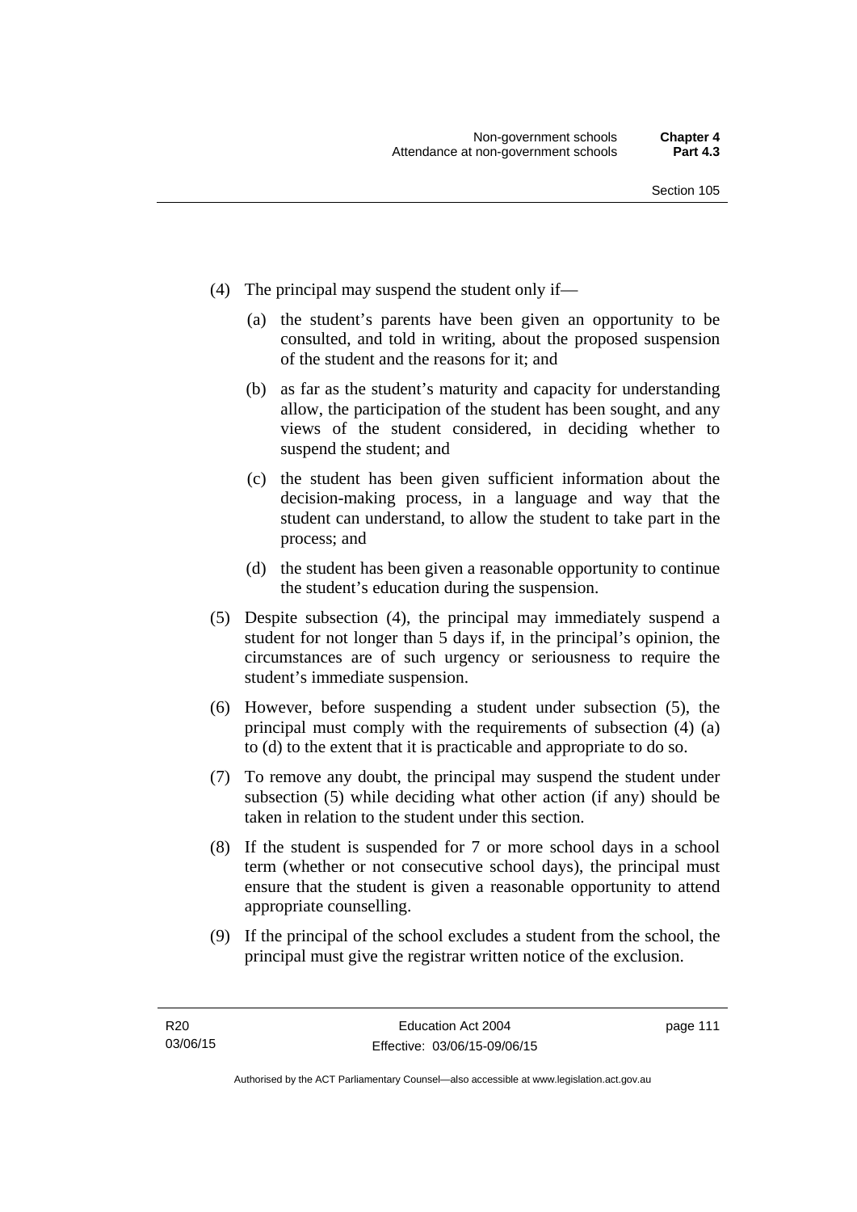(4) The principal may suspend the student only if—

  (a) the student's parents have been given an opportunity to be consulted, and told in writing, about the proposed suspension of the student and the reasons for it; and

  (b) as far as the student's maturity and capacity for understanding allow, the participation of the student has been sought, and any views of the student considered, in deciding whether to suspend the student; and

  (c) the student has been given sufficient information about the decision-making process, in a language and way that the student can understand, to allow the student to take part in the process; and

  (d) the student has been given a reasonable opportunity to continue the student's education during the suspension.

(5) Despite subsection (4), the principal may immediately suspend a student for not longer than 5 days if, in the principal's opinion, the circumstances are of such urgency or seriousness to require the student's immediate suspension.

(6) However, before suspending a student under subsection (5), the principal must comply with the requirements of subsection (4) (a) to (d) to the extent that it is practicable and appropriate to do so.

(7) To remove any doubt, the principal may suspend the student under subsection (5) while deciding what other action (if any) should be taken in relation to the student under this section.

(8) If the student is suspended for 7 or more school days in a school term (whether or not consecutive school days), the principal must ensure that the student is given a reasonable opportunity to attend appropriate counselling.

(9) If the principal of the school excludes a student from the school, the principal must give the registrar written notice of the exclusion.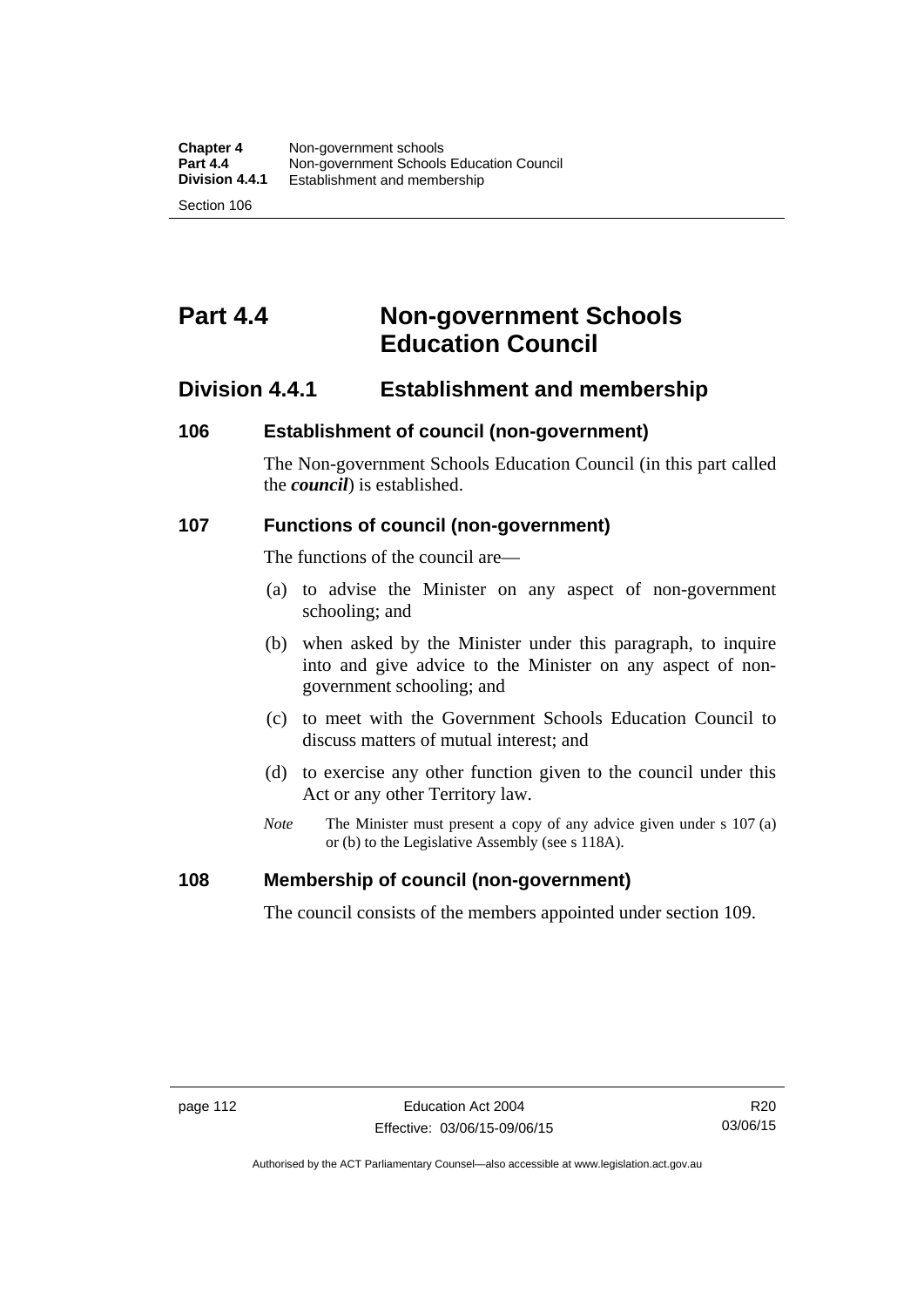# Part 4.4 Non-government Schools Education Council

## Division 4.4.1 Establishment and membership

### 106 Establishment of council (non-government)

The Non-government Schools Education Council (in this part called the ***council***) is established.

### 107 Functions of council (non-government)

The functions of the council are—

(a) to advise the Minister on any aspect of non-government schooling; and

(b) when asked by the Minister under this paragraph, to inquire into and give advice to the Minister on any aspect of non-government schooling; and

(c) to meet with the Government Schools Education Council to discuss matters of mutual interest; and

(d) to exercise any other function given to the council under this Act or any other Territory law.

*Note* The Minister must present a copy of any advice given under s 107 (a) or (b) to the Legislative Assembly (see s 118A).

### 108 Membership of council (non-government)

The council consists of the members appointed under section 109.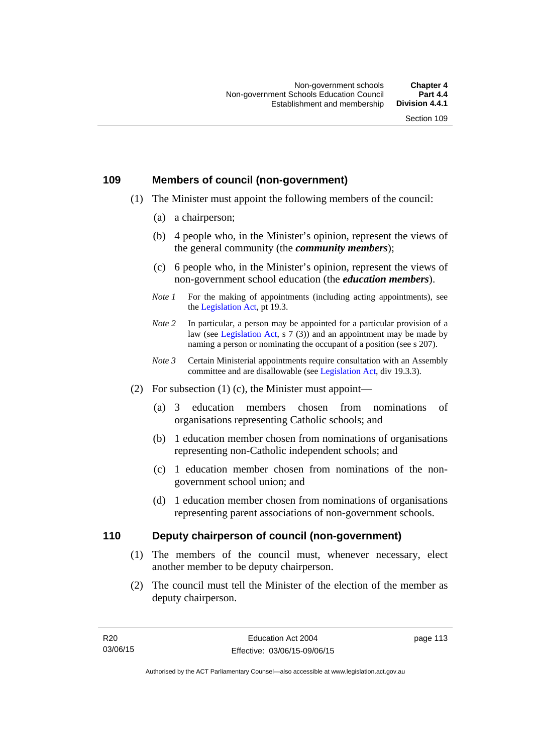## 109 Members of council (non-government)

(1) The Minister must appoint the following members of the council:

(a) a chairperson;

(b) 4 people who, in the Minister's opinion, represent the views of the general community (the ***community members***);

(c) 6 people who, in the Minister's opinion, represent the views of non-government school education (the ***education members***).

*Note 1* For the making of appointments (including acting appointments), see the Legislation Act, pt 19.3.

*Note 2* In particular, a person may be appointed for a particular provision of a law (see Legislation Act, s 7 (3)) and an appointment may be made by naming a person or nominating the occupant of a position (see s 207).

*Note 3* Certain Ministerial appointments require consultation with an Assembly committee and are disallowable (see Legislation Act, div 19.3.3).

(2) For subsection (1) (c), the Minister must appoint—

(a) 3 education members chosen from nominations of organisations representing Catholic schools; and

(b) 1 education member chosen from nominations of organisations representing non-Catholic independent schools; and

(c) 1 education member chosen from nominations of the non-government school union; and

(d) 1 education member chosen from nominations of organisations representing parent associations of non-government schools.

## 110 Deputy chairperson of council (non-government)

(1) The members of the council must, whenever necessary, elect another member to be deputy chairperson.

(2) The council must tell the Minister of the election of the member as deputy chairperson.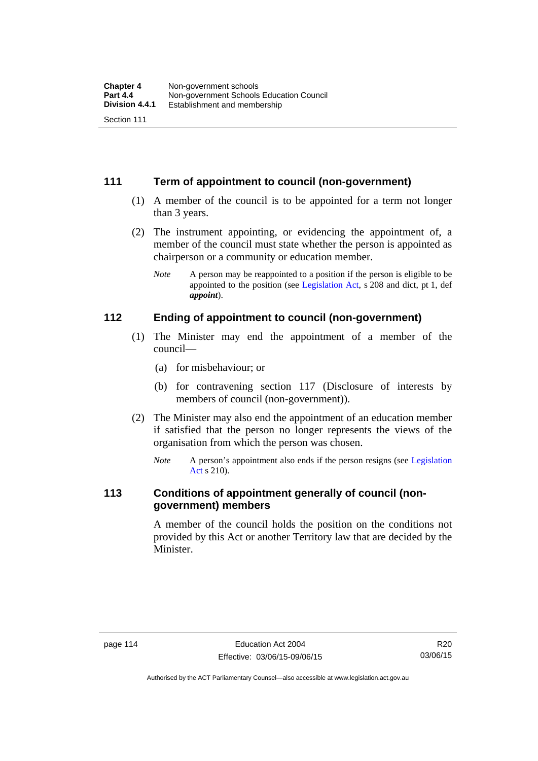## 111 Term of appointment to council (non-government)

(1) A member of the council is to be appointed for a term not longer than 3 years.

(2) The instrument appointing, or evidencing the appointment of, a member of the council must state whether the person is appointed as chairperson or a community or education member.

*Note* A person may be reappointed to a position if the person is eligible to be appointed to the position (see Legislation Act, s 208 and dict, pt 1, def ***appoint***).

## 112 Ending of appointment to council (non-government)

(1) The Minister may end the appointment of a member of the council—

(a) for misbehaviour; or

(b) for contravening section 117 (Disclosure of interests by members of council (non-government)).

(2) The Minister may also end the appointment of an education member if satisfied that the person no longer represents the views of the organisation from which the person was chosen.

*Note* A person's appointment also ends if the person resigns (see Legislation Act s 210).

## 113 Conditions of appointment generally of council (non-government) members

A member of the council holds the position on the conditions not provided by this Act or another Territory law that are decided by the Minister.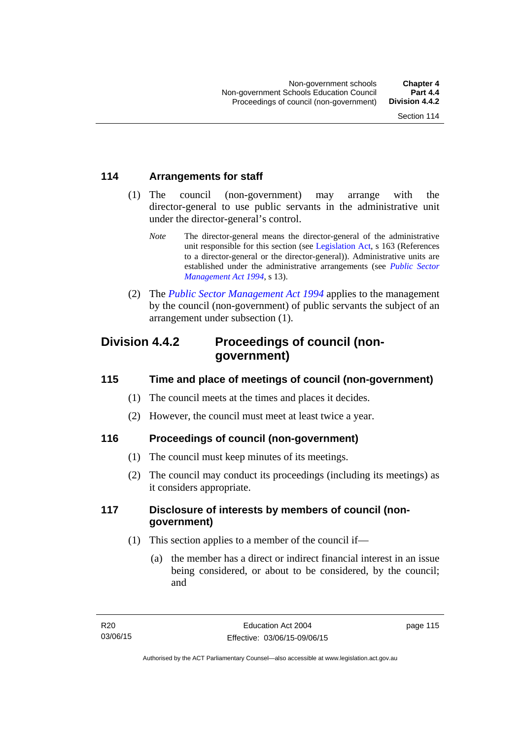## 114 Arrangements for staff

(1) The council (non-government) may arrange with the director-general to use public servants in the administrative unit under the director-general's control.

*Note* The director-general means the director-general of the administrative unit responsible for this section (see Legislation Act, s 163 (References to a director-general or the director-general)). Administrative units are established under the administrative arrangements (see *Public Sector Management Act 1994*, s 13).

(2) The *Public Sector Management Act 1994* applies to the management by the council (non-government) of public servants the subject of an arrangement under subsection (1).

# Division 4.4.2 Proceedings of council (non-government)

## 115 Time and place of meetings of council (non-government)

(1) The council meets at the times and places it decides.

(2) However, the council must meet at least twice a year.

## 116 Proceedings of council (non-government)

(1) The council must keep minutes of its meetings.

(2) The council may conduct its proceedings (including its meetings) as it considers appropriate.

## 117 Disclosure of interests by members of council (non-government)

(1) This section applies to a member of the council if—

(a) the member has a direct or indirect financial interest in an issue being considered, or about to be considered, by the council; and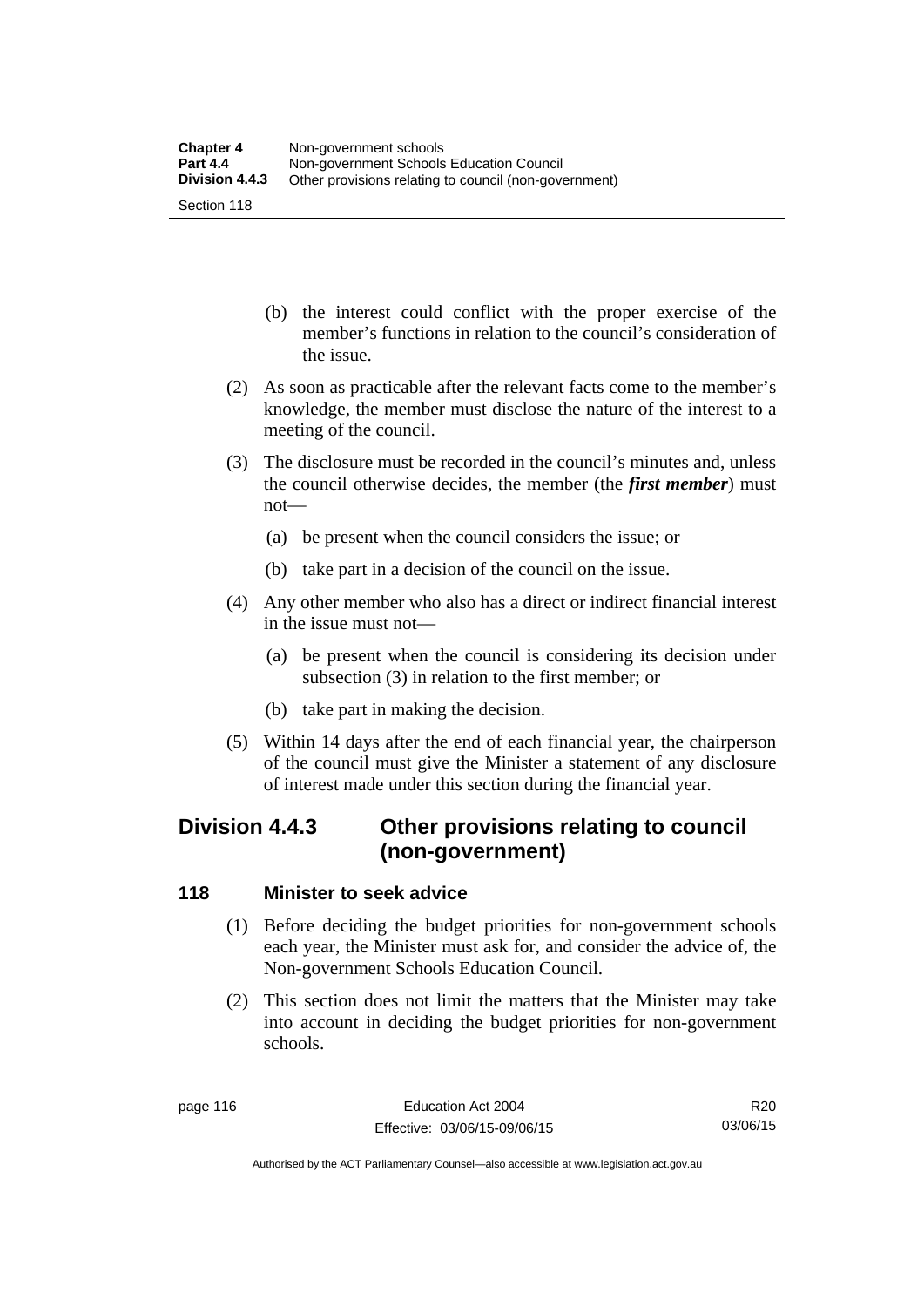(b) the interest could conflict with the proper exercise of the member's functions in relation to the council's consideration of the issue.

(2) As soon as practicable after the relevant facts come to the member's knowledge, the member must disclose the nature of the interest to a meeting of the council.

(3) The disclosure must be recorded in the council's minutes and, unless the council otherwise decides, the member (the ***first member***) must not—

(a) be present when the council considers the issue; or

(b) take part in a decision of the council on the issue.

(4) Any other member who also has a direct or indirect financial interest in the issue must not—

(a) be present when the council is considering its decision under subsection (3) in relation to the first member; or

(b) take part in making the decision.

(5) Within 14 days after the end of each financial year, the chairperson of the council must give the Minister a statement of any disclosure of interest made under this section during the financial year.

## Division 4.4.3 Other provisions relating to council (non-government)

### 118 Minister to seek advice

(1) Before deciding the budget priorities for non-government schools each year, the Minister must ask for, and consider the advice of, the Non-government Schools Education Council.

(2) This section does not limit the matters that the Minister may take into account in deciding the budget priorities for non-government schools.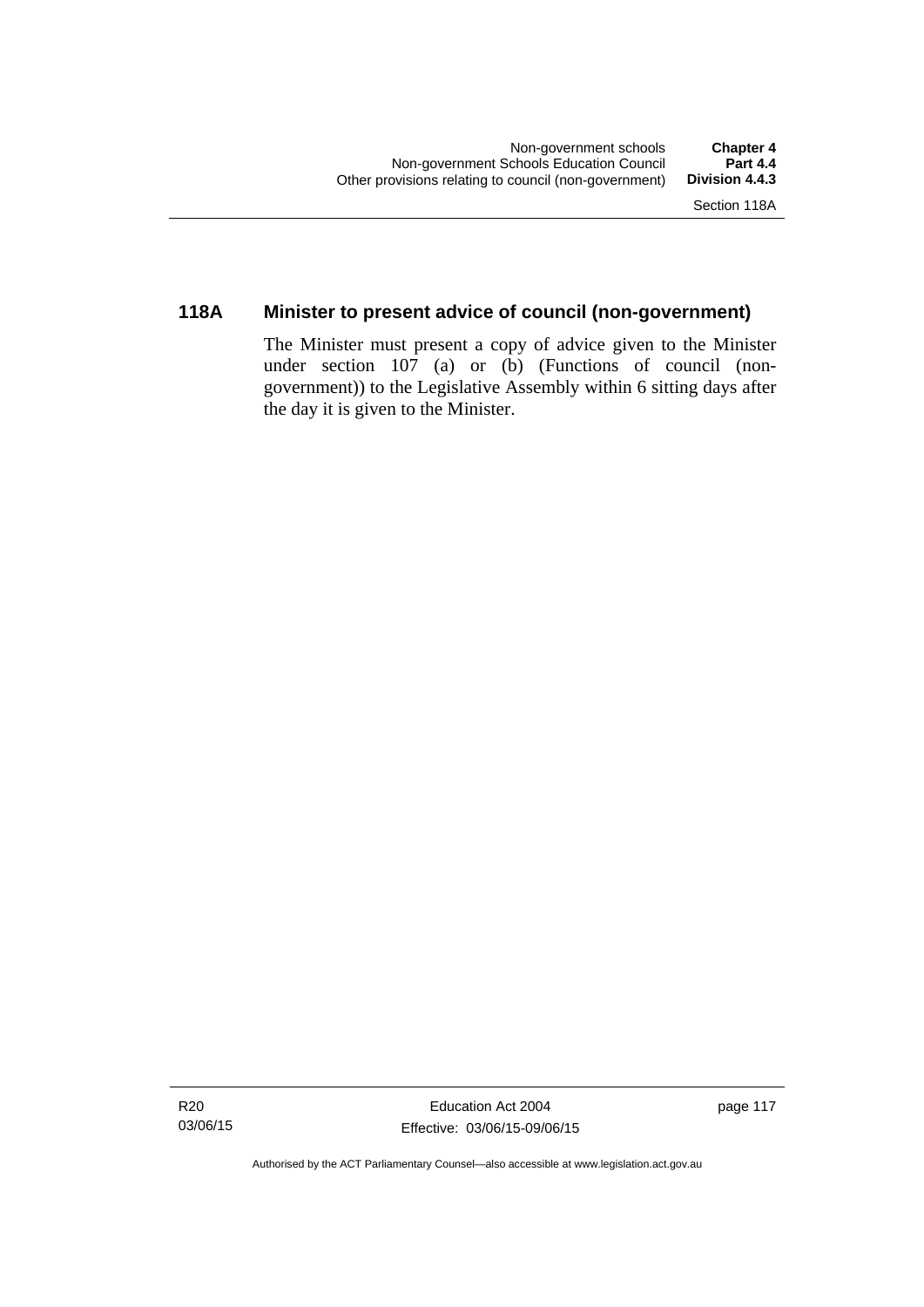## 118A Minister to present advice of council (non-government)

The Minister must present a copy of advice given to the Minister under section 107 (a) or (b) (Functions of council (non-government)) to the Legislative Assembly within 6 sitting days after the day it is given to the Minister.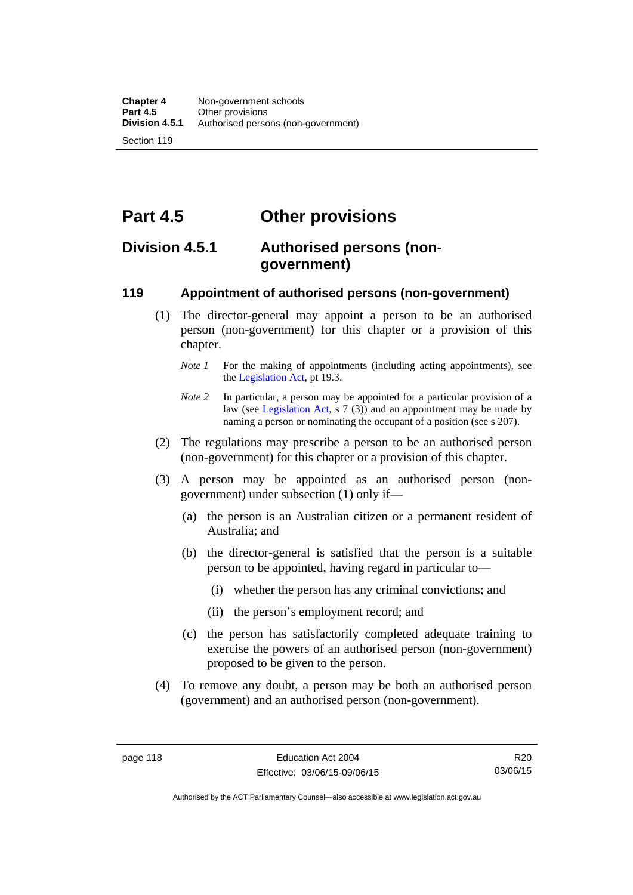# Part 4.5 Other provisions

## Division 4.5.1 Authorised persons (non-government)

### 119 Appointment of authorised persons (non-government)

(1) The director-general may appoint a person to be an authorised person (non-government) for this chapter or a provision of this chapter.

*Note 1* For the making of appointments (including acting appointments), see the Legislation Act, pt 19.3.

*Note 2* In particular, a person may be appointed for a particular provision of a law (see Legislation Act, s 7 (3)) and an appointment may be made by naming a person or nominating the occupant of a position (see s 207).

(2) The regulations may prescribe a person to be an authorised person (non-government) for this chapter or a provision of this chapter.

(3) A person may be appointed as an authorised person (non-government) under subsection (1) only if—

(a) the person is an Australian citizen or a permanent resident of Australia; and

(b) the director-general is satisfied that the person is a suitable person to be appointed, having regard in particular to—

(i) whether the person has any criminal convictions; and

(ii) the person's employment record; and

(c) the person has satisfactorily completed adequate training to exercise the powers of an authorised person (non-government) proposed to be given to the person.

(4) To remove any doubt, a person may be both an authorised person (government) and an authorised person (non-government).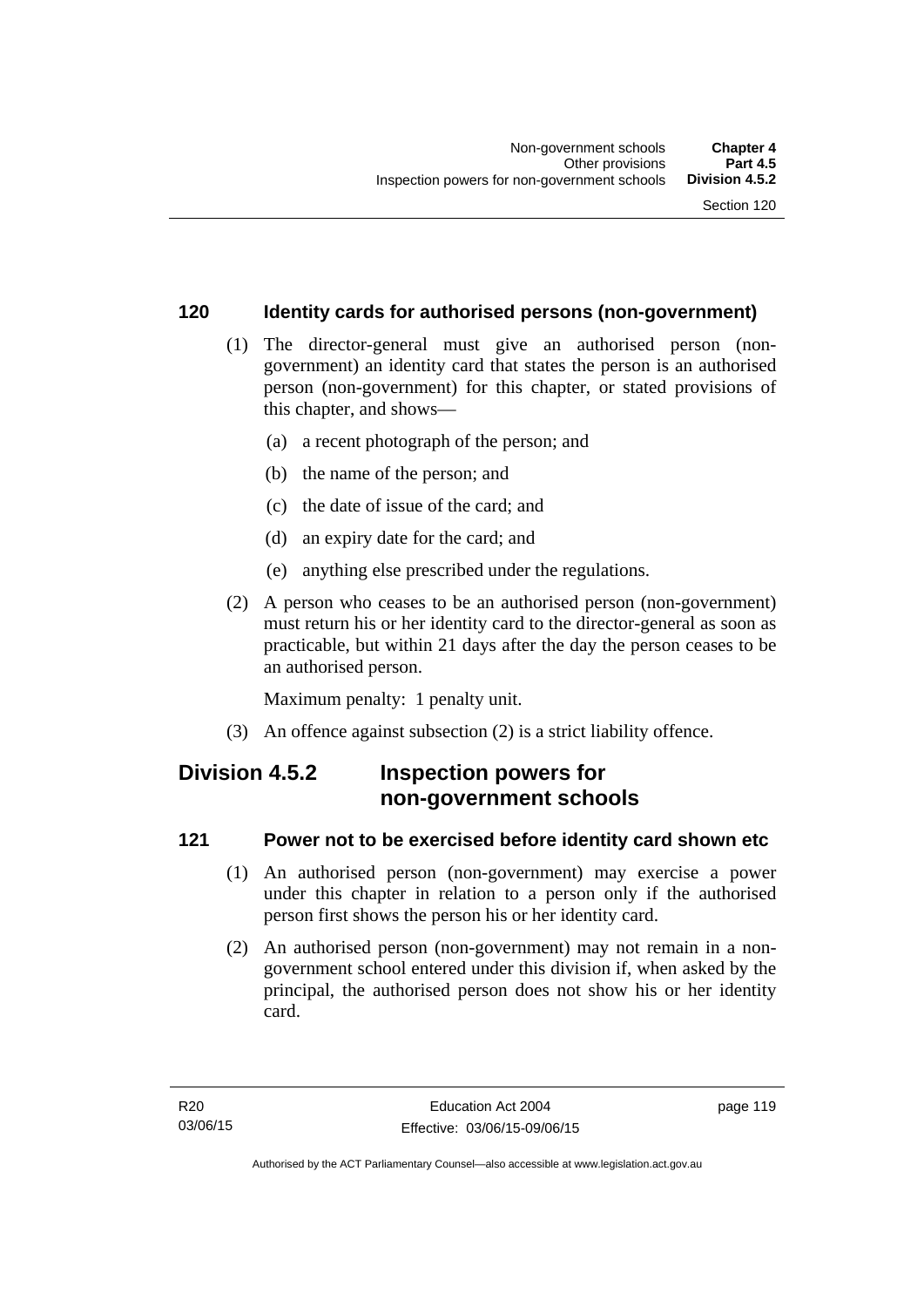### 120 Identity cards for authorised persons (non-government)

(1) The director-general must give an authorised person (non-government) an identity card that states the person is an authorised person (non-government) for this chapter, or stated provisions of this chapter, and shows—

(a) a recent photograph of the person; and

(b) the name of the person; and

(c) the date of issue of the card; and

(d) an expiry date for the card; and

(e) anything else prescribed under the regulations.

(2) A person who ceases to be an authorised person (non-government) must return his or her identity card to the director-general as soon as practicable, but within 21 days after the day the person ceases to be an authorised person.

Maximum penalty: 1 penalty unit.

(3) An offence against subsection (2) is a strict liability offence.

## Division 4.5.2 Inspection powers for non-government schools

### 121 Power not to be exercised before identity card shown etc

(1) An authorised person (non-government) may exercise a power under this chapter in relation to a person only if the authorised person first shows the person his or her identity card.

(2) An authorised person (non-government) may not remain in a non-government school entered under this division if, when asked by the principal, the authorised person does not show his or her identity card.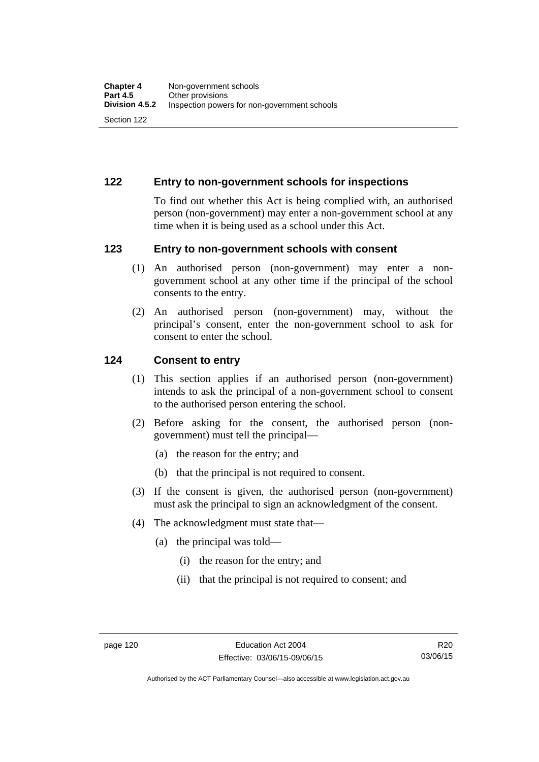## 122 Entry to non-government schools for inspections

To find out whether this Act is being complied with, an authorised person (non-government) may enter a non-government school at any time when it is being used as a school under this Act.

## 123 Entry to non-government schools with consent

(1) An authorised person (non-government) may enter a non-government school at any other time if the principal of the school consents to the entry.

(2) An authorised person (non-government) may, without the principal's consent, enter the non-government school to ask for consent to enter the school.

## 124 Consent to entry

(1) This section applies if an authorised person (non-government) intends to ask the principal of a non-government school to consent to the authorised person entering the school.

(2) Before asking for the consent, the authorised person (non-government) must tell the principal—

(a) the reason for the entry; and

(b) that the principal is not required to consent.

(3) If the consent is given, the authorised person (non-government) must ask the principal to sign an acknowledgment of the consent.

(4) The acknowledgment must state that—

(a) the principal was told—

(i) the reason for the entry; and

(ii) that the principal is not required to consent; and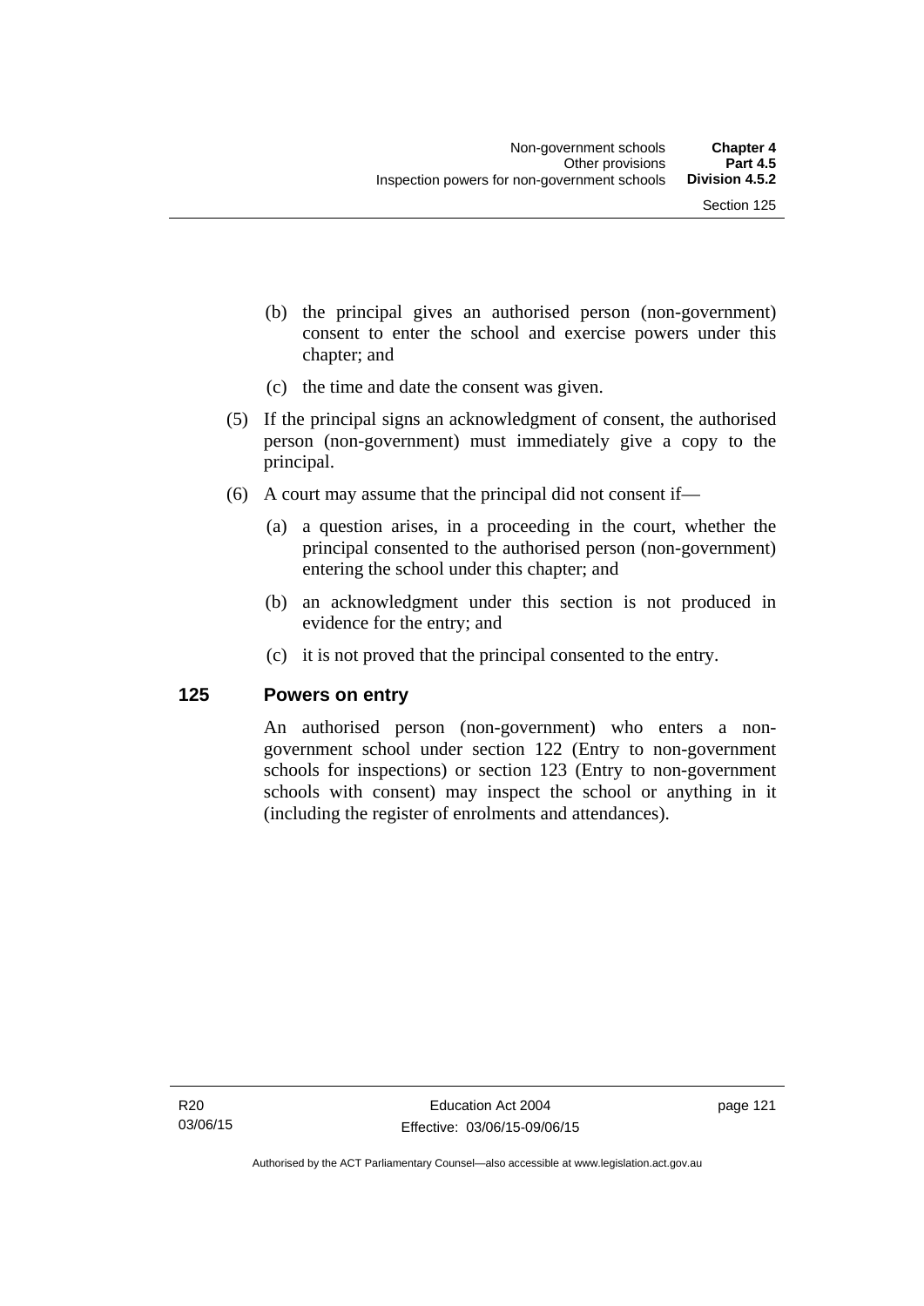(b) the principal gives an authorised person (non-government) consent to enter the school and exercise powers under this chapter; and

(c) the time and date the consent was given.

(5) If the principal signs an acknowledgment of consent, the authorised person (non-government) must immediately give a copy to the principal.

(6) A court may assume that the principal did not consent if—

(a) a question arises, in a proceeding in the court, whether the principal consented to the authorised person (non-government) entering the school under this chapter; and

(b) an acknowledgment under this section is not produced in evidence for the entry; and

(c) it is not proved that the principal consented to the entry.

### 125 Powers on entry

An authorised person (non-government) who enters a non-government school under section 122 (Entry to non-government schools for inspections) or section 123 (Entry to non-government schools with consent) may inspect the school or anything in it (including the register of enrolments and attendances).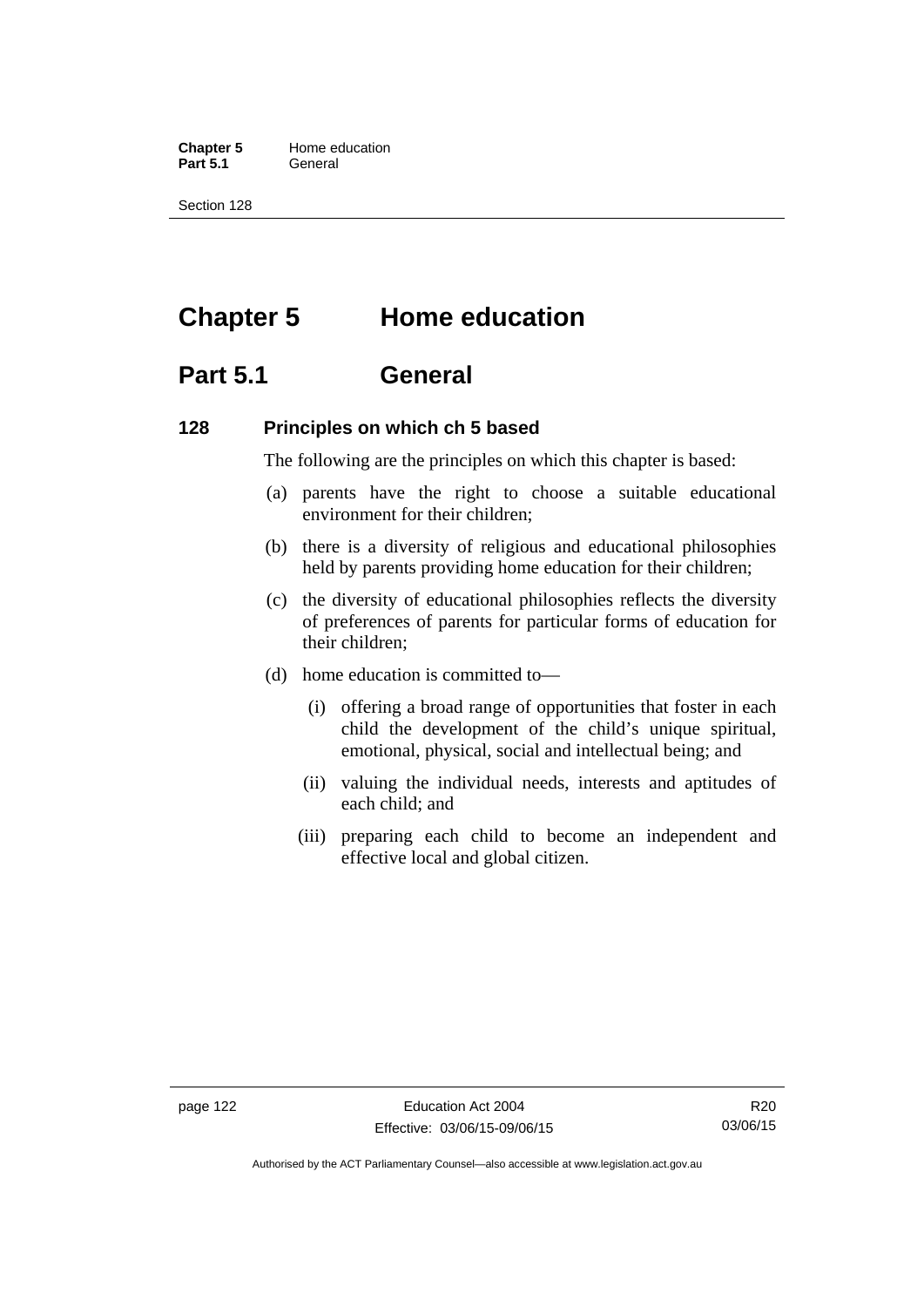# Chapter 5 Home education

## Part 5.1 General

### 128 Principles on which ch 5 based

The following are the principles on which this chapter is based:

(a) parents have the right to choose a suitable educational environment for their children;

(b) there is a diversity of religious and educational philosophies held by parents providing home education for their children;

(c) the diversity of educational philosophies reflects the diversity of preferences of parents for particular forms of education for their children;

(d) home education is committed to—

  (i) offering a broad range of opportunities that foster in each child the development of the child's unique spiritual, emotional, physical, social and intellectual being; and

  (ii) valuing the individual needs, interests and aptitudes of each child; and

  (iii) preparing each child to become an independent and effective local and global citizen.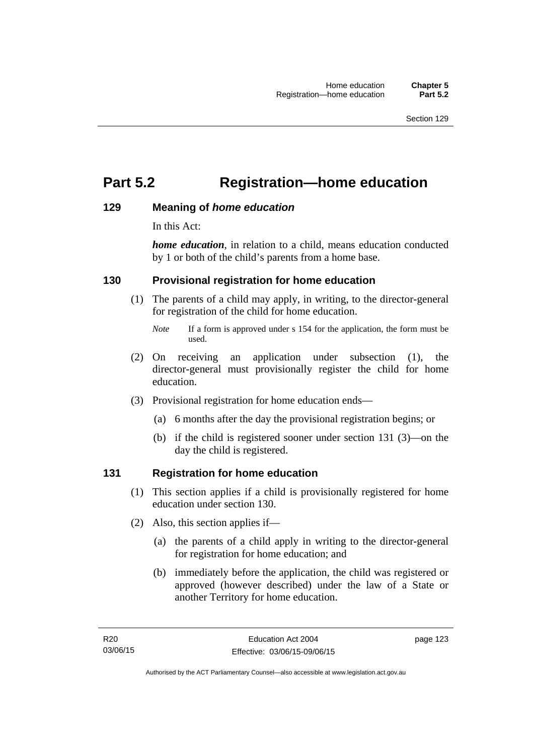# Part 5.2 Registration—home education

### 129 Meaning of *home education*

In this Act:

***home education***, in relation to a child, means education conducted by 1 or both of the child's parents from a home base.

### 130 Provisional registration for home education

(1) The parents of a child may apply, in writing, to the director-general for registration of the child for home education.

*Note* If a form is approved under s 154 for the application, the form must be used.

(2) On receiving an application under subsection (1), the director-general must provisionally register the child for home education.

(3) Provisional registration for home education ends—

(a) 6 months after the day the provisional registration begins; or

(b) if the child is registered sooner under section 131 (3)—on the day the child is registered.

### 131 Registration for home education

(1) This section applies if a child is provisionally registered for home education under section 130.

(2) Also, this section applies if—

(a) the parents of a child apply in writing to the director-general for registration for home education; and

(b) immediately before the application, the child was registered or approved (however described) under the law of a State or another Territory for home education.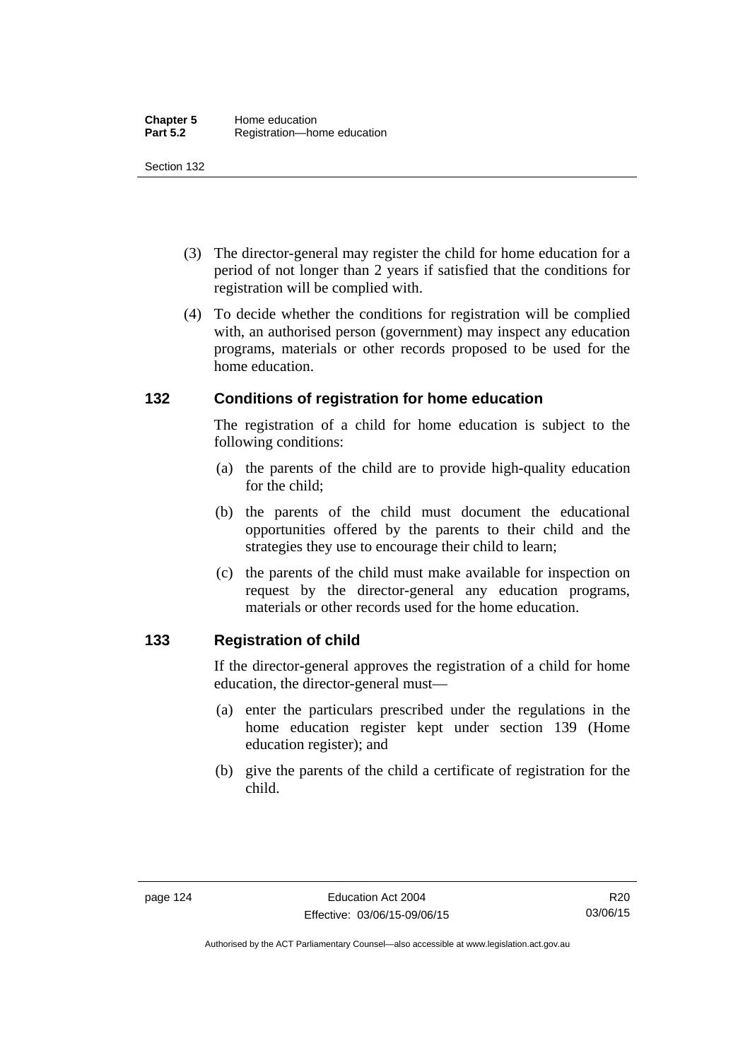(3) The director-general may register the child for home education for a period of not longer than 2 years if satisfied that the conditions for registration will be complied with.

(4) To decide whether the conditions for registration will be complied with, an authorised person (government) may inspect any education programs, materials or other records proposed to be used for the home education.

## 132 Conditions of registration for home education

The registration of a child for home education is subject to the following conditions:

(a) the parents of the child are to provide high-quality education for the child;

(b) the parents of the child must document the educational opportunities offered by the parents to their child and the strategies they use to encourage their child to learn;

(c) the parents of the child must make available for inspection on request by the director-general any education programs, materials or other records used for the home education.

## 133 Registration of child

If the director-general approves the registration of a child for home education, the director-general must—

(a) enter the particulars prescribed under the regulations in the home education register kept under section 139 (Home education register); and

(b) give the parents of the child a certificate of registration for the child.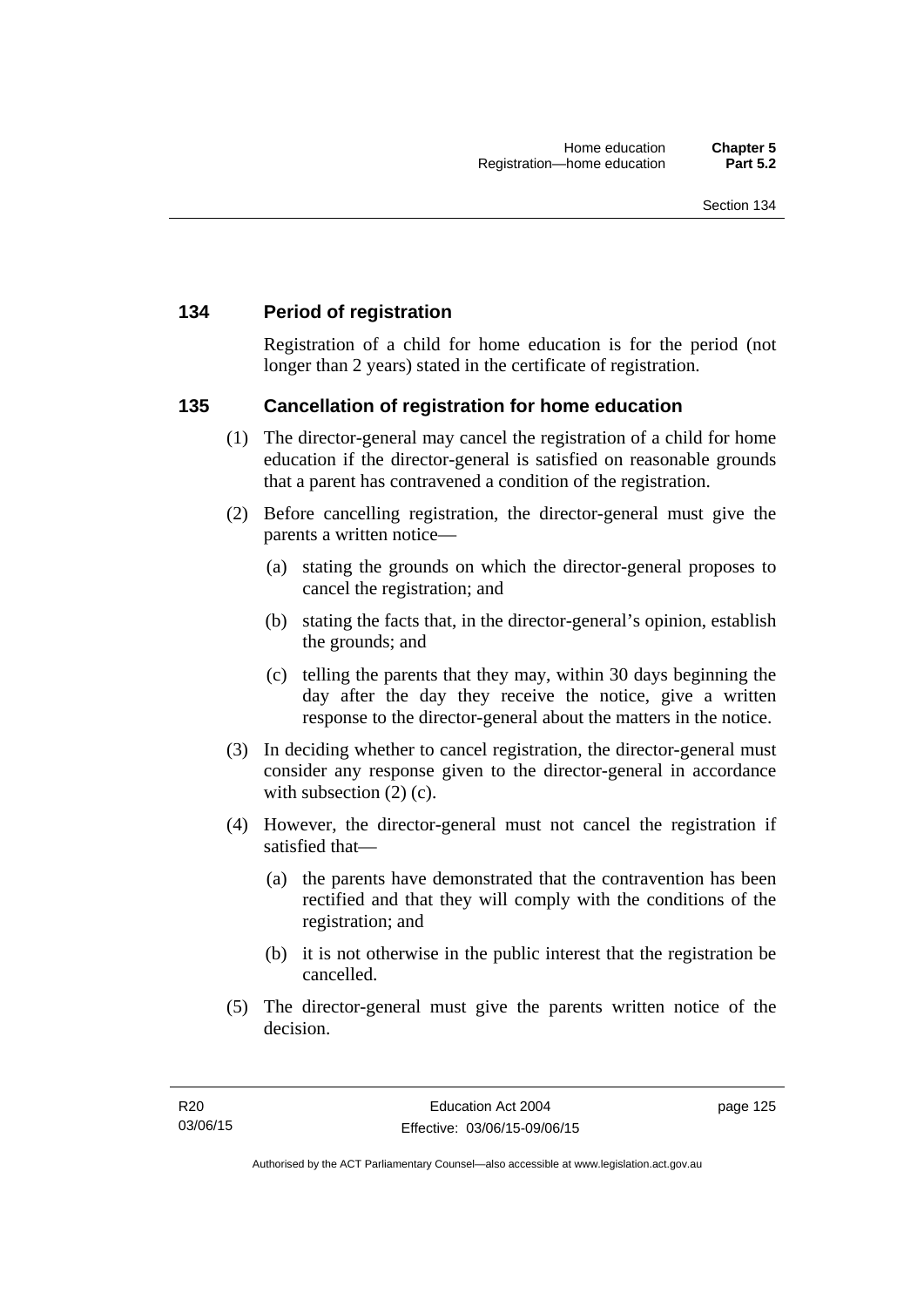## 134 Period of registration

Registration of a child for home education is for the period (not longer than 2 years) stated in the certificate of registration.

## 135 Cancellation of registration for home education

(1) The director-general may cancel the registration of a child for home education if the director-general is satisfied on reasonable grounds that a parent has contravened a condition of the registration.

(2) Before cancelling registration, the director-general must give the parents a written notice—

(a) stating the grounds on which the director-general proposes to cancel the registration; and

(b) stating the facts that, in the director-general's opinion, establish the grounds; and

(c) telling the parents that they may, within 30 days beginning the day after the day they receive the notice, give a written response to the director-general about the matters in the notice.

(3) In deciding whether to cancel registration, the director-general must consider any response given to the director-general in accordance with subsection (2) (c).

(4) However, the director-general must not cancel the registration if satisfied that—

(a) the parents have demonstrated that the contravention has been rectified and that they will comply with the conditions of the registration; and

(b) it is not otherwise in the public interest that the registration be cancelled.

(5) The director-general must give the parents written notice of the decision.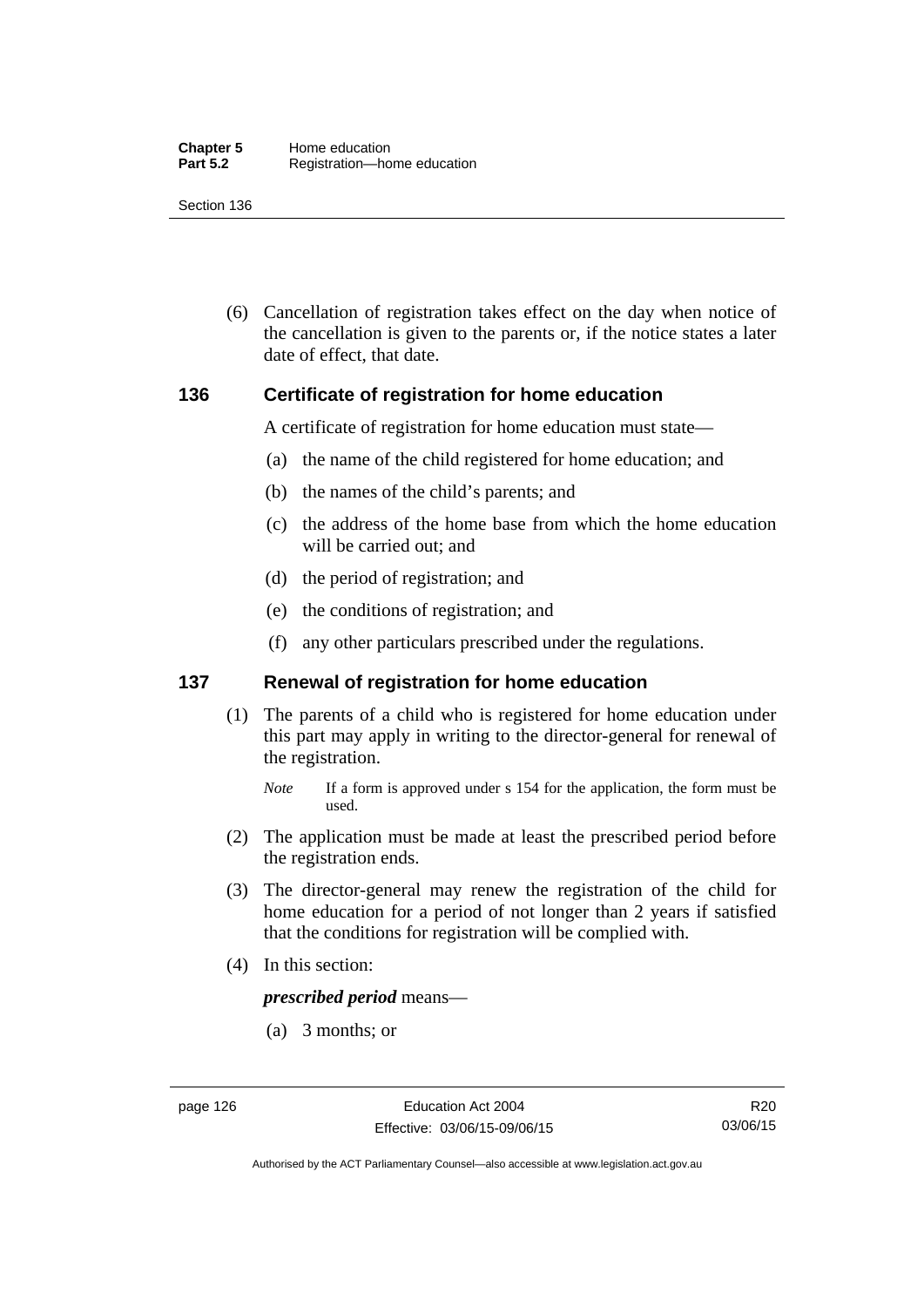(6) Cancellation of registration takes effect on the day when notice of the cancellation is given to the parents or, if the notice states a later date of effect, that date.

## 136 Certificate of registration for home education

A certificate of registration for home education must state—

(a) the name of the child registered for home education; and

(b) the names of the child's parents; and

(c) the address of the home base from which the home education will be carried out; and

(d) the period of registration; and

(e) the conditions of registration; and

(f) any other particulars prescribed under the regulations.

## 137 Renewal of registration for home education

(1) The parents of a child who is registered for home education under this part may apply in writing to the director-general for renewal of the registration.

*Note* If a form is approved under s 154 for the application, the form must be used.

(2) The application must be made at least the prescribed period before the registration ends.

(3) The director-general may renew the registration of the child for home education for a period of not longer than 2 years if satisfied that the conditions for registration will be complied with.

(4) In this section:

***prescribed period*** means—

(a) 3 months; or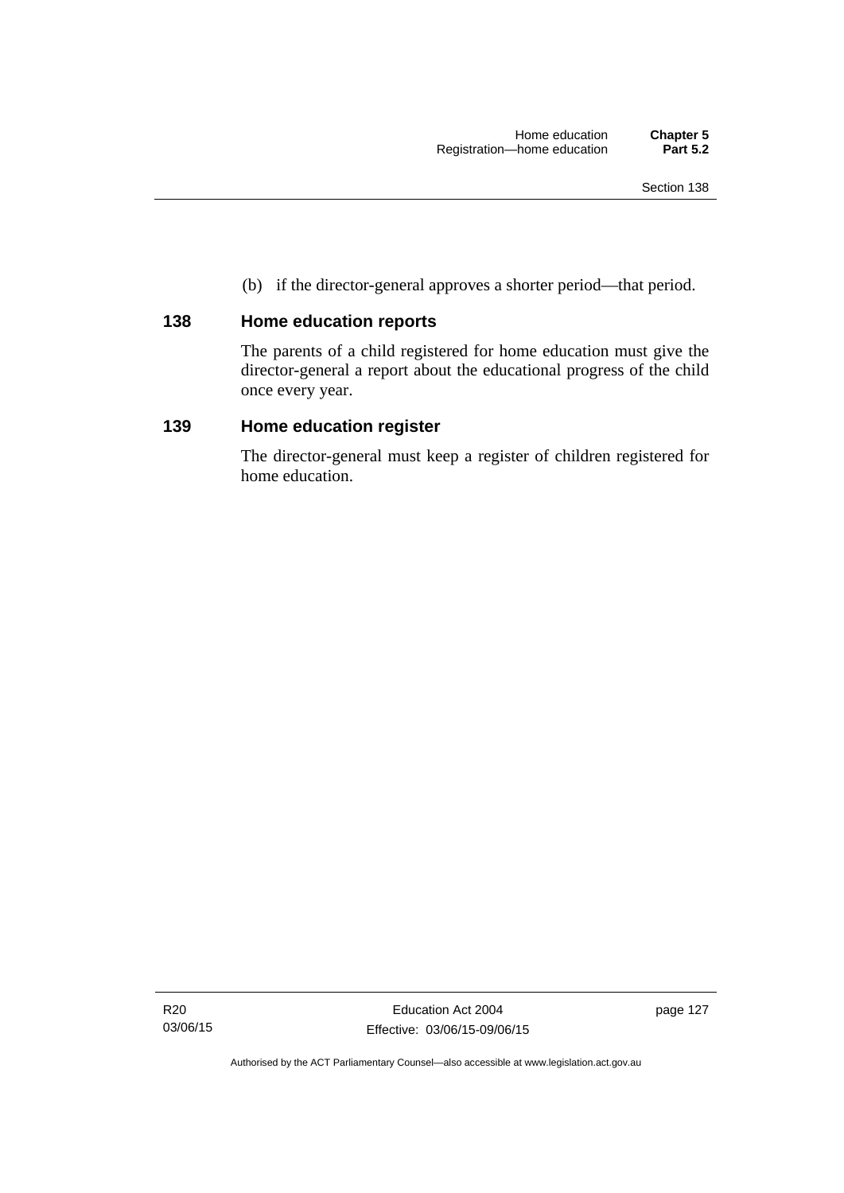(b) if the director-general approves a shorter period—that period.

### 138 Home education reports

The parents of a child registered for home education must give the director-general a report about the educational progress of the child once every year.

### 139 Home education register

The director-general must keep a register of children registered for home education.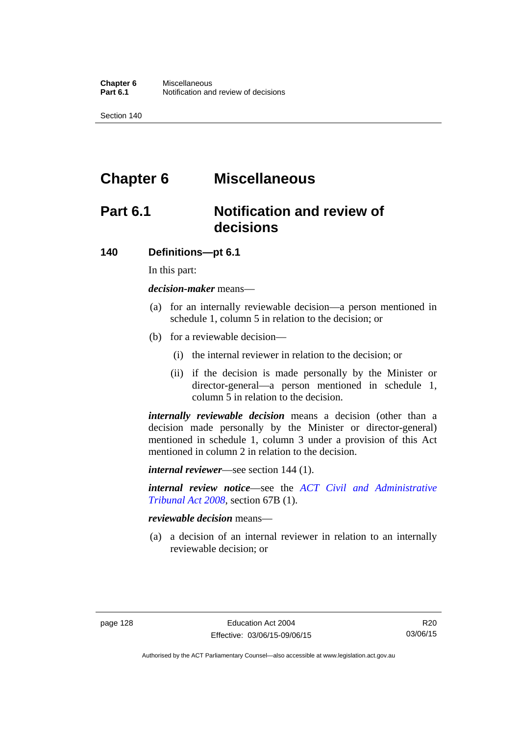# Chapter 6 Miscellaneous

## Part 6.1 Notification and review of decisions

### 140 Definitions—pt 6.1

In this part:

***decision-maker*** means—

(a) for an internally reviewable decision—a person mentioned in schedule 1, column 5 in relation to the decision; or

(b) for a reviewable decision—

(i) the internal reviewer in relation to the decision; or

(ii) if the decision is made personally by the Minister or director-general—a person mentioned in schedule 1, column 5 in relation to the decision.

***internally reviewable decision*** means a decision (other than a decision made personally by the Minister or director-general) mentioned in schedule 1, column 3 under a provision of this Act mentioned in column 2 in relation to the decision.

***internal reviewer***—see section 144 (1).

***internal review notice***—see the *ACT Civil and Administrative Tribunal Act 2008*, section 67B (1).

***reviewable decision*** means—

(a) a decision of an internal reviewer in relation to an internally reviewable decision; or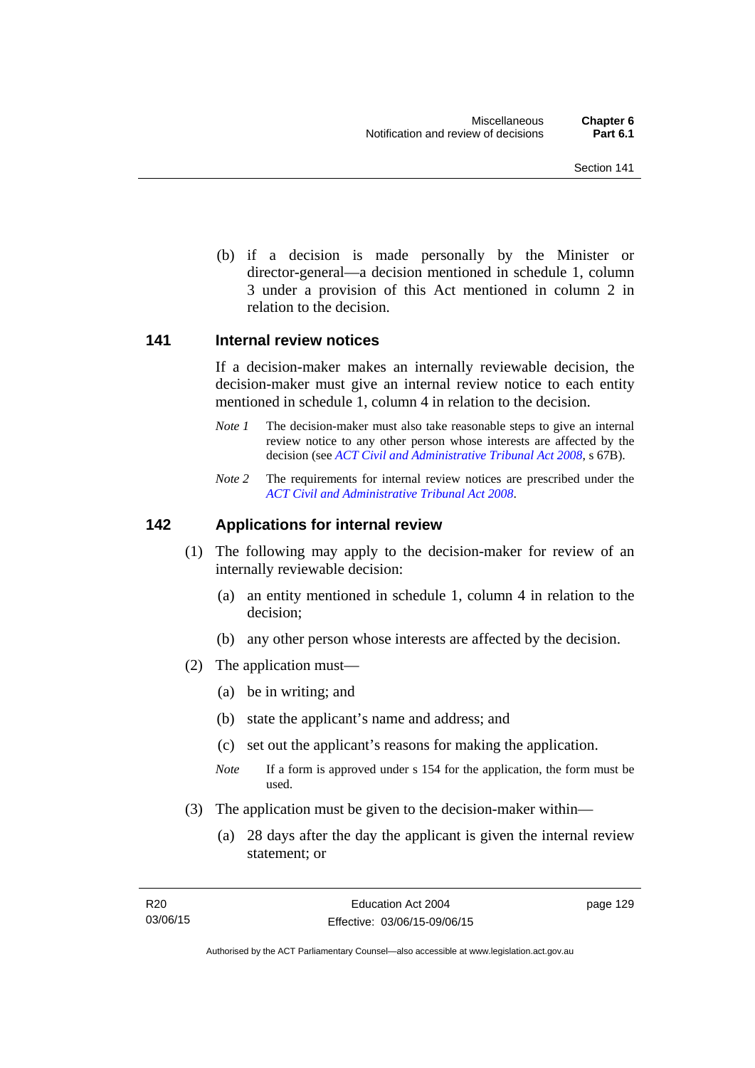(b) if a decision is made personally by the Minister or director-general—a decision mentioned in schedule 1, column 3 under a provision of this Act mentioned in column 2 in relation to the decision.

## 141 Internal review notices

If a decision-maker makes an internally reviewable decision, the decision-maker must give an internal review notice to each entity mentioned in schedule 1, column 4 in relation to the decision.

*Note 1* The decision-maker must also take reasonable steps to give an internal review notice to any other person whose interests are affected by the decision (see *ACT Civil and Administrative Tribunal Act 2008*, s 67B).

*Note 2* The requirements for internal review notices are prescribed under the *ACT Civil and Administrative Tribunal Act 2008*.

## 142 Applications for internal review

(1) The following may apply to the decision-maker for review of an internally reviewable decision:

(a) an entity mentioned in schedule 1, column 4 in relation to the decision;

(b) any other person whose interests are affected by the decision.

(2) The application must—

(a) be in writing; and

(b) state the applicant's name and address; and

(c) set out the applicant's reasons for making the application.

*Note* If a form is approved under s 154 for the application, the form must be used.

(3) The application must be given to the decision-maker within—

(a) 28 days after the day the applicant is given the internal review statement; or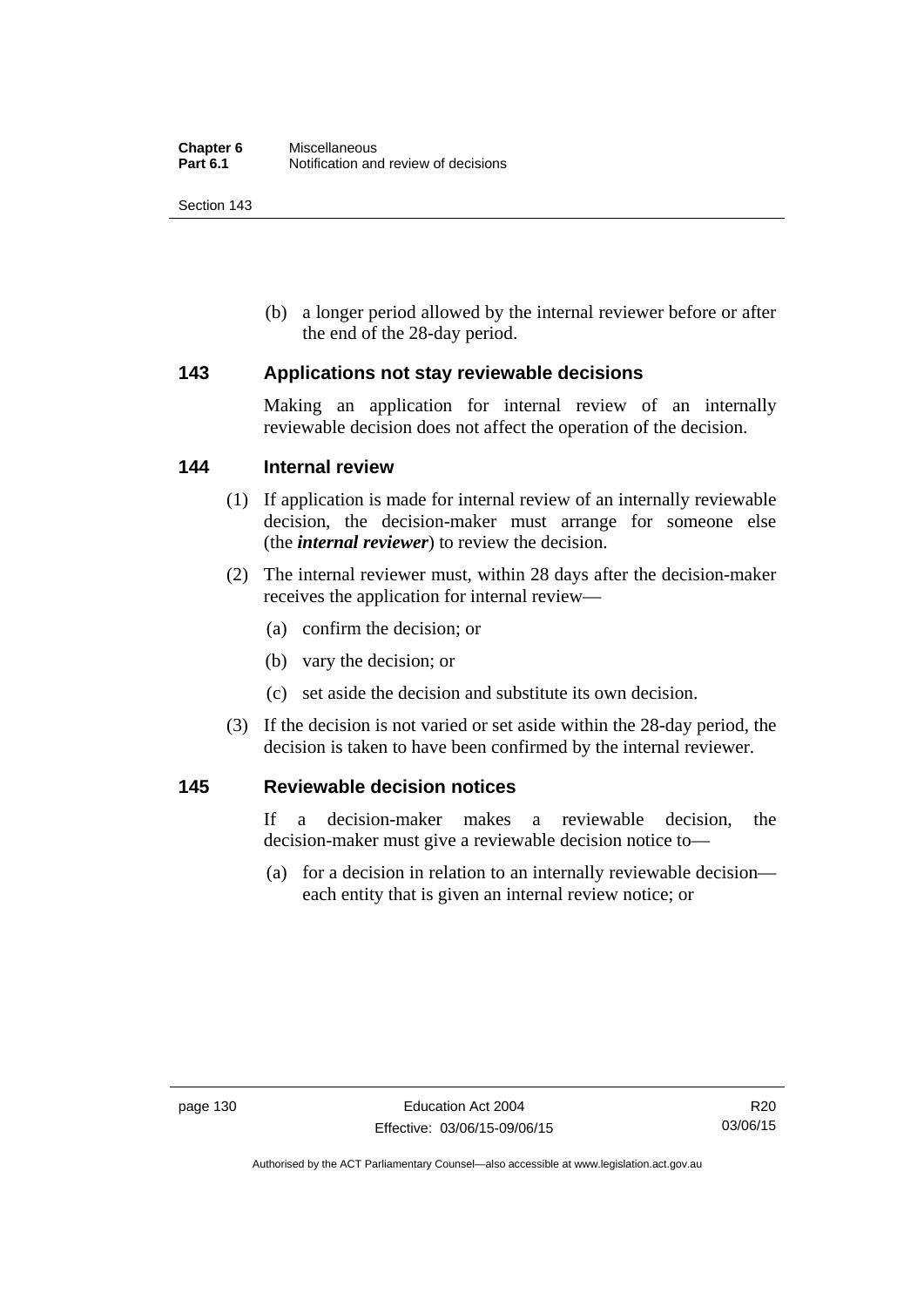(b) a longer period allowed by the internal reviewer before or after the end of the 28-day period.

### 143 Applications not stay reviewable decisions

Making an application for internal review of an internally reviewable decision does not affect the operation of the decision.

### 144 Internal review

(1) If application is made for internal review of an internally reviewable decision, the decision-maker must arrange for someone else (the ***internal reviewer***) to review the decision.

(2) The internal reviewer must, within 28 days after the decision-maker receives the application for internal review—

(a) confirm the decision; or

(b) vary the decision; or

(c) set aside the decision and substitute its own decision.

(3) If the decision is not varied or set aside within the 28-day period, the decision is taken to have been confirmed by the internal reviewer.

### 145 Reviewable decision notices

If a decision-maker makes a reviewable decision, the decision-maker must give a reviewable decision notice to—

(a) for a decision in relation to an internally reviewable decision—each entity that is given an internal review notice; or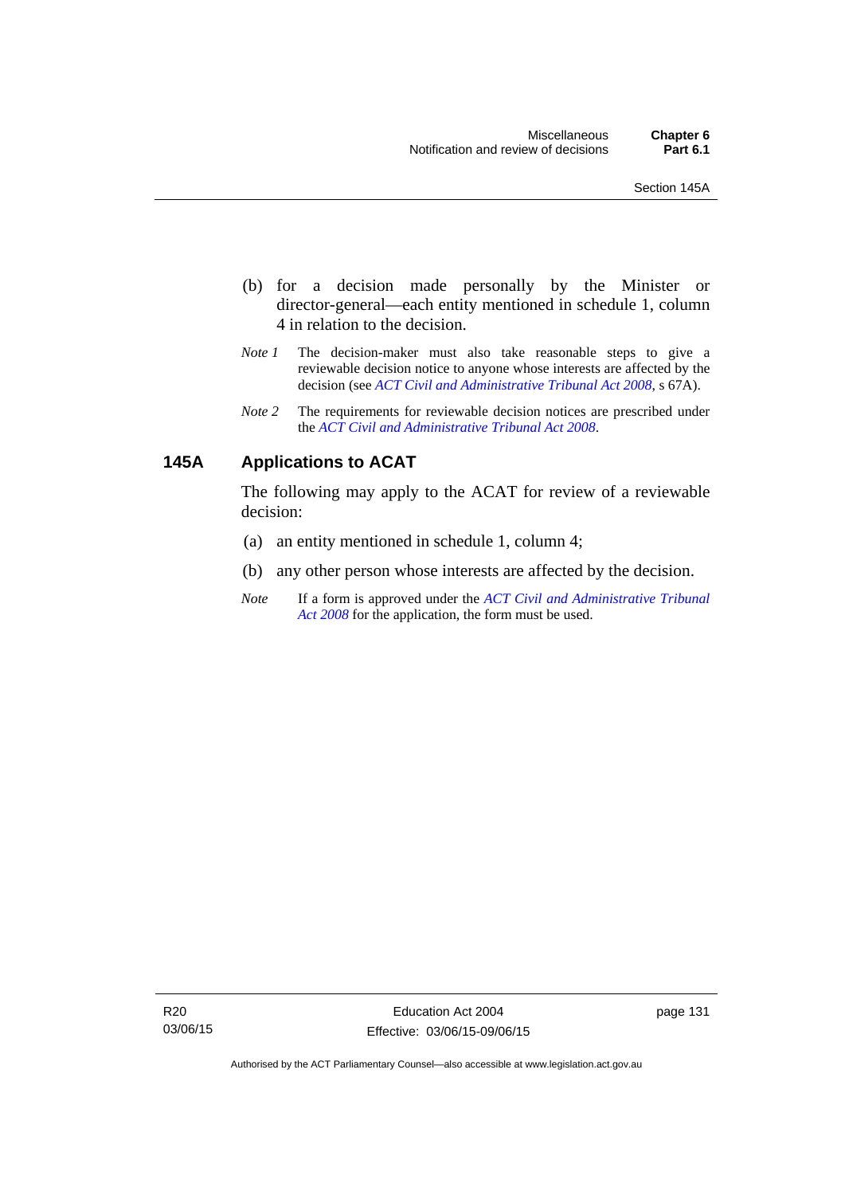(b) for a decision made personally by the Minister or director-general—each entity mentioned in schedule 1, column 4 in relation to the decision.

*Note 1* The decision-maker must also take reasonable steps to give a reviewable decision notice to anyone whose interests are affected by the decision (see *ACT Civil and Administrative Tribunal Act 2008*, s 67A).

*Note 2* The requirements for reviewable decision notices are prescribed under the *ACT Civil and Administrative Tribunal Act 2008*.

## 145A Applications to ACAT

The following may apply to the ACAT for review of a reviewable decision:

(a) an entity mentioned in schedule 1, column 4;

(b) any other person whose interests are affected by the decision.

*Note* If a form is approved under the *ACT Civil and Administrative Tribunal Act 2008* for the application, the form must be used.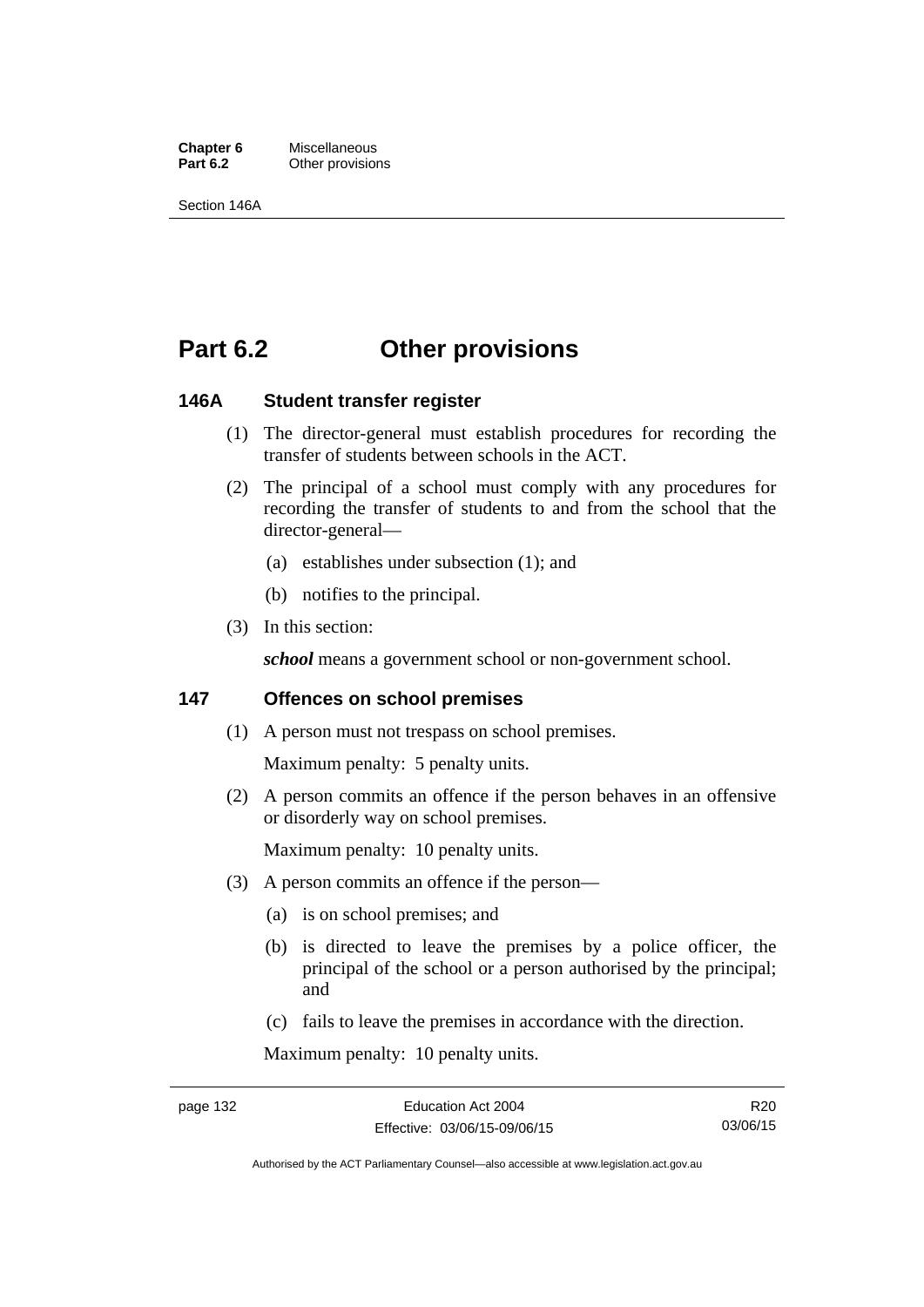# Part 6.2 Other provisions

## 146A Student transfer register

(1) The director-general must establish procedures for recording the transfer of students between schools in the ACT.

(2) The principal of a school must comply with any procedures for recording the transfer of students to and from the school that the director-general—

(a) establishes under subsection (1); and

(b) notifies to the principal.

(3) In this section:

***school*** means a government school or non-government school.

## 147 Offences on school premises

(1) A person must not trespass on school premises.

Maximum penalty: 5 penalty units.

(2) A person commits an offence if the person behaves in an offensive or disorderly way on school premises.

Maximum penalty: 10 penalty units.

(3) A person commits an offence if the person—

(a) is on school premises; and

(b) is directed to leave the premises by a police officer, the principal of the school or a person authorised by the principal; and

(c) fails to leave the premises in accordance with the direction.

Maximum penalty: 10 penalty units.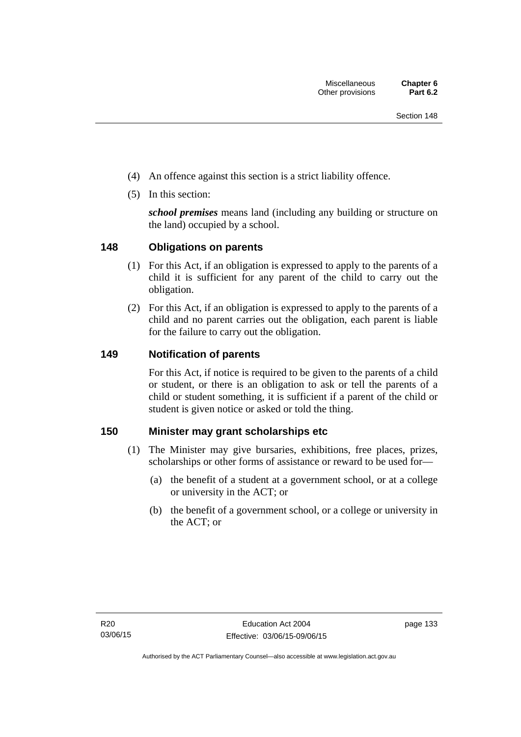(4) An offence against this section is a strict liability offence.

(5) In this section:

***school premises*** means land (including any building or structure on the land) occupied by a school.

## 148 Obligations on parents

(1) For this Act, if an obligation is expressed to apply to the parents of a child it is sufficient for any parent of the child to carry out the obligation.

(2) For this Act, if an obligation is expressed to apply to the parents of a child and no parent carries out the obligation, each parent is liable for the failure to carry out the obligation.

## 149 Notification of parents

For this Act, if notice is required to be given to the parents of a child or student, or there is an obligation to ask or tell the parents of a child or student something, it is sufficient if a parent of the child or student is given notice or asked or told the thing.

## 150 Minister may grant scholarships etc

(1) The Minister may give bursaries, exhibitions, free places, prizes, scholarships or other forms of assistance or reward to be used for—

(a) the benefit of a student at a government school, or at a college or university in the ACT; or

(b) the benefit of a government school, or a college or university in the ACT; or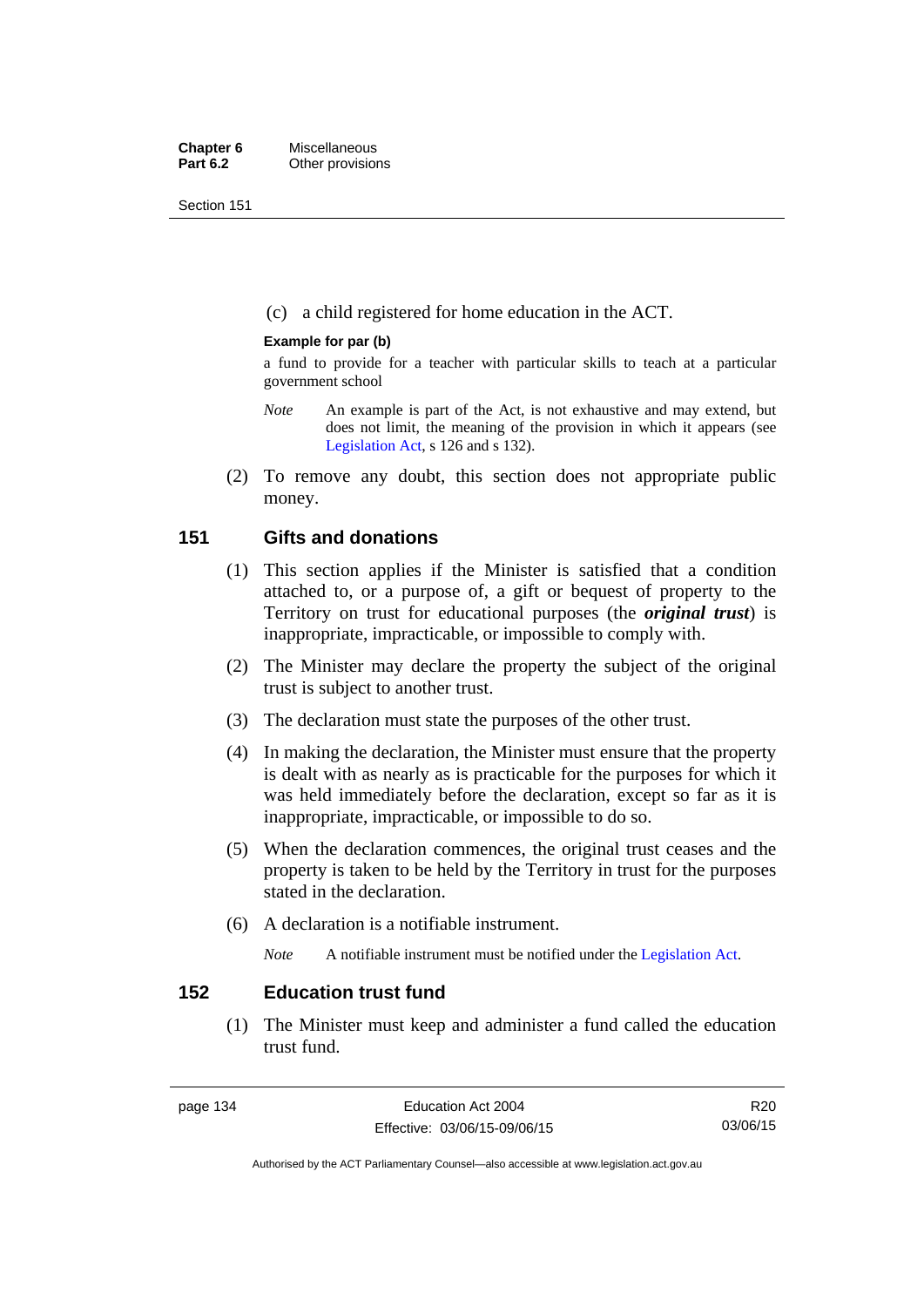(c) a child registered for home education in the ACT.

**Example for par (b)**

a fund to provide for a teacher with particular skills to teach at a particular government school

*Note* An example is part of the Act, is not exhaustive and may extend, but does not limit, the meaning of the provision in which it appears (see Legislation Act, s 126 and s 132).

(2) To remove any doubt, this section does not appropriate public money.

## 151 Gifts and donations

(1) This section applies if the Minister is satisfied that a condition attached to, or a purpose of, a gift or bequest of property to the Territory on trust for educational purposes (the ***original trust***) is inappropriate, impracticable, or impossible to comply with.

(2) The Minister may declare the property the subject of the original trust is subject to another trust.

(3) The declaration must state the purposes of the other trust.

(4) In making the declaration, the Minister must ensure that the property is dealt with as nearly as is practicable for the purposes for which it was held immediately before the declaration, except so far as it is inappropriate, impracticable, or impossible to do so.

(5) When the declaration commences, the original trust ceases and the property is taken to be held by the Territory in trust for the purposes stated in the declaration.

(6) A declaration is a notifiable instrument.

*Note* A notifiable instrument must be notified under the Legislation Act.

## 152 Education trust fund

(1) The Minister must keep and administer a fund called the education trust fund.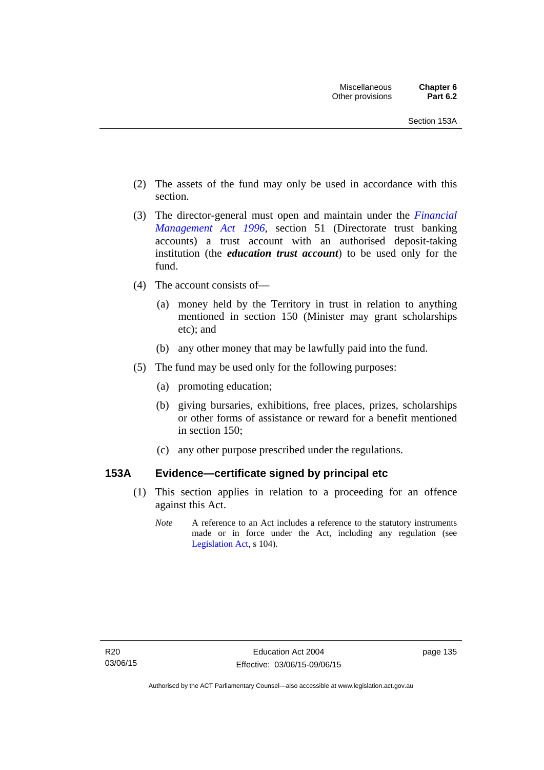(2) The assets of the fund may only be used in accordance with this section.

(3) The director-general must open and maintain under the *Financial Management Act 1996*, section 51 (Directorate trust banking accounts) a trust account with an authorised deposit-taking institution (the ***education trust account***) to be used only for the fund.

(4) The account consists of—

(a) money held by the Territory in trust in relation to anything mentioned in section 150 (Minister may grant scholarships etc); and

(b) any other money that may be lawfully paid into the fund.

(5) The fund may be used only for the following purposes:

(a) promoting education;

(b) giving bursaries, exhibitions, free places, prizes, scholarships or other forms of assistance or reward for a benefit mentioned in section 150;

(c) any other purpose prescribed under the regulations.

### 153A Evidence—certificate signed by principal etc

(1) This section applies in relation to a proceeding for an offence against this Act.

*Note* A reference to an Act includes a reference to the statutory instruments made or in force under the Act, including any regulation (see Legislation Act, s 104).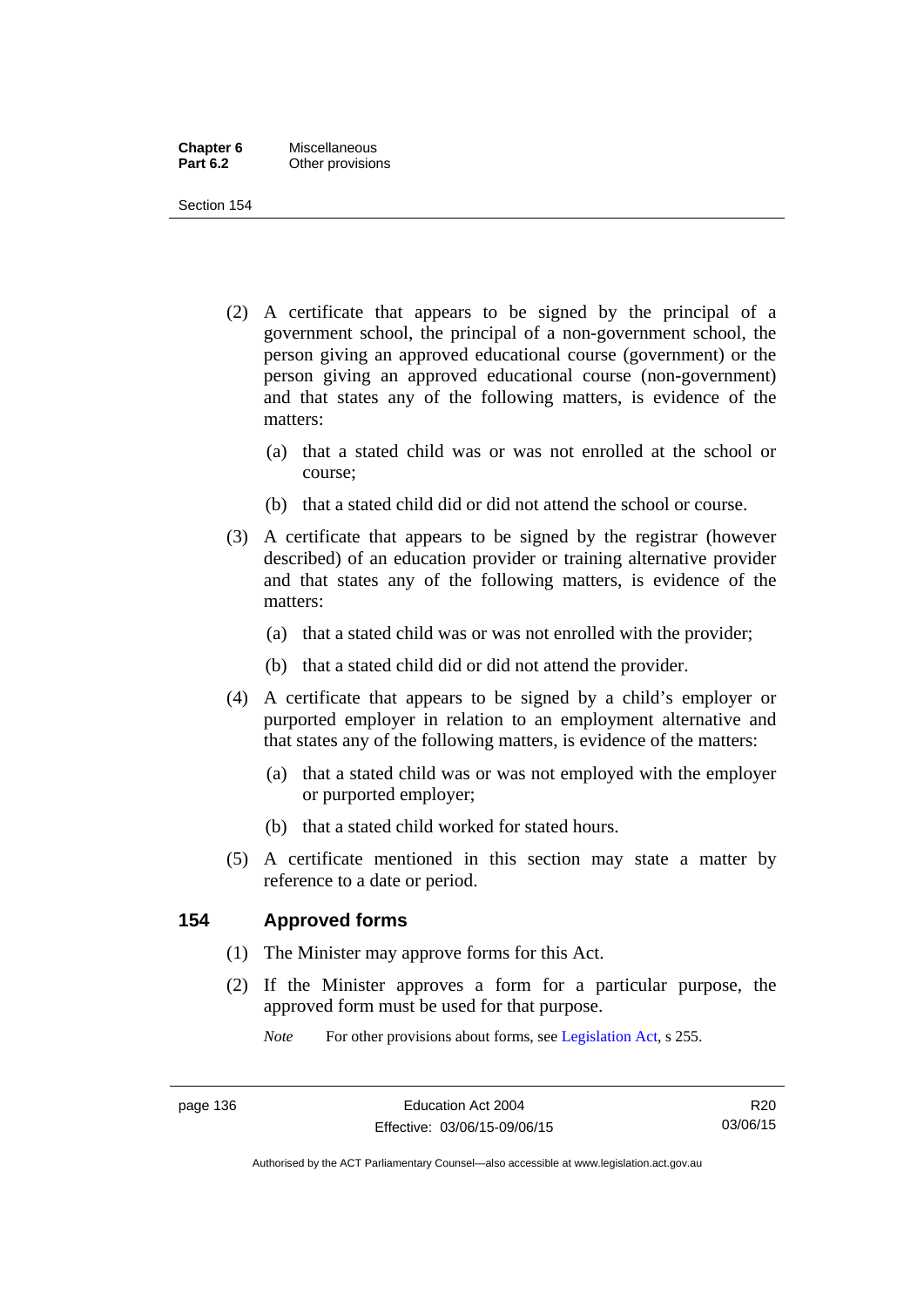(2) A certificate that appears to be signed by the principal of a government school, the principal of a non-government school, the person giving an approved educational course (government) or the person giving an approved educational course (non-government) and that states any of the following matters, is evidence of the matters:

(a) that a stated child was or was not enrolled at the school or course;

(b) that a stated child did or did not attend the school or course.

(3) A certificate that appears to be signed by the registrar (however described) of an education provider or training alternative provider and that states any of the following matters, is evidence of the matters:

(a) that a stated child was or was not enrolled with the provider;

(b) that a stated child did or did not attend the provider.

(4) A certificate that appears to be signed by a child's employer or purported employer in relation to an employment alternative and that states any of the following matters, is evidence of the matters:

(a) that a stated child was or was not employed with the employer or purported employer;

(b) that a stated child worked for stated hours.

(5) A certificate mentioned in this section may state a matter by reference to a date or period.

## 154 Approved forms

(1) The Minister may approve forms for this Act.

(2) If the Minister approves a form for a particular purpose, the approved form must be used for that purpose.

*Note* For other provisions about forms, see Legislation Act, s 255.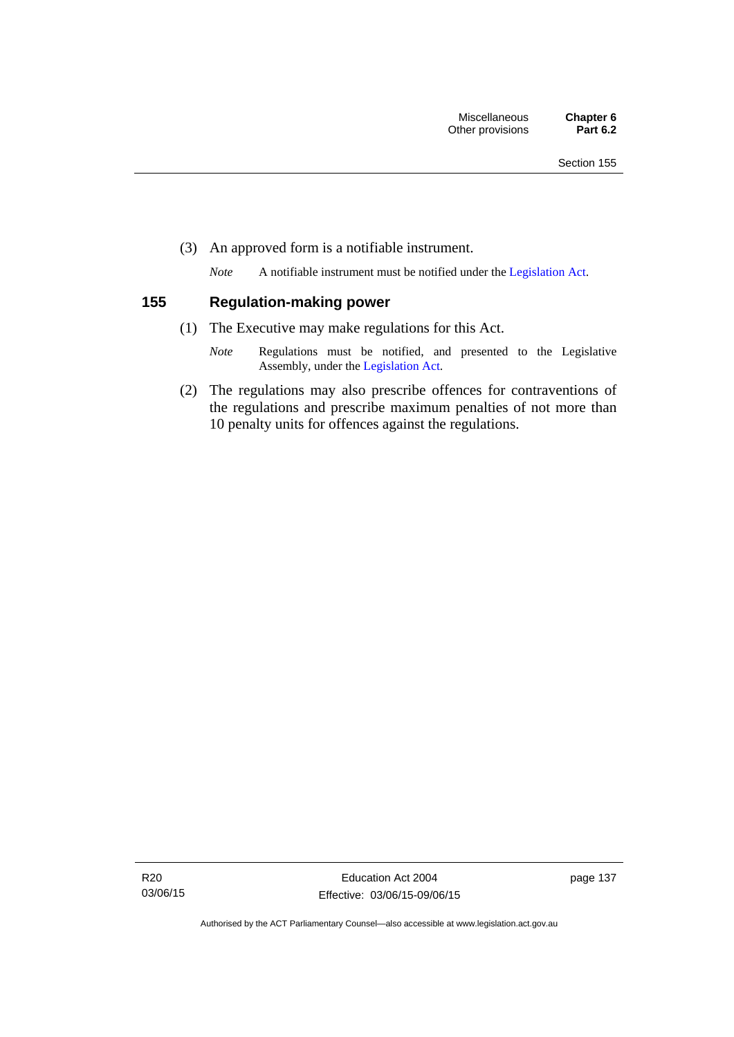(3) An approved form is a notifiable instrument.

*Note* A notifiable instrument must be notified under the Legislation Act.

## 155 Regulation-making power

(1) The Executive may make regulations for this Act.

*Note* Regulations must be notified, and presented to the Legislative Assembly, under the Legislation Act.

(2) The regulations may also prescribe offences for contraventions of the regulations and prescribe maximum penalties of not more than 10 penalty units for offences against the regulations.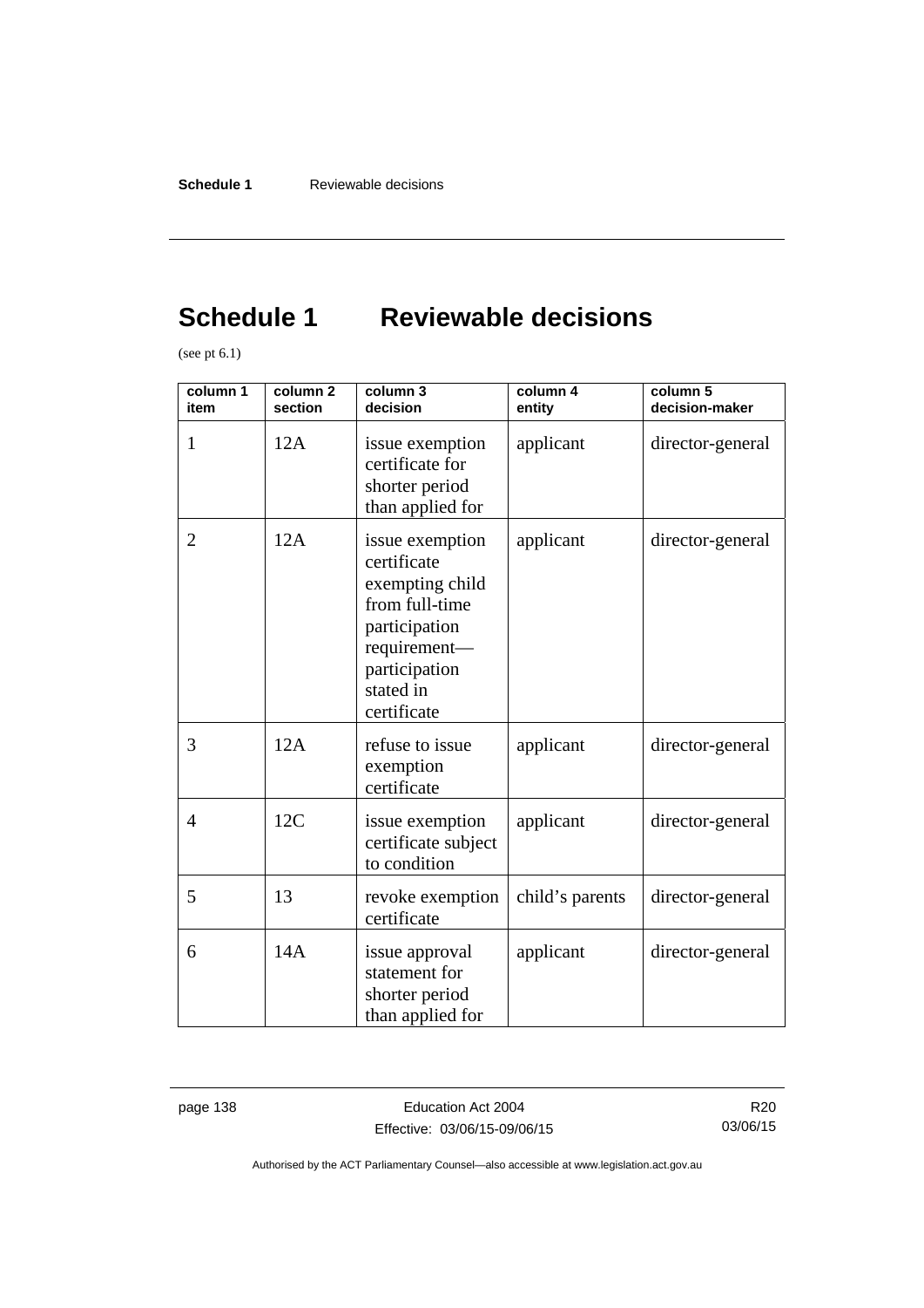# Schedule 1 Reviewable decisions

(see pt 6.1)

| column 1 item | column 2 section | column 3 decision | column 4 entity | column 5 decision-maker |
|---|---|---|---|---|
| 1 | 12A | issue exemption certificate for shorter period than applied for | applicant | director-general |
| 2 | 12A | issue exemption certificate exempting child from full-time participation requirement—participation stated in certificate | applicant | director-general |
| 3 | 12A | refuse to issue exemption certificate | applicant | director-general |
| 4 | 12C | issue exemption certificate subject to condition | applicant | director-general |
| 5 | 13 | revoke exemption certificate | child's parents | director-general |
| 6 | 14A | issue approval statement for shorter period than applied for | applicant | director-general |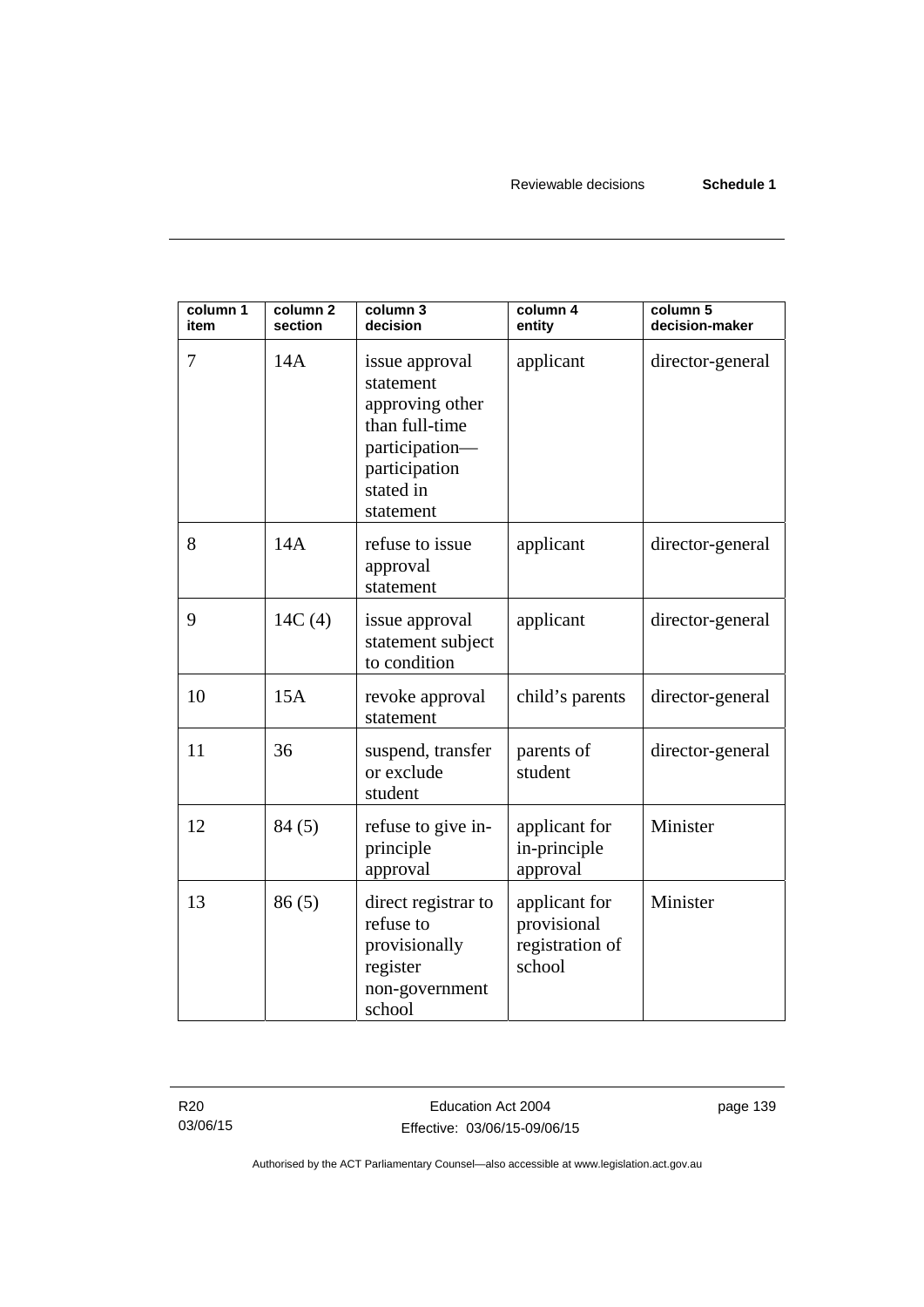| column 1 item | column 2 section | column 3 decision | column 4 entity | column 5 decision-maker |
|---|---|---|---|---|
| 7 | 14A | issue approval statement approving other than full-time participation—participation stated in statement | applicant | director-general |
| 8 | 14A | refuse to issue approval statement | applicant | director-general |
| 9 | 14C (4) | issue approval statement subject to condition | applicant | director-general |
| 10 | 15A | revoke approval statement | child's parents | director-general |
| 11 | 36 | suspend, transfer or exclude student | parents of student | director-general |
| 12 | 84 (5) | refuse to give in-principle approval | applicant for in-principle approval | Minister |
| 13 | 86 (5) | direct registrar to refuse to provisionally register non-government school | applicant for provisional registration of school | Minister |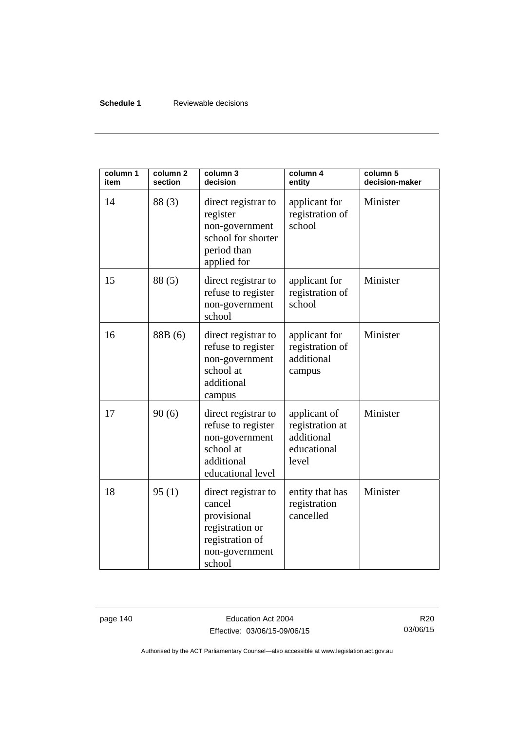| column 1 item | column 2 section | column 3 decision | column 4 entity | column 5 decision-maker |
|---|---|---|---|---|
| 14 | 88 (3) | direct registrar to register non-government school for shorter period than applied for | applicant for registration of school | Minister |
| 15 | 88 (5) | direct registrar to refuse to register non-government school | applicant for registration of school | Minister |
| 16 | 88B (6) | direct registrar to refuse to register non-government school at additional campus | applicant for registration of additional campus | Minister |
| 17 | 90 (6) | direct registrar to refuse to register non-government school at additional educational level | applicant of registration at additional educational level | Minister |
| 18 | 95 (1) | direct registrar to cancel provisional registration or registration of non-government school | entity that has registration cancelled | Minister |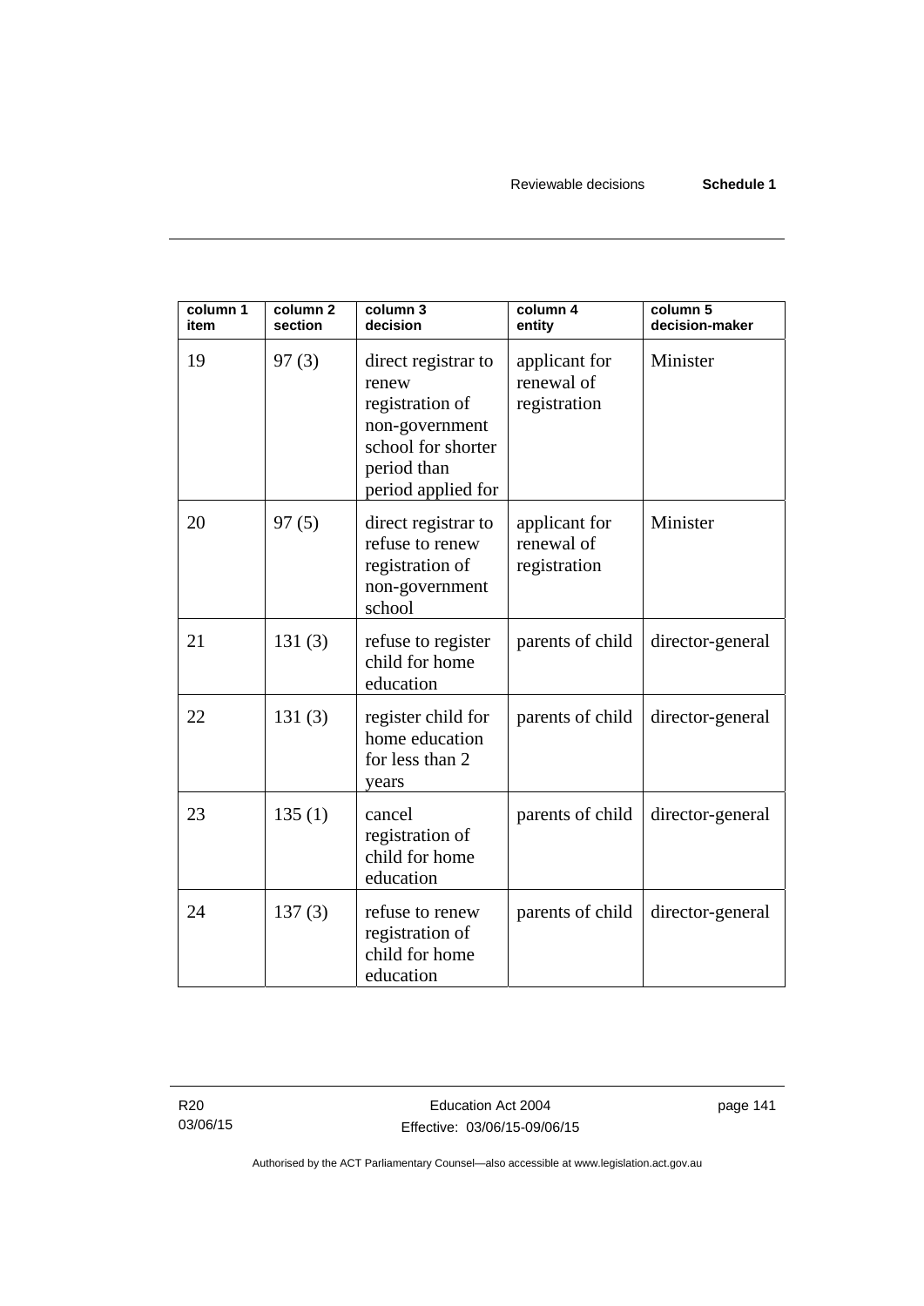| column 1 item | column 2 section | column 3 decision | column 4 entity | column 5 decision-maker |
|---|---|---|---|---|
| 19 | 97 (3) | direct registrar to renew registration of non-government school for shorter period than period applied for | applicant for renewal of registration | Minister |
| 20 | 97 (5) | direct registrar to refuse to renew registration of non-government school | applicant for renewal of registration | Minister |
| 21 | 131 (3) | refuse to register child for home education | parents of child | director-general |
| 22 | 131 (3) | register child for home education for less than 2 years | parents of child | director-general |
| 23 | 135 (1) | cancel registration of child for home education | parents of child | director-general |
| 24 | 137 (3) | refuse to renew registration of child for home education | parents of child | director-general |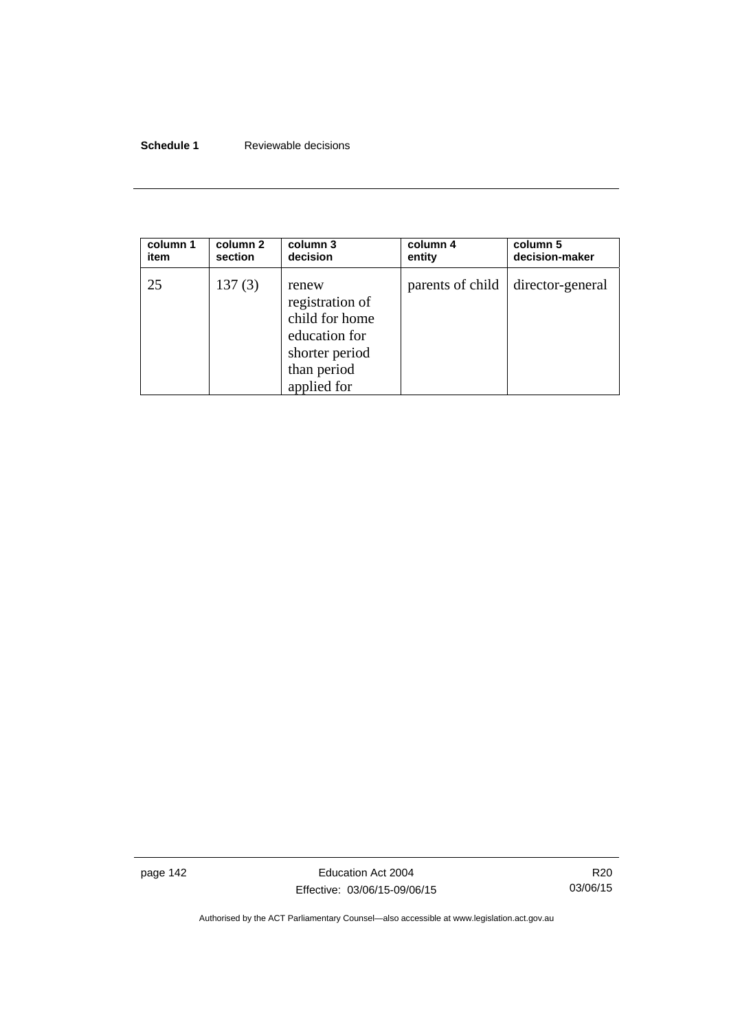| column 1 item | column 2 section | column 3 decision | column 4 entity | column 5 decision-maker |
|---|---|---|---|---|
| 25 | 137 (3) | renew registration of child for home education for shorter period than period applied for | parents of child | director-general |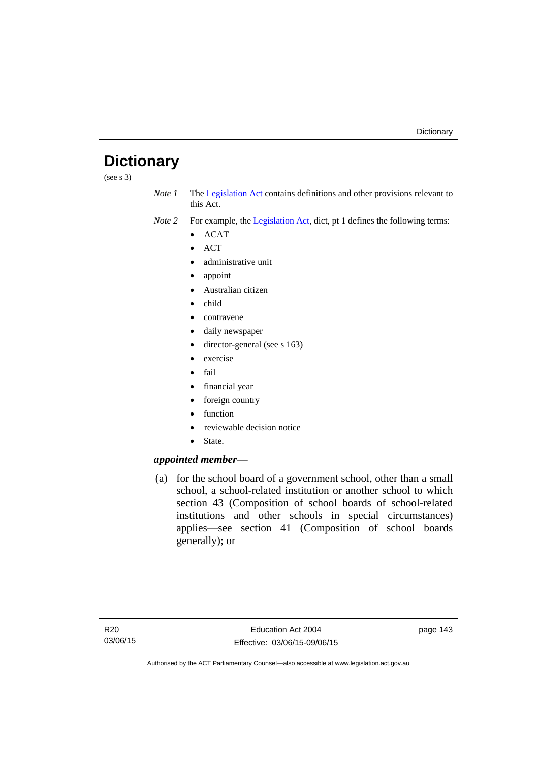# Dictionary

(see s 3)

*Note 1* The Legislation Act contains definitions and other provisions relevant to this Act.

*Note 2* For example, the Legislation Act, dict, pt 1 defines the following terms:

- ACAT
- ACT
- administrative unit
- appoint
- Australian citizen
- child
- contravene
- daily newspaper
- director-general (see s 163)
- exercise
- fail
- financial year
- foreign country
- function
- reviewable decision notice
- State.

***appointed member***—

(a) for the school board of a government school, other than a small school, a school-related institution or another school to which section 43 (Composition of school boards of school-related institutions and other schools in special circumstances) applies—see section 41 (Composition of school boards generally); or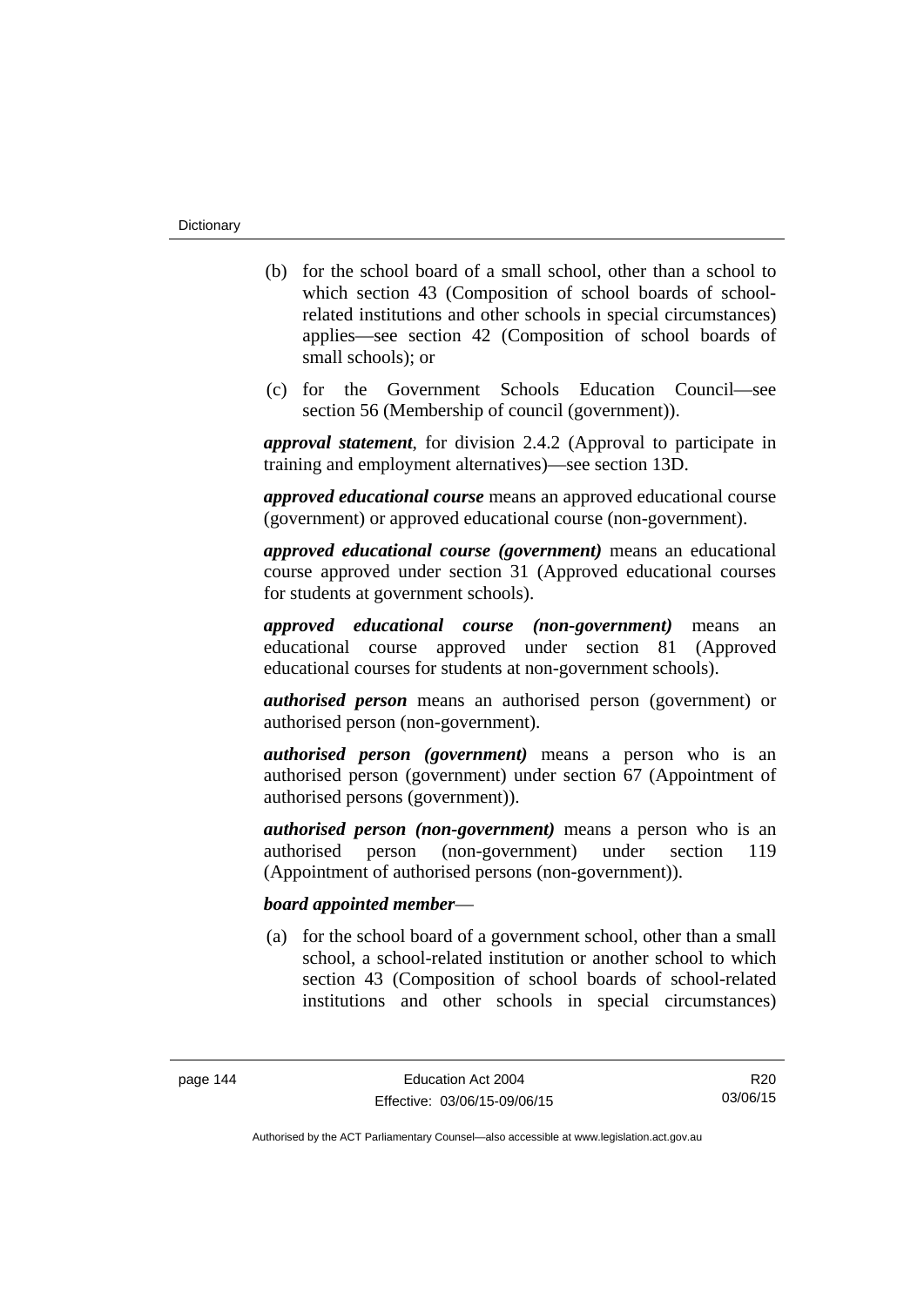(b) for the school board of a small school, other than a school to which section 43 (Composition of school boards of school-related institutions and other schools in special circumstances) applies—see section 42 (Composition of school boards of small schools); or

(c) for the Government Schools Education Council—see section 56 (Membership of council (government)).

***approval statement***, for division 2.4.2 (Approval to participate in training and employment alternatives)—see section 13D.

***approved educational course*** means an approved educational course (government) or approved educational course (non-government).

***approved educational course (government)*** means an educational course approved under section 31 (Approved educational courses for students at government schools).

***approved educational course (non-government)*** means an educational course approved under section 81 (Approved educational courses for students at non-government schools).

***authorised person*** means an authorised person (government) or authorised person (non-government).

***authorised person (government)*** means a person who is an authorised person (government) under section 67 (Appointment of authorised persons (government)).

***authorised person (non-government)*** means a person who is an authorised person (non-government) under section 119 (Appointment of authorised persons (non-government)).

***board appointed member***—

(a) for the school board of a government school, other than a small school, a school-related institution or another school to which section 43 (Composition of school boards of school-related institutions and other schools in special circumstances)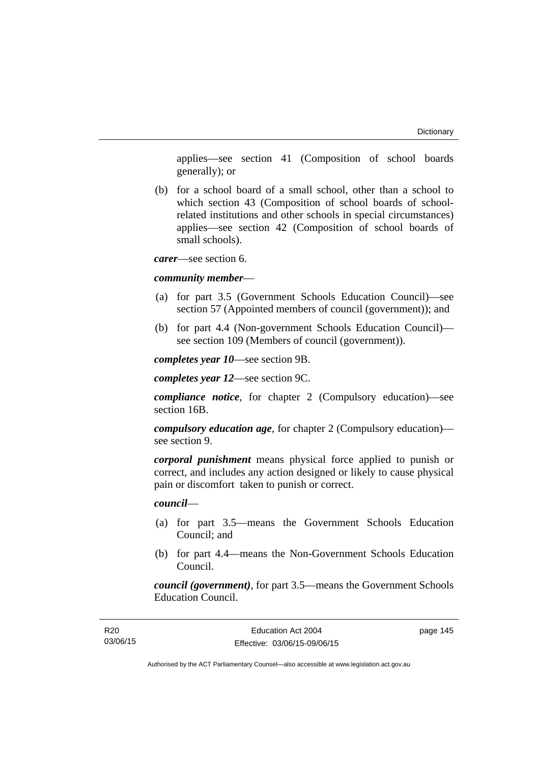applies—see section 41 (Composition of school boards generally); or

(b) for a school board of a small school, other than a school to which section 43 (Composition of school boards of school-related institutions and other schools in special circumstances) applies—see section 42 (Composition of school boards of small schools).

***carer***—see section 6.

***community member***—

(a) for part 3.5 (Government Schools Education Council)—see section 57 (Appointed members of council (government)); and

(b) for part 4.4 (Non-government Schools Education Council)—see section 109 (Members of council (government)).

***completes year 10***—see section 9B.

***completes year 12***—see section 9C.

***compliance notice***, for chapter 2 (Compulsory education)—see section 16B.

***compulsory education age***, for chapter 2 (Compulsory education)—see section 9.

***corporal punishment*** means physical force applied to punish or correct, and includes any action designed or likely to cause physical pain or discomfort taken to punish or correct.

***council***—

(a) for part 3.5—means the Government Schools Education Council; and

(b) for part 4.4—means the Non-Government Schools Education Council.

***council (government)***, for part 3.5—means the Government Schools Education Council.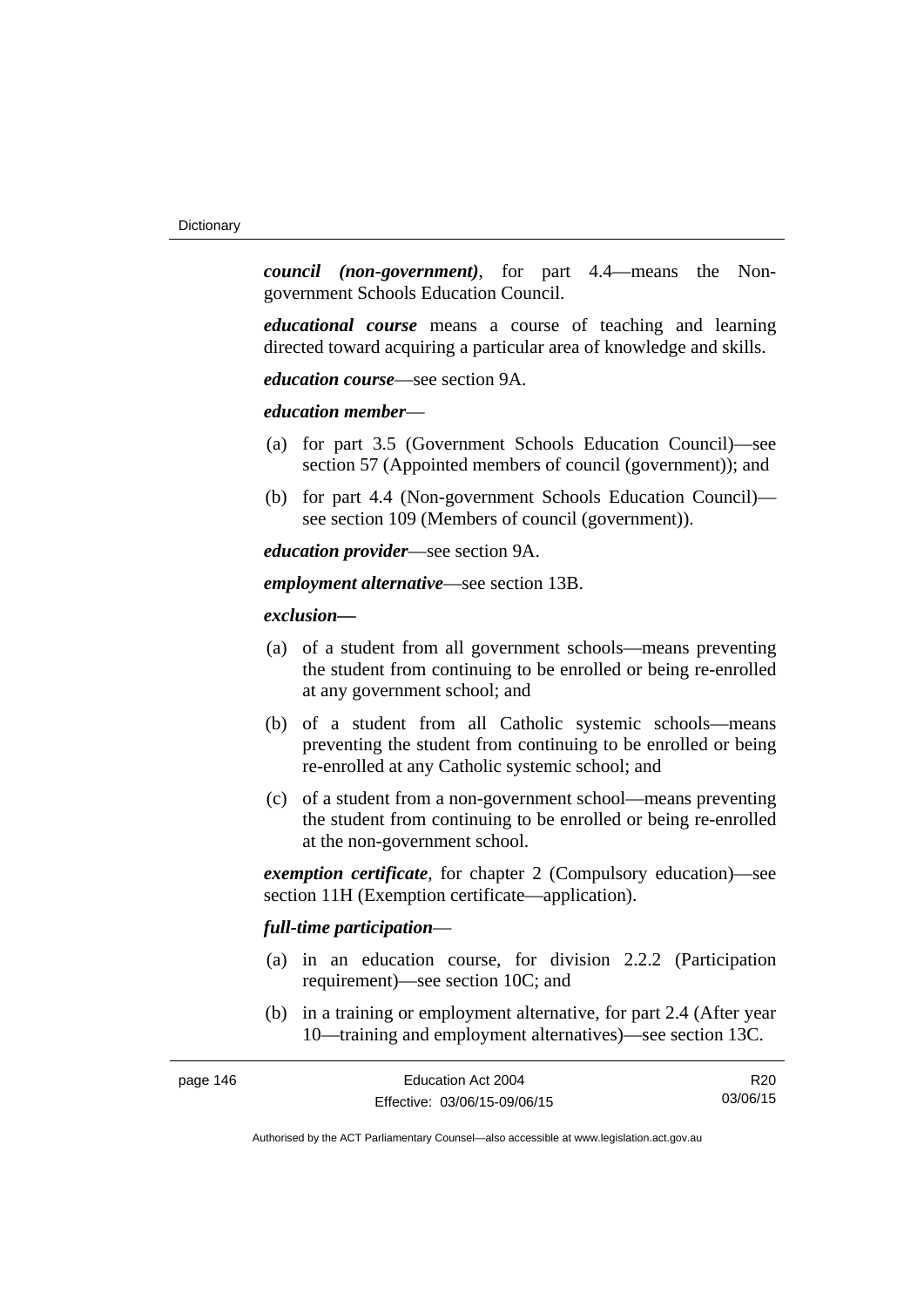***council (non-government)***, for part 4.4—means the Non-government Schools Education Council.

***educational course*** means a course of teaching and learning directed toward acquiring a particular area of knowledge and skills.

***education course***—see section 9A.

***education member***—

(a) for part 3.5 (Government Schools Education Council)—see section 57 (Appointed members of council (government)); and

(b) for part 4.4 (Non-government Schools Education Council)—see section 109 (Members of council (government)).

***education provider***—see section 9A.

***employment alternative***—see section 13B.

***exclusion—***

(a) of a student from all government schools—means preventing the student from continuing to be enrolled or being re-enrolled at any government school; and

(b) of a student from all Catholic systemic schools—means preventing the student from continuing to be enrolled or being re-enrolled at any Catholic systemic school; and

(c) of a student from a non-government school—means preventing the student from continuing to be enrolled or being re-enrolled at the non-government school.

***exemption certificate***, for chapter 2 (Compulsory education)—see section 11H (Exemption certificate—application).

***full-time participation***—

(a) in an education course, for division 2.2.2 (Participation requirement)—see section 10C; and

(b) in a training or employment alternative, for part 2.4 (After year 10—training and employment alternatives)—see section 13C.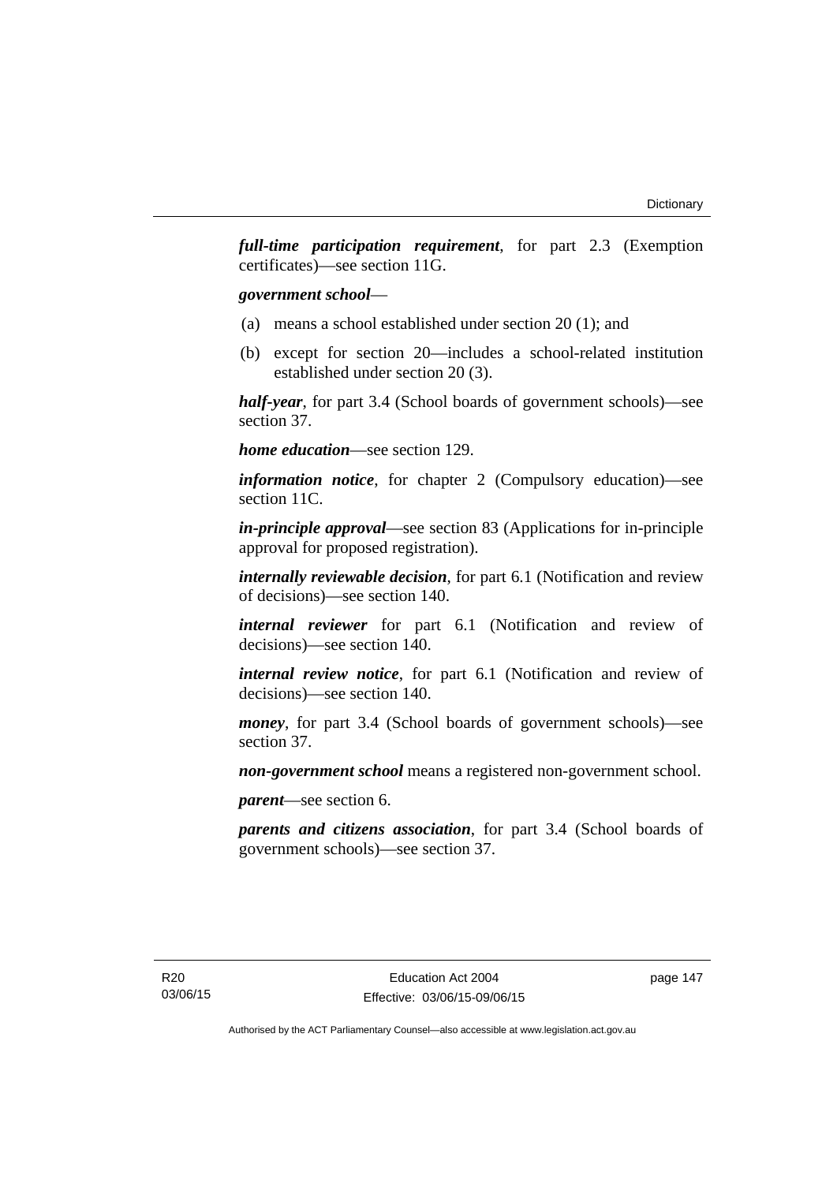***full-time participation requirement***, for part 2.3 (Exemption certificates)—see section 11G.

***government school***—

(a) means a school established under section 20 (1); and

(b) except for section 20—includes a school-related institution established under section 20 (3).

***half-year***, for part 3.4 (School boards of government schools)—see section 37.

***home education***—see section 129.

***information notice***, for chapter 2 (Compulsory education)—see section 11C.

***in-principle approval***—see section 83 (Applications for in-principle approval for proposed registration).

***internally reviewable decision***, for part 6.1 (Notification and review of decisions)—see section 140.

***internal reviewer*** for part 6.1 (Notification and review of decisions)—see section 140.

***internal review notice***, for part 6.1 (Notification and review of decisions)—see section 140.

***money***, for part 3.4 (School boards of government schools)—see section 37.

***non-government school*** means a registered non-government school.

***parent***—see section 6.

***parents and citizens association***, for part 3.4 (School boards of government schools)—see section 37.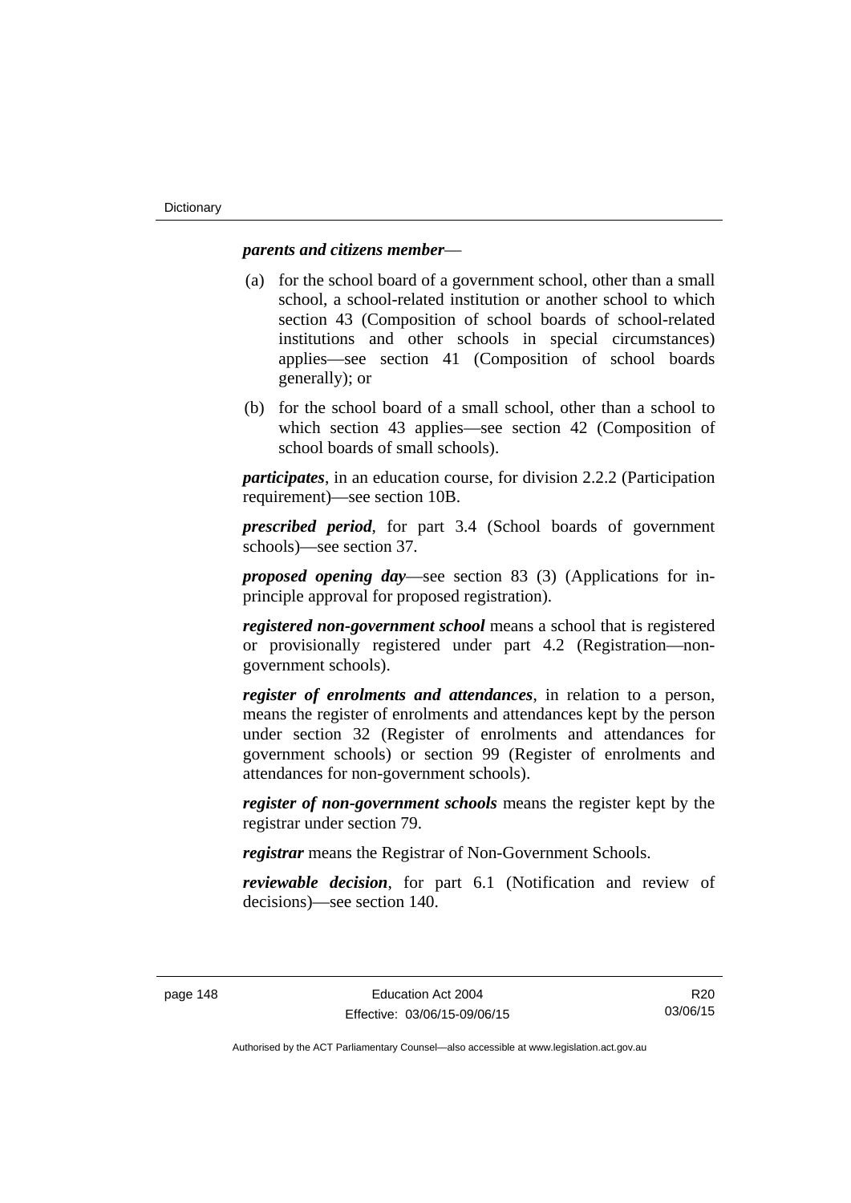***parents and citizens member***—

(a) for the school board of a government school, other than a small school, a school-related institution or another school to which section 43 (Composition of school boards of school-related institutions and other schools in special circumstances) applies—see section 41 (Composition of school boards generally); or

(b) for the school board of a small school, other than a school to which section 43 applies—see section 42 (Composition of school boards of small schools).

***participates***, in an education course, for division 2.2.2 (Participation requirement)—see section 10B.

***prescribed period***, for part 3.4 (School boards of government schools)—see section 37.

***proposed opening day***—see section 83 (3) (Applications for in-principle approval for proposed registration).

***registered non-government school*** means a school that is registered or provisionally registered under part 4.2 (Registration—non-government schools).

***register of enrolments and attendances***, in relation to a person, means the register of enrolments and attendances kept by the person under section 32 (Register of enrolments and attendances for government schools) or section 99 (Register of enrolments and attendances for non-government schools).

***register of non-government schools*** means the register kept by the registrar under section 79.

***registrar*** means the Registrar of Non-Government Schools.

***reviewable decision***, for part 6.1 (Notification and review of decisions)—see section 140.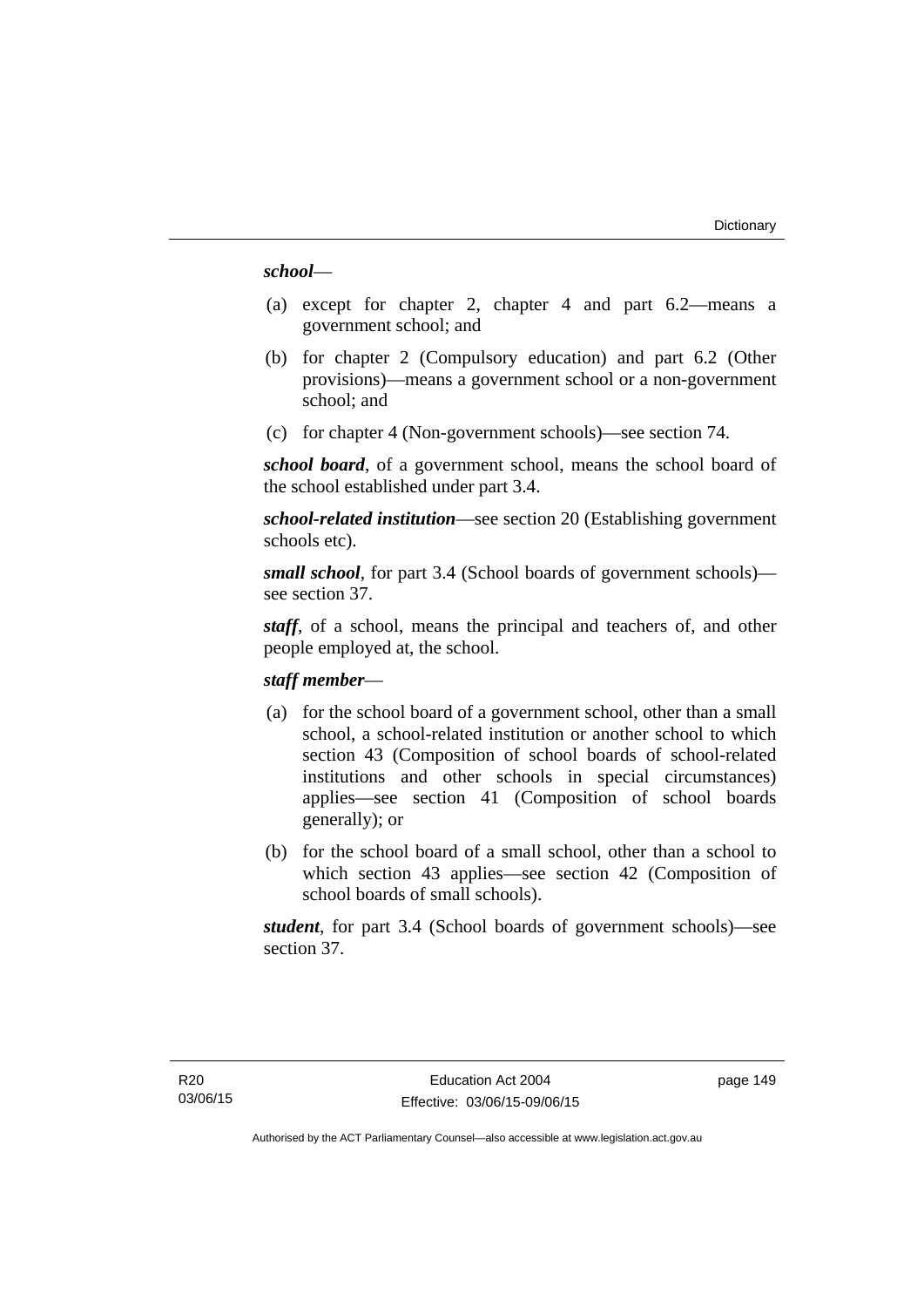***school***—

(a) except for chapter 2, chapter 4 and part 6.2—means a government school; and

(b) for chapter 2 (Compulsory education) and part 6.2 (Other provisions)—means a government school or a non-government school; and

(c) for chapter 4 (Non-government schools)—see section 74.

***school board***, of a government school, means the school board of the school established under part 3.4.

***school-related institution***—see section 20 (Establishing government schools etc).

***small school***, for part 3.4 (School boards of government schools)—see section 37.

***staff***, of a school, means the principal and teachers of, and other people employed at, the school.

***staff member***—

(a) for the school board of a government school, other than a small school, a school-related institution or another school to which section 43 (Composition of school boards of school-related institutions and other schools in special circumstances) applies—see section 41 (Composition of school boards generally); or

(b) for the school board of a small school, other than a school to which section 43 applies—see section 42 (Composition of school boards of small schools).

***student***, for part 3.4 (School boards of government schools)—see section 37.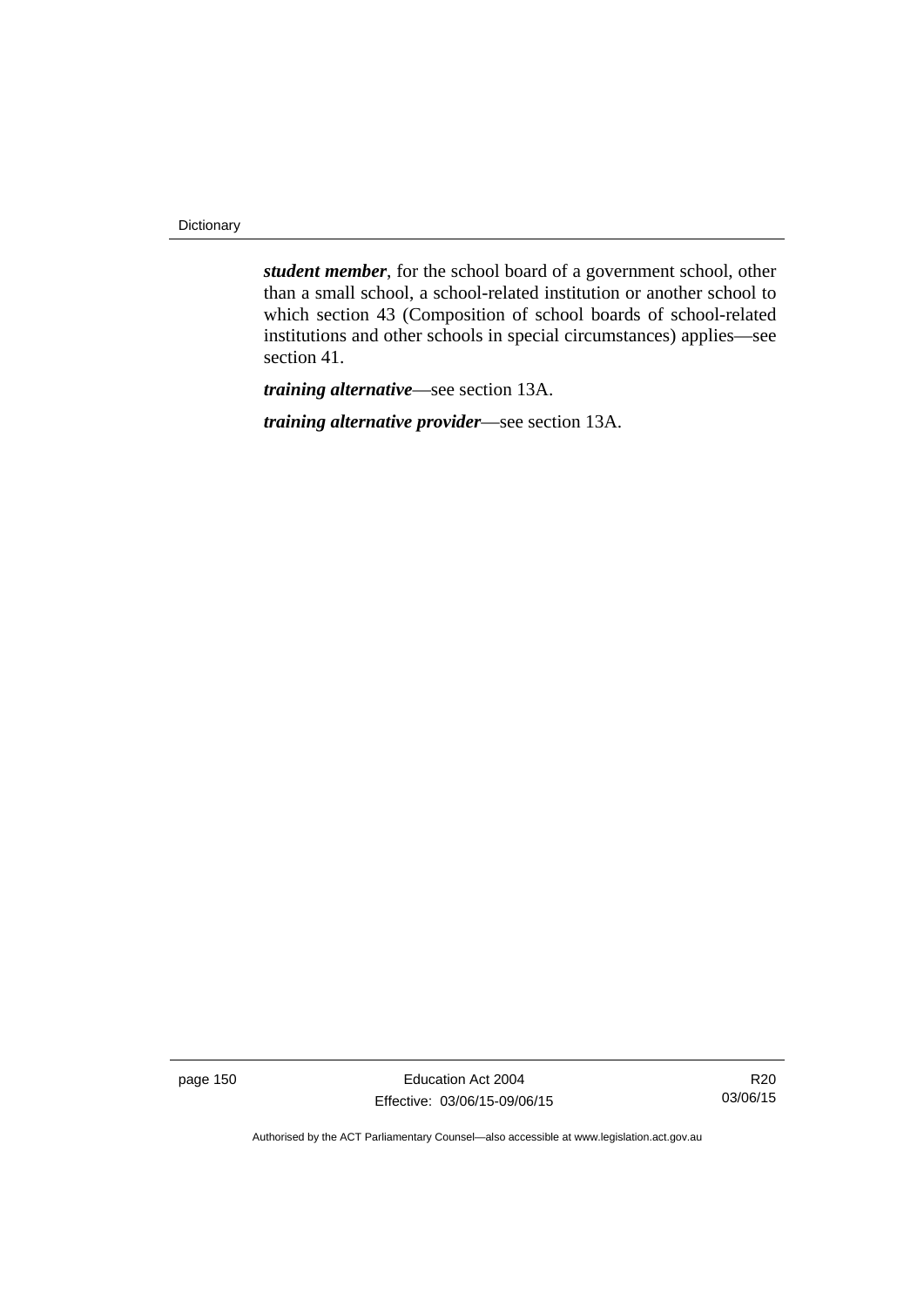***student member***, for the school board of a government school, other than a small school, a school-related institution or another school to which section 43 (Composition of school boards of school-related institutions and other schools in special circumstances) applies—see section 41.

***training alternative***—see section 13A.

***training alternative provider***—see section 13A.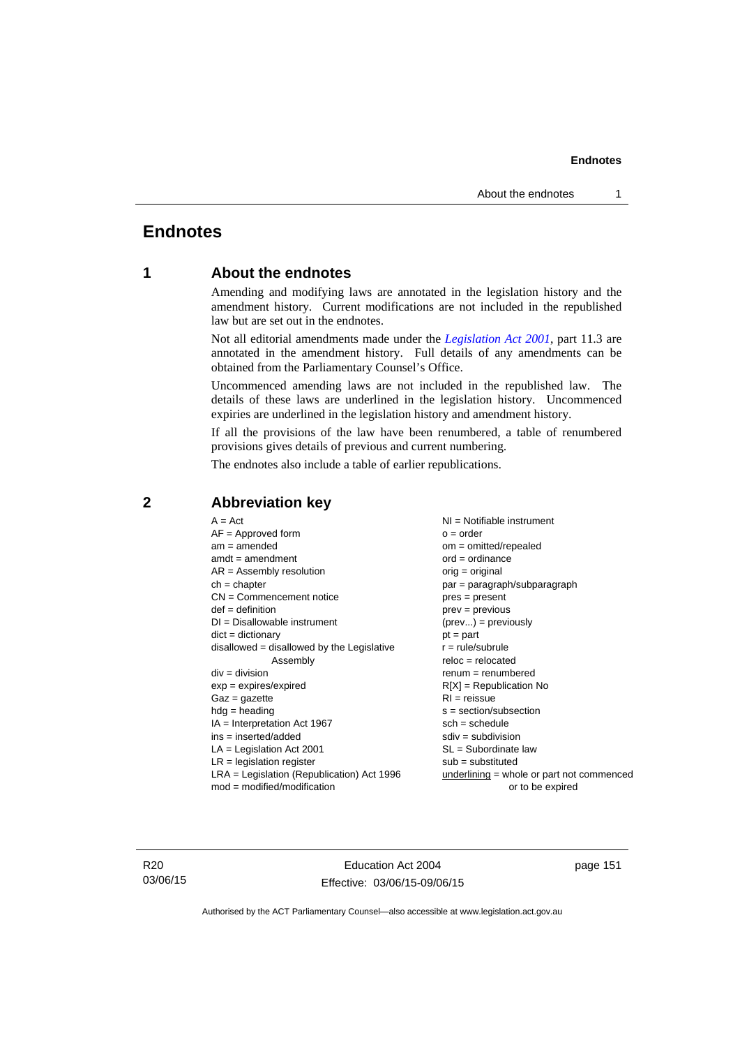# Endnotes

## 1 About the endnotes

Amending and modifying laws are annotated in the legislation history and the amendment history. Current modifications are not included in the republished law but are set out in the endnotes.

Not all editorial amendments made under the *Legislation Act 2001*, part 11.3 are annotated in the amendment history. Full details of any amendments can be obtained from the Parliamentary Counsel's Office.

Uncommenced amending laws are not included in the republished law. The details of these laws are underlined in the legislation history. Uncommenced expiries are underlined in the legislation history and amendment history.

If all the provisions of the law have been renumbered, a table of renumbered provisions gives details of previous and current numbering.

The endnotes also include a table of earlier republications.

## 2 Abbreviation key

A = Act
AF = Approved form
am = amended
amdt = amendment
AR = Assembly resolution
ch = chapter
CN = Commencement notice
def = definition
DI = Disallowable instrument
dict = dictionary
disallowed = disallowed by the Legislative Assembly
div = division
exp = expires/expired
Gaz = gazette
hdg = heading
IA = Interpretation Act 1967
ins = inserted/added
LA = Legislation Act 2001
LR = legislation register
LRA = Legislation (Republication) Act 1996
mod = modified/modification
NI = Notifiable instrument
o = order
om = omitted/repealed
ord = ordinance
orig = original
par = paragraph/subparagraph
pres = present
prev = previous
(prev...) = previously
pt = part
r = rule/subrule
reloc = relocated
renum = renumbered
R[X] = Republication No
RI = reissue
s = section/subsection
sch = schedule
sdiv = subdivision
SL = Subordinate law
sub = substituted
underlining = whole or part not commenced or to be expired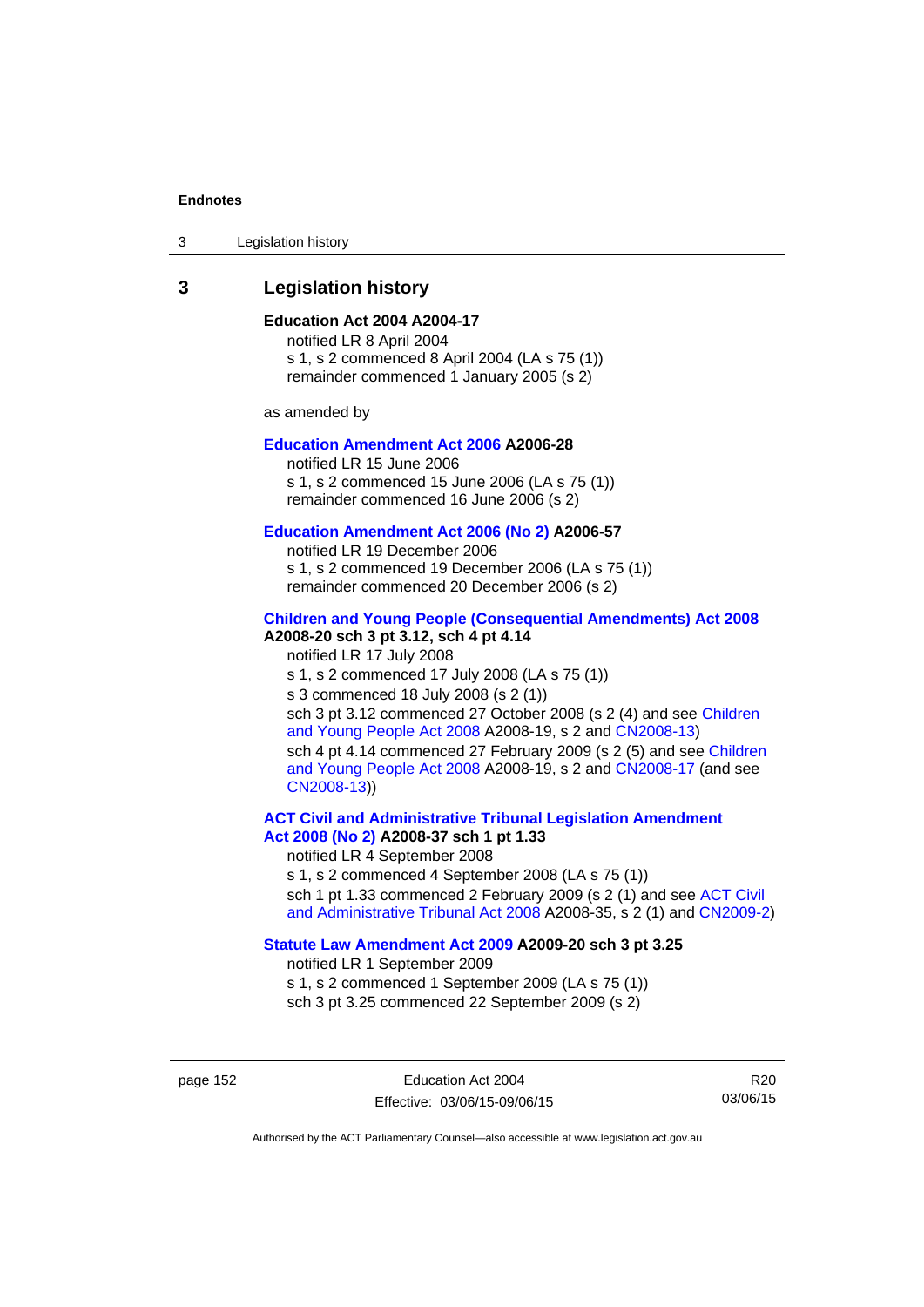## 3 Legislation history

**Education Act 2004 A2004-17**

notified LR 8 April 2004

s 1, s 2 commenced 8 April 2004 (LA s 75 (1))

remainder commenced 1 January 2005 (s 2)

as amended by

**Education Amendment Act 2006 A2006-28**

notified LR 15 June 2006

s 1, s 2 commenced 15 June 2006 (LA s 75 (1))

remainder commenced 16 June 2006 (s 2)

**Education Amendment Act 2006 (No 2) A2006-57**

notified LR 19 December 2006

s 1, s 2 commenced 19 December 2006 (LA s 75 (1))

remainder commenced 20 December 2006 (s 2)

**Children and Young People (Consequential Amendments) Act 2008 A2008-20 sch 3 pt 3.12, sch 4 pt 4.14**

notified LR 17 July 2008

s 1, s 2 commenced 17 July 2008 (LA s 75 (1))

s 3 commenced 18 July 2008 (s 2 (1))

sch 3 pt 3.12 commenced 27 October 2008 (s 2 (4) and see Children and Young People Act 2008 A2008-19, s 2 and CN2008-13)

sch 4 pt 4.14 commenced 27 February 2009 (s 2 (5) and see Children and Young People Act 2008 A2008-19, s 2 and CN2008-17 (and see CN2008-13))

**ACT Civil and Administrative Tribunal Legislation Amendment Act 2008 (No 2) A2008-37 sch 1 pt 1.33**

notified LR 4 September 2008

s 1, s 2 commenced 4 September 2008 (LA s 75 (1))

sch 1 pt 1.33 commenced 2 February 2009 (s 2 (1) and see ACT Civil and Administrative Tribunal Act 2008 A2008-35, s 2 (1) and CN2009-2)

**Statute Law Amendment Act 2009 A2009-20 sch 3 pt 3.25**

notified LR 1 September 2009

s 1, s 2 commenced 1 September 2009 (LA s 75 (1))

sch 3 pt 3.25 commenced 22 September 2009 (s 2)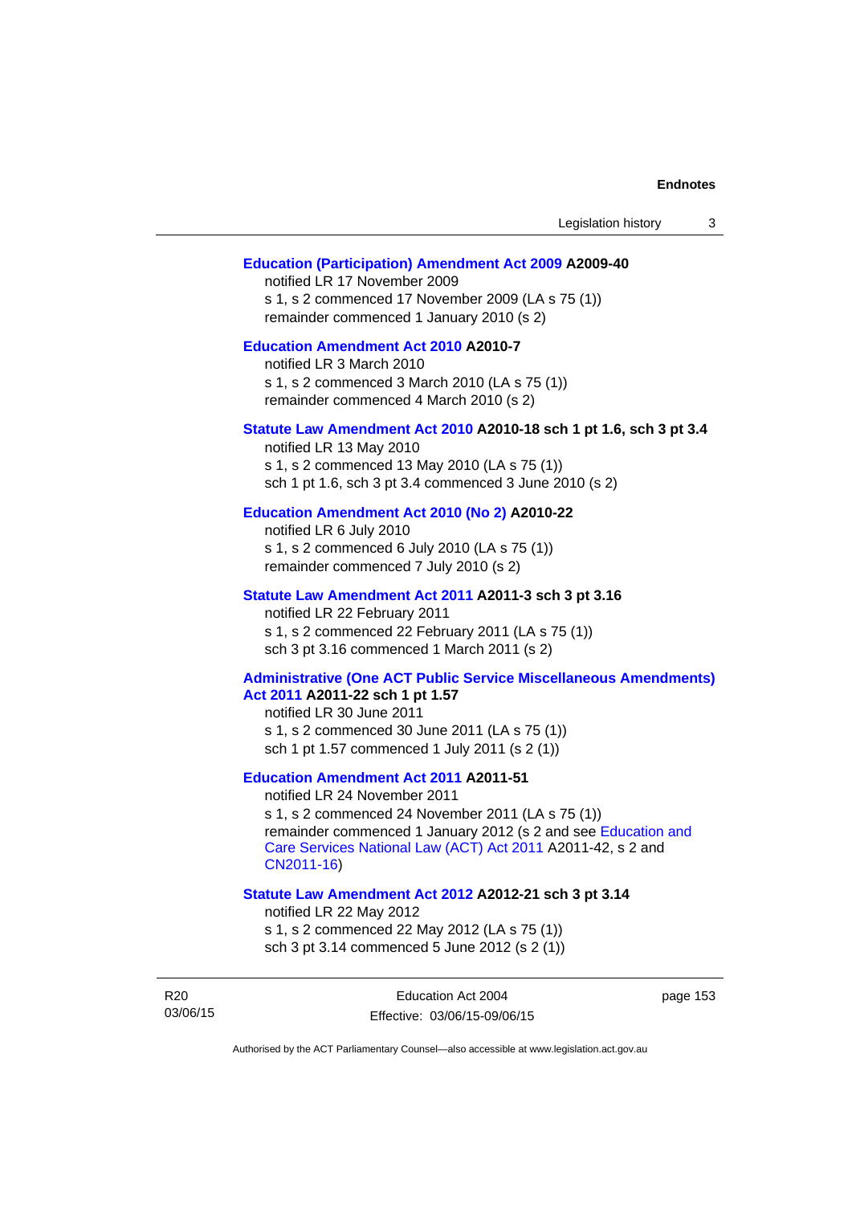**Education (Participation) Amendment Act 2009 A2009-40**

notified LR 17 November 2009

s 1, s 2 commenced 17 November 2009 (LA s 75 (1))

remainder commenced 1 January 2010 (s 2)

**Education Amendment Act 2010 A2010-7**

notified LR 3 March 2010

s 1, s 2 commenced 3 March 2010 (LA s 75 (1))

remainder commenced 4 March 2010 (s 2)

**Statute Law Amendment Act 2010 A2010-18 sch 1 pt 1.6, sch 3 pt 3.4**

notified LR 13 May 2010

s 1, s 2 commenced 13 May 2010 (LA s 75 (1))

sch 1 pt 1.6, sch 3 pt 3.4 commenced 3 June 2010 (s 2)

**Education Amendment Act 2010 (No 2) A2010-22**

notified LR 6 July 2010

s 1, s 2 commenced 6 July 2010 (LA s 75 (1))

remainder commenced 7 July 2010 (s 2)

**Statute Law Amendment Act 2011 A2011-3 sch 3 pt 3.16**

notified LR 22 February 2011

s 1, s 2 commenced 22 February 2011 (LA s 75 (1))

sch 3 pt 3.16 commenced 1 March 2011 (s 2)

**Administrative (One ACT Public Service Miscellaneous Amendments) Act 2011 A2011-22 sch 1 pt 1.57**

notified LR 30 June 2011

s 1, s 2 commenced 30 June 2011 (LA s 75 (1))

sch 1 pt 1.57 commenced 1 July 2011 (s 2 (1))

**Education Amendment Act 2011 A2011-51**

notified LR 24 November 2011

s 1, s 2 commenced 24 November 2011 (LA s 75 (1))

remainder commenced 1 January 2012 (s 2 and see Education and Care Services National Law (ACT) Act 2011 A2011-42, s 2 and CN2011-16)

**Statute Law Amendment Act 2012 A2012-21 sch 3 pt 3.14**

notified LR 22 May 2012

s 1, s 2 commenced 22 May 2012 (LA s 75 (1))

sch 3 pt 3.14 commenced 5 June 2012 (s 2 (1))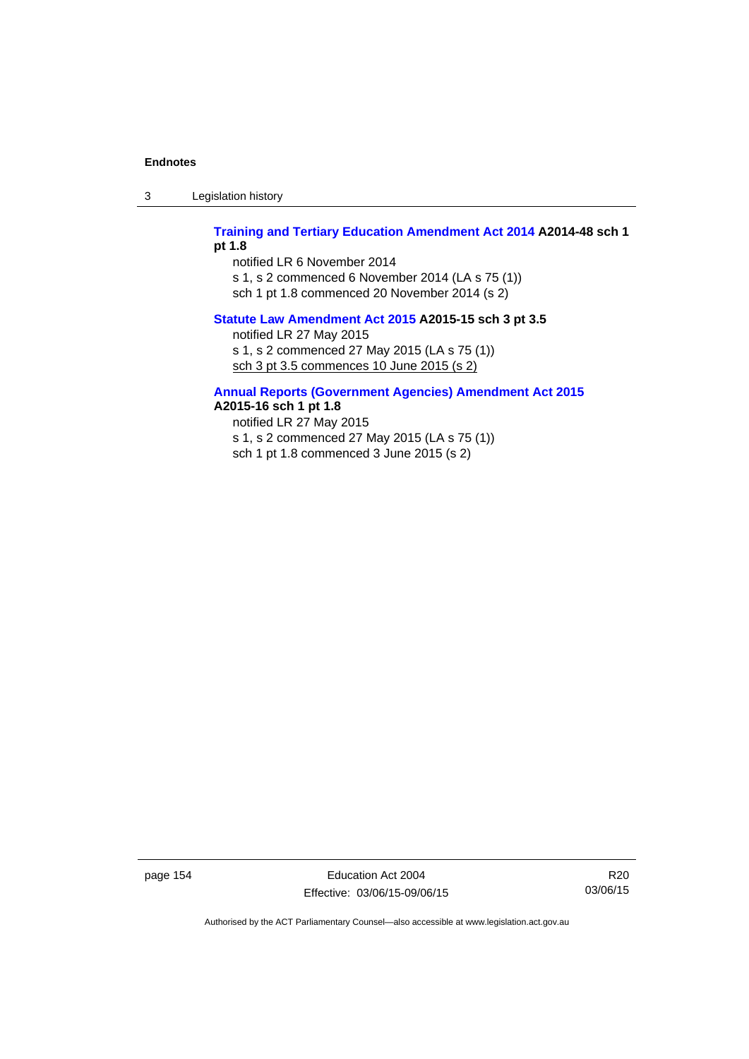**Training and Tertiary Education Amendment Act 2014 A2014-48 sch 1 pt 1.8**

notified LR 6 November 2014

s 1, s 2 commenced 6 November 2014 (LA s 75 (1))

sch 1 pt 1.8 commenced 20 November 2014 (s 2)

**Statute Law Amendment Act 2015 A2015-15 sch 3 pt 3.5**

notified LR 27 May 2015

s 1, s 2 commenced 27 May 2015 (LA s 75 (1))

sch 3 pt 3.5 commences 10 June 2015 (s 2)

**Annual Reports (Government Agencies) Amendment Act 2015 A2015-16 sch 1 pt 1.8**

notified LR 27 May 2015

s 1, s 2 commenced 27 May 2015 (LA s 75 (1))

sch 1 pt 1.8 commenced 3 June 2015 (s 2)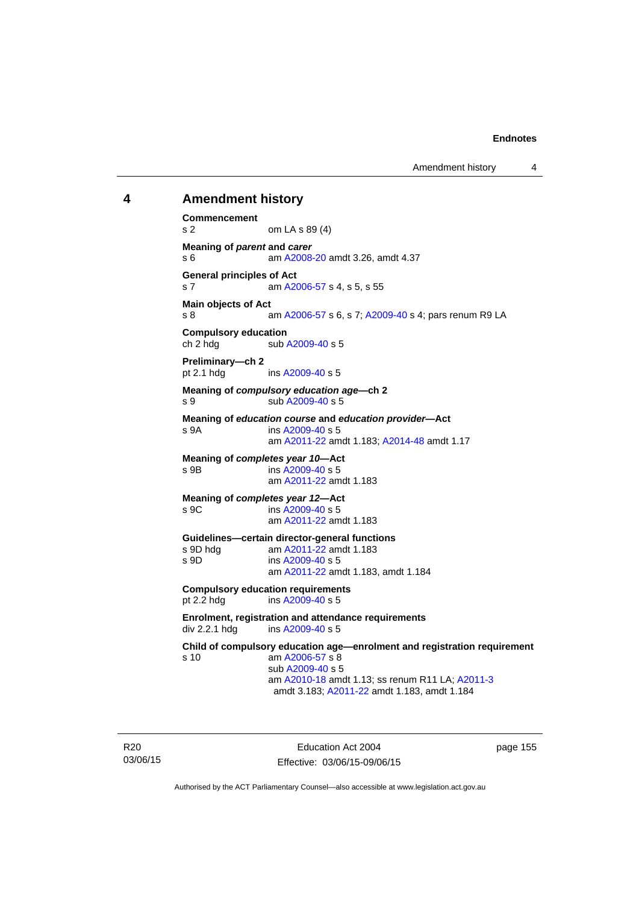## 4 Amendment history

**Commencement**
s 2 om LA s 89 (4)

**Meaning of *parent* and *carer***
s 6 am A2008-20 amdt 3.26, amdt 4.37

**General principles of Act**
s 7 am A2006-57 s 4, s 5, s 55

**Main objects of Act**
s 8 am A2006-57 s 6, s 7; A2009-40 s 4; pars renum R9 LA

**Compulsory education**
ch 2 hdg sub A2009-40 s 5

**Preliminary—ch 2**
pt 2.1 hdg ins A2009-40 s 5

**Meaning of *compulsory education age*—ch 2**
s 9 sub A2009-40 s 5

**Meaning of *education course* and *education provider*—Act**
s 9A ins A2009-40 s 5
am A2011-22 amdt 1.183; A2014-48 amdt 1.17

**Meaning of *completes year 10*—Act**
s 9B ins A2009-40 s 5
am A2011-22 amdt 1.183

**Meaning of *completes year 12*—Act**
s 9C ins A2009-40 s 5
am A2011-22 amdt 1.183

**Guidelines—certain director-general functions**
s 9D hdg am A2011-22 amdt 1.183
s 9D ins A2009-40 s 5
am A2011-22 amdt 1.183, amdt 1.184

**Compulsory education requirements**
pt 2.2 hdg ins A2009-40 s 5

**Enrolment, registration and attendance requirements**
div 2.2.1 hdg ins A2009-40 s 5

**Child of compulsory education age—enrolment and registration requirement**
s 10 am A2006-57 s 8
sub A2009-40 s 5
am A2010-18 amdt 1.13; ss renum R11 LA; A2011-3 amdt 3.183; A2011-22 amdt 1.183, amdt 1.184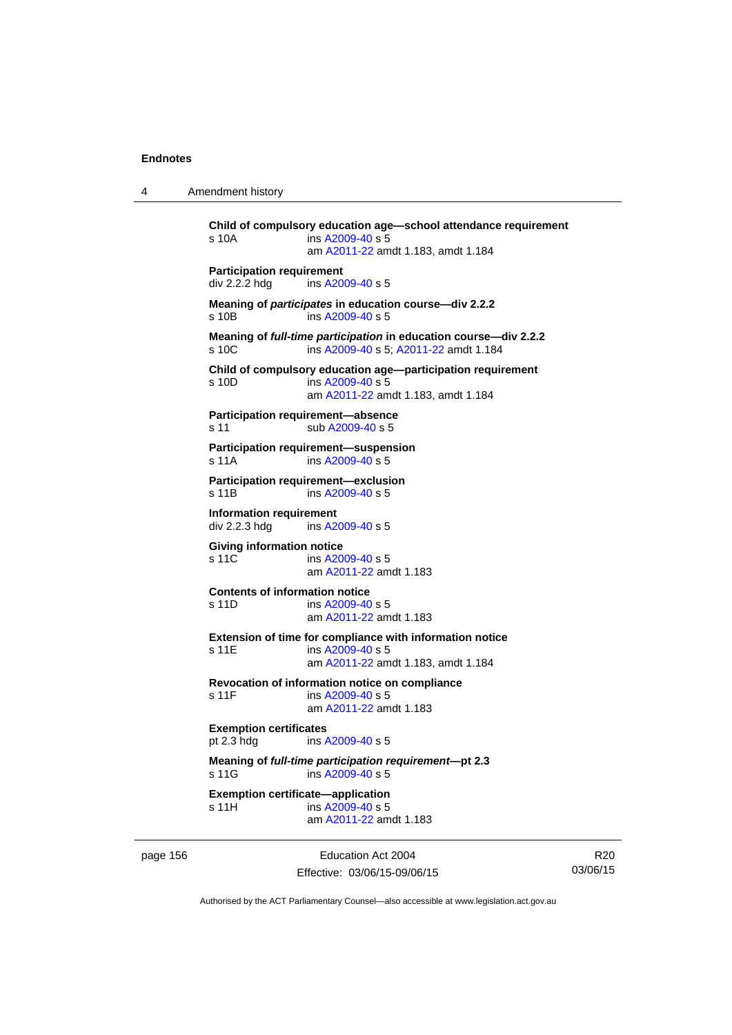**Child of compulsory education age—school attendance requirement**
s 10A ins A2009-40 s 5
am A2011-22 amdt 1.183, amdt 1.184

**Participation requirement**
div 2.2.2 hdg ins A2009-40 s 5

**Meaning of *participates* in education course—div 2.2.2**
s 10B ins A2009-40 s 5

**Meaning of *full-time participation* in education course—div 2.2.2**
s 10C ins A2009-40 s 5; A2011-22 amdt 1.184

**Child of compulsory education age—participation requirement**
s 10D ins A2009-40 s 5
am A2011-22 amdt 1.183, amdt 1.184

**Participation requirement—absence**
s 11 sub A2009-40 s 5

**Participation requirement—suspension**
s 11A ins A2009-40 s 5

**Participation requirement—exclusion**
s 11B ins A2009-40 s 5

**Information requirement**
div 2.2.3 hdg ins A2009-40 s 5

**Giving information notice**
s 11C ins A2009-40 s 5
am A2011-22 amdt 1.183

**Contents of information notice**
s 11D ins A2009-40 s 5
am A2011-22 amdt 1.183

**Extension of time for compliance with information notice**
s 11E ins A2009-40 s 5
am A2011-22 amdt 1.183, amdt 1.184

**Revocation of information notice on compliance**
s 11F ins A2009-40 s 5
am A2011-22 amdt 1.183

**Exemption certificates**
pt 2.3 hdg ins A2009-40 s 5

**Meaning of *full-time participation requirement*—pt 2.3**
s 11G ins A2009-40 s 5

**Exemption certificate—application**
s 11H ins A2009-40 s 5
am A2011-22 amdt 1.183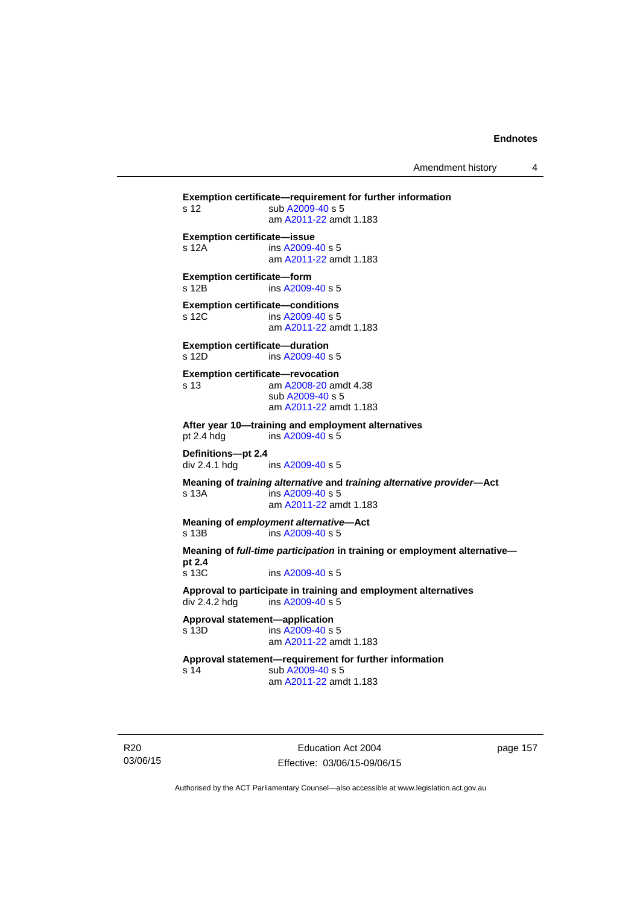**Exemption certificate—requirement for further information**

s 12 sub A2009-40 s 5
am A2011-22 amdt 1.183

**Exemption certificate—issue**

s 12A ins A2009-40 s 5
am A2011-22 amdt 1.183

**Exemption certificate—form**

s 12B ins A2009-40 s 5

**Exemption certificate—conditions**

s 12C ins A2009-40 s 5
am A2011-22 amdt 1.183

**Exemption certificate—duration**

s 12D ins A2009-40 s 5

**Exemption certificate—revocation**

s 13 am A2008-20 amdt 4.38
sub A2009-40 s 5
am A2011-22 amdt 1.183

**After year 10—training and employment alternatives**

pt 2.4 hdg ins A2009-40 s 5

**Definitions—pt 2.4**

div 2.4.1 hdg ins A2009-40 s 5

**Meaning of *training alternative* and *training alternative provider*—Act**

s 13A ins A2009-40 s 5
am A2011-22 amdt 1.183

**Meaning of *employment alternative*—Act**

s 13B ins A2009-40 s 5

**Meaning of *full-time participation* in training or employment alternative—pt 2.4**

s 13C ins A2009-40 s 5

**Approval to participate in training and employment alternatives**

div 2.4.2 hdg ins A2009-40 s 5

**Approval statement—application**

s 13D ins A2009-40 s 5
am A2011-22 amdt 1.183

**Approval statement—requirement for further information**

s 14 sub A2009-40 s 5
am A2011-22 amdt 1.183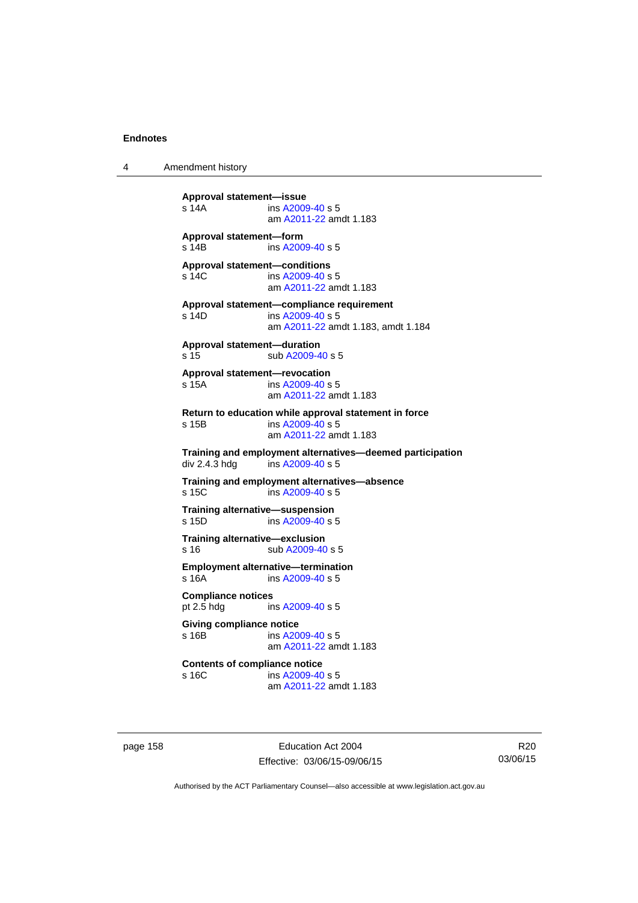**Approval statement—issue**
s 14A ins A2009-40 s 5
am A2011-22 amdt 1.183

**Approval statement—form**
s 14B ins A2009-40 s 5

**Approval statement—conditions**
s 14C ins A2009-40 s 5
am A2011-22 amdt 1.183

**Approval statement—compliance requirement**
s 14D ins A2009-40 s 5
am A2011-22 amdt 1.183, amdt 1.184

**Approval statement—duration**
s 15 sub A2009-40 s 5

**Approval statement—revocation**
s 15A ins A2009-40 s 5
am A2011-22 amdt 1.183

**Return to education while approval statement in force**
s 15B ins A2009-40 s 5
am A2011-22 amdt 1.183

**Training and employment alternatives—deemed participation**
div 2.4.3 hdg ins A2009-40 s 5

**Training and employment alternatives—absence**
s 15C ins A2009-40 s 5

**Training alternative—suspension**
s 15D ins A2009-40 s 5

**Training alternative—exclusion**
s 16 sub A2009-40 s 5

**Employment alternative—termination**
s 16A ins A2009-40 s 5

**Compliance notices**
pt 2.5 hdg ins A2009-40 s 5

**Giving compliance notice**
s 16B ins A2009-40 s 5
am A2011-22 amdt 1.183

**Contents of compliance notice**
s 16C ins A2009-40 s 5
am A2011-22 amdt 1.183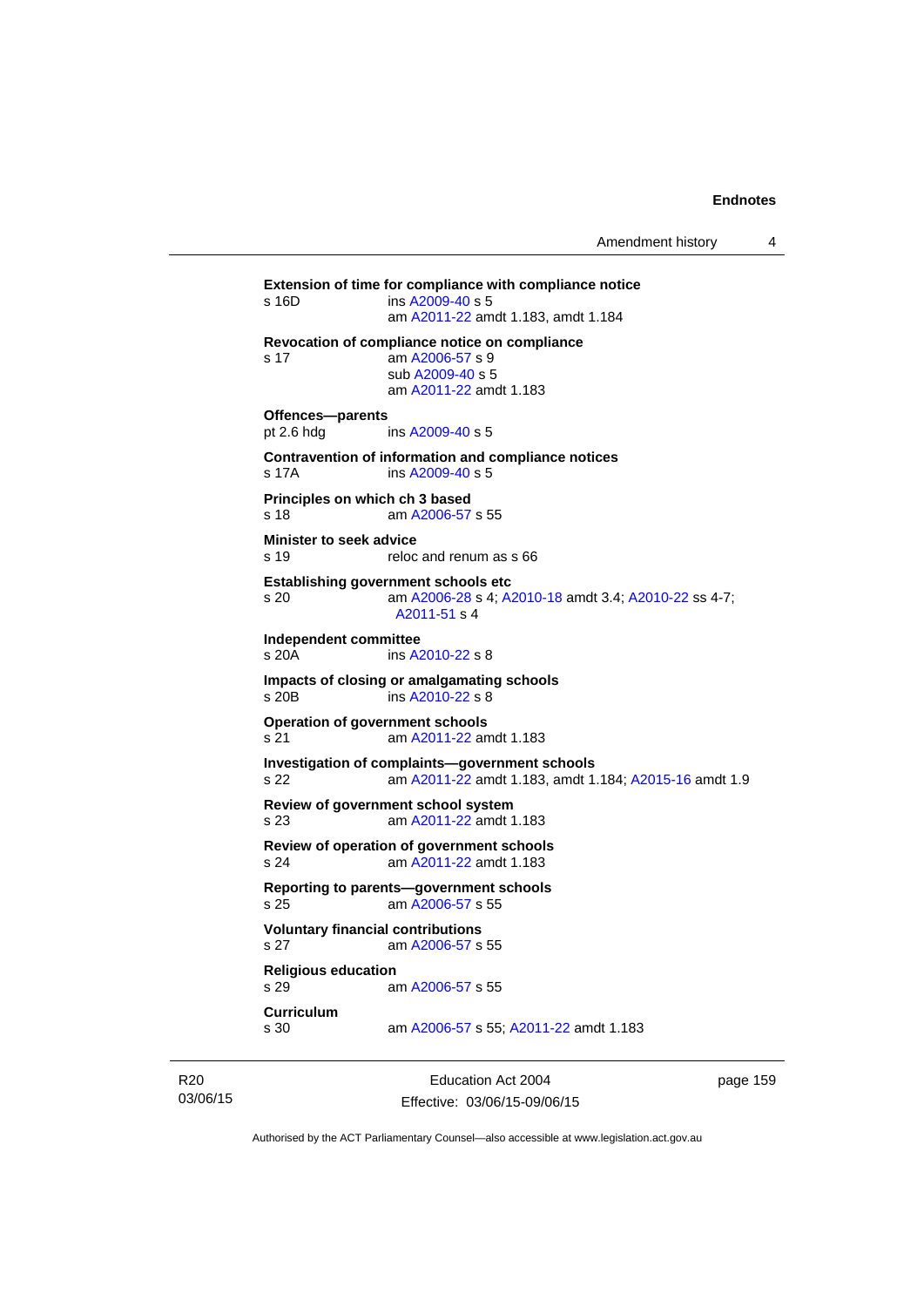**Extension of time for compliance with compliance notice**
s 16D ins A2009-40 s 5
am A2011-22 amdt 1.183, amdt 1.184

**Revocation of compliance notice on compliance**
s 17 am A2006-57 s 9
sub A2009-40 s 5
am A2011-22 amdt 1.183

**Offences—parents**
pt 2.6 hdg ins A2009-40 s 5

**Contravention of information and compliance notices**
s 17A ins A2009-40 s 5

**Principles on which ch 3 based**
s 18 am A2006-57 s 55

**Minister to seek advice**
s 19 reloc and renum as s 66

**Establishing government schools etc**
s 20 am A2006-28 s 4; A2010-18 amdt 3.4; A2010-22 ss 4-7; A2011-51 s 4

**Independent committee**
s 20A ins A2010-22 s 8

**Impacts of closing or amalgamating schools**
s 20B ins A2010-22 s 8

**Operation of government schools**
s 21 am A2011-22 amdt 1.183

**Investigation of complaints—government schools**
s 22 am A2011-22 amdt 1.183, amdt 1.184; A2015-16 amdt 1.9

**Review of government school system**
s 23 am A2011-22 amdt 1.183

**Review of operation of government schools**
s 24 am A2011-22 amdt 1.183

**Reporting to parents—government schools**
s 25 am A2006-57 s 55

**Voluntary financial contributions**
s 27 am A2006-57 s 55

**Religious education**
s 29 am A2006-57 s 55

**Curriculum**
s 30 am A2006-57 s 55; A2011-22 amdt 1.183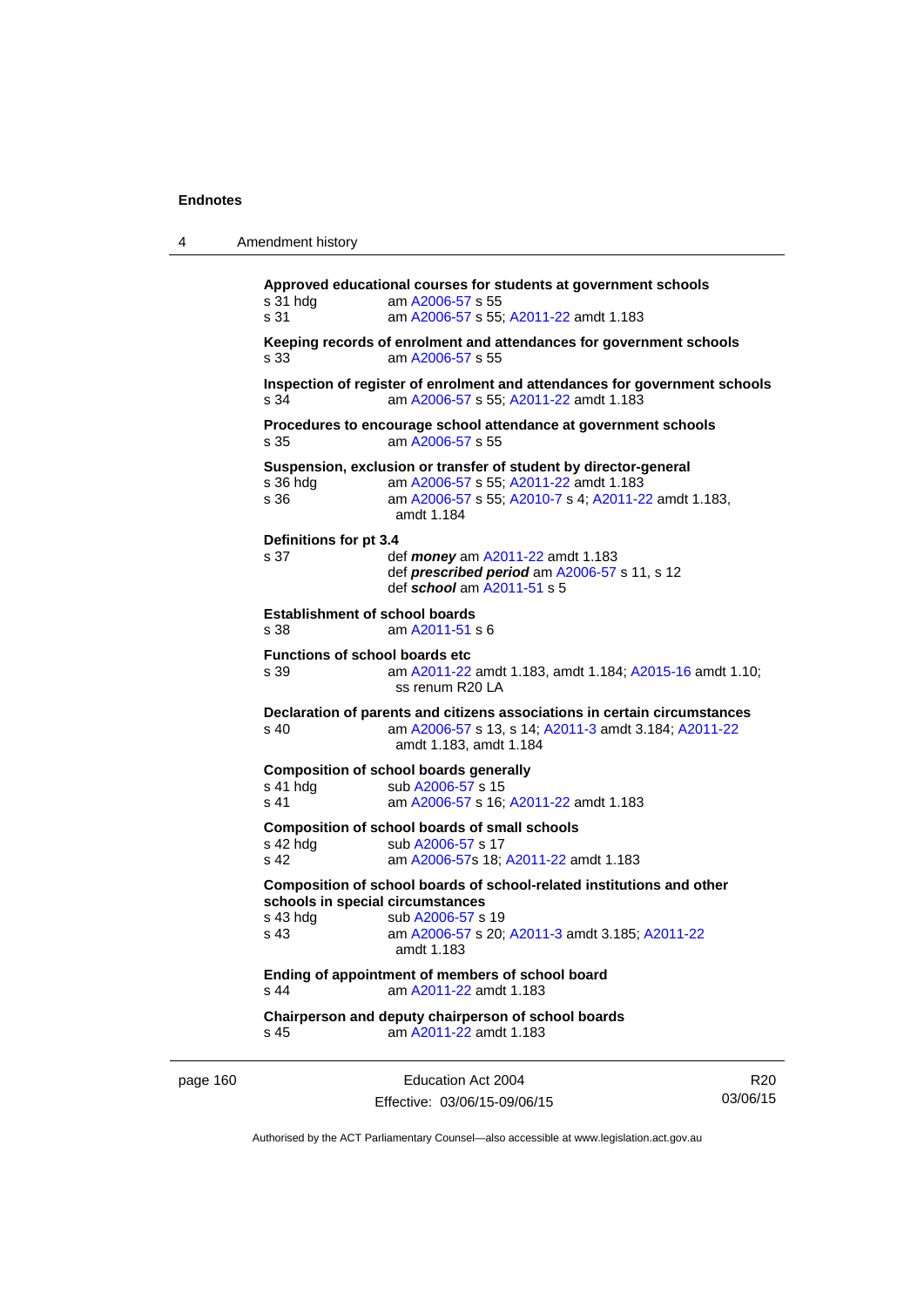**Approved educational courses for students at government schools**

s 31 hdg	am A2006-57 s 55
s 31	am A2006-57 s 55; A2011-22 amdt 1.183

**Keeping records of enrolment and attendances for government schools**

s 33	am A2006-57 s 55

**Inspection of register of enrolment and attendances for government schools**

s 34	am A2006-57 s 55; A2011-22 amdt 1.183

**Procedures to encourage school attendance at government schools**

s 35	am A2006-57 s 55

**Suspension, exclusion or transfer of student by director-general**

s 36 hdg	am A2006-57 s 55; A2011-22 amdt 1.183
s 36	am A2006-57 s 55; A2010-7 s 4; A2011-22 amdt 1.183, amdt 1.184

**Definitions for pt 3.4**

s 37	def ***money*** am A2011-22 amdt 1.183
	def ***prescribed period*** am A2006-57 s 11, s 12
	def ***school*** am A2011-51 s 5

**Establishment of school boards**

s 38	am A2011-51 s 6

**Functions of school boards etc**

s 39	am A2011-22 amdt 1.183, amdt 1.184; A2015-16 amdt 1.10; ss renum R20 LA

**Declaration of parents and citizens associations in certain circumstances**

s 40	am A2006-57 s 13, s 14; A2011-3 amdt 3.184; A2011-22 amdt 1.183, amdt 1.184

**Composition of school boards generally**

s 41 hdg	sub A2006-57 s 15
s 41	am A2006-57 s 16; A2011-22 amdt 1.183

**Composition of school boards of small schools**

s 42 hdg	sub A2006-57 s 17
s 42	am A2006-57s 18; A2011-22 amdt 1.183

**Composition of school boards of school-related institutions and other schools in special circumstances**

s 43 hdg	sub A2006-57 s 19
s 43	am A2006-57 s 20; A2011-3 amdt 3.185; A2011-22 amdt 1.183

**Ending of appointment of members of school board**

s 44	am A2011-22 amdt 1.183

**Chairperson and deputy chairperson of school boards**

s 45	am A2011-22 amdt 1.183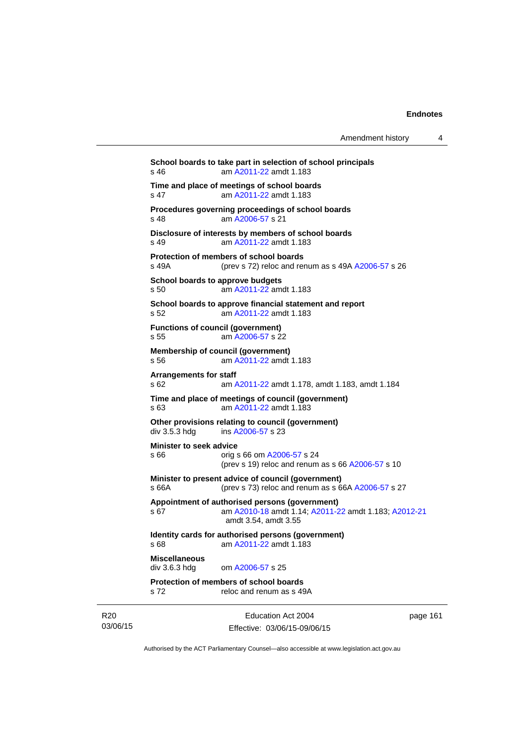**School boards to take part in selection of school principals**
s 46 am A2011-22 amdt 1.183

**Time and place of meetings of school boards**
s 47 am A2011-22 amdt 1.183

**Procedures governing proceedings of school boards**
s 48 am A2006-57 s 21

**Disclosure of interests by members of school boards**
s 49 am A2011-22 amdt 1.183

**Protection of members of school boards**
s 49A (prev s 72) reloc and renum as s 49A A2006-57 s 26

**School boards to approve budgets**
s 50 am A2011-22 amdt 1.183

**School boards to approve financial statement and report**
s 52 am A2011-22 amdt 1.183

**Functions of council (government)**
s 55 am A2006-57 s 22

**Membership of council (government)**
s 56 am A2011-22 amdt 1.183

**Arrangements for staff**
s 62 am A2011-22 amdt 1.178, amdt 1.183, amdt 1.184

**Time and place of meetings of council (government)**
s 63 am A2011-22 amdt 1.183

**Other provisions relating to council (government)**
div 3.5.3 hdg ins A2006-57 s 23

**Minister to seek advice**
s 66 orig s 66 om A2006-57 s 24
(prev s 19) reloc and renum as s 66 A2006-57 s 10

**Minister to present advice of council (government)**
s 66A (prev s 73) reloc and renum as s 66A A2006-57 s 27

**Appointment of authorised persons (government)**
s 67 am A2010-18 amdt 1.14; A2011-22 amdt 1.183; A2012-21 amdt 3.54, amdt 3.55

**Identity cards for authorised persons (government)**
s 68 am A2011-22 amdt 1.183

**Miscellaneous**
div 3.6.3 hdg om A2006-57 s 25

**Protection of members of school boards**
s 72 reloc and renum as s 49A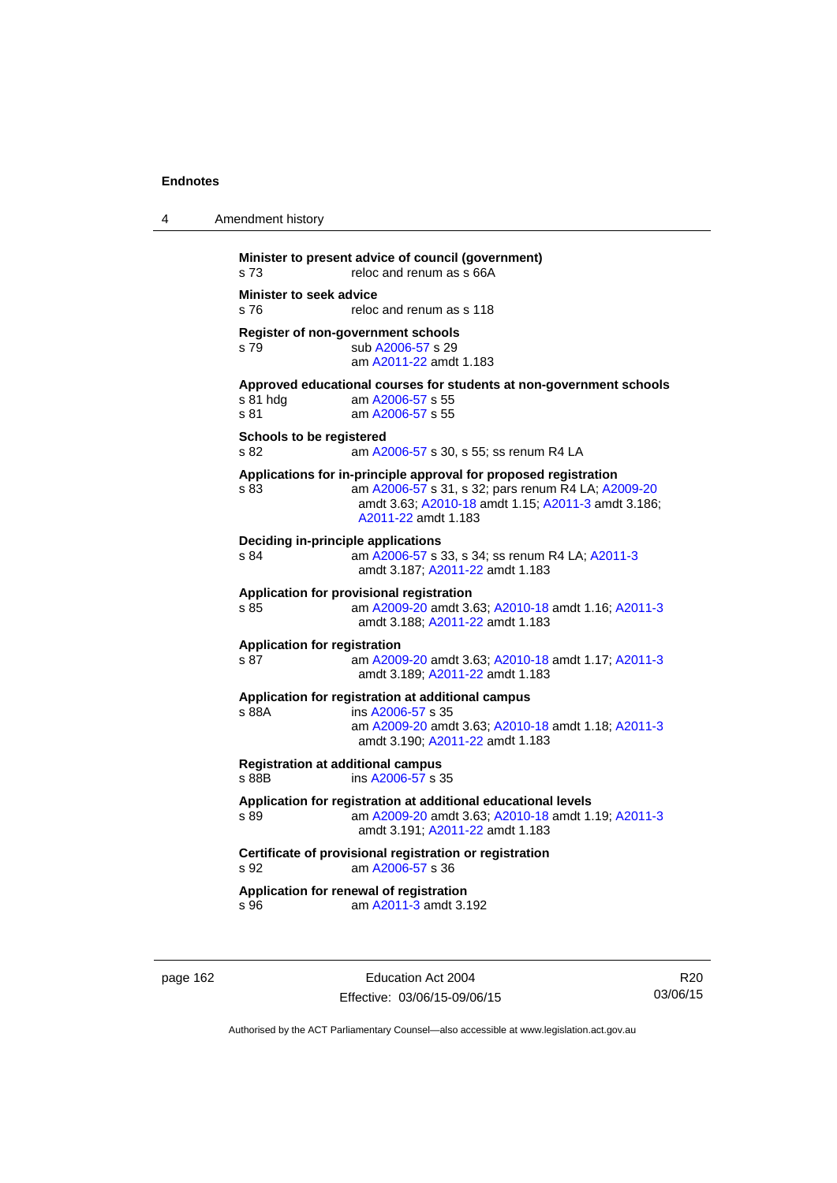**Minister to present advice of council (government)**

s 73 reloc and renum as s 66A

**Minister to seek advice**

s 76 reloc and renum as s 118

**Register of non-government schools**

s 79 sub A2006-57 s 29
am A2011-22 amdt 1.183

**Approved educational courses for students at non-government schools**

s 81 hdg am A2006-57 s 55
s 81 am A2006-57 s 55

**Schools to be registered**

s 82 am A2006-57 s 30, s 55; ss renum R4 LA

**Applications for in-principle approval for proposed registration**

s 83 am A2006-57 s 31, s 32; pars renum R4 LA; A2009-20 amdt 3.63; A2010-18 amdt 1.15; A2011-3 amdt 3.186; A2011-22 amdt 1.183

**Deciding in-principle applications**

s 84 am A2006-57 s 33, s 34; ss renum R4 LA; A2011-3 amdt 3.187; A2011-22 amdt 1.183

**Application for provisional registration**

s 85 am A2009-20 amdt 3.63; A2010-18 amdt 1.16; A2011-3 amdt 3.188; A2011-22 amdt 1.183

**Application for registration**

s 87 am A2009-20 amdt 3.63; A2010-18 amdt 1.17; A2011-3 amdt 3.189; A2011-22 amdt 1.183

**Application for registration at additional campus**

s 88A ins A2006-57 s 35
am A2009-20 amdt 3.63; A2010-18 amdt 1.18; A2011-3 amdt 3.190; A2011-22 amdt 1.183

**Registration at additional campus**

s 88B ins A2006-57 s 35

**Application for registration at additional educational levels**

s 89 am A2009-20 amdt 3.63; A2010-18 amdt 1.19; A2011-3 amdt 3.191; A2011-22 amdt 1.183

**Certificate of provisional registration or registration**

s 92 am A2006-57 s 36

**Application for renewal of registration**

s 96 am A2011-3 amdt 3.192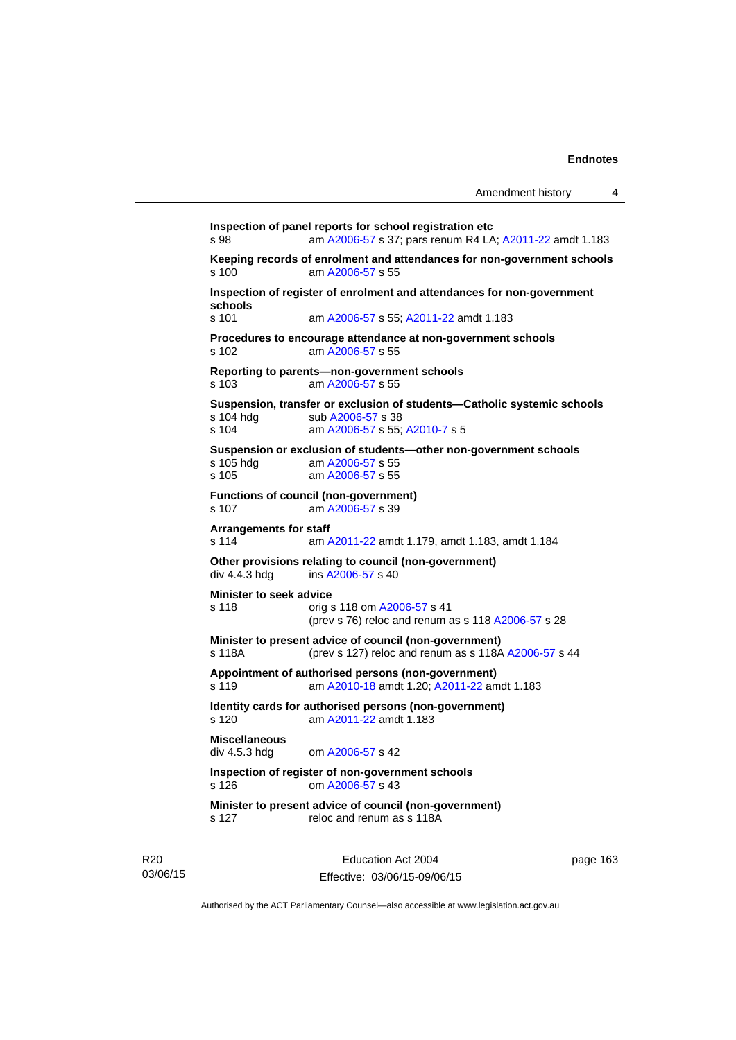**Inspection of panel reports for school registration etc**
s 98 am A2006-57 s 37; pars renum R4 LA; A2011-22 amdt 1.183

**Keeping records of enrolment and attendances for non-government schools**
s 100 am A2006-57 s 55

**Inspection of register of enrolment and attendances for non-government schools**
s 101 am A2006-57 s 55; A2011-22 amdt 1.183

**Procedures to encourage attendance at non-government schools**
s 102 am A2006-57 s 55

**Reporting to parents—non-government schools**
s 103 am A2006-57 s 55

**Suspension, transfer or exclusion of students—Catholic systemic schools**
s 104 hdg sub A2006-57 s 38
s 104 am A2006-57 s 55; A2010-7 s 5

**Suspension or exclusion of students—other non-government schools**
s 105 hdg am A2006-57 s 55
s 105 am A2006-57 s 55

**Functions of council (non-government)**
s 107 am A2006-57 s 39

**Arrangements for staff**
s 114 am A2011-22 amdt 1.179, amdt 1.183, amdt 1.184

**Other provisions relating to council (non-government)**
div 4.4.3 hdg ins A2006-57 s 40

**Minister to seek advice**
s 118 orig s 118 om A2006-57 s 41
(prev s 76) reloc and renum as s 118 A2006-57 s 28

**Minister to present advice of council (non-government)**
s 118A (prev s 127) reloc and renum as s 118A A2006-57 s 44

**Appointment of authorised persons (non-government)**
s 119 am A2010-18 amdt 1.20; A2011-22 amdt 1.183

**Identity cards for authorised persons (non-government)**
s 120 am A2011-22 amdt 1.183

**Miscellaneous**
div 4.5.3 hdg om A2006-57 s 42

**Inspection of register of non-government schools**
s 126 om A2006-57 s 43

**Minister to present advice of council (non-government)**
s 127 reloc and renum as s 118A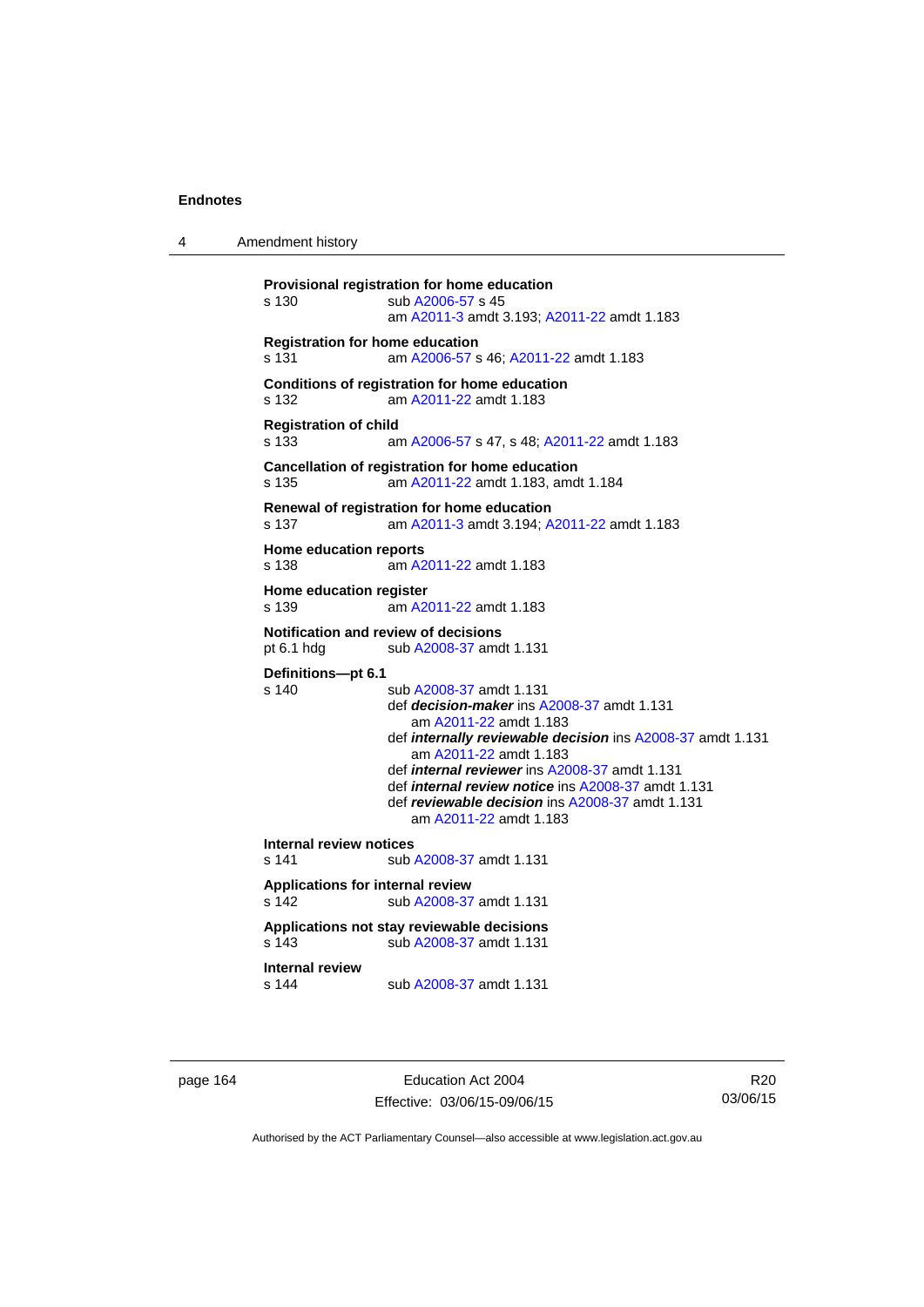**Provisional registration for home education**
s 130 sub A2006-57 s 45
am A2011-3 amdt 3.193; A2011-22 amdt 1.183

**Registration for home education**
s 131 am A2006-57 s 46; A2011-22 amdt 1.183

**Conditions of registration for home education**
s 132 am A2011-22 amdt 1.183

**Registration of child**
s 133 am A2006-57 s 47, s 48; A2011-22 amdt 1.183

**Cancellation of registration for home education**
s 135 am A2011-22 amdt 1.183, amdt 1.184

**Renewal of registration for home education**
s 137 am A2011-3 amdt 3.194; A2011-22 amdt 1.183

**Home education reports**
s 138 am A2011-22 amdt 1.183

**Home education register**
s 139 am A2011-22 amdt 1.183

**Notification and review of decisions**
pt 6.1 hdg sub A2008-37 amdt 1.131

**Definitions—pt 6.1**
s 140 sub A2008-37 amdt 1.131
def ***decision-maker*** ins A2008-37 amdt 1.131
am A2011-22 amdt 1.183
def ***internally reviewable decision*** ins A2008-37 amdt 1.131
am A2011-22 amdt 1.183
def ***internal reviewer*** ins A2008-37 amdt 1.131
def ***internal review notice*** ins A2008-37 amdt 1.131
def ***reviewable decision*** ins A2008-37 amdt 1.131
am A2011-22 amdt 1.183

**Internal review notices**
s 141 sub A2008-37 amdt 1.131

**Applications for internal review**
s 142 sub A2008-37 amdt 1.131

**Applications not stay reviewable decisions**
s 143 sub A2008-37 amdt 1.131

**Internal review**
s 144 sub A2008-37 amdt 1.131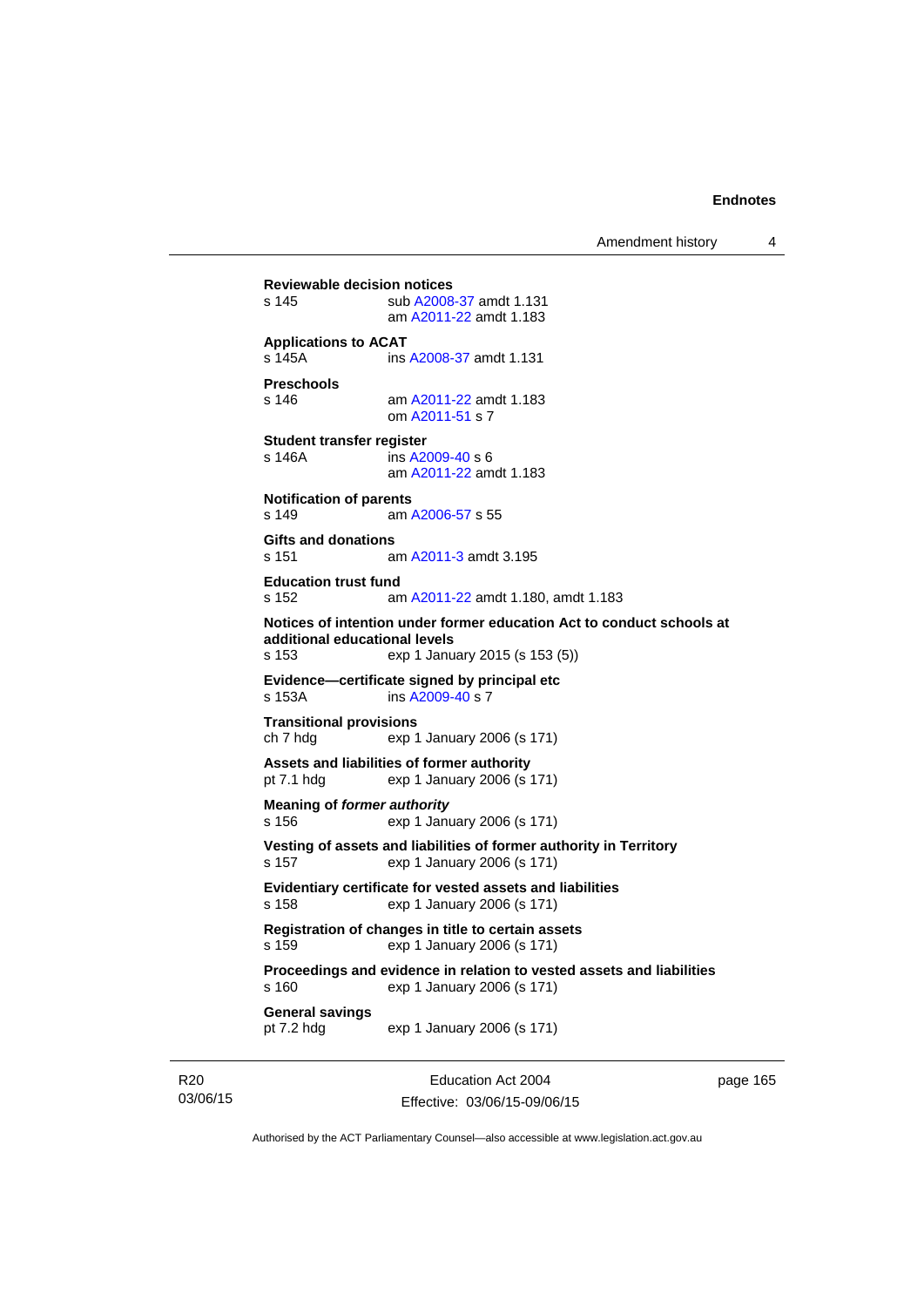**Reviewable decision notices**
s 145 sub A2008-37 amdt 1.131
am A2011-22 amdt 1.183

**Applications to ACAT**
s 145A ins A2008-37 amdt 1.131

**Preschools**
s 146 am A2011-22 amdt 1.183
om A2011-51 s 7

**Student transfer register**
s 146A ins A2009-40 s 6
am A2011-22 amdt 1.183

**Notification of parents**
s 149 am A2006-57 s 55

**Gifts and donations**
s 151 am A2011-3 amdt 3.195

**Education trust fund**
s 152 am A2011-22 amdt 1.180, amdt 1.183

**Notices of intention under former education Act to conduct schools at additional educational levels**
s 153 exp 1 January 2015 (s 153 (5))

**Evidence—certificate signed by principal etc**
s 153A ins A2009-40 s 7

**Transitional provisions**
ch 7 hdg exp 1 January 2006 (s 171)

**Assets and liabilities of former authority**
pt 7.1 hdg exp 1 January 2006 (s 171)

**Meaning of *former authority***
s 156 exp 1 January 2006 (s 171)

**Vesting of assets and liabilities of former authority in Territory**
s 157 exp 1 January 2006 (s 171)

**Evidentiary certificate for vested assets and liabilities**
s 158 exp 1 January 2006 (s 171)

**Registration of changes in title to certain assets**
s 159 exp 1 January 2006 (s 171)

**Proceedings and evidence in relation to vested assets and liabilities**
s 160 exp 1 January 2006 (s 171)

**General savings**
pt 7.2 hdg exp 1 January 2006 (s 171)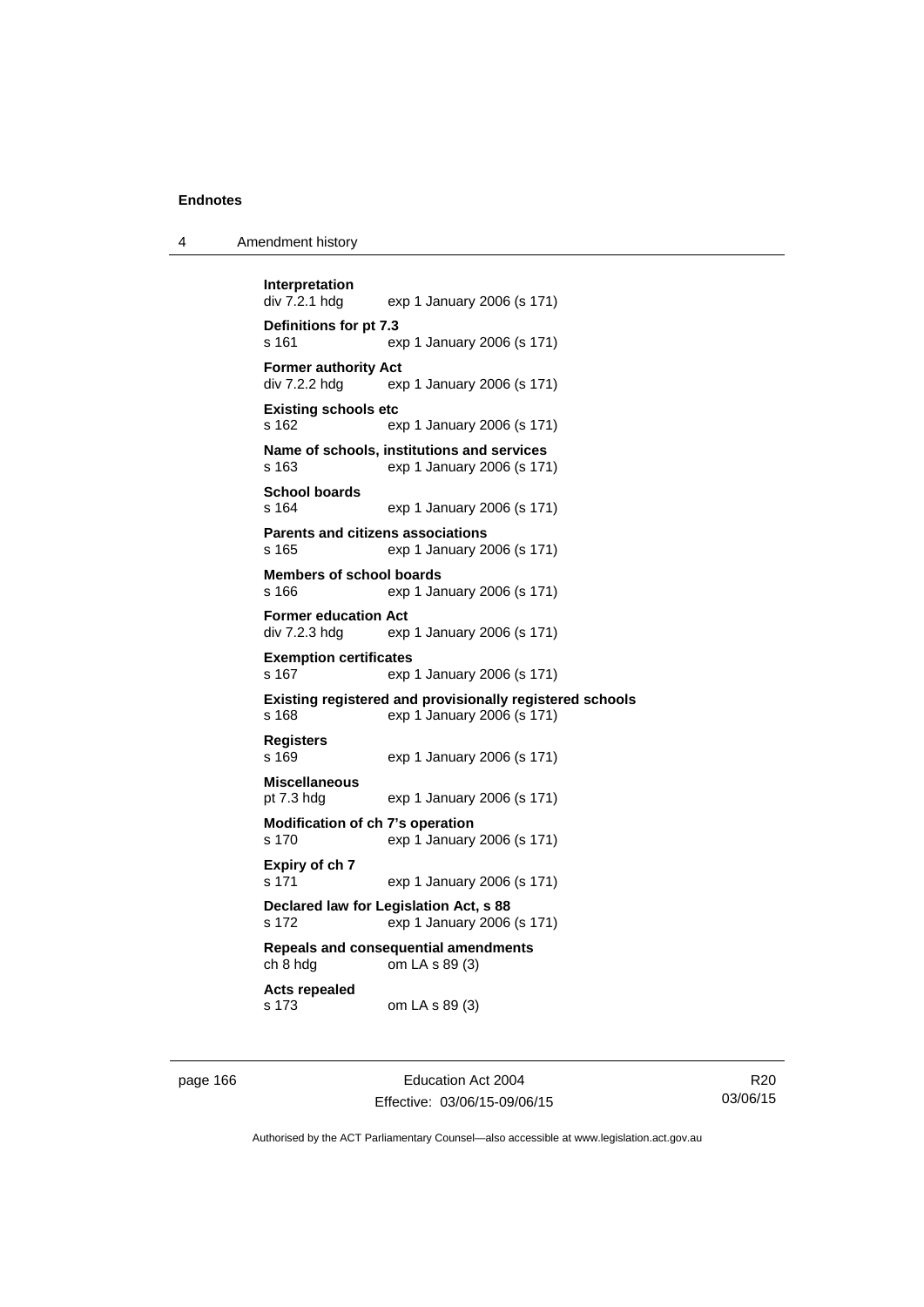**Interpretation**
div 7.2.1 hdg exp 1 January 2006 (s 171)

**Definitions for pt 7.3**
s 161 exp 1 January 2006 (s 171)

**Former authority Act**
div 7.2.2 hdg exp 1 January 2006 (s 171)

**Existing schools etc**
s 162 exp 1 January 2006 (s 171)

**Name of schools, institutions and services**
s 163 exp 1 January 2006 (s 171)

**School boards**
s 164 exp 1 January 2006 (s 171)

**Parents and citizens associations**
s 165 exp 1 January 2006 (s 171)

**Members of school boards**
s 166 exp 1 January 2006 (s 171)

**Former education Act**
div 7.2.3 hdg exp 1 January 2006 (s 171)

**Exemption certificates**
s 167 exp 1 January 2006 (s 171)

**Existing registered and provisionally registered schools**
s 168 exp 1 January 2006 (s 171)

**Registers**
s 169 exp 1 January 2006 (s 171)

**Miscellaneous**
pt 7.3 hdg exp 1 January 2006 (s 171)

**Modification of ch 7's operation**
s 170 exp 1 January 2006 (s 171)

**Expiry of ch 7**
s 171 exp 1 January 2006 (s 171)

**Declared law for Legislation Act, s 88**
s 172 exp 1 January 2006 (s 171)

**Repeals and consequential amendments**
ch 8 hdg om LA s 89 (3)

**Acts repealed**
s 173 om LA s 89 (3)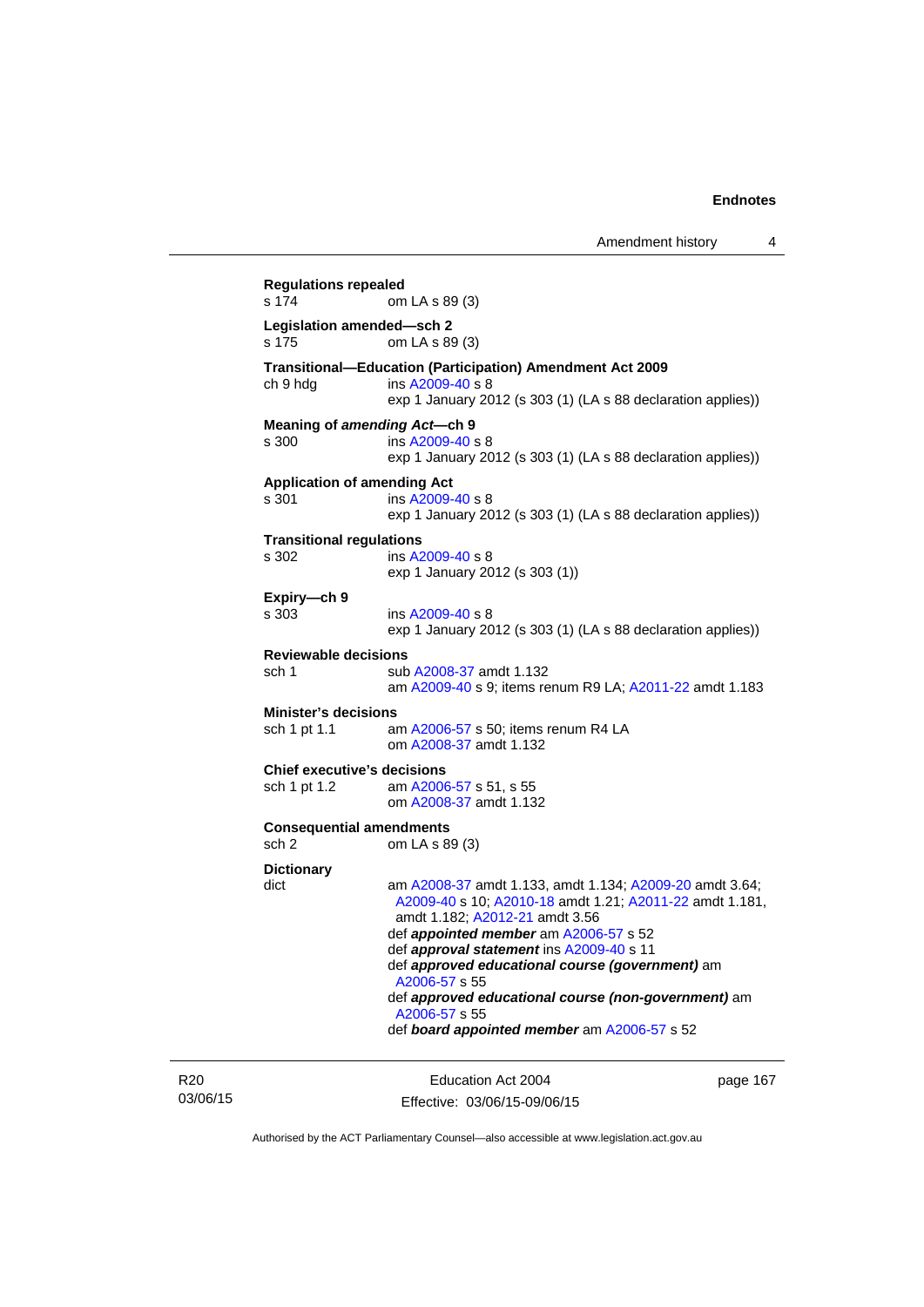**Regulations repealed**
s 174 om LA s 89 (3)

**Legislation amended—sch 2**
s 175 om LA s 89 (3)

**Transitional—Education (Participation) Amendment Act 2009**
ch 9 hdg ins A2009-40 s 8
exp 1 January 2012 (s 303 (1) (LA s 88 declaration applies))

**Meaning of *amending Act*—ch 9**
s 300 ins A2009-40 s 8
exp 1 January 2012 (s 303 (1) (LA s 88 declaration applies))

**Application of amending Act**
s 301 ins A2009-40 s 8
exp 1 January 2012 (s 303 (1) (LA s 88 declaration applies))

**Transitional regulations**
s 302 ins A2009-40 s 8
exp 1 January 2012 (s 303 (1))

**Expiry—ch 9**
s 303 ins A2009-40 s 8
exp 1 January 2012 (s 303 (1) (LA s 88 declaration applies))

**Reviewable decisions**
sch 1 sub A2008-37 amdt 1.132
am A2009-40 s 9; items renum R9 LA; A2011-22 amdt 1.183

**Minister's decisions**
sch 1 pt 1.1 am A2006-57 s 50; items renum R4 LA
om A2008-37 amdt 1.132

**Chief executive's decisions**
sch 1 pt 1.2 am A2006-57 s 51, s 55
om A2008-37 amdt 1.132

**Consequential amendments**
sch 2 om LA s 89 (3)

**Dictionary**
dict am A2008-37 amdt 1.133, amdt 1.134; A2009-20 amdt 3.64; A2009-40 s 10; A2010-18 amdt 1.21; A2011-22 amdt 1.181, amdt 1.182; A2012-21 amdt 3.56
def ***appointed member*** am A2006-57 s 52
def ***approval statement*** ins A2009-40 s 11
def ***approved educational course (government)*** am A2006-57 s 55
def ***approved educational course (non-government)*** am A2006-57 s 55
def ***board appointed member*** am A2006-57 s 52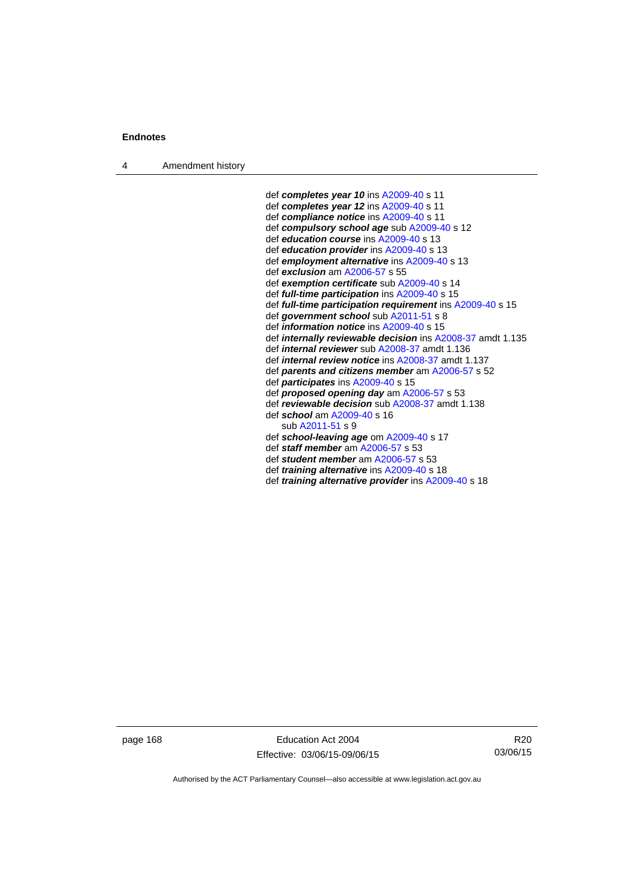def ***completes year 10*** ins A2009-40 s 11
def ***completes year 12*** ins A2009-40 s 11
def ***compliance notice*** ins A2009-40 s 11
def ***compulsory school age*** sub A2009-40 s 12
def ***education course*** ins A2009-40 s 13
def ***education provider*** ins A2009-40 s 13
def ***employment alternative*** ins A2009-40 s 13
def ***exclusion*** am A2006-57 s 55
def ***exemption certificate*** sub A2009-40 s 14
def ***full-time participation*** ins A2009-40 s 15
def ***full-time participation requirement*** ins A2009-40 s 15
def ***government school*** sub A2011-51 s 8
def ***information notice*** ins A2009-40 s 15
def ***internally reviewable decision*** ins A2008-37 amdt 1.135
def ***internal reviewer*** sub A2008-37 amdt 1.136
def ***internal review notice*** ins A2008-37 amdt 1.137
def ***parents and citizens member*** am A2006-57 s 52
def ***participates*** ins A2009-40 s 15
def ***proposed opening day*** am A2006-57 s 53
def ***reviewable decision*** sub A2008-37 amdt 1.138
def ***school*** am A2009-40 s 16
sub A2011-51 s 9
def ***school-leaving age*** om A2009-40 s 17
def ***staff member*** am A2006-57 s 53
def ***student member*** am A2006-57 s 53
def ***training alternative*** ins A2009-40 s 18
def ***training alternative provider*** ins A2009-40 s 18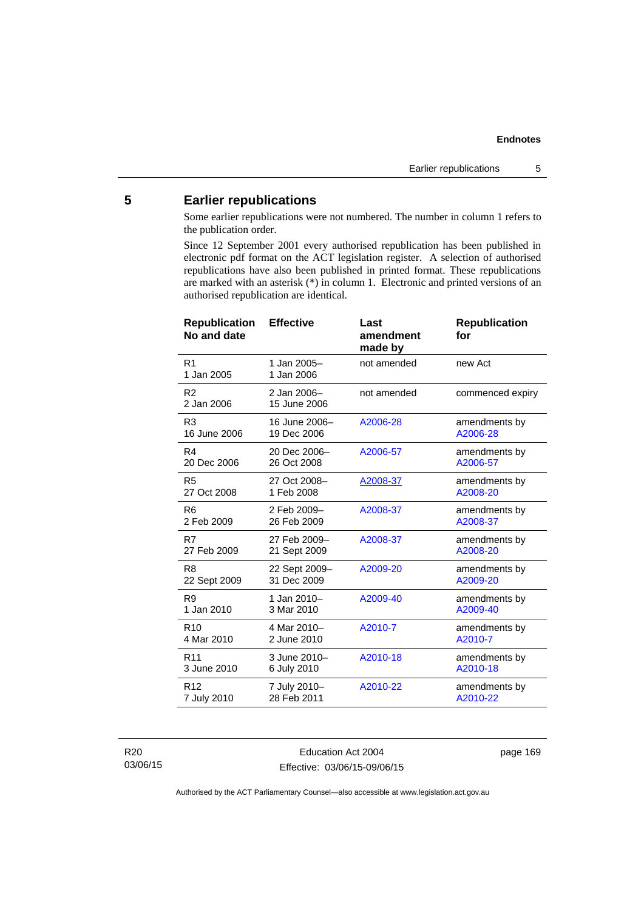## 5 Earlier republications

Some earlier republications were not numbered. The number in column 1 refers to the publication order.

Since 12 September 2001 every authorised republication has been published in electronic pdf format on the ACT legislation register. A selection of authorised republications have also been published in printed format. These republications are marked with an asterisk (*) in column 1. Electronic and printed versions of an authorised republication are identical.

| Republication No and date | Effective | Last amendment made by | Republication for |
|---|---|---|---|
| R1<br>1 Jan 2005 | 1 Jan 2005–<br>1 Jan 2006 | not amended | new Act |
| R2<br>2 Jan 2006 | 2 Jan 2006–<br>15 June 2006 | not amended | commenced expiry |
| R3<br>16 June 2006 | 16 June 2006–<br>19 Dec 2006 | A2006-28 | amendments by A2006-28 |
| R4<br>20 Dec 2006 | 20 Dec 2006–<br>26 Oct 2008 | A2006-57 | amendments by A2006-57 |
| R5<br>27 Oct 2008 | 27 Oct 2008–<br>1 Feb 2008 | A2008-37 | amendments by A2008-20 |
| R6<br>2 Feb 2009 | 2 Feb 2009–<br>26 Feb 2009 | A2008-37 | amendments by A2008-37 |
| R7<br>27 Feb 2009 | 27 Feb 2009–<br>21 Sept 2009 | A2008-37 | amendments by A2008-20 |
| R8<br>22 Sept 2009 | 22 Sept 2009–<br>31 Dec 2009 | A2009-20 | amendments by A2009-20 |
| R9<br>1 Jan 2010 | 1 Jan 2010–<br>3 Mar 2010 | A2009-40 | amendments by A2009-40 |
| R10<br>4 Mar 2010 | 4 Mar 2010–<br>2 June 2010 | A2010-7 | amendments by A2010-7 |
| R11<br>3 June 2010 | 3 June 2010–<br>6 July 2010 | A2010-18 | amendments by A2010-18 |
| R12<br>7 July 2010 | 7 July 2010–<br>28 Feb 2011 | A2010-22 | amendments by A2010-22 |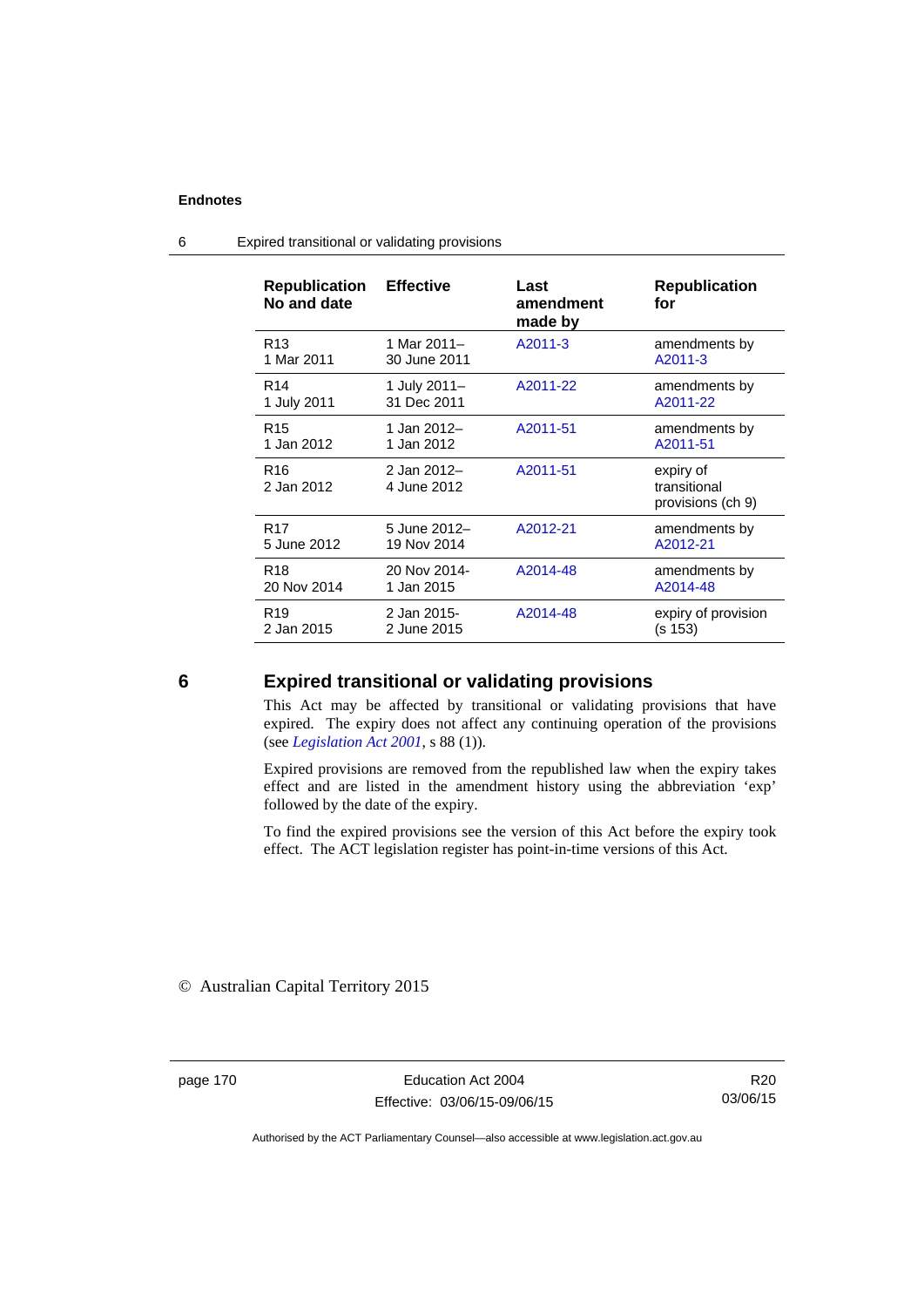| Republication No and date | Effective | Last amendment made by | Republication for |
|---|---|---|---|
| R13<br>1 Mar 2011 | 1 Mar 2011–<br>30 June 2011 | A2011-3 | amendments by A2011-3 |
| R14<br>1 July 2011 | 1 July 2011–<br>31 Dec 2011 | A2011-22 | amendments by A2011-22 |
| R15<br>1 Jan 2012 | 1 Jan 2012–<br>1 Jan 2012 | A2011-51 | amendments by A2011-51 |
| R16<br>2 Jan 2012 | 2 Jan 2012–<br>4 June 2012 | A2011-51 | expiry of transitional provisions (ch 9) |
| R17<br>5 June 2012 | 5 June 2012–<br>19 Nov 2014 | A2012-21 | amendments by A2012-21 |
| R18<br>20 Nov 2014 | 20 Nov 2014-<br>1 Jan 2015 | A2014-48 | amendments by A2014-48 |
| R19<br>2 Jan 2015 | 2 Jan 2015-<br>2 June 2015 | A2014-48 | expiry of provision (s 153) |

## 6 Expired transitional or validating provisions

This Act may be affected by transitional or validating provisions that have expired. The expiry does not affect any continuing operation of the provisions (see *Legislation Act 2001*, s 88 (1)).

Expired provisions are removed from the republished law when the expiry takes effect and are listed in the amendment history using the abbreviation 'exp' followed by the date of the expiry.

To find the expired provisions see the version of this Act before the expiry took effect. The ACT legislation register has point-in-time versions of this Act.

© Australian Capital Territory 2015